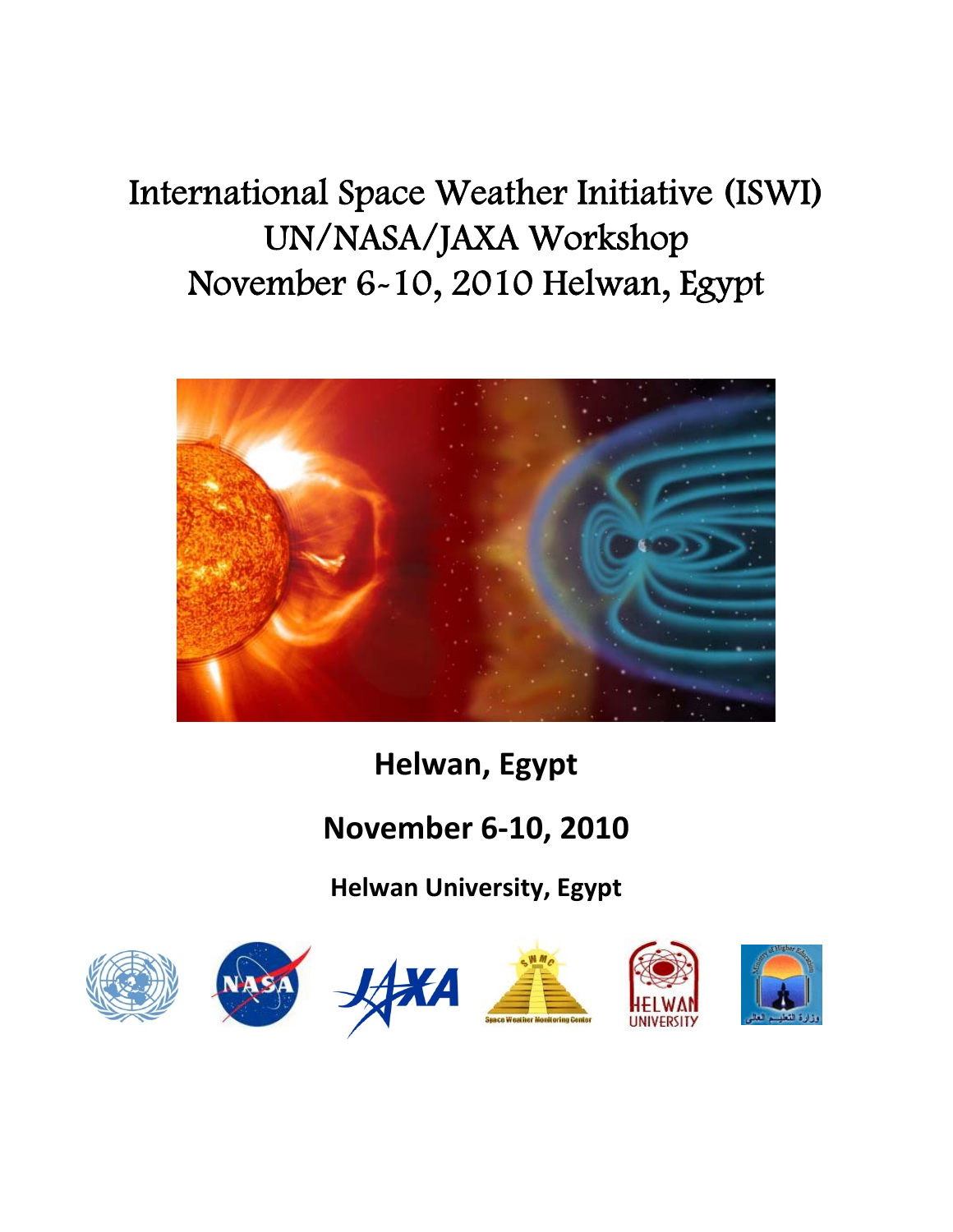# International Space Weather Initiative (ISWI) UN/NASA/JAXA Workshop November 6-10, 2010 Helwan, Egypt

**Helwan, Egypt**

**November 6-10, 2010**

**Helwan University, Egypt**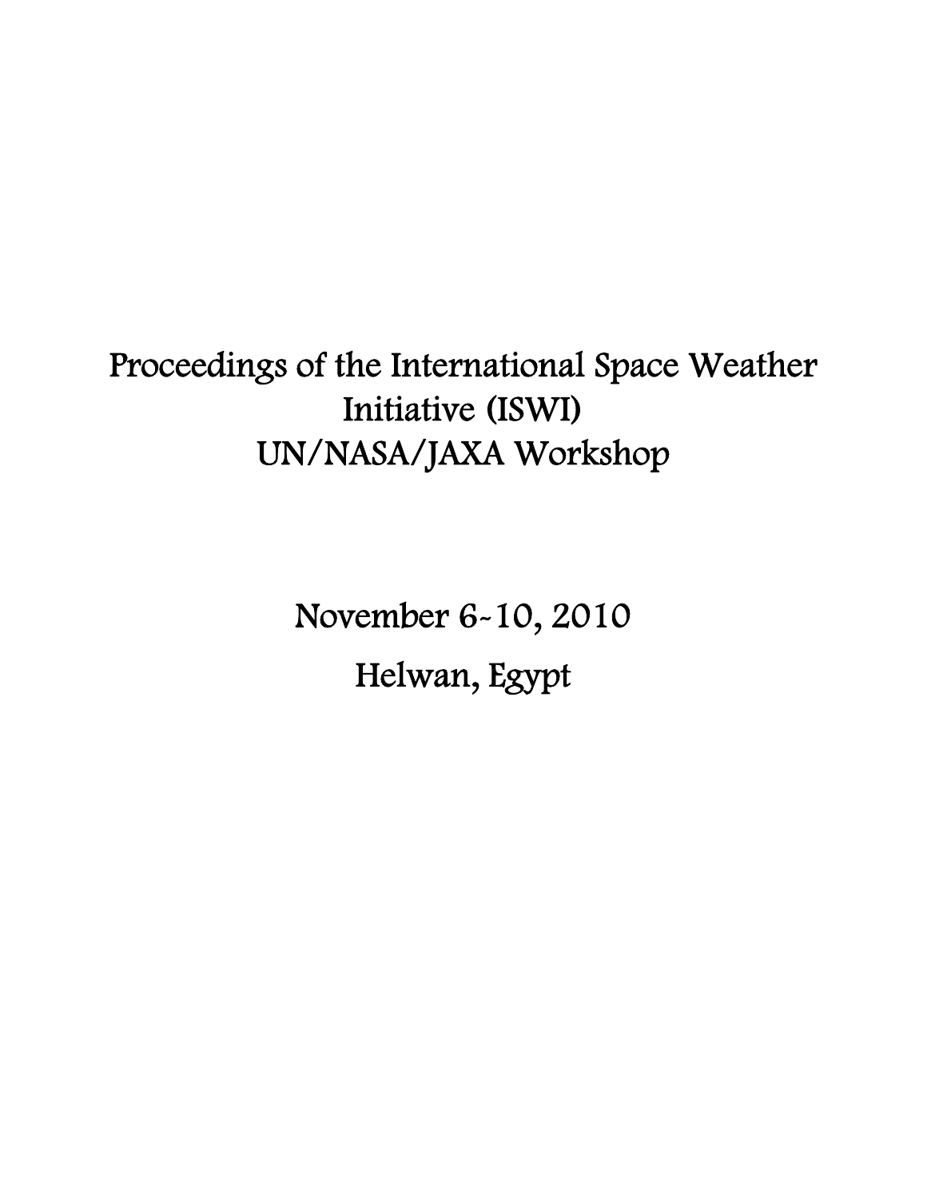# Proceedings of the International Space Weather Initiative (ISWI) UN/NASA/JAXA Workshop

November 6-10, 2010

Helwan, Egypt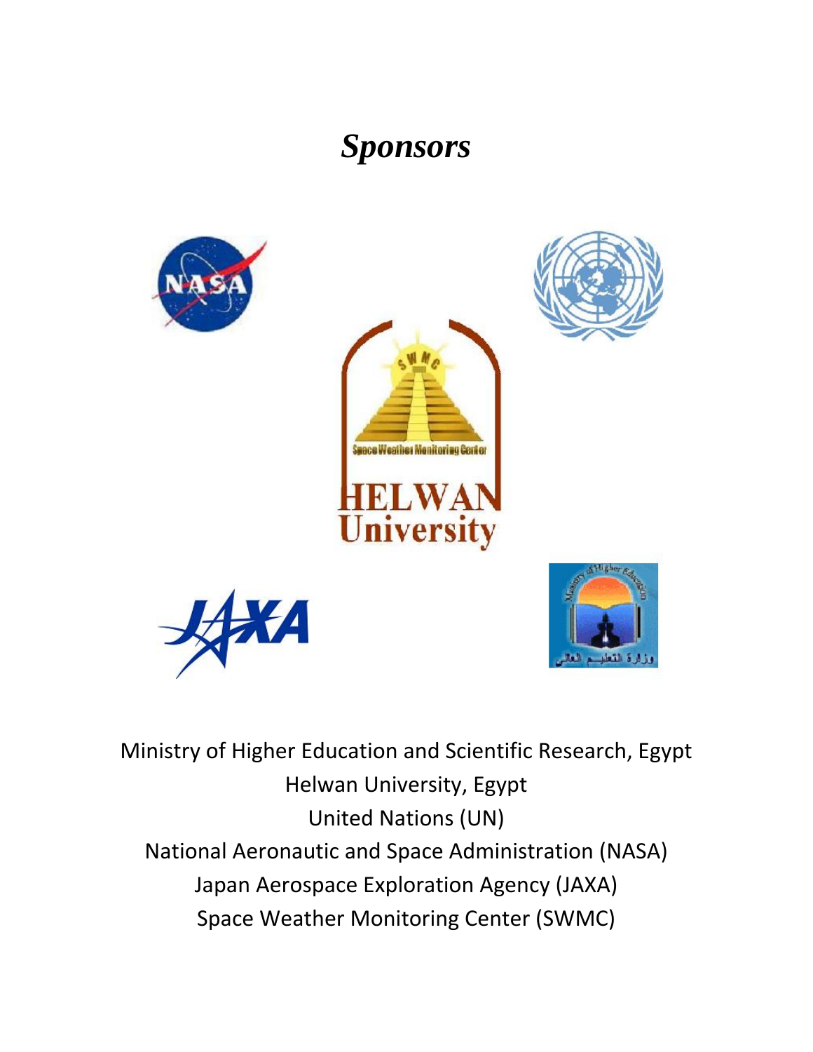# *Sponsors*

Ministry of Higher Education and Scientific Research, Egypt

Helwan University, Egypt

United Nations (UN)

National Aeronautic and Space Administration (NASA)

Japan Aerospace Exploration Agency (JAXA)

Space Weather Monitoring Center (SWMC)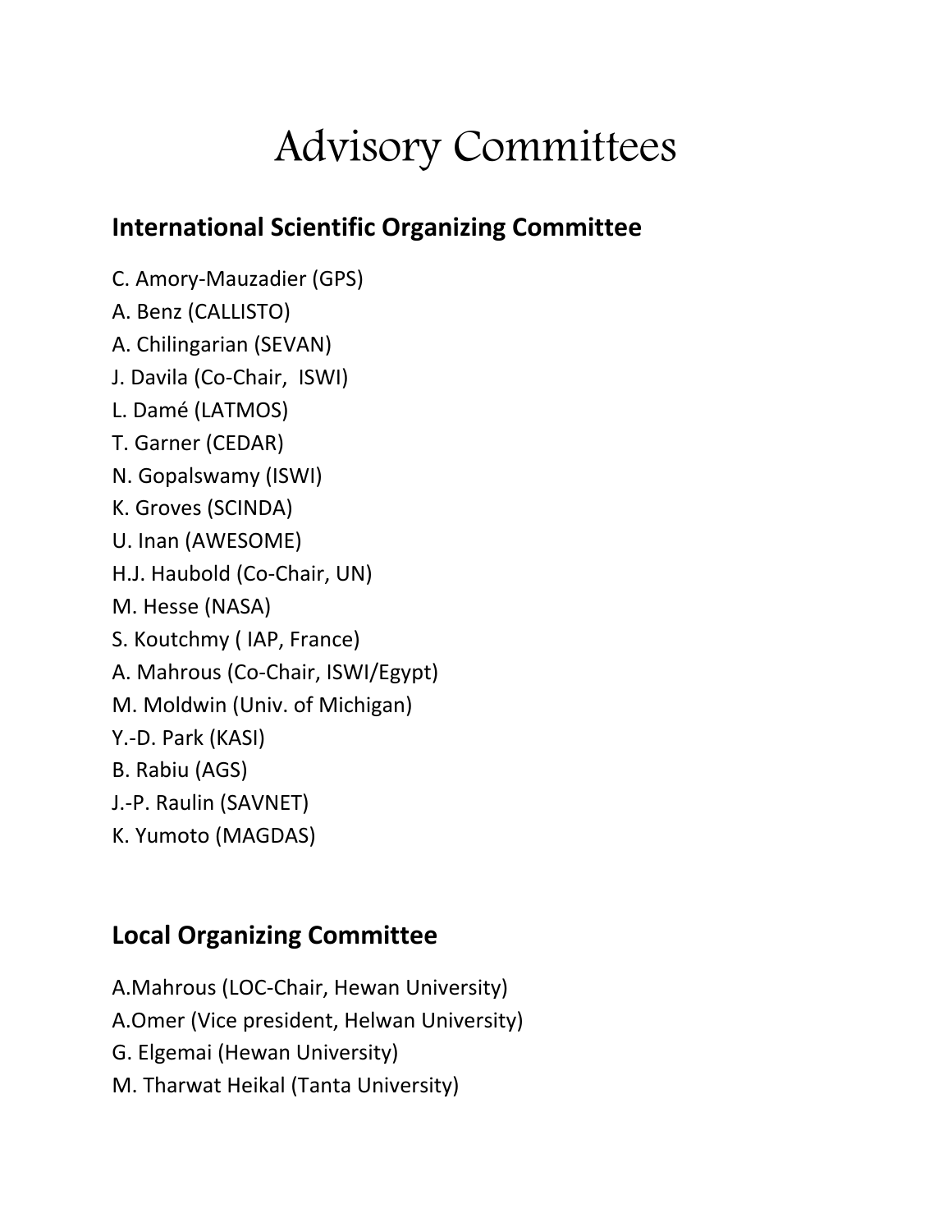# Advisory Committees

## International Scientific Organizing Committee

C. Amory-Mauzadier (GPS)
A. Benz (CALLISTO)
A. Chilingarian (SEVAN)
J. Davila (Co-Chair,  ISWI)
L. Damé (LATMOS)
T. Garner (CEDAR)
N. Gopalswamy (ISWI)
K. Groves (SCINDA)
U. Inan (AWESOME)
H.J. Haubold (Co-Chair, UN)
M. Hesse (NASA)
S. Koutchmy ( IAP, France)
A. Mahrous (Co-Chair, ISWI/Egypt)
M. Moldwin (Univ. of Michigan)
Y.-D. Park (KASI)
B. Rabiu (AGS)
J.-P. Raulin (SAVNET)
K. Yumoto (MAGDAS)

## Local Organizing Committee

A.Mahrous (LOC-Chair, Hewan University)
A.Omer (Vice president, Helwan University)
G. Elgemai (Hewan University)
M. Tharwat Heikal (Tanta University)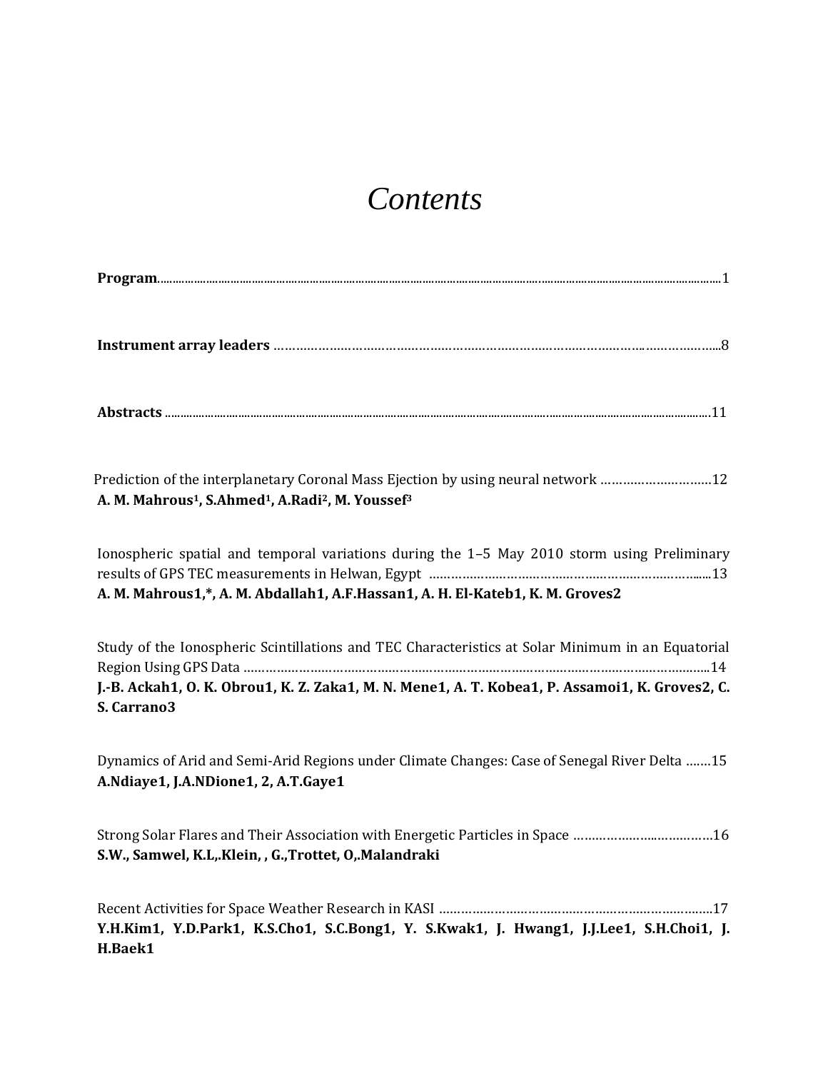# *Contents*

**Program**..........................................................................................................................................................................1

**Instrument array leaders** ……………………………………………………………………………………………………...8

**Abstracts** ...........................................................................................................................................................................11

Prediction of the interplanetary Coronal Mass Ejection by using neural network ………………………….12
**A. M. Mahrous[1], S.Ahmed[1], A.Radi[2], M. Youssef[3]**

Ionospheric spatial and temporal variations during the 1–5 May 2010 storm using Preliminary results of GPS TEC measurements in Helwan, Egypt ………………………………………………………………......13
**A. M. Mahrous1,*, A. M. Abdallah1, A.F.Hassan1, A. H. El-Kateb1, K. M. Groves2**

Study of the Ionospheric Scintillations and TEC Characteristics at Solar Minimum in an Equatorial Region Using GPS Data ………………………………………………………………………………………………………..14
**J.-B. Ackah1, O. K. Obrou1, K. Z. Zaka1, M. N. Mene1, A. T. Kobea1, P. Assamoi1, K. Groves2, C. S. Carrano3**

Dynamics of Arid and Semi-Arid Regions under Climate Changes: Case of Senegal River Delta …….15
**A.Ndiaye1, J.A.NDione1, 2, A.T.Gaye1**

Strong Solar Flares and Their Association with Energetic Particles in Space ……………………………….16
**S.W., Samwel, K.L,.Klein, , G.,Trottet, O,.Malandraki**

Recent Activities for Space Weather Research in KASI …………………………………………………………………17
**Y.H.Kim1, Y.D.Park1, K.S.Cho1, S.C.Bong1, Y. S.Kwak1, J. Hwang1, J.J.Lee1, S.H.Choi1, J. H.Baek1**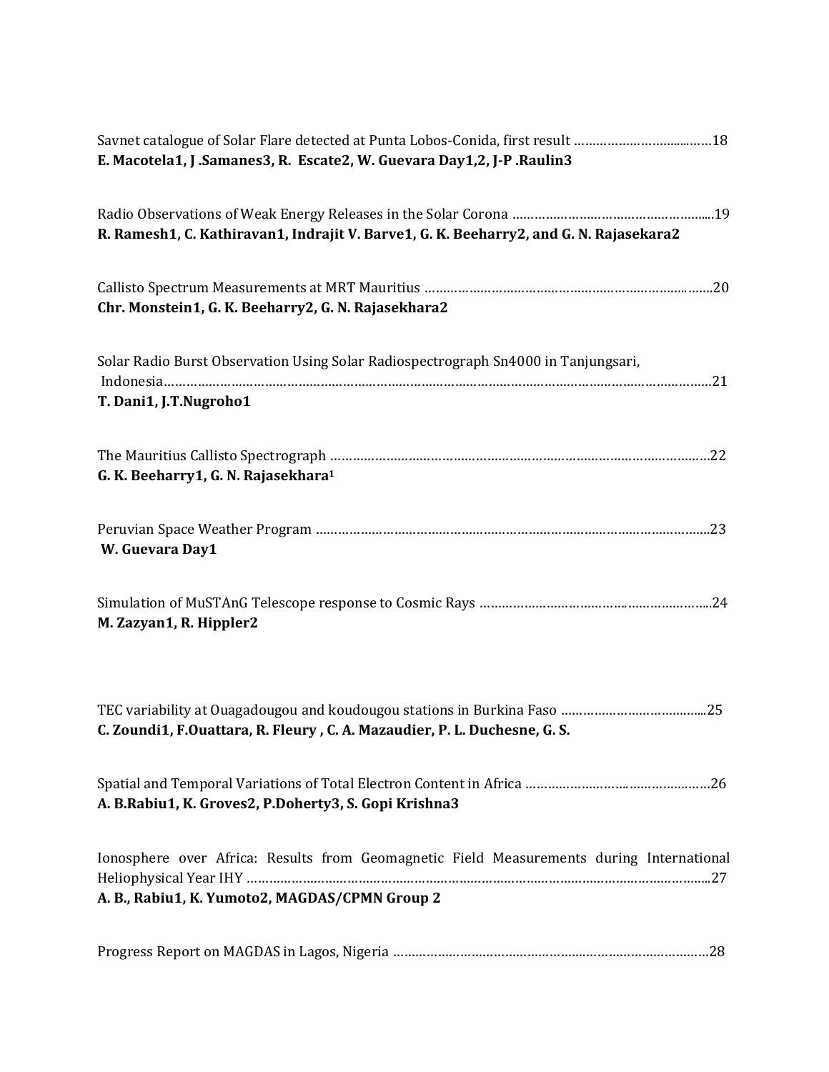Savnet catalogue of Solar Flare detected at Punta Lobos-Conida, first result ……………………………18
**E. Macotela1, J .Samanes3, R. Escate2, W. Guevara Day1,2, J-P .Raulin3**

Radio Observations of Weak Energy Releases in the Solar Corona …………………………………………….19
**R. Ramesh1, C. Kathiravan1, Indrajit V. Barve1, G. K. Beeharry2, and G. N. Rajasekara2**

Callisto Spectrum Measurements at MRT Mauritius ………………………………………………………………20
**Chr. Monstein1, G. K. Beeharry2, G. N. Rajasekhara2**

Solar Radio Burst Observation Using Solar Radiospectrograph Sn4000 in Tanjungsari, Indonesia……………………………………………………………………………………………………………………21
**T. Dani1, J.T.Nugroho1**

The Mauritius Callisto Spectrograph ……………………………………………………………………………………22
**G. K. Beeharry1, G. N. Rajasekhara[1]**

Peruvian Space Weather Program ………………………………………………………………………………………23
**W. Guevara Day1**

Simulation of MuSTAnG Telescope response to Cosmic Rays ………………………………………………………24
**M. Zazyan1, R. Hippler2**

TEC variability at Ouagadougou and koudougou stations in Burkina Faso ………………………………….25
**C. Zoundi1, F.Ouattara, R. Fleury , C. A. Mazaudier, P. L. Duchesne, G. S.**

Spatial and Temporal Variations of Total Electron Content in Africa ……………………………………………26
**A. B.Rabiu1, K. Groves2, P.Doherty3, S. Gopi Krishna3**

Ionosphere over Africa: Results from Geomagnetic Field Measurements during International Heliophysical Year IHY …………………………………………………………………………………………………………..27
**A. B., Rabiu1, K. Yumoto2, MAGDAS/CPMN Group 2**

Progress Report on MAGDAS in Lagos, Nigeria …………………………………………………………………………28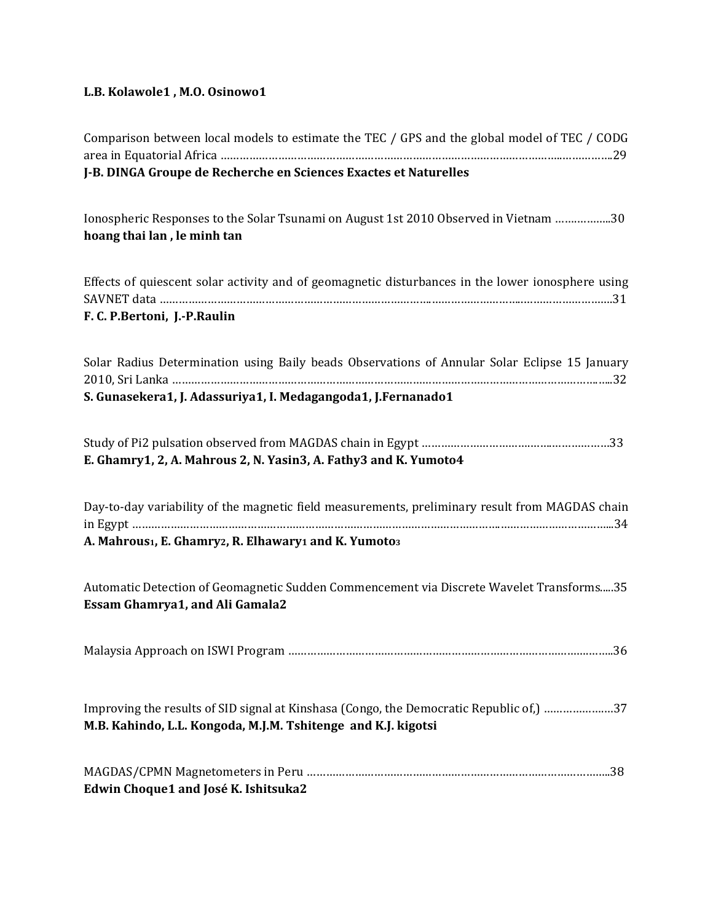**L.B. Kolawole[1] , M.O. Osinowo[1]**

Comparison between local models to estimate the TEC / GPS and the global model of TEC / CODG area in Equatorial Africa ……………………………………………………………………………………………………29
**J-B. DINGA Groupe de Recherche en Sciences Exactes et Naturelles**

Ionospheric Responses to the Solar Tsunami on August 1st 2010 Observed in Vietnam ……………..30
**hoang thai lan , le minh tan**

Effects of quiescent solar activity and of geomagnetic disturbances in the lower ionosphere using SAVNET data ……………………………………………………………………………………………………………31
**F. C. P.Bertoni, J.-P.Raulin**

Solar Radius Determination using Baily beads Observations of Annular Solar Eclipse 15 January 2010, Sri Lanka ……………………………………………………………………………………………………………32
**S. Gunasekera[1], J. Adassuriya[1], I. Medagangoda[1], J.Fernanado[1]**

Study of Pi2 pulsation observed from MAGDAS chain in Egypt ………………………………………………33
**E. Ghamry[1, 2], A. Mahrous [2], N. Yasin[3], A. Fathy[3] and K. Yumoto[4]**

Day-to-day variability of the magnetic field measurements, preliminary result from MAGDAS chain in Egypt ……………………………………………………………………………………………………………34
**A. Mahrous[1], E. Ghamry[2], R. Elhawary[1] and K. Yumoto[3]**

Automatic Detection of Geomagnetic Sudden Commencement via Discrete Wavelet Transforms.....35
**Essam Ghamrya[1], and Ali Gamala[2]**

Malaysia Approach on ISWI Program ……………………………………………………………………………36

Improving the results of SID signal at Kinshasa (Congo, the Democratic Republic of,) …………………37
**M.B. Kahindo, L.L. Kongoda, M.J.M. Tshitenge and K.J. kigotsi**

MAGDAS/CPMN Magnetometers in Peru ………………………………………………………………………38
**Edwin Choque[1] and José K. Ishitsuka[2]**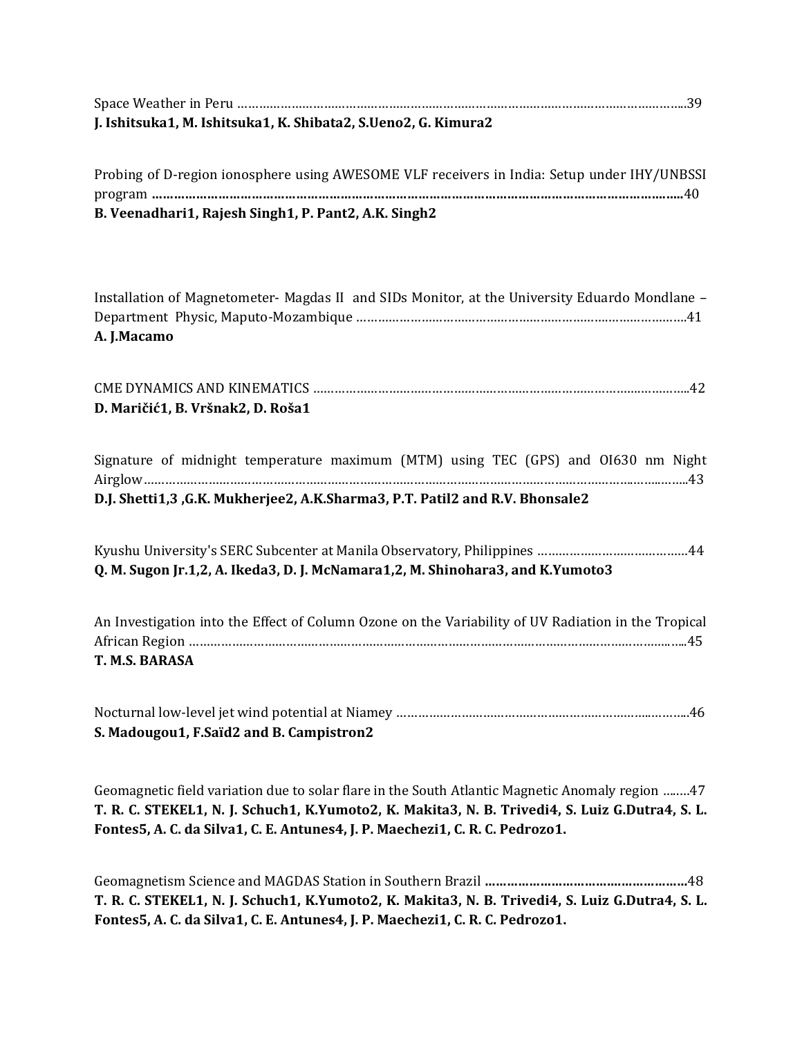Space Weather in Peru ……………………………………………………………………………………………………………..39
**J. Ishitsuka1, M. Ishitsuka1, K. Shibata2, S.Ueno2, G. Kimura2**

Probing of D-region ionosphere using AWESOME VLF receivers in India: Setup under IHY/UNBSSI program ……………………………………………………………………………………………………………………………40
**B. Veenadhari1, Rajesh Singh1, P. Pant2, A.K. Singh2**

Installation of Magnetometer- Magdas II and SIDs Monitor, at the University Eduardo Mondlane – Department Physic, Maputo-Mozambique ……………………………………………………………………………….41
**A. J.Macamo**

CME DYNAMICS AND KINEMATICS …………………………………………………………………………………………..42
**D. Maričić1, B. Vršnak2, D. Roša1**

Signature of midnight temperature maximum (MTM) using TEC (GPS) and OI630 nm Night Airglow……………………………………………………………………………………………………………………………..43
**D.J. Shetti1,3 ,G.K. Mukherjee2, A.K.Sharma3, P.T. Patil2 and R.V. Bhonsale2**

Kyushu University's SERC Subcenter at Manila Observatory, Philippines ……………………………………44
**Q. M. Sugon Jr.1,2, A. Ikeda3, D. J. McNamara1,2, M. Shinohara3, and K.Yumoto3**

An Investigation into the Effect of Column Ozone on the Variability of UV Radiation in the Tropical African Region ……………………………………………………………………………………………………………………...45
**T. M.S. BARASA**

Nocturnal low-level jet wind potential at Niamey ………………………………………………………………………..46
**S. Madougou1, F.Saïd2 and B. Campistron2**

Geomagnetic field variation due to solar flare in the South Atlantic Magnetic Anomaly region ….….47
**T. R. C. STEKEL1, N. J. Schuch1, K.Yumoto2, K. Makita3, N. B. Trivedi4, S. Luiz G.Dutra4, S. L. Fontes5, A. C. da Silva1, C. E. Antunes4, J. P. Maechezi1, C. R. C. Pedrozo1.**

Geomagnetism Science and MAGDAS Station in Southern Brazil ………………………………………………….48
**T. R. C. STEKEL1, N. J. Schuch1, K.Yumoto2, K. Makita3, N. B. Trivedi4, S. Luiz G.Dutra4, S. L. Fontes5, A. C. da Silva1, C. E. Antunes4, J. P. Maechezi1, C. R. C. Pedrozo1.**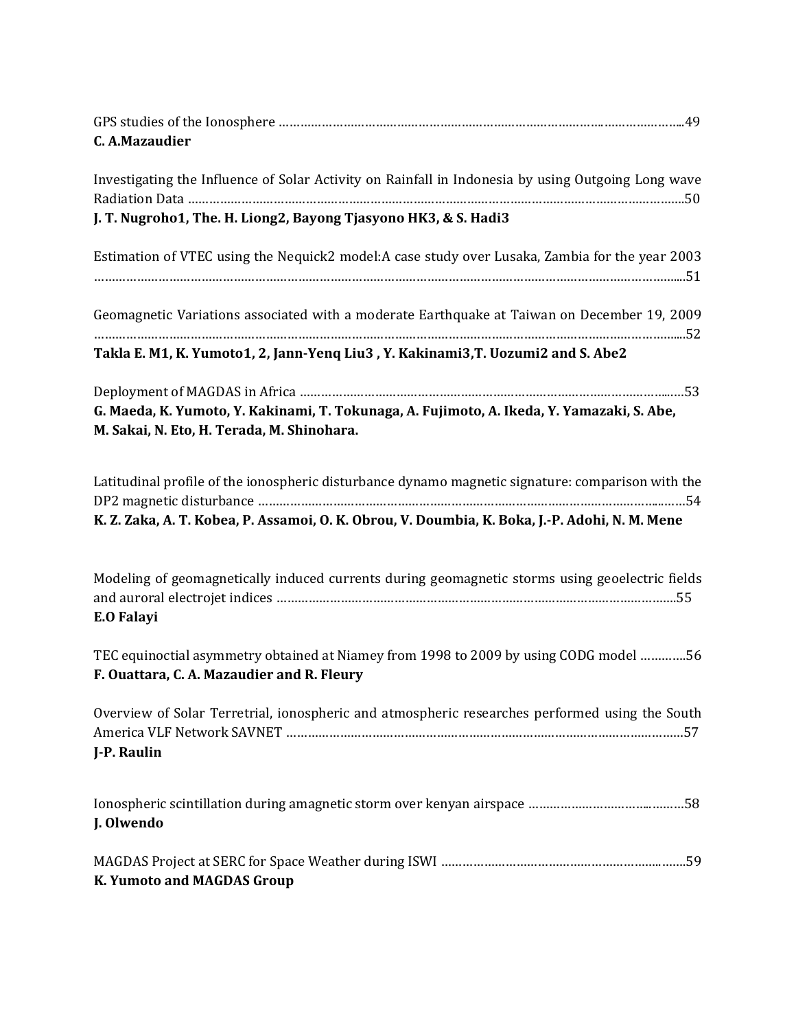GPS studies of the Ionosphere ……………………………………………………………………………………………...49
**C. A.Mazaudier**

Investigating the Influence of Solar Activity on Rainfall in Indonesia by using Outgoing Long wave Radiation Data ………………………………………………………………………………………………………………….50
**J. T. Nugroho1, The. H. Liong2, Bayong Tjasyono HK3, & S. Hadi3**

Estimation of VTEC using the Nequick2 model:A case study over Lusaka, Zambia for the year 2003 ………………………………………………………………………………………………………………………………....51

Geomagnetic Variations associated with a moderate Earthquake at Taiwan on December 19, 2009 ………………………………………………………………………………………………………………………………....52
**Takla E. M1, K. Yumoto1, 2, Jann-Yenq Liu3 , Y. Kakinami3,T. Uozumi2 and S. Abe2**

Deployment of MAGDAS in Africa ……………………………………………………………………………………..…53
**G. Maeda, K. Yumoto, Y. Kakinami, T. Tokunaga, A. Fujimoto, A. Ikeda, Y. Yamazaki, S. Abe, M. Sakai, N. Eto, H. Terada, M. Shinohara.**

Latitudinal profile of the ionospheric disturbance dynamo magnetic signature: comparison with the DP2 magnetic disturbance ………………………………………………………………………………………..……54
**K. Z. Zaka, A. T. Kobea, P. Assamoi, O. K. Obrou, V. Doumbia, K. Boka, J.-P. Adohi, N. M. Mene**

Modeling of geomagnetically induced currents during geomagnetic storms using geoelectric fields and auroral electrojet indices ………………………………………………………………………………………..55
**E.O Falayi**

TEC equinoctial asymmetry obtained at Niamey from 1998 to 2009 by using CODG model ………….56
**F. Ouattara, C. A. Mazaudier and R. Fleury**

Overview of Solar Terretrial, ionospheric and atmospheric researches performed using the South America VLF Network SAVNET ……………………………………………………………………………………57
**J-P. Raulin**

Ionospheric scintillation during amagnetic storm over kenyan airspace ……………………..………58
**J. Olwendo**

MAGDAS Project at SERC for Space Weather during ISWI ………………………………………………..……59
**K. Yumoto and MAGDAS Group**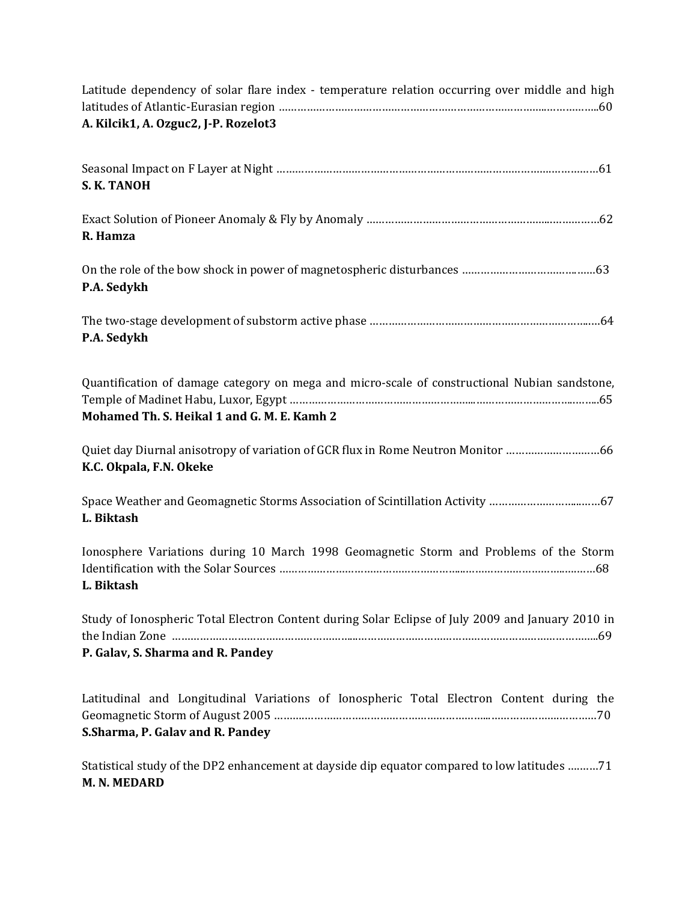Latitude dependency of solar flare index - temperature relation occurring over middle and high latitudes of Atlantic-Eurasian region ………………………………………………………………………………………..60
**A. Kilcik1, A. Ozguc2, J-P. Rozelot3**

Seasonal Impact on F Layer at Night ………………………………………………………………………………………61
**S. K. TANOH**

Exact Solution of Pioneer Anomaly & Fly by Anomaly ……………………………………………………………62
**R. Hamza**

On the role of the bow shock in power of magnetospheric disturbances ……………………………………63
**P.A. Sedykh**

The two-stage development of substorm active phase ……………………………………………………………64
**P.A. Sedykh**

Quantification of damage category on mega and micro-scale of constructional Nubian sandstone, Temple of Madinet Habu, Luxor, Egypt ……………………………………………………………………………………65
**Mohamed Th. S. Heikal 1 and G. M. E. Kamh 2**

Quiet day Diurnal anisotropy of variation of GCR flux in Rome Neutron Monitor …………………………66
**K.C. Okpala, F.N. Okeke**

Space Weather and Geomagnetic Storms Association of Scintillation Activity ……………………………67
**L. Biktash**

Ionosphere Variations during 10 March 1998 Geomagnetic Storm and Problems of the Storm Identification with the Solar Sources ……………………………………………………………………………………68
**L. Biktash**

Study of Ionospheric Total Electron Content during Solar Eclipse of July 2009 and January 2010 in the Indian Zone ……………………………………………………………………………………………………………..69
**P. Galav, S. Sharma and R. Pandey**

Latitudinal and Longitudinal Variations of Ionospheric Total Electron Content during the Geomagnetic Storm of August 2005 ………………………………………………………………………………………70
**S.Sharma, P. Galav and R. Pandey**

Statistical study of the DP2 enhancement at dayside dip equator compared to low latitudes ……….71
**M. N. MEDARD**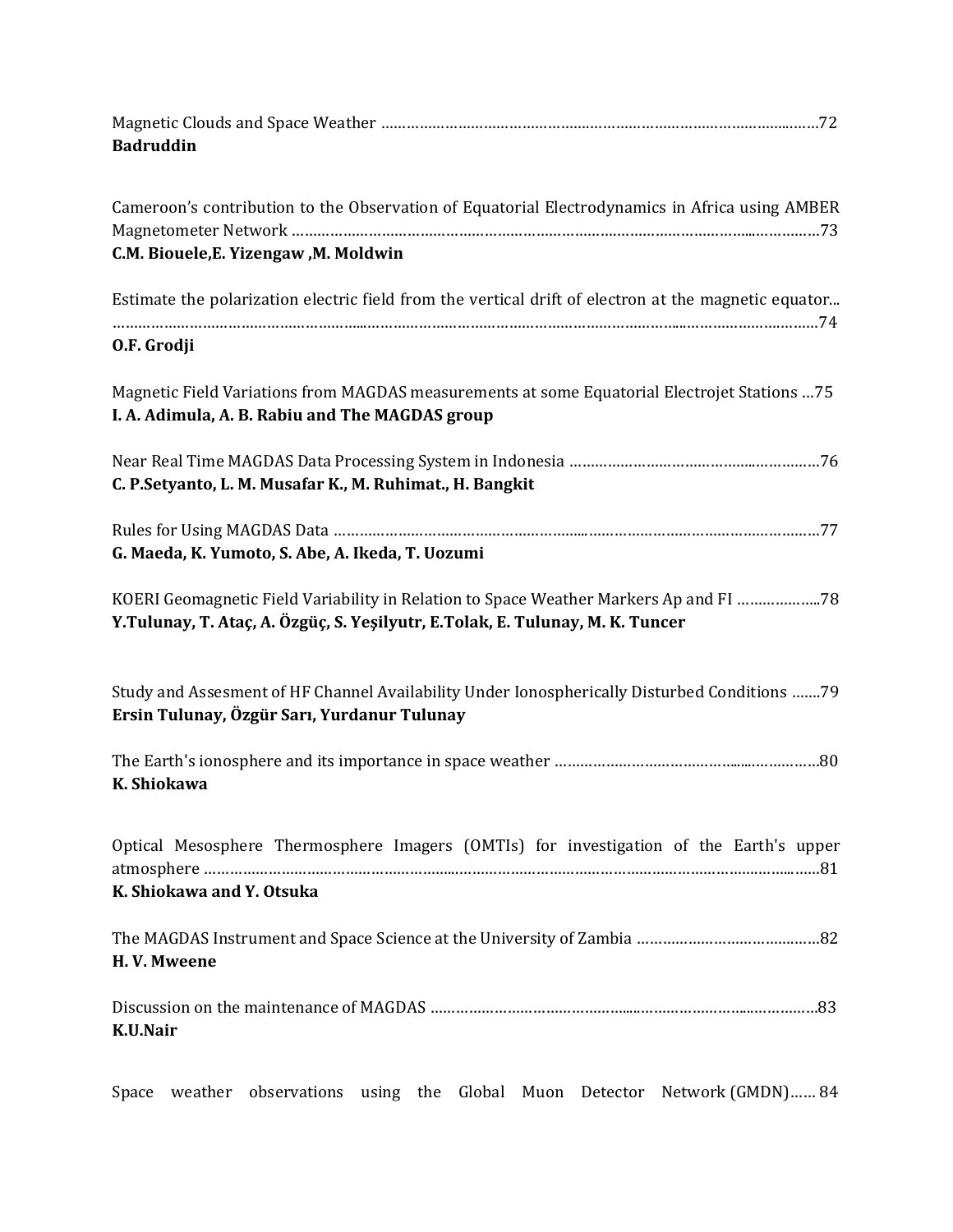Magnetic Clouds and Space Weather ........................................................................................................72
**Badruddin**

Cameroon's contribution to the Observation of Equatorial Electrodynamics in Africa using AMBER Magnetometer Network ........................................................................................................73
**C.M. Biouele,E. Yizengaw ,M. Moldwin**

Estimate the polarization electric field from the vertical drift of electron at the magnetic equator... ........................................................................................................74
**O.F. Grodji**

Magnetic Field Variations from MAGDAS measurements at some Equatorial Electrojet Stations ...75
**I. A. Adimula, A. B. Rabiu and The MAGDAS group**

Near Real Time MAGDAS Data Processing System in Indonesia ..............................................76
**C. P.Setyanto, L. M. Musafar K., M. Ruhimat., H. Bangkit**

Rules for Using MAGDAS Data ........................................................................................................77
**G. Maeda, K. Yumoto, S. Abe, A. Ikeda, T. Uozumi**

KOERI Geomagnetic Field Variability in Relation to Space Weather Markers Ap and FI ..................78
**Y.Tulunay, T. Ataç, A. Özgüç, S. Yeşilyutr, E.Tolak, E. Tulunay, M. K. Tuncer**

Study and Assesment of HF Channel Availability Under Ionospherically Disturbed Conditions .......79
**Ersin Tulunay, Özgür Sarı, Yurdanur Tulunay**

The Earth's ionosphere and its importance in space weather ..............................................80
**K. Shiokawa**

Optical Mesosphere Thermosphere Imagers (OMTIs) for investigation of the Earth's upper atmosphere ........................................................................................................81
**K. Shiokawa and Y. Otsuka**

The MAGDAS Instrument and Space Science at the University of Zambia ..................................82
**H. V. Mweene**

Discussion on the maintenance of MAGDAS ........................................................................83
**K.U.Nair**

Space weather observations using the Global Muon Detector Network (GMDN)...... 84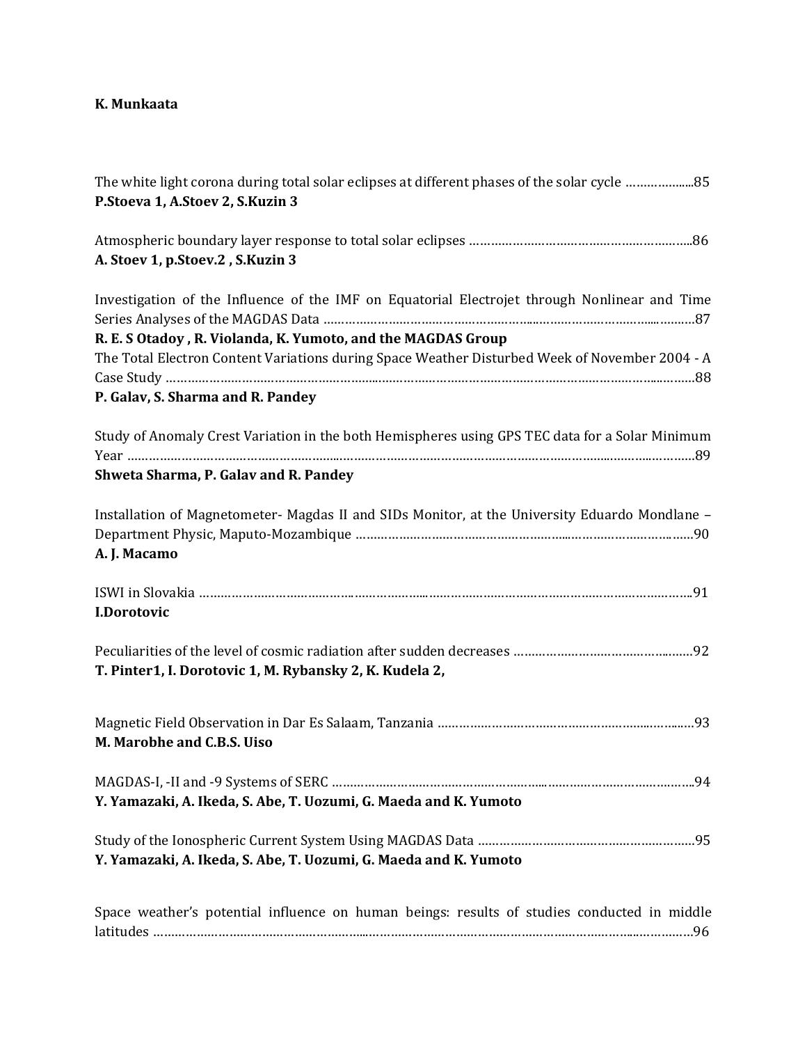**K. Munkaata**

The white light corona during total solar eclipses at different phases of the solar cycle ……………....85
**P.Stoeva 1, A.Stoev 2, S.Kuzin 3**

Atmospheric boundary layer response to total solar eclipses ……………………………………………………..86
**A. Stoev 1, p.Stoev.2 , S.Kuzin 3**

Investigation of the Influence of the IMF on Equatorial Electrojet through Nonlinear and Time Series Analyses of the MAGDAS Data ……………………………………………………………………………………87
**R. E. S Otadoy , R. Violanda, K. Yumoto, and the MAGDAS Group**

The Total Electron Content Variations during Space Weather Disturbed Week of November 2004 - A Case Study ……………………………………………………………………………………………………………………88
**P. Galav, S. Sharma and R. Pandey**

Study of Anomaly Crest Variation in the both Hemispheres using GPS TEC data for a Solar Minimum Year ……………………………………………………………………………………………………………………………89
**Shweta Sharma, P. Galav and R. Pandey**

Installation of Magnetometer- Magdas II and SIDs Monitor, at the University Eduardo Mondlane – Department Physic, Maputo-Mozambique …………………………………………………………………………90
**A. J. Macamo**

ISWI in Slovakia ……………………………………………………………………………………………………………..91
**I.Dorotovic**

Peculiarities of the level of cosmic radiation after sudden decreases ……………………………………92
**T. Pinter1, I. Dorotovic 1, M. Rybansky 2, K. Kudela 2,**

Magnetic Field Observation in Dar Es Salaam, Tanzania …………………………………………………………93
**M. Marobhe and C.B.S. Uiso**

MAGDAS-I, -II and -9 Systems of SERC ……………………………………………………………………………..94
**Y. Yamazaki, A. Ikeda, S. Abe, T. Uozumi, G. Maeda and K. Yumoto**

Study of the Ionospheric Current System Using MAGDAS Data ………………………………………………95
**Y. Yamazaki, A. Ikeda, S. Abe, T. Uozumi, G. Maeda and K. Yumoto**

Space weather's potential influence on human beings: results of studies conducted in middle latitudes ……………………………………………………………………………………………………………………96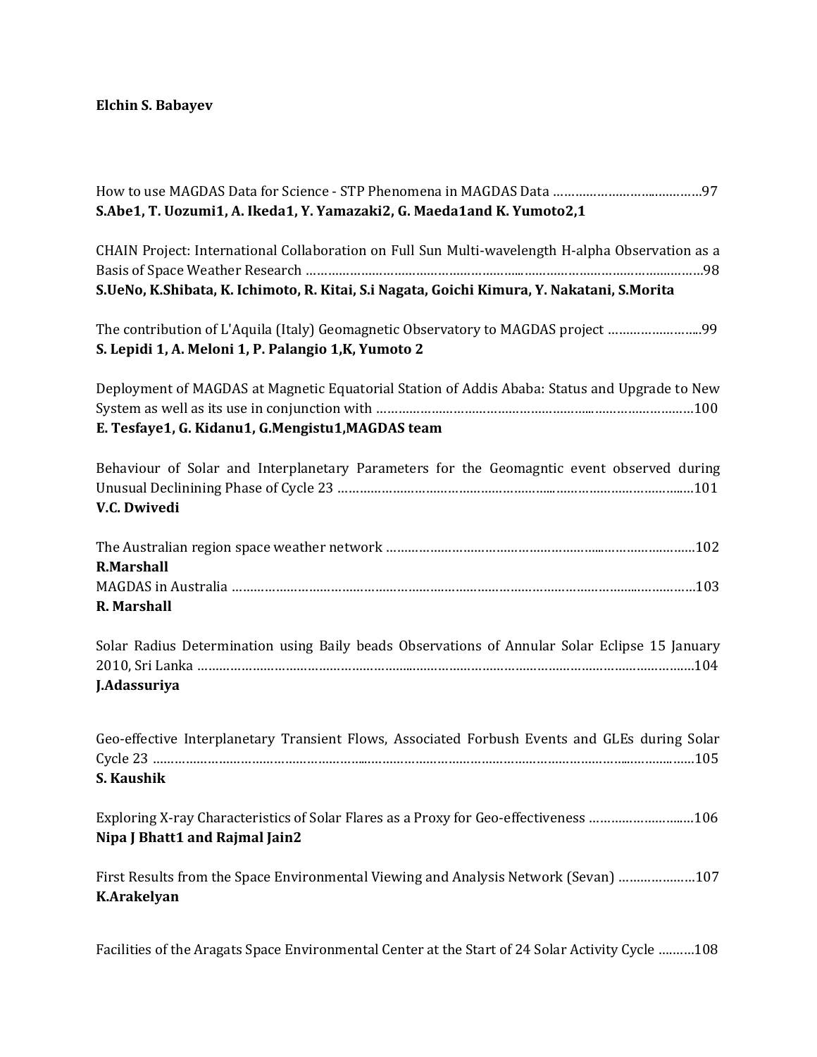**Elchin S. Babayev**

How to use MAGDAS Data for Science - STP Phenomena in MAGDAS Data ……………………..…………97
**S.Abe1, T. Uozumi1, A. Ikeda1, Y. Yamazaki2, G. Maeda1and K. Yumoto2,1**

CHAIN Project: International Collaboration on Full Sun Multi-wavelength H-alpha Observation as a Basis of Space Weather Research ………………………………………………..…………………………..……98
**S.UeNo, K.Shibata, K. Ichimoto, R. Kitai, S.i Nagata, Goichi Kimura, Y. Nakatani, S.Morita**

The contribution of L'Aquila (Italy) Geomagnetic Observatory to MAGDAS project ………………….99
**S. Lepidi 1, A. Meloni 1, P. Palangio 1,K, Yumoto 2**

Deployment of MAGDAS at Magnetic Equatorial Station of Addis Ababa: Status and Upgrade to New System as well as its use in conjunction with ……………………………………………..……………………100
**E. Tesfaye1, G. Kidanu1, G.Mengistu1,MAGDAS team**

Behaviour of Solar and Interplanetary Parameters for the Geomagntic event observed during Unusual Declinining Phase of Cycle 23 ………………………………………………..…………………………..101
**V.C. Dwivedi**

The Australian region space weather network ………………………………………………..……………….102
**R.Marshall**

MAGDAS in Australia ……………………………………………………………………………………..…………….103
**R. Marshall**

Solar Radius Determination using Baily beads Observations of Annular Solar Eclipse 15 January 2010, Sri Lanka ……………………………………………..……………………………………………………………104
**J.Adassuriya**

Geo-effective Interplanetary Transient Flows, Associated Forbush Events and GLEs during Solar Cycle 23 ……………………………………………..……………………………………………………..……………105
**S. Kaushik**

Exploring X-ray Characteristics of Solar Flares as a Proxy for Geo-effectiveness ……………………..106
**Nipa J Bhatt1 and Rajmal Jain2**

First Results from the Space Environmental Viewing and Analysis Network (Sevan) …………………107
**K.Arakelyan**

Facilities of the Aragats Space Environmental Center at the Start of 24 Solar Activity Cycle ……….108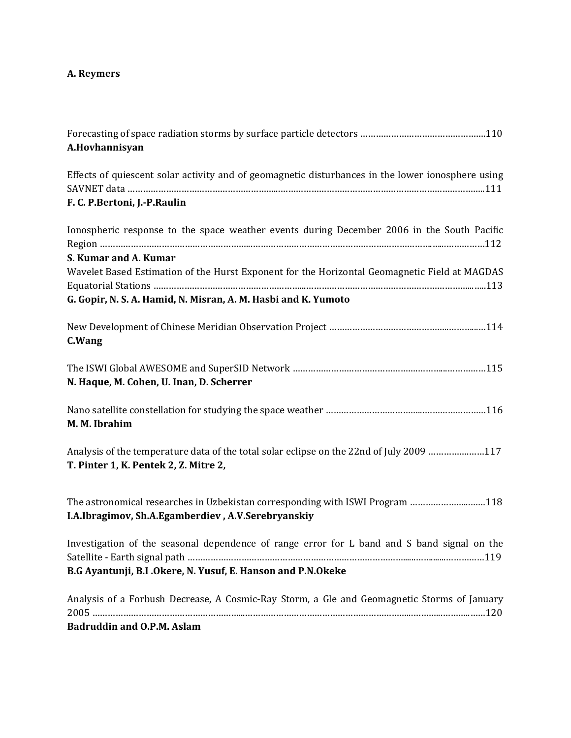**A. Reymers**

Forecasting of space radiation storms by surface particle detectors ……………………………………….110
**A.Hovhannisyan**

Effects of quiescent solar activity and of geomagnetic disturbances in the lower ionosphere using SAVNET data ……………………………………………………………………………………………………………..111
**F. C. P.Bertoni, J.-P.Raulin**

Ionospheric response to the space weather events during December 2006 in the South Pacific Region …………………………………………………………………………………………………………………112
**S. Kumar and A. Kumar**

Wavelet Based Estimation of the Hurst Exponent for the Horizontal Geomagnetic Field at MAGDAS Equatorial Stations ………………………………………………………………………………………………….113
**G. Gopir, N. S. A. Hamid, N. Misran, A. M. Hasbi and K. Yumoto**

New Development of Chinese Meridian Observation Project ………………………………………………114
**C.Wang**

The ISWI Global AWESOME and SuperSID Network ……………………………………………………….115
**N. Haque, M. Cohen, U. Inan, D. Scherrer**

Nano satellite constellation for studying the space weather ……………………………………………116
**M. M. Ibrahim**

Analysis of the temperature data of the total solar eclipse on the 22nd of July 2009 …………………117
**T. Pinter 1, K. Pentek 2, Z. Mitre 2,**

The astronomical researches in Uzbekistan corresponding with ISWI Program ………………………118
**I.A.Ibragimov, Sh.A.Egamberdiev , A.V.Serebryanskiy**

Investigation of the seasonal dependence of range error for L band and S band signal on the Satellite - Earth signal path ……………………………………………………………………………………………119
**B.G Ayantunji, B.I .Okere, N. Yusuf, E. Hanson and P.N.Okeke**

Analysis of a Forbush Decrease, A Cosmic-Ray Storm, a Gle and Geomagnetic Storms of January 2005 ……………………………………………………………………………………………………………………120
**Badruddin and O.P.M. Aslam**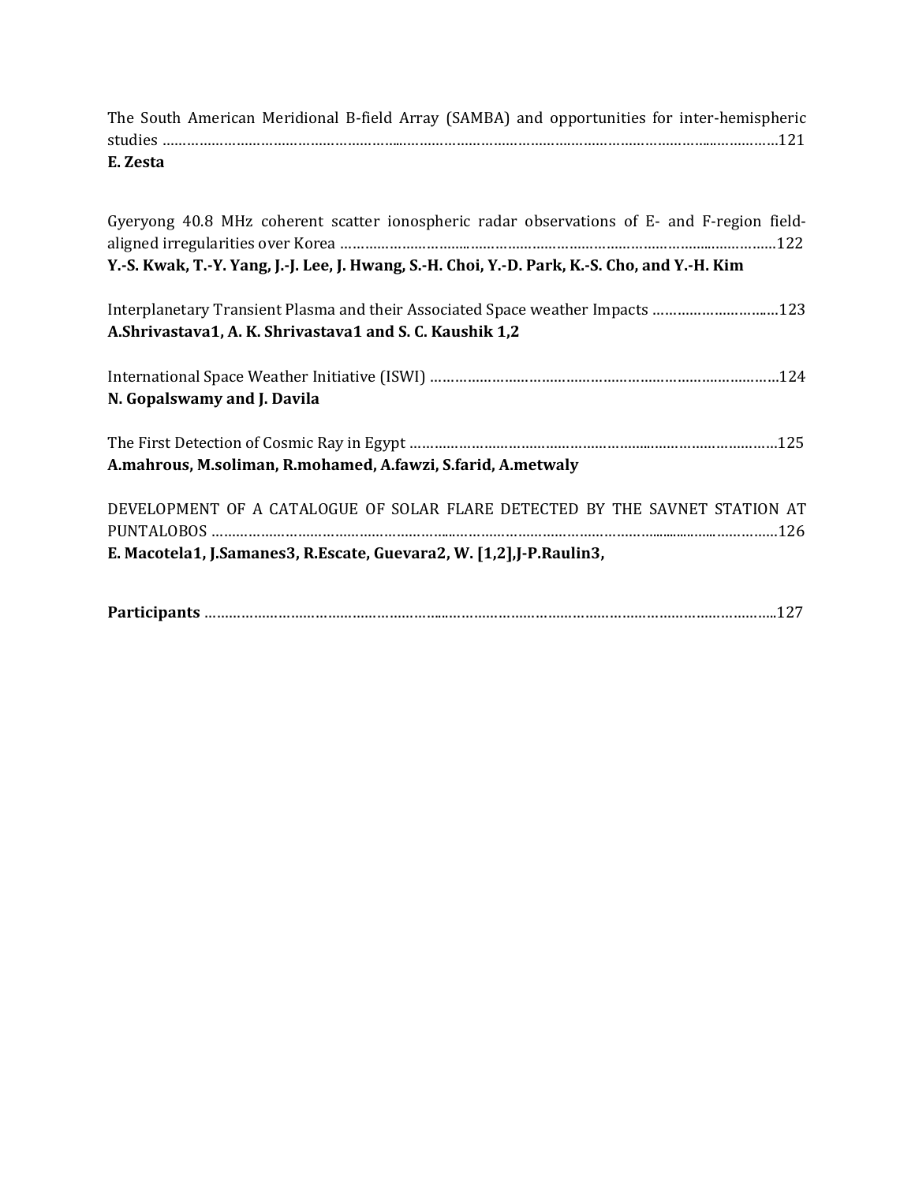The South American Meridional B-field Array (SAMBA) and opportunities for inter-hemispheric studies ……………………………………………………………………………………………………………………………121
**E. Zesta**

Gyeryong 40.8 MHz coherent scatter ionospheric radar observations of E- and F-region field-aligned irregularities over Korea ………………………………………………………………………………………122
**Y.-S. Kwak, T.-Y. Yang, J.-J. Lee, J. Hwang, S.-H. Choi, Y.-D. Park, K.-S. Cho, and Y.-H. Kim**

Interplanetary Transient Plasma and their Associated Space weather Impacts …………………………123
**A.Shrivastava1, A. K. Shrivastava1 and S. C. Kaushik 1,2**

International Space Weather Initiative (ISWI) ……………………………………………………………………………124
**N. Gopalswamy and J. Davila**

The First Detection of Cosmic Ray in Egypt ………………………………………………………………………………125
**A.mahrous, M.soliman, R.mohamed, A.fawzi, S.farid, A.metwaly**

DEVELOPMENT OF A CATALOGUE OF SOLAR FLARE DETECTED BY THE SAVNET STATION AT PUNTALOBOS ……………………………………………………………………………………………………………………126
**E. Macotela1, J.Samanes3, R.Escate, Guevara2, W. [1,2],J-P.Raulin3,**

**Participants** ……………………………………………………………………………………………………………………127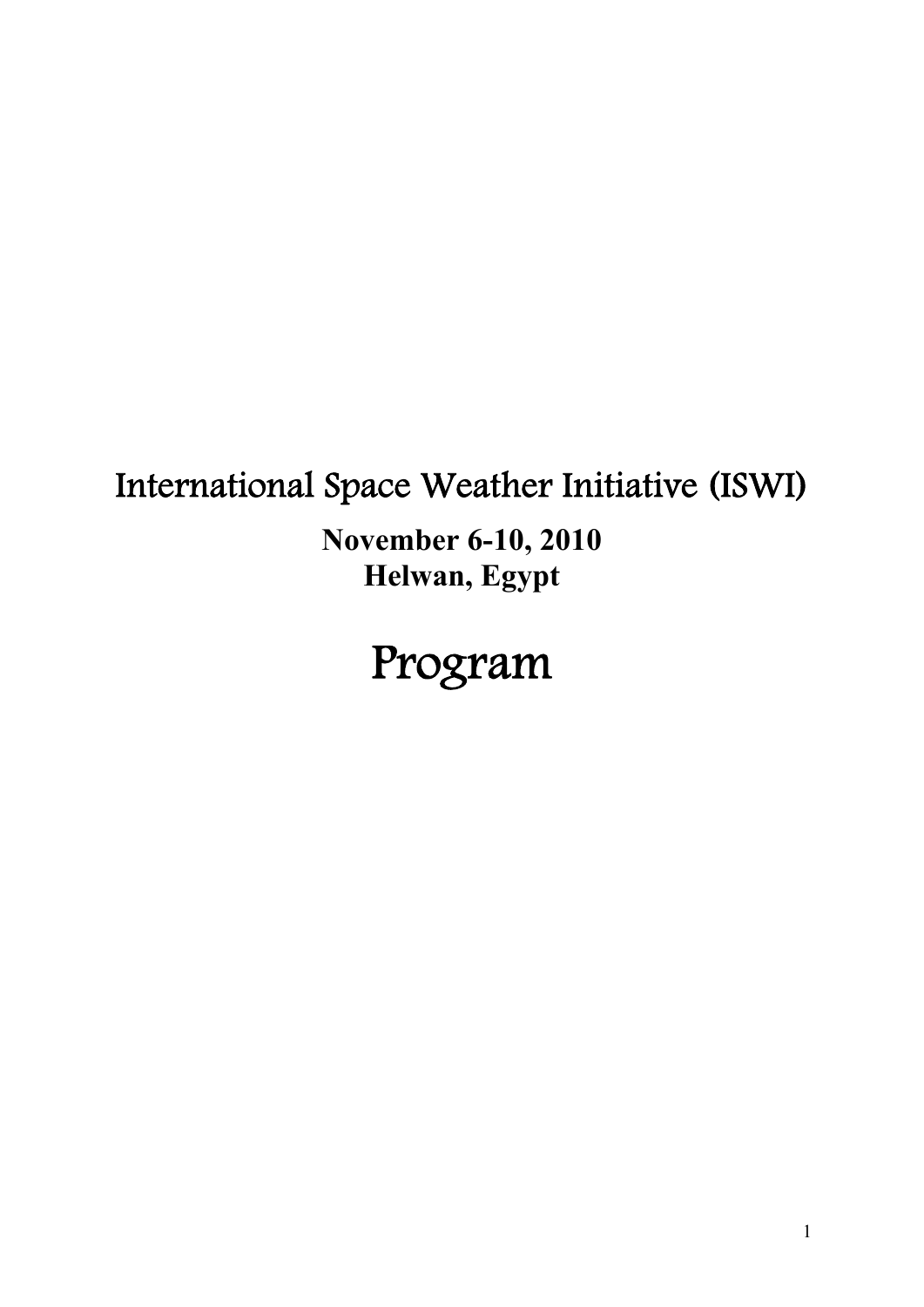# International Space Weather Initiative (ISWI)

**November 6-10, 2010**
**Helwan, Egypt**

# Program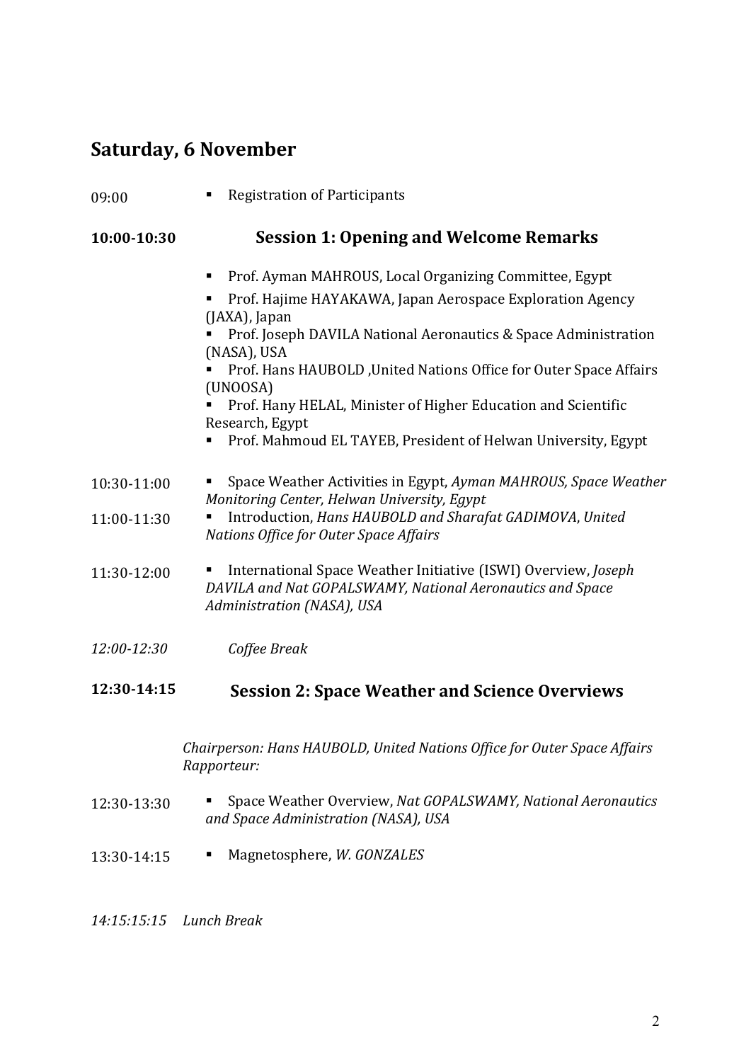## Saturday, 6 November

09:00 ▪ Registration of Participants

**10:00-10:30 Session 1: Opening and Welcome Remarks**

- Prof. Ayman MAHROUS, Local Organizing Committee, Egypt
- Prof. Hajime HAYAKAWA, Japan Aerospace Exploration Agency (JAXA), Japan
- Prof. Joseph DAVILA National Aeronautics & Space Administration (NASA), USA
- Prof. Hans HAUBOLD ,United Nations Office for Outer Space Affairs (UNOOSA)
- Prof. Hany HELAL, Minister of Higher Education and Scientific Research, Egypt
- Prof. Mahmoud EL TAYEB, President of Helwan University, Egypt

10:30-11:00 ▪ Space Weather Activities in Egypt, *Ayman MAHROUS, Space Weather Monitoring Center, Helwan University, Egypt*

11:00-11:30 ▪ Introduction, *Hans HAUBOLD and Sharafat GADIMOVA, United Nations Office for Outer Space Affairs*

11:30-12:00 ▪ International Space Weather Initiative (ISWI) Overview, *Joseph DAVILA and Nat GOPALSWAMY, National Aeronautics and Space Administration (NASA), USA*

*12:00-12:30 Coffee Break*

**12:30-14:15 Session 2: Space Weather and Science Overviews**

*Chairperson: Hans HAUBOLD, United Nations Office for Outer Space Affairs*
*Rapporteur:*

12:30-13:30 ▪ Space Weather Overview, *Nat GOPALSWAMY, National Aeronautics and Space Administration (NASA), USA*

13:30-14:15 ▪ Magnetosphere, *W. GONZALES*

*14:15:15:15 Lunch Break*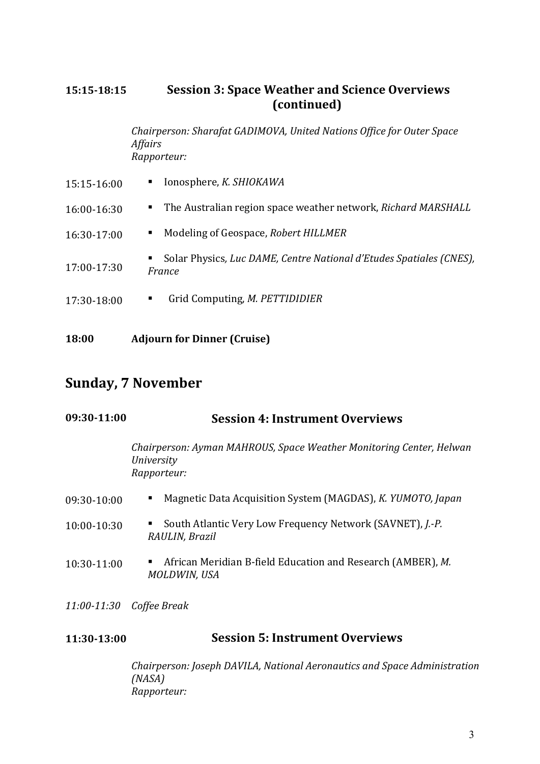**15:15-18:15 Session 3: Space Weather and Science Overviews (continued)**

*Chairperson: Sharafat GADIMOVA, United Nations Office for Outer Space Affairs*
*Rapporteur:*

| | |
|---|---|
| 15:15-16:00 | ▪ Ionosphere, *K. SHIOKAWA* |
| 16:00-16:30 | ▪ The Australian region space weather network, *Richard MARSHALL* |
| 16:30-17:00 | ▪ Modeling of Geospace, *Robert HILLMER* |
| 17:00-17:30 | ▪ Solar Physics*, Luc DAME, Centre National d'Etudes Spatiales (CNES), France* |
| 17:30-18:00 | ▪ Grid Computing, *M. PETTIDIDIER* |

**18:00 Adjourn for Dinner (Cruise)**

## Sunday, 7 November

**09:30-11:00 Session 4: Instrument Overviews**

*Chairperson: Ayman MAHROUS, Space Weather Monitoring Center, Helwan University*
*Rapporteur:*

| | |
|---|---|
| 09:30-10:00 | ▪ Magnetic Data Acquisition System (MAGDAS), *K. YUMOTO, Japan* |
| 10:00-10:30 | ▪ South Atlantic Very Low Frequency Network (SAVNET), *J.-P. RAULIN, Brazil* |
| 10:30-11:00 | ▪ African Meridian B-field Education and Research (AMBER), *M. MOLDWIN, USA* |

*11:00-11:30 Coffee Break*

**11:30-13:00 Session 5: Instrument Overviews**

*Chairperson: Joseph DAVILA, National Aeronautics and Space Administration (NASA)*
*Rapporteur:*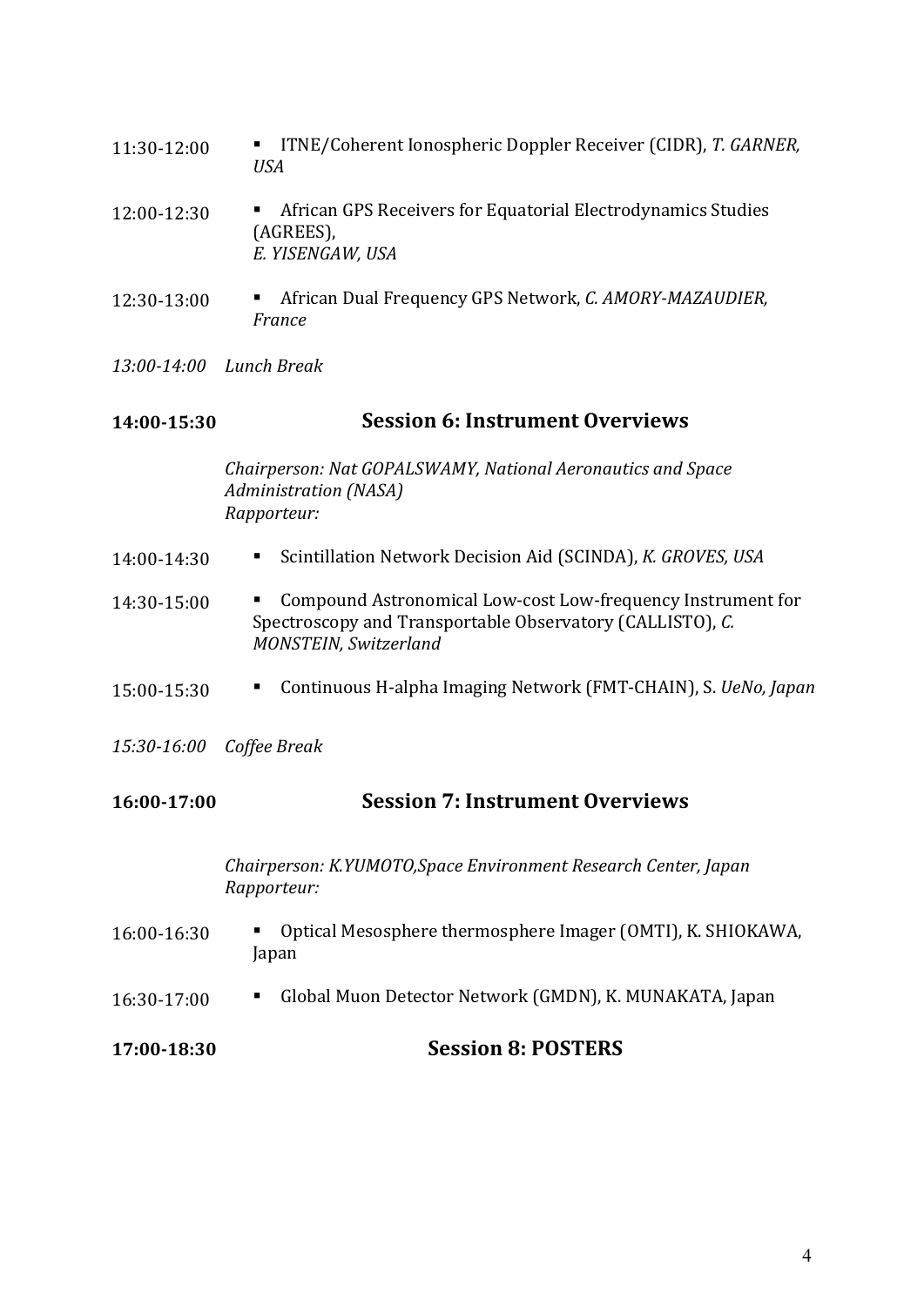11:30-12:00 ▪ ITNE/Coherent Ionospheric Doppler Receiver (CIDR), *T. GARNER, USA*

12:00-12:30 ▪ African GPS Receivers for Equatorial Electrodynamics Studies (AGREES), *E. YISENGAW, USA*

12:30-13:00 ▪ African Dual Frequency GPS Network, *C. AMORY-MAZAUDIER, France*

*13:00-14:00 Lunch Break*

## 14:00-15:30 Session 6: Instrument Overviews

*Chairperson: Nat GOPALSWAMY, National Aeronautics and Space Administration (NASA)*
*Rapporteur:*

14:00-14:30 ▪ Scintillation Network Decision Aid (SCINDA), *K. GROVES, USA*

14:30-15:00 ▪ Compound Astronomical Low-cost Low-frequency Instrument for Spectroscopy and Transportable Observatory (CALLISTO), *C. MONSTEIN, Switzerland*

15:00-15:30 ▪ Continuous H-alpha Imaging Network (FMT-CHAIN), S. *UeNo, Japan*

*15:30-16:00 Coffee Break*

## 16:00-17:00 Session 7: Instrument Overviews

*Chairperson: K.YUMOTO,Space Environment Research Center, Japan*
*Rapporteur:*

16:00-16:30 ▪ Optical Mesosphere thermosphere Imager (OMTI), K. SHIOKAWA, Japan

16:30-17:00 ▪ Global Muon Detector Network (GMDN), K. MUNAKATA, Japan

## 17:00-18:30 Session 8: POSTERS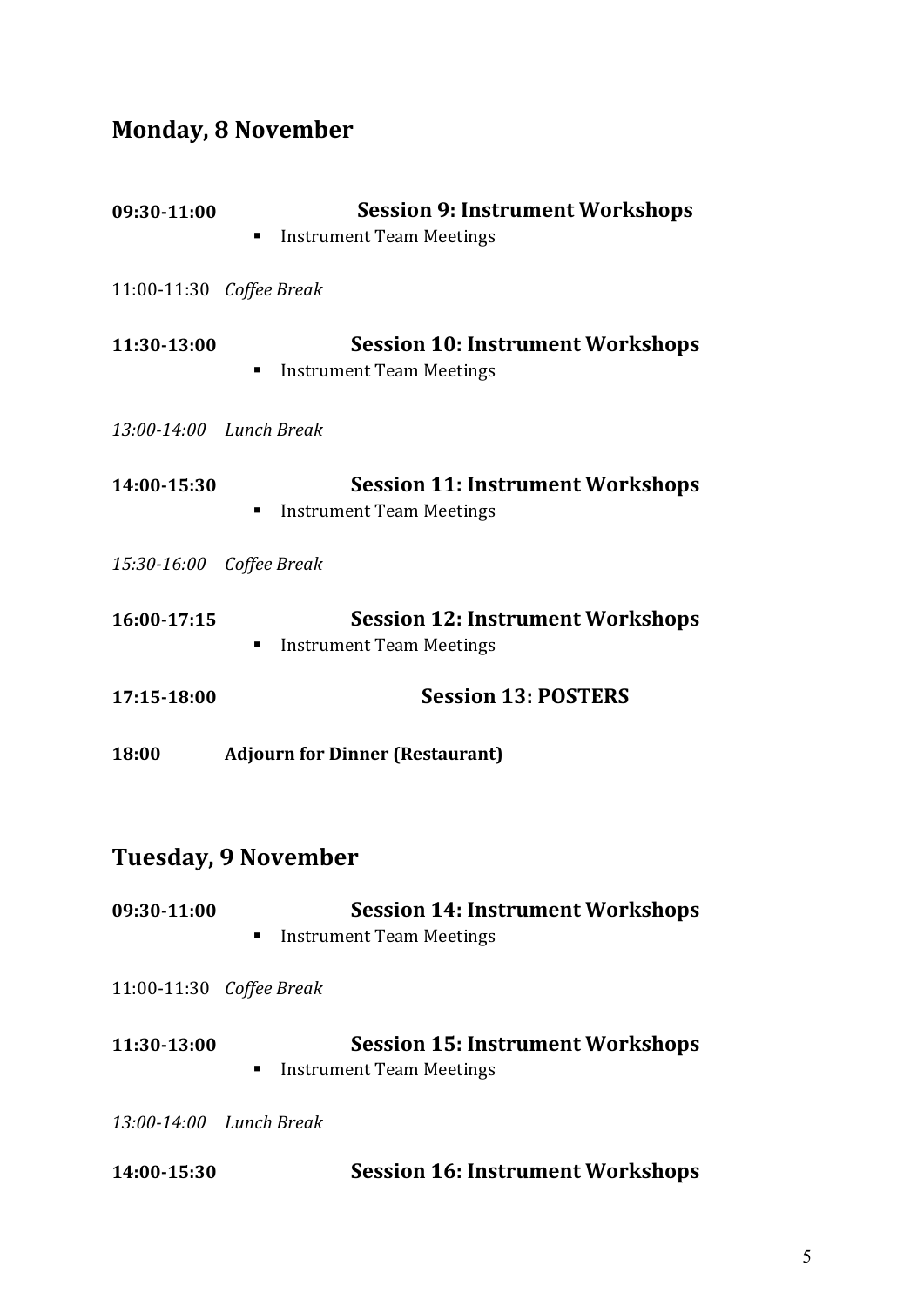## Monday, 8 November

**09:30-11:00** **Session 9: Instrument Workshops**

- Instrument Team Meetings

11:00-11:30 *Coffee Break*

**11:30-13:00** **Session 10: Instrument Workshops**

- Instrument Team Meetings

*13:00-14:00 Lunch Break*

**14:00-15:30** **Session 11: Instrument Workshops**

- Instrument Team Meetings

*15:30-16:00 Coffee Break*

**16:00-17:15** **Session 12: Instrument Workshops**

- Instrument Team Meetings

**17:15-18:00** **Session 13: POSTERS**

**18:00** **Adjourn for Dinner (Restaurant)**

## Tuesday, 9 November

**09:30-11:00** **Session 14: Instrument Workshops**

- Instrument Team Meetings

11:00-11:30 *Coffee Break*

**11:30-13:00** **Session 15: Instrument Workshops**

- Instrument Team Meetings

*13:00-14:00 Lunch Break*

**14:00-15:30** **Session 16: Instrument Workshops**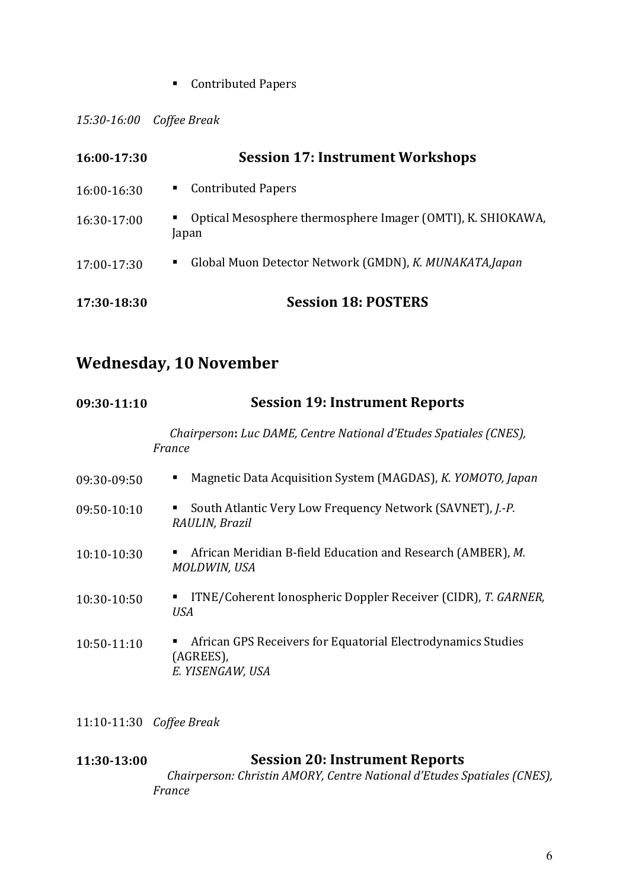- Contributed Papers

*15:30-16:00 Coffee Break*

**16:00-17:30 Session 17: Instrument Workshops**

16:00-16:30 - Contributed Papers

16:30-17:00 - Optical Mesosphere thermosphere Imager (OMTI), K. SHIOKAWA, Japan

17:00-17:30 - Global Muon Detector Network (GMDN), *K. MUNAKATA,Japan*

**17:30-18:30 Session 18: POSTERS**

## Wednesday, 10 November

**09:30-11:10 Session 19: Instrument Reports**

*Chairperson*: *Luc DAME, Centre National d'Etudes Spatiales (CNES), France*

09:30-09:50 - Magnetic Data Acquisition System (MAGDAS), *K. YOMOTO, Japan*

09:50-10:10 - South Atlantic Very Low Frequency Network (SAVNET), *J.-P. RAULIN, Brazil*

10:10-10:30 - African Meridian B-field Education and Research (AMBER), *M. MOLDWIN, USA*

10:30-10:50 - ITNE/Coherent Ionospheric Doppler Receiver (CIDR), *T. GARNER, USA*

10:50-11:10 - African GPS Receivers for Equatorial Electrodynamics Studies (AGREES), *E. YISENGAW, USA*

11:10-11:30 *Coffee Break*

**11:30-13:00 Session 20: Instrument Reports**

*Chairperson: Christin AMORY, Centre National d'Etudes Spatiales (CNES), France*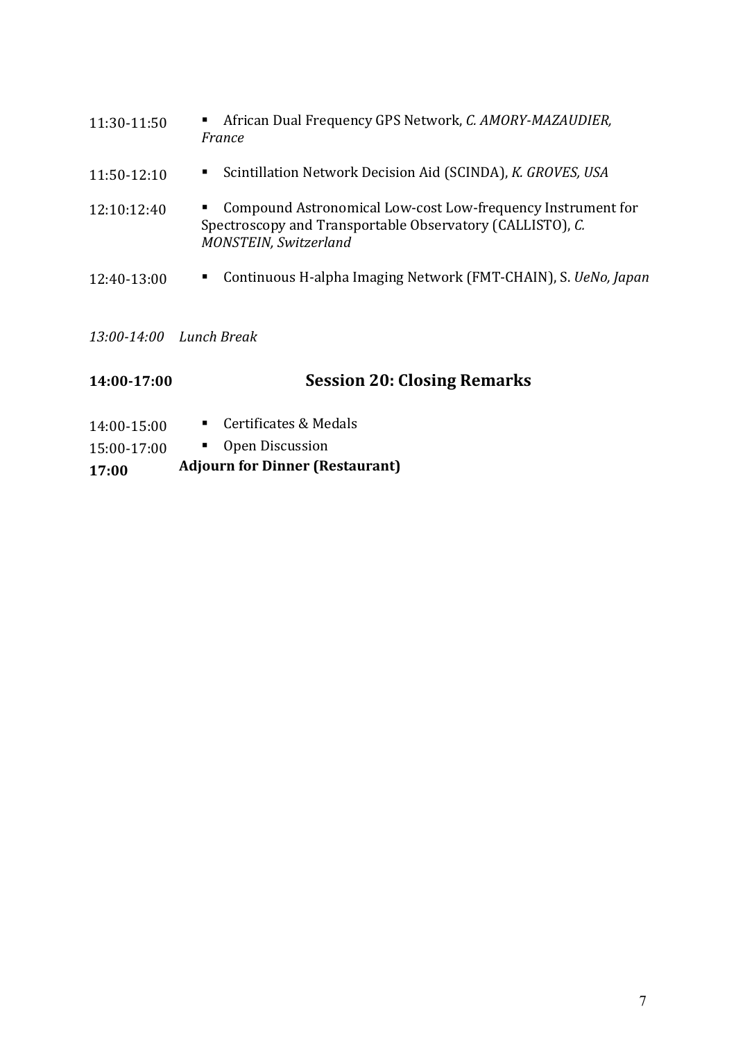11:30-11:50 ▪ African Dual Frequency GPS Network, *C. AMORY-MAZAUDIER, France*

11:50-12:10 ▪ Scintillation Network Decision Aid (SCINDA), *K. GROVES, USA*

12:10:12:40 ▪ Compound Astronomical Low-cost Low-frequency Instrument for Spectroscopy and Transportable Observatory (CALLISTO), *C. MONSTEIN, Switzerland*

12:40-13:00 ▪ Continuous H-alpha Imaging Network (FMT-CHAIN), S. *UeNo, Japan*

*13:00-14:00 Lunch Break*

## 14:00-17:00 Session 20: Closing Remarks

14:00-15:00 ▪ Certificates & Medals

15:00-17:00 ▪ Open Discussion

**17:00 Adjourn for Dinner (Restaurant)**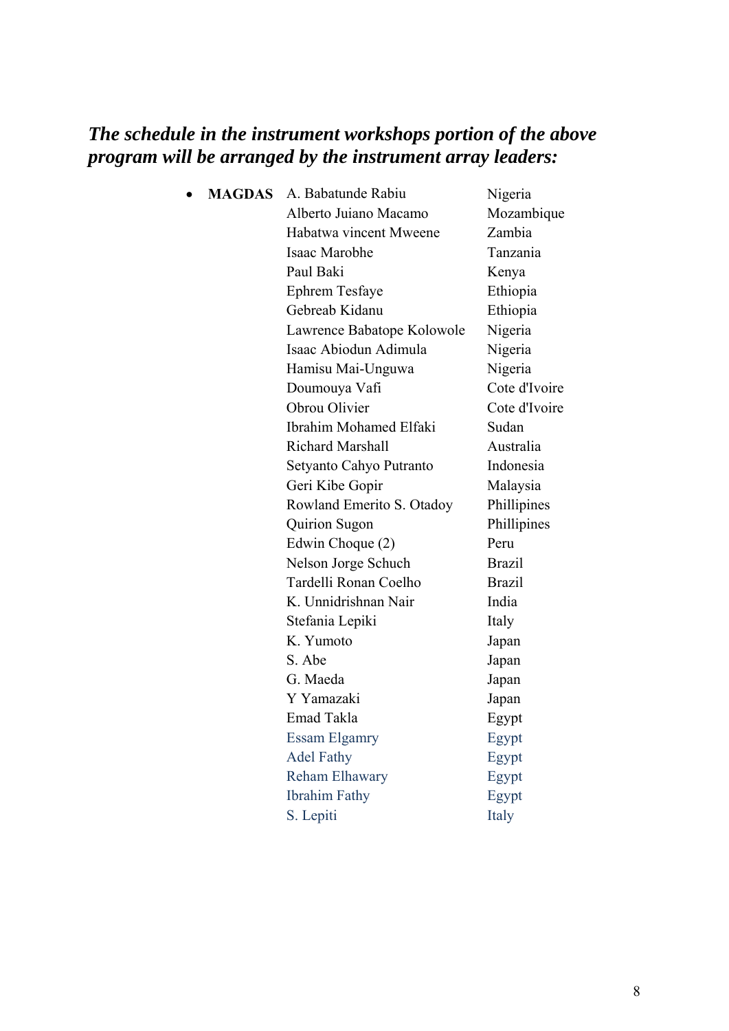***The schedule in the instrument workshops portion of the above program will be arranged by the instrument array leaders:***

- **MAGDAS**

| | |
|---|---|
| A. Babatunde Rabiu | Nigeria |
| Alberto Juiano Macamo | Mozambique |
| Habatwa vincent Mweene | Zambia |
| Isaac Marobhe | Tanzania |
| Paul Baki | Kenya |
| Ephrem Tesfaye | Ethiopia |
| Gebreab Kidanu | Ethiopia |
| Lawrence Babatope Kolowole | Nigeria |
| Isaac Abiodun Adimula | Nigeria |
| Hamisu Mai-Unguwa | Nigeria |
| Doumouya Vafi | Cote d'Ivoire |
| Obrou Olivier | Cote d'Ivoire |
| Ibrahim Mohamed Elfaki | Sudan |
| Richard Marshall | Australia |
| Setyanto Cahyo Putranto | Indonesia |
| Geri Kibe Gopir | Malaysia |
| Rowland Emerito S. Otadoy | Phillipines |
| Quirion Sugon | Phillipines |
| Edwin Choque (2) | Peru |
| Nelson Jorge Schuch | Brazil |
| Tardelli Ronan Coelho | Brazil |
| K. Unnidrishnan Nair | India |
| Stefania Lepiki | Italy |
| K. Yumoto | Japan |
| S. Abe | Japan |
| G. Maeda | Japan |
| Y Yamazaki | Japan |
| Emad Takla | Egypt |
| Essam Elgamry | Egypt |
| Adel Fathy | Egypt |
| Reham Elhawary | Egypt |
| Ibrahim Fathy | Egypt |
| S. Lepiti | Italy |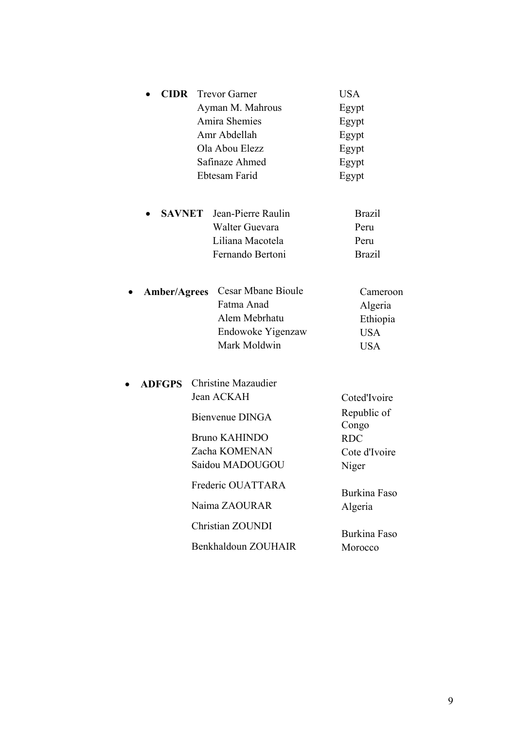- **CIDR**

| Name | Country |
|---|---|
| Trevor Garner | USA |
| Ayman M. Mahrous | Egypt |
| Amira Shemies | Egypt |
| Amr Abdellah | Egypt |
| Ola Abou Elezz | Egypt |
| Safinaze Ahmed | Egypt |
| Ebtesam Farid | Egypt |

- **SAVNET**

| Name | Country |
|---|---|
| Jean-Pierre Raulin | Brazil |
| Walter Guevara | Peru |
| Liliana Macotela | Peru |
| Fernando Bertoni | Brazil |

- **Amber/Agrees**

| Name | Country |
|---|---|
| Cesar Mbane Bioule | Cameroon |
| Fatma Anad | Algeria |
| Alem Mebrhatu | Ethiopia |
| Endowoke Yigenzaw | USA |
| Mark Moldwin | USA |

- **ADFGPS**

| Name | Country |
|---|---|
| Christine Mazaudier | |
| Jean ACKAH | Coted'Ivoire |
| Bienvenue DINGA | Republic of Congo |
| Bruno KAHINDO | RDC |
| Zacha KOMENAN | Cote d'Ivoire |
| Saidou MADOUGOU | Niger |
| Frederic OUATTARA | Burkina Faso |
| Naima ZAOURAR | Algeria |
| Christian ZOUNDI | Burkina Faso |
| Benkhaldoun ZOUHAIR | Morocco |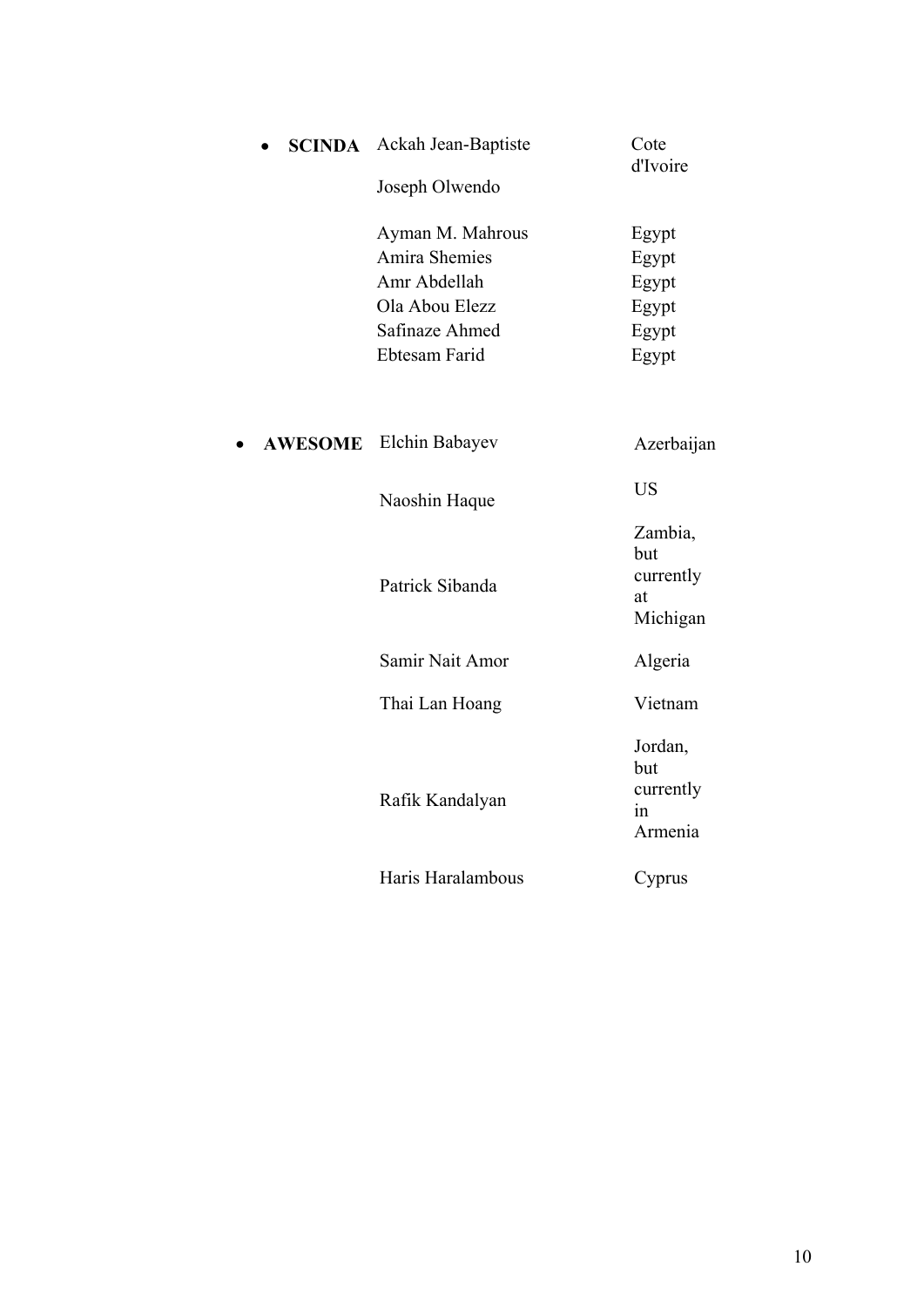- **SCINDA**

| | |
|---|---|
| Ackah Jean-Baptiste | Cote d'Ivoire |
| Joseph Olwendo | |
| Ayman M. Mahrous | Egypt |
| Amira Shemies | Egypt |
| Amr Abdellah | Egypt |
| Ola Abou Elezz | Egypt |
| Safinaze Ahmed | Egypt |
| Ebtesam Farid | Egypt |

- **AWESOME**

| | |
|---|---|
| Elchin Babayev | Azerbaijan |
| Naoshin Haque | US |
| Patrick Sibanda | Zambia, but currently at Michigan |
| Samir Nait Amor | Algeria |
| Thai Lan Hoang | Vietnam |
| Rafik Kandalyan | Jordan, but currently in Armenia |
| Haris Haralambous | Cyprus |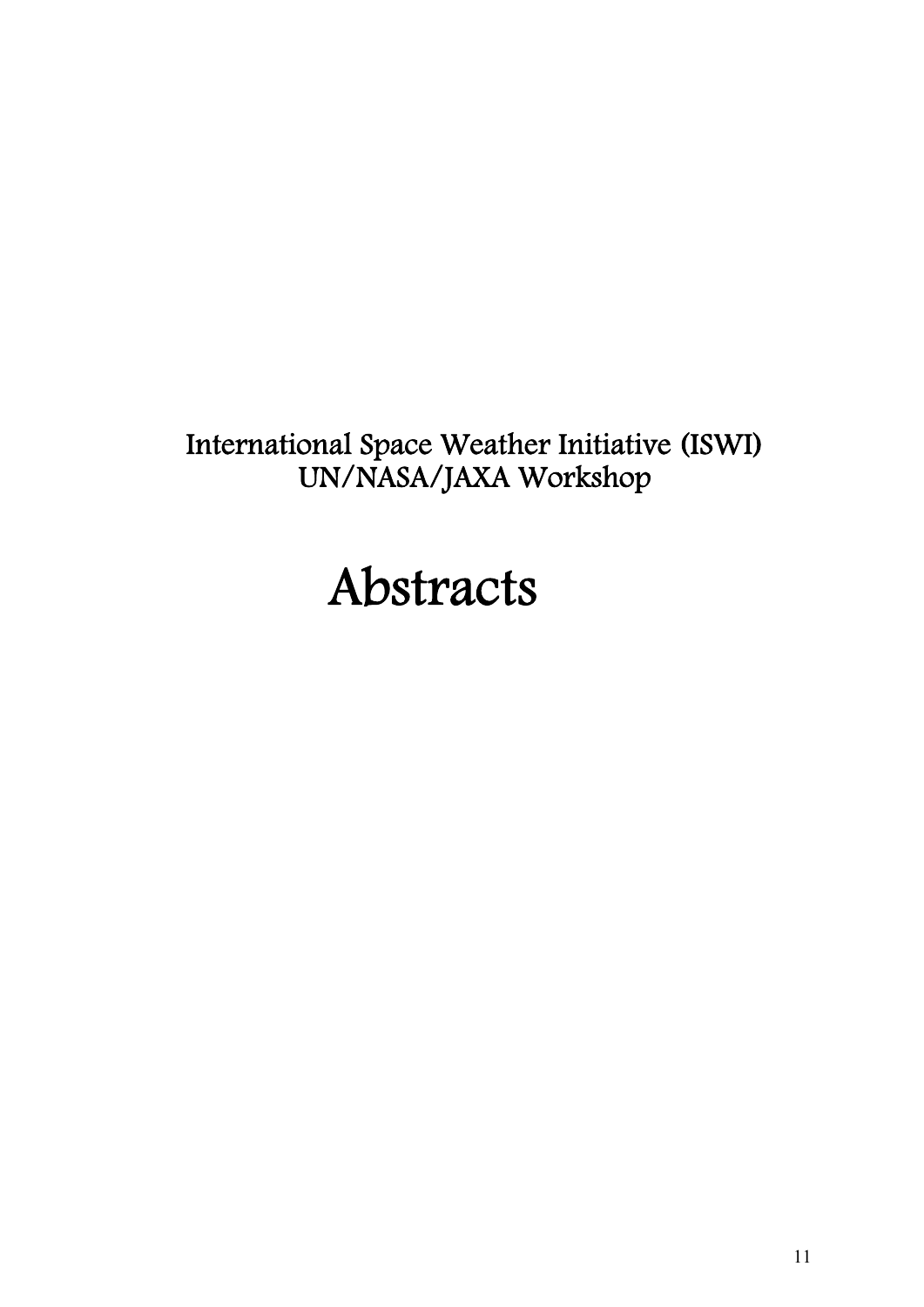International Space Weather Initiative (ISWI)
UN/NASA/JAXA Workshop

# Abstracts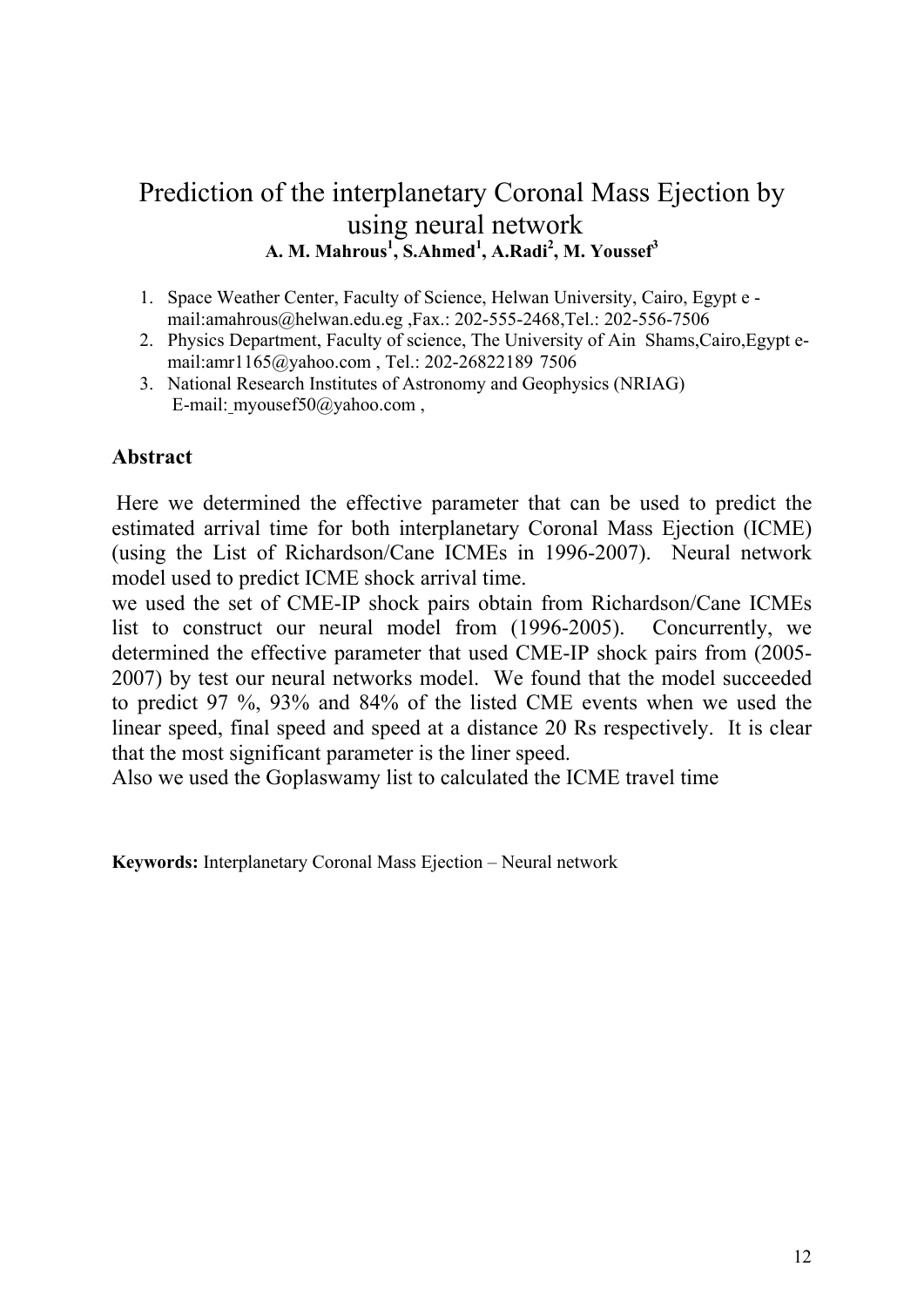# Prediction of the interplanetary Coronal Mass Ejection by using neural network

**A. M. Mahrous[1], S.Ahmed[1], A.Radi[2], M. Youssef[3]**

1. Space Weather Center, Faculty of Science, Helwan University, Cairo, Egypt e - mail:amahrous@helwan.edu.eg ,Fax.: 202-555-2468,Tel.: 202-556-7506
2. Physics Department, Faculty of science, The University of Ain Shams,Cairo,Egypt e-mail:amr1165@yahoo.com , Tel.: 202-26822189 7506
3. National Research Institutes of Astronomy and Geophysics (NRIAG) E-mail: myousef50@yahoo.com ,

## Abstract

Here we determined the effective parameter that can be used to predict the estimated arrival time for both interplanetary Coronal Mass Ejection (ICME) (using the List of Richardson/Cane ICMEs in 1996-2007). Neural network model used to predict ICME shock arrival time.

we used the set of CME-IP shock pairs obtain from Richardson/Cane ICMEs list to construct our neural model from (1996-2005). Concurrently, we determined the effective parameter that used CME-IP shock pairs from (2005-2007) by test our neural networks model. We found that the model succeeded to predict 97 %, 93% and 84% of the listed CME events when we used the linear speed, final speed and speed at a distance 20 Rs respectively. It is clear that the most significant parameter is the liner speed.

Also we used the Goplaswamy list to calculated the ICME travel time

**Keywords:** Interplanetary Coronal Mass Ejection – Neural network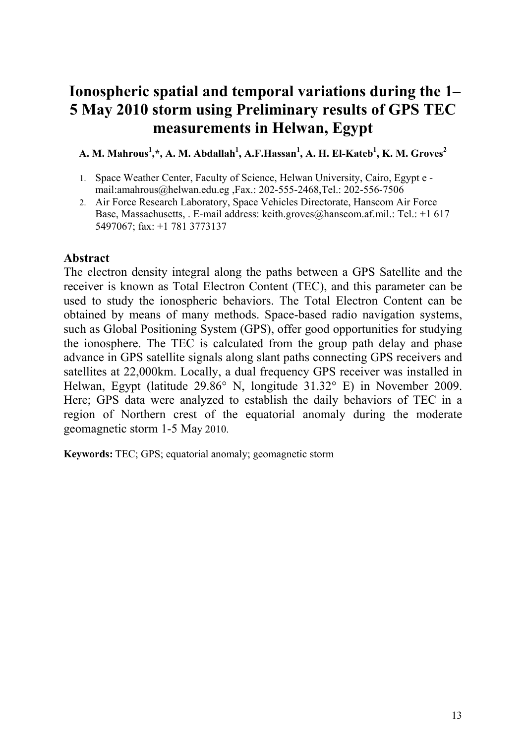# Ionospheric spatial and temporal variations during the 1–5 May 2010 storm using Preliminary results of GPS TEC measurements in Helwan, Egypt

**A. M. Mahrous[1],\*, A. M. Abdallah[1], A.F.Hassan[1], A. H. El-Kateb[1], K. M. Groves[2]**

1. Space Weather Center, Faculty of Science, Helwan University, Cairo, Egypt e - mail:amahrous@helwan.edu.eg ,Fax.: 202-555-2468,Tel.: 202-556-7506
2. Air Force Research Laboratory, Space Vehicles Directorate, Hanscom Air Force Base, Massachusetts, . E-mail address: keith.groves@hanscom.af.mil.: Tel.: +1 617 5497067; fax: +1 781 3773137

## Abstract

The electron density integral along the paths between a GPS Satellite and the receiver is known as Total Electron Content (TEC), and this parameter can be used to study the ionospheric behaviors. The Total Electron Content can be obtained by means of many methods. Space-based radio navigation systems, such as Global Positioning System (GPS), offer good opportunities for studying the ionosphere. The TEC is calculated from the group path delay and phase advance in GPS satellite signals along slant paths connecting GPS receivers and satellites at 22,000km. Locally, a dual frequency GPS receiver was installed in Helwan, Egypt (latitude 29.86° N, longitude 31.32° E) in November 2009. Here; GPS data were analyzed to establish the daily behaviors of TEC in a region of Northern crest of the equatorial anomaly during the moderate geomagnetic storm 1-5 May 2010.

**Keywords:** TEC; GPS; equatorial anomaly; geomagnetic storm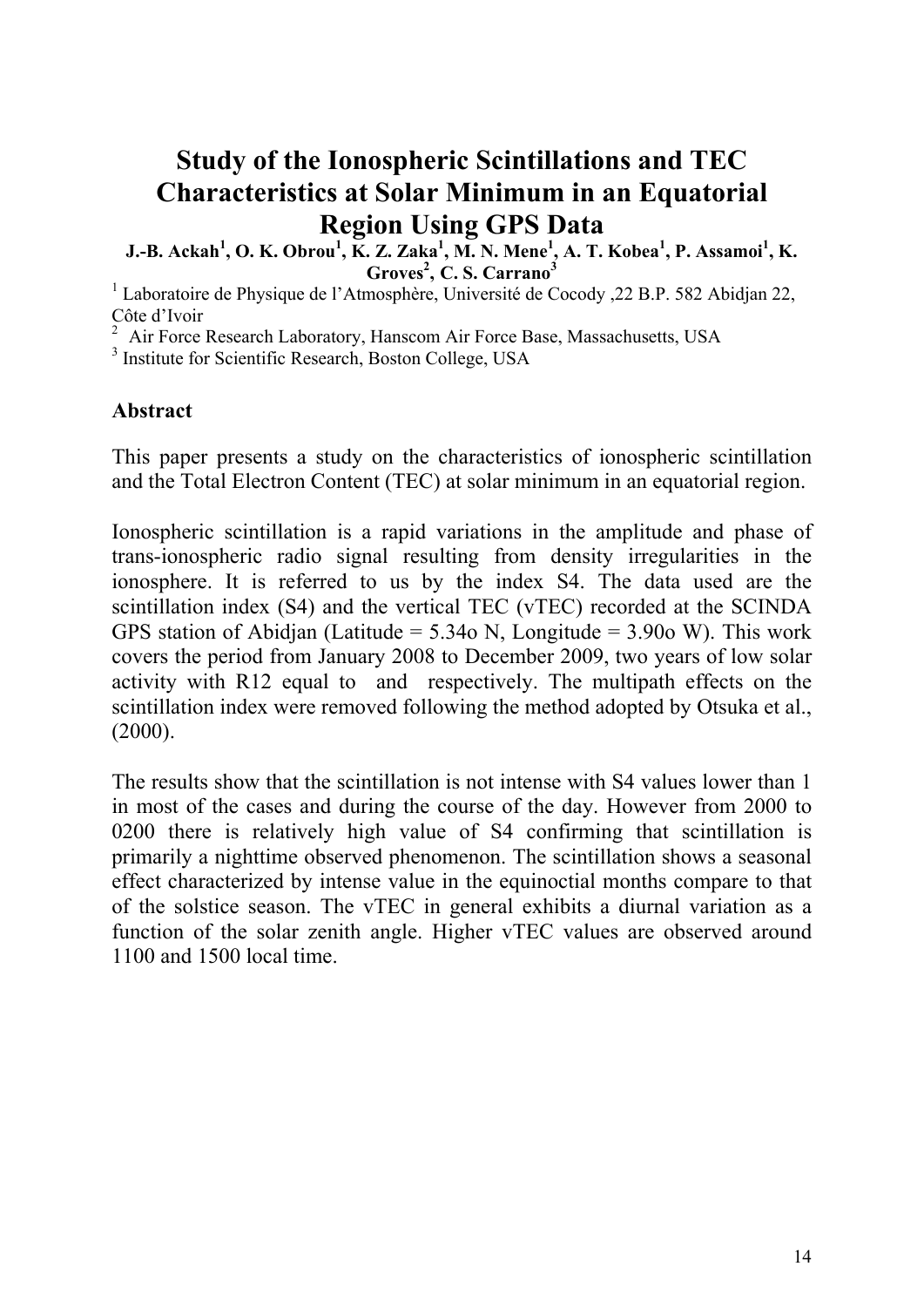# Study of the Ionospheric Scintillations and TEC Characteristics at Solar Minimum in an Equatorial Region Using GPS Data

**J.-B. Ackah[1], O. K. Obrou[1], K. Z. Zaka[1], M. N. Mene[1], A. T. Kobea[1], P. Assamoi[1], K. Groves[2], C. S. Carrano[3]**

[1] Laboratoire de Physique de l'Atmosphère, Université de Cocody ,22 B.P. 582 Abidjan 22, Côte d'Ivoir

[2] Air Force Research Laboratory, Hanscom Air Force Base, Massachusetts, USA

[3] Institute for Scientific Research, Boston College, USA

## Abstract

This paper presents a study on the characteristics of ionospheric scintillation and the Total Electron Content (TEC) at solar minimum in an equatorial region.

Ionospheric scintillation is a rapid variations in the amplitude and phase of trans-ionospheric radio signal resulting from density irregularities in the ionosphere. It is referred to us by the index S4. The data used are the scintillation index (S4) and the vertical TEC (vTEC) recorded at the SCINDA GPS station of Abidjan (Latitude = 5.34o N, Longitude = 3.90o W). This work covers the period from January 2008 to December 2009, two years of low solar activity with R12 equal to and respectively. The multipath effects on the scintillation index were removed following the method adopted by Otsuka et al., (2000).

The results show that the scintillation is not intense with S4 values lower than 1 in most of the cases and during the course of the day. However from 2000 to 0200 there is relatively high value of S4 confirming that scintillation is primarily a nighttime observed phenomenon. The scintillation shows a seasonal effect characterized by intense value in the equinoctial months compare to that of the solstice season. The vTEC in general exhibits a diurnal variation as a function of the solar zenith angle. Higher vTEC values are observed around 1100 and 1500 local time.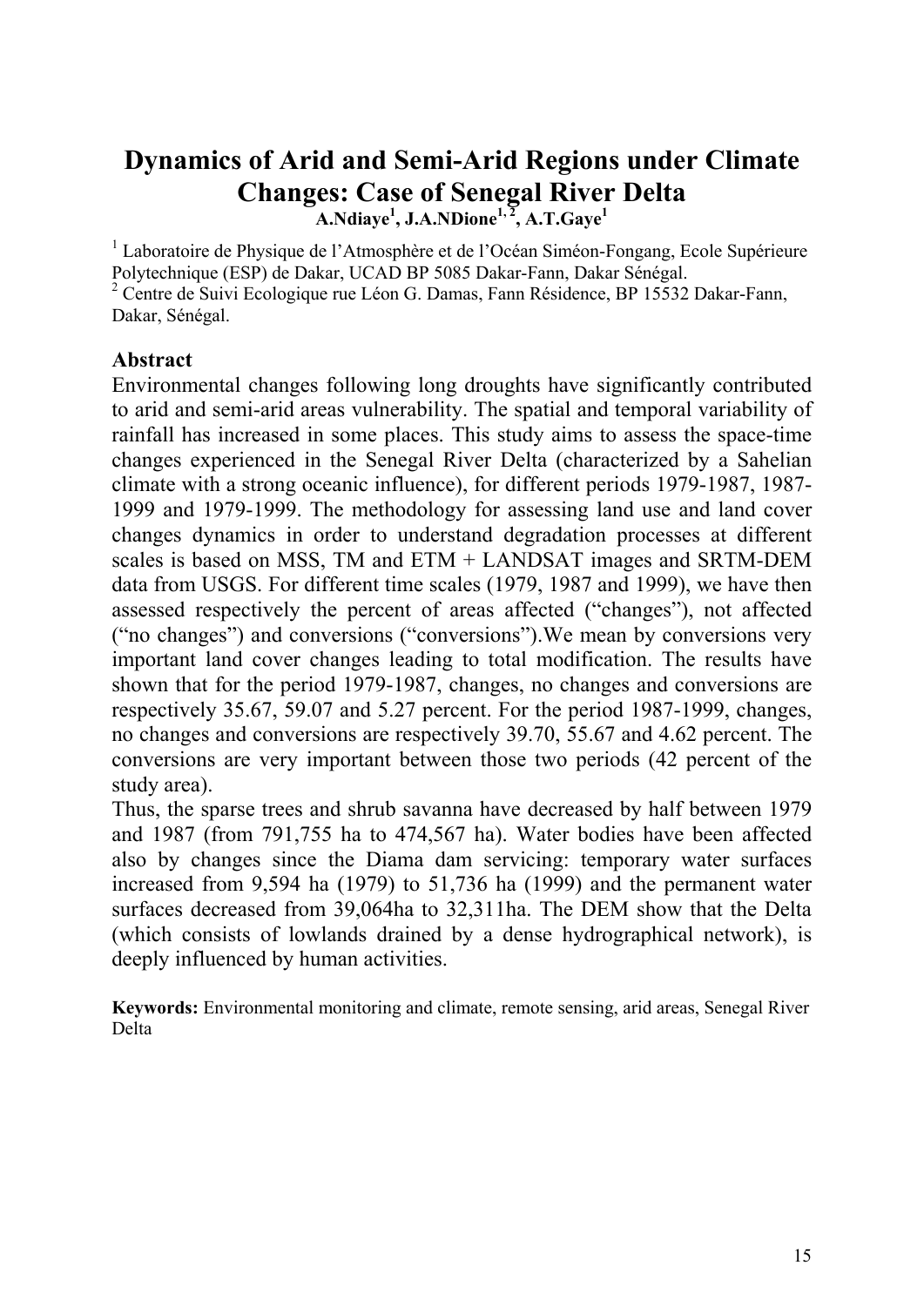# Dynamics of Arid and Semi-Arid Regions under Climate Changes: Case of Senegal River Delta

**A.Ndiaye[1], J.A.NDione[1, 2], A.T.Gaye[1]**

[1] Laboratoire de Physique de l'Atmosphère et de l'Océan Siméon-Fongang, Ecole Supérieure Polytechnique (ESP) de Dakar, UCAD BP 5085 Dakar-Fann, Dakar Sénégal.
[2] Centre de Suivi Ecologique rue Léon G. Damas, Fann Résidence, BP 15532 Dakar-Fann, Dakar, Sénégal.

## Abstract

Environmental changes following long droughts have significantly contributed to arid and semi-arid areas vulnerability. The spatial and temporal variability of rainfall has increased in some places. This study aims to assess the space-time changes experienced in the Senegal River Delta (characterized by a Sahelian climate with a strong oceanic influence), for different periods 1979-1987, 1987-1999 and 1979-1999. The methodology for assessing land use and land cover changes dynamics in order to understand degradation processes at different scales is based on MSS, TM and ETM + LANDSAT images and SRTM-DEM data from USGS. For different time scales (1979, 1987 and 1999), we have then assessed respectively the percent of areas affected ("changes"), not affected ("no changes") and conversions ("conversions").We mean by conversions very important land cover changes leading to total modification. The results have shown that for the period 1979-1987, changes, no changes and conversions are respectively 35.67, 59.07 and 5.27 percent. For the period 1987-1999, changes, no changes and conversions are respectively 39.70, 55.67 and 4.62 percent. The conversions are very important between those two periods (42 percent of the study area).

Thus, the sparse trees and shrub savanna have decreased by half between 1979 and 1987 (from 791,755 ha to 474,567 ha). Water bodies have been affected also by changes since the Diama dam servicing: temporary water surfaces increased from 9,594 ha (1979) to 51,736 ha (1999) and the permanent water surfaces decreased from 39,064ha to 32,311ha. The DEM show that the Delta (which consists of lowlands drained by a dense hydrographical network), is deeply influenced by human activities.

**Keywords:** Environmental monitoring and climate, remote sensing, arid areas, Senegal River Delta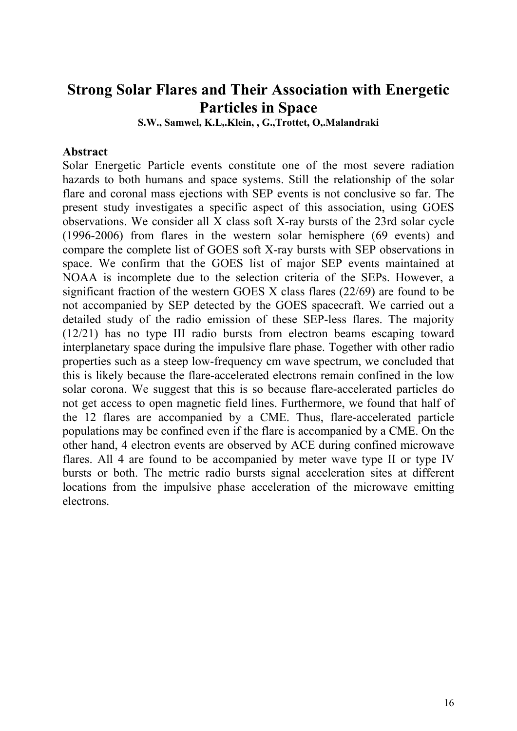# Strong Solar Flares and Their Association with Energetic Particles in Space

**S.W., Samwel, K.L,.Klein, , G.,Trottet, O,.Malandraki**

**Abstract**

Solar Energetic Particle events constitute one of the most severe radiation hazards to both humans and space systems. Still the relationship of the solar flare and coronal mass ejections with SEP events is not conclusive so far. The present study investigates a specific aspect of this association, using GOES observations. We consider all X class soft X-ray bursts of the 23rd solar cycle (1996-2006) from flares in the western solar hemisphere (69 events) and compare the complete list of GOES soft X-ray bursts with SEP observations in space. We confirm that the GOES list of major SEP events maintained at NOAA is incomplete due to the selection criteria of the SEPs. However, a significant fraction of the western GOES X class flares (22/69) are found to be not accompanied by SEP detected by the GOES spacecraft. We carried out a detailed study of the radio emission of these SEP-less flares. The majority (12/21) has no type III radio bursts from electron beams escaping toward interplanetary space during the impulsive flare phase. Together with other radio properties such as a steep low-frequency cm wave spectrum, we concluded that this is likely because the flare-accelerated electrons remain confined in the low solar corona. We suggest that this is so because flare-accelerated particles do not get access to open magnetic field lines. Furthermore, we found that half of the 12 flares are accompanied by a CME. Thus, flare-accelerated particle populations may be confined even if the flare is accompanied by a CME. On the other hand, 4 electron events are observed by ACE during confined microwave flares. All 4 are found to be accompanied by meter wave type II or type IV bursts or both. The metric radio bursts signal acceleration sites at different locations from the impulsive phase acceleration of the microwave emitting electrons.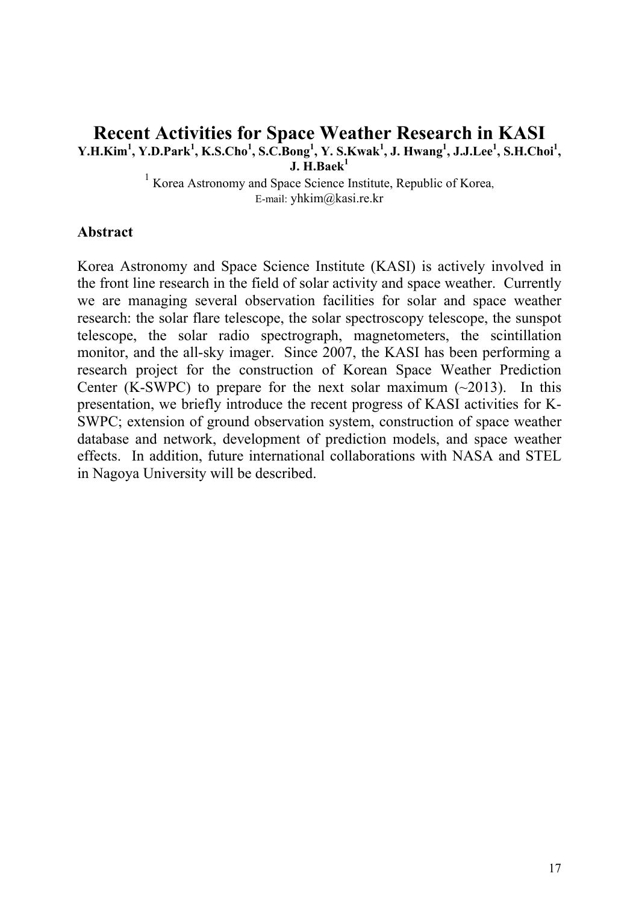# Recent Activities for Space Weather Research in KASI

**Y.H.Kim[1], Y.D.Park[1], K.S.Cho[1], S.C.Bong[1], Y. S.Kwak[1], J. Hwang[1], J.J.Lee[1], S.H.Choi[1], J. H.Baek[1]**

[1] Korea Astronomy and Space Science Institute, Republic of Korea,
E-mail: yhkim@kasi.re.kr

## Abstract

Korea Astronomy and Space Science Institute (KASI) is actively involved in the front line research in the field of solar activity and space weather. Currently we are managing several observation facilities for solar and space weather research: the solar flare telescope, the solar spectroscopy telescope, the sunspot telescope, the solar radio spectrograph, magnetometers, the scintillation monitor, and the all-sky imager. Since 2007, the KASI has been performing a research project for the construction of Korean Space Weather Prediction Center (K-SWPC) to prepare for the next solar maximum (~2013). In this presentation, we briefly introduce the recent progress of KASI activities for K-SWPC; extension of ground observation system, construction of space weather database and network, development of prediction models, and space weather effects. In addition, future international collaborations with NASA and STEL in Nagoya University will be described.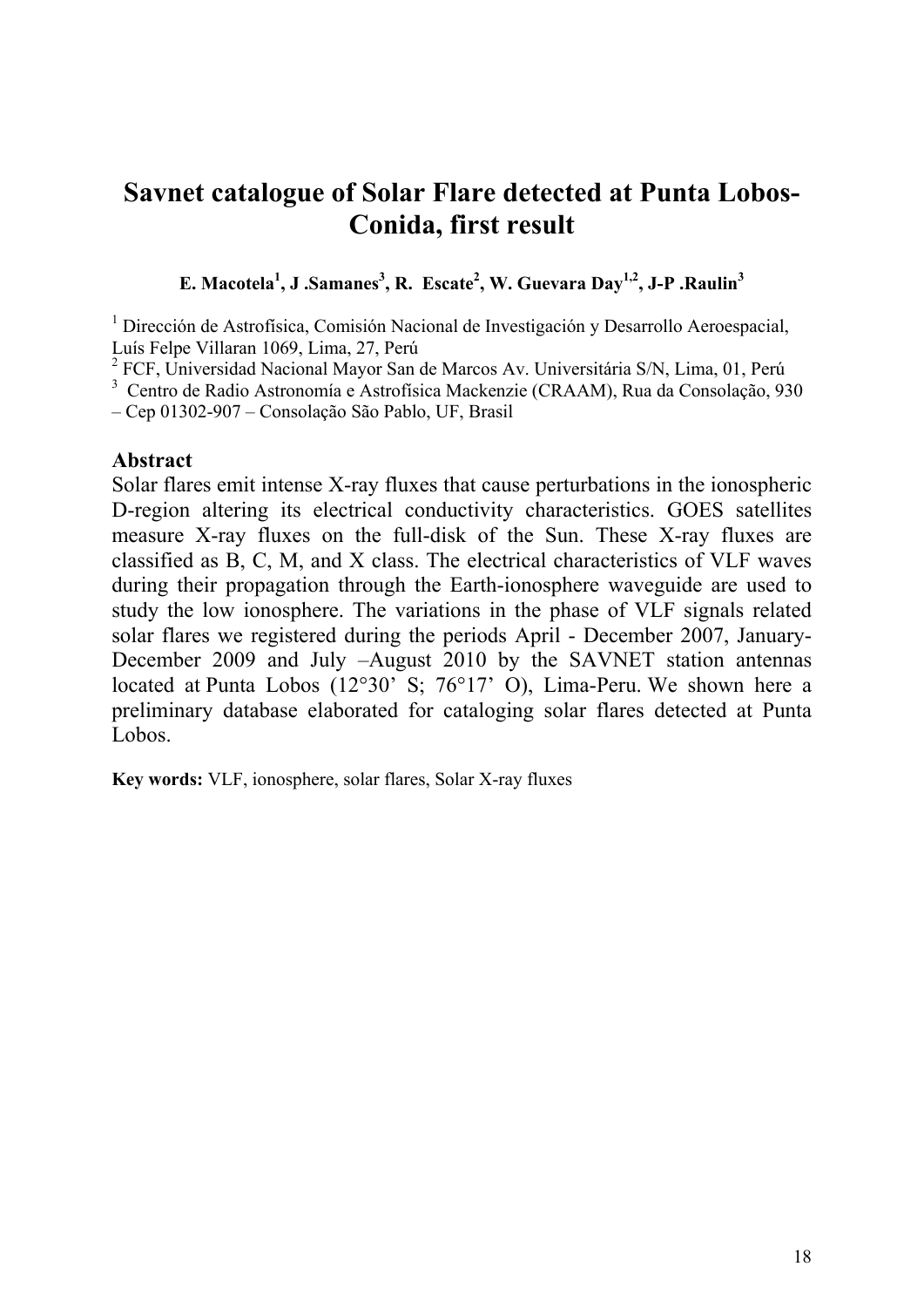# Savnet catalogue of Solar Flare detected at Punta Lobos-Conida, first result

**E. Macotela[1], J .Samanes[3], R. Escate[2], W. Guevara Day[1,2], J-P .Raulin[3]**

[1] Dirección de Astrofísica, Comisión Nacional de Investigación y Desarrollo Aeroespacial, Luís Felpe Villaran 1069, Lima, 27, Perú
[2] FCF, Universidad Nacional Mayor San de Marcos Av. Universitária S/N, Lima, 01, Perú
[3] Centro de Radio Astronomía e Astrofísica Mackenzie (CRAAM), Rua da Consolação, 930 – Cep 01302-907 – Consolação São Pablo, UF, Brasil

**Abstract**

Solar flares emit intense X-ray fluxes that cause perturbations in the ionospheric D-region altering its electrical conductivity characteristics. GOES satellites measure X-ray fluxes on the full-disk of the Sun. These X-ray fluxes are classified as B, C, M, and X class. The electrical characteristics of VLF waves during their propagation through the Earth-ionosphere waveguide are used to study the low ionosphere. The variations in the phase of VLF signals related solar flares we registered during the periods April - December 2007, January-December 2009 and July –August 2010 by the SAVNET station antennas located at Punta Lobos (12°30' S; 76°17' O), Lima-Peru. We shown here a preliminary database elaborated for cataloging solar flares detected at Punta Lobos.

**Key words:** VLF, ionosphere, solar flares, Solar X-ray fluxes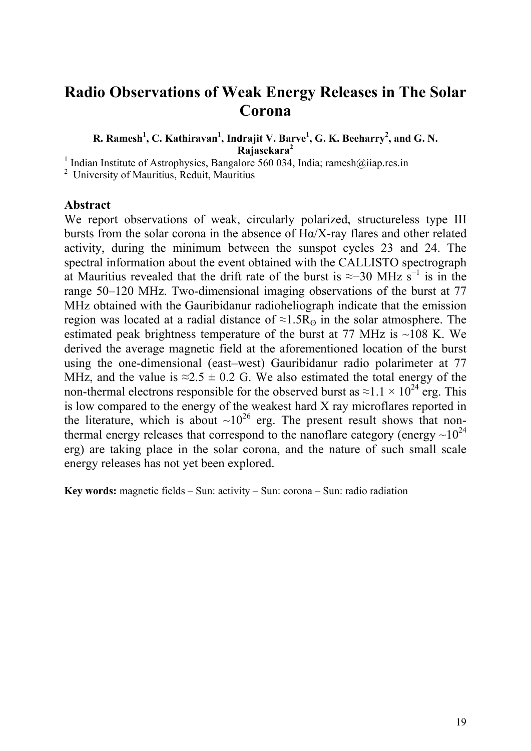# Radio Observations of Weak Energy Releases in The Solar Corona

**R. Ramesh[1], C. Kathiravan[1], Indrajit V. Barve[1], G. K. Beeharry[2], and G. N. Rajasekara[2]**

[1] Indian Institute of Astrophysics, Bangalore 560 034, India; ramesh@iiap.res.in

[2] University of Mauritius, Reduit, Mauritius

## Abstract

We report observations of weak, circularly polarized, structureless type III bursts from the solar corona in the absence of Hα/X-ray flares and other related activity, during the minimum between the sunspot cycles 23 and 24. The spectral information about the event obtained with the CALLISTO spectrograph at Mauritius revealed that the drift rate of the burst is $\approx -30$ MHz $s^{-1}$ is in the range 50–120 MHz. Two-dimensional imaging observations of the burst at 77 MHz obtained with the Gauribidanur radioheliograph indicate that the emission region was located at a radial distance of $\approx 1.5 R_{\odot}$ in the solar atmosphere. The estimated peak brightness temperature of the burst at 77 MHz is ~108 K. We derived the average magnetic field at the aforementioned location of the burst using the one-dimensional (east–west) Gauribidanur radio polarimeter at 77 MHz, and the value is $\approx 2.5 \pm 0.2$ G. We also estimated the total energy of the non-thermal electrons responsible for the observed burst as $\approx 1.1 \times 10^{24}$ erg. This is low compared to the energy of the weakest hard X ray microflares reported in the literature, which is about $\sim 10^{26}$ erg. The present result shows that non-thermal energy releases that correspond to the nanoflare category (energy $\sim 10^{24}$ erg) are taking place in the solar corona, and the nature of such small scale energy releases has not yet been explored.

**Key words:** magnetic fields – Sun: activity – Sun: corona – Sun: radio radiation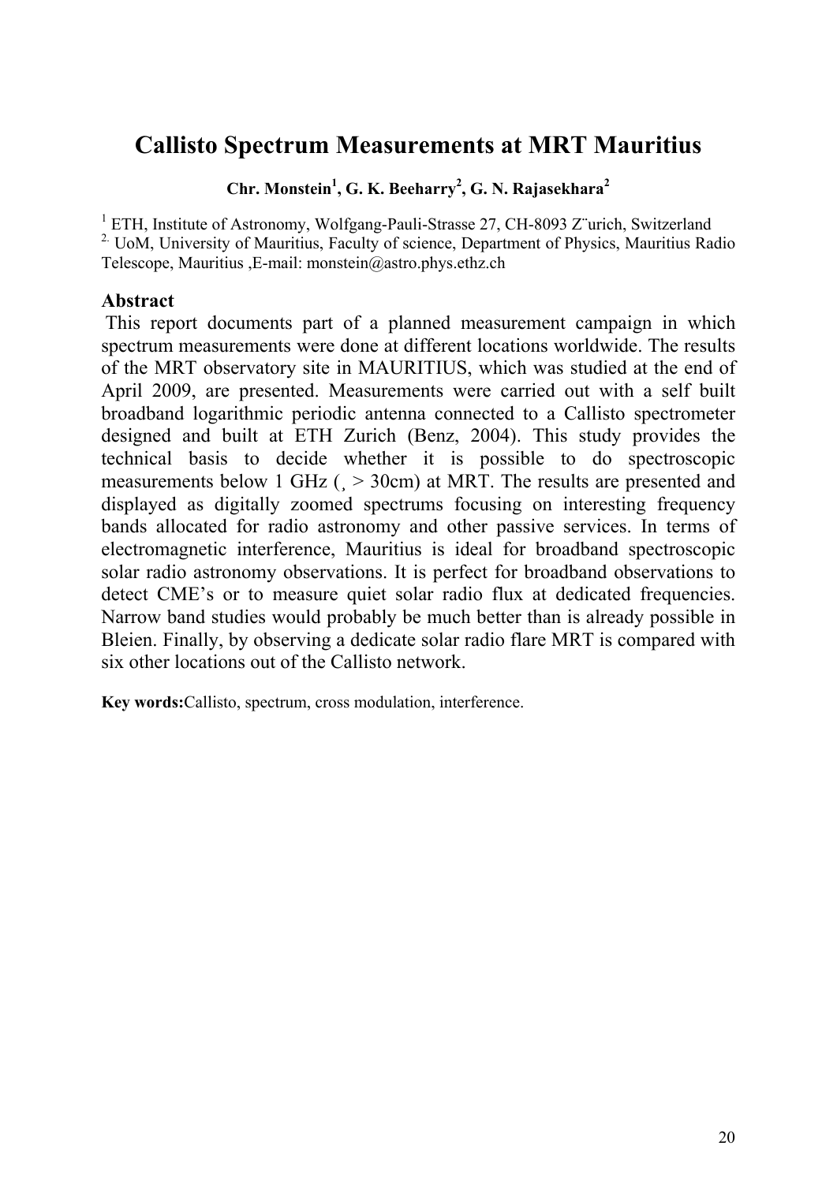# Callisto Spectrum Measurements at MRT Mauritius

**Chr. Monstein[1], G. K. Beeharry[2], G. N. Rajasekhara[2]**

[1] ETH, Institute of Astronomy, Wolfgang-Pauli-Strasse 27, CH-8093 Z¨urich, Switzerland
[2.] UoM, University of Mauritius, Faculty of science, Department of Physics, Mauritius Radio Telescope, Mauritius ,E-mail: monstein@astro.phys.ethz.ch

## Abstract

This report documents part of a planned measurement campaign in which spectrum measurements were done at different locations worldwide. The results of the MRT observatory site in MAURITIUS, which was studied at the end of April 2009, are presented. Measurements were carried out with a self built broadband logarithmic periodic antenna connected to a Callisto spectrometer designed and built at ETH Zurich (Benz, 2004). This study provides the technical basis to decide whether it is possible to do spectroscopic measurements below 1 GHz (¸ > 30cm) at MRT. The results are presented and displayed as digitally zoomed spectrums focusing on interesting frequency bands allocated for radio astronomy and other passive services. In terms of electromagnetic interference, Mauritius is ideal for broadband spectroscopic solar radio astronomy observations. It is perfect for broadband observations to detect CME's or to measure quiet solar radio flux at dedicated frequencies. Narrow band studies would probably be much better than is already possible in Bleien. Finally, by observing a dedicate solar radio flare MRT is compared with six other locations out of the Callisto network.

**Key words:**Callisto, spectrum, cross modulation, interference.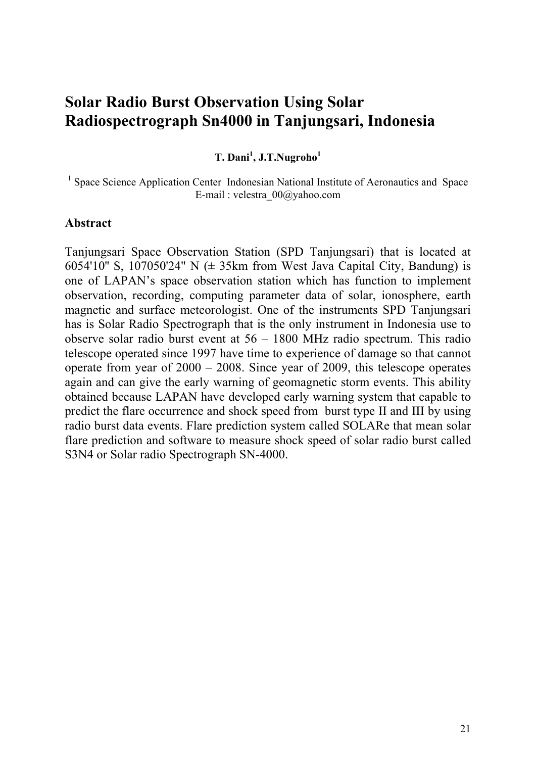# Solar Radio Burst Observation Using Solar Radiospectrograph Sn4000 in Tanjungsari, Indonesia

**T. Dani[1], J.T.Nugroho[1]**

[1] Space Science Application Center Indonesian National Institute of Aeronautics and Space
E-mail : velestra_00@yahoo.com

## Abstract

Tanjungsari Space Observation Station (SPD Tanjungsari) that is located at 6054'10'' S, 107050'24'' N (± 35km from West Java Capital City, Bandung) is one of LAPAN's space observation station which has function to implement observation, recording, computing parameter data of solar, ionosphere, earth magnetic and surface meteorologist. One of the instruments SPD Tanjungsari has is Solar Radio Spectrograph that is the only instrument in Indonesia use to observe solar radio burst event at 56 – 1800 MHz radio spectrum. This radio telescope operated since 1997 have time to experience of damage so that cannot operate from year of 2000 – 2008. Since year of 2009, this telescope operates again and can give the early warning of geomagnetic storm events. This ability obtained because LAPAN have developed early warning system that capable to predict the flare occurrence and shock speed from burst type II and III by using radio burst data events. Flare prediction system called SOLARe that mean solar flare prediction and software to measure shock speed of solar radio burst called S3N4 or Solar radio Spectrograph SN-4000.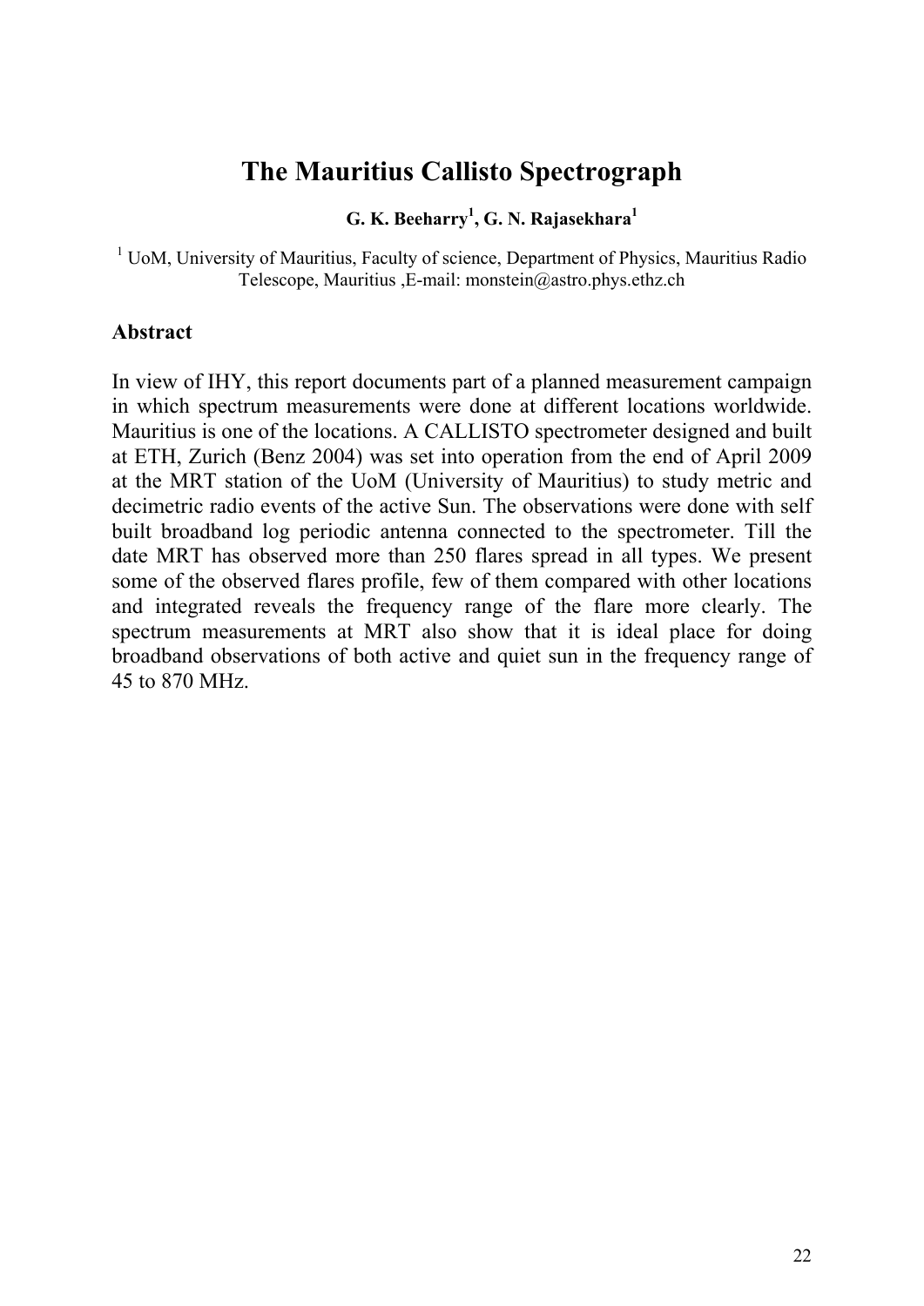# The Mauritius Callisto Spectrograph

**G. K. Beeharry[1], G. N. Rajasekhara[1]**

[1] UoM, University of Mauritius, Faculty of science, Department of Physics, Mauritius Radio Telescope, Mauritius ,E-mail: monstein@astro.phys.ethz.ch

## Abstract

In view of IHY, this report documents part of a planned measurement campaign in which spectrum measurements were done at different locations worldwide. Mauritius is one of the locations. A CALLISTO spectrometer designed and built at ETH, Zurich (Benz 2004) was set into operation from the end of April 2009 at the MRT station of the UoM (University of Mauritius) to study metric and decimetric radio events of the active Sun. The observations were done with self built broadband log periodic antenna connected to the spectrometer. Till the date MRT has observed more than 250 flares spread in all types. We present some of the observed flares profile, few of them compared with other locations and integrated reveals the frequency range of the flare more clearly. The spectrum measurements at MRT also show that it is ideal place for doing broadband observations of both active and quiet sun in the frequency range of 45 to 870 MHz.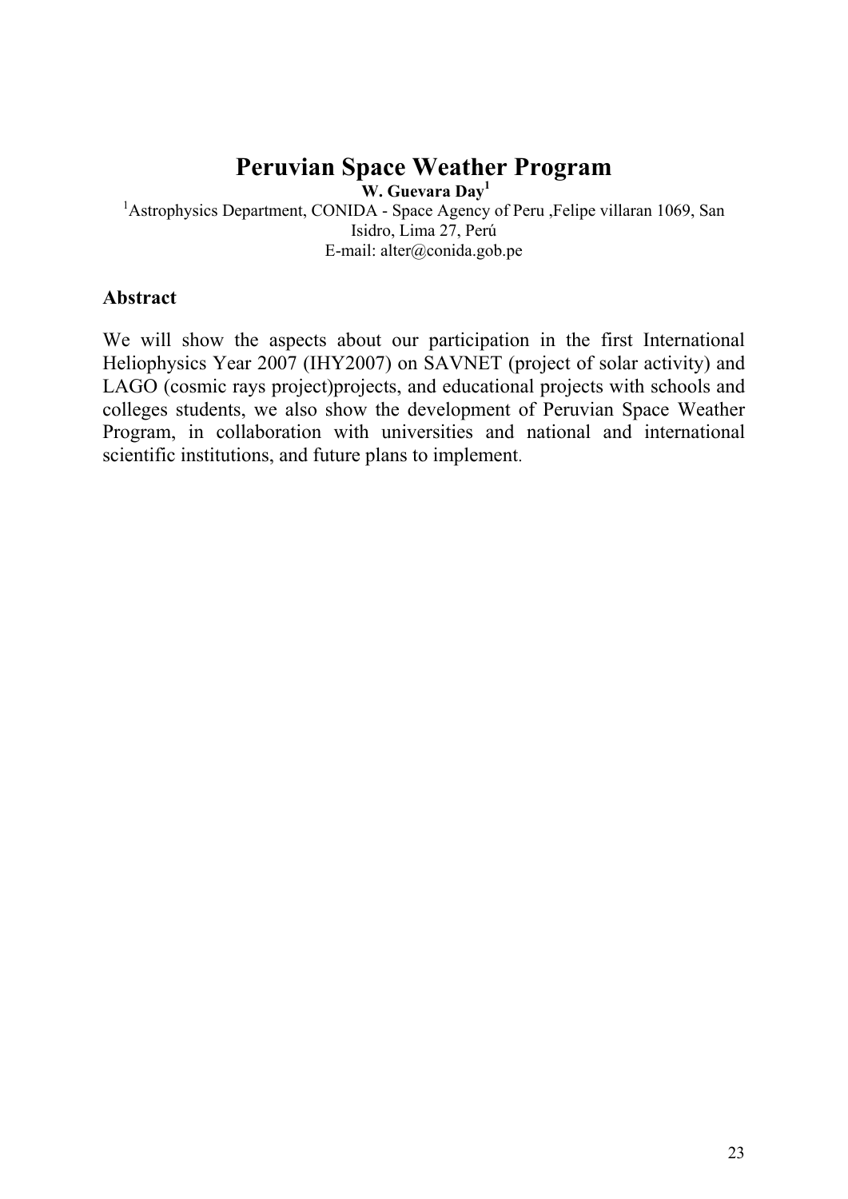# Peruvian Space Weather Program

**W. Guevara Day[1]**

[1]Astrophysics Department, CONIDA - Space Agency of Peru ,Felipe villaran 1069, San Isidro, Lima 27, Perú
E-mail: alter@conida.gob.pe

## Abstract

We will show the aspects about our participation in the first International Heliophysics Year 2007 (IHY2007) on SAVNET (project of solar activity) and LAGO (cosmic rays project)projects, and educational projects with schools and colleges students, we also show the development of Peruvian Space Weather Program, in collaboration with universities and national and international scientific institutions, and future plans to implement.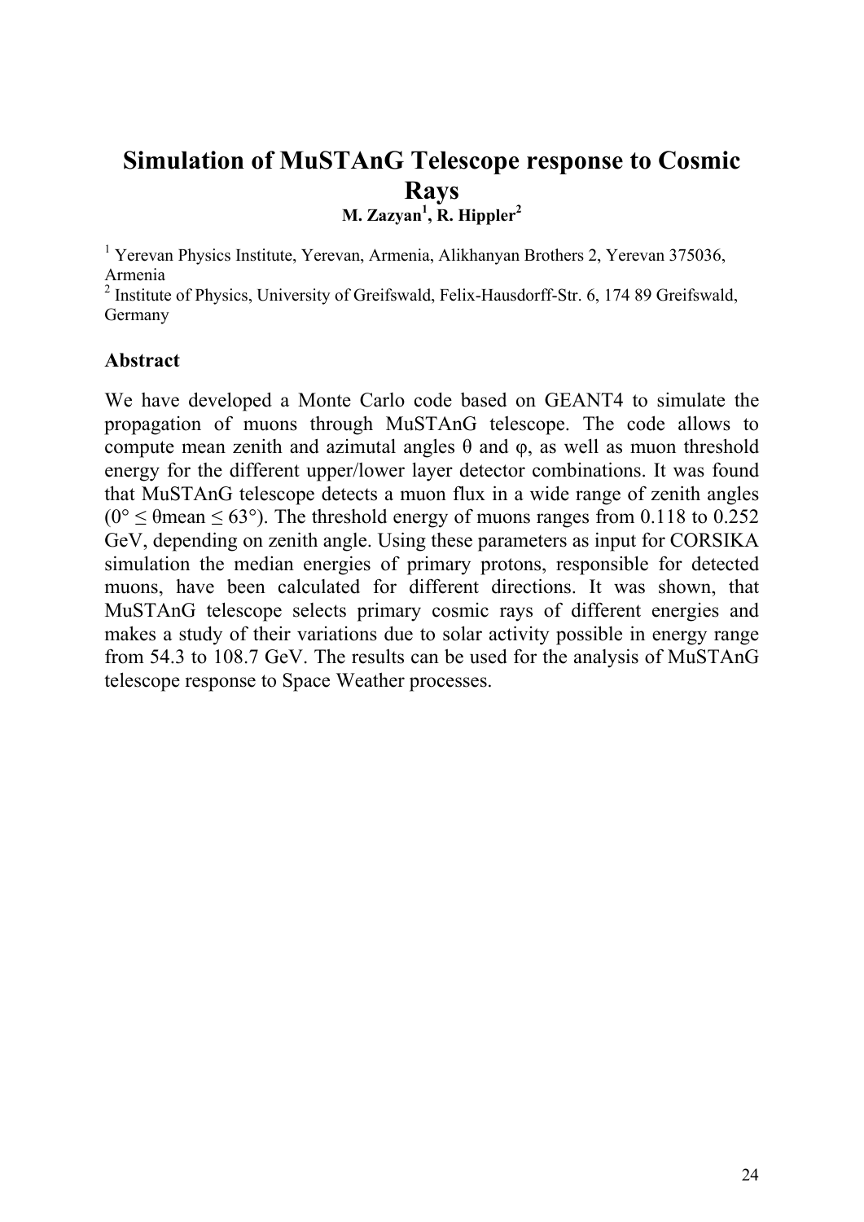# Simulation of MuSTAnG Telescope response to Cosmic Rays

**M. Zazyan[1], R. Hippler[2]**

[1] Yerevan Physics Institute, Yerevan, Armenia, Alikhanyan Brothers 2, Yerevan 375036, Armenia

[2] Institute of Physics, University of Greifswald, Felix-Hausdorff-Str. 6, 174 89 Greifswald, Germany

## Abstract

We have developed a Monte Carlo code based on GEANT4 to simulate the propagation of muons through MuSTAnG telescope. The code allows to compute mean zenith and azimutal angles $\theta$ and $\varphi$, as well as muon threshold energy for the different upper/lower layer detector combinations. It was found that MuSTAnG telescope detects a muon flux in a wide range of zenith angles ($0° \leq \theta_{mean} \leq 63°$). The threshold energy of muons ranges from 0.118 to 0.252 GeV, depending on zenith angle. Using these parameters as input for CORSIKA simulation the median energies of primary protons, responsible for detected muons, have been calculated for different directions. It was shown, that MuSTAnG telescope selects primary cosmic rays of different energies and makes a study of their variations due to solar activity possible in energy range from 54.3 to 108.7 GeV. The results can be used for the analysis of MuSTAnG telescope response to Space Weather processes.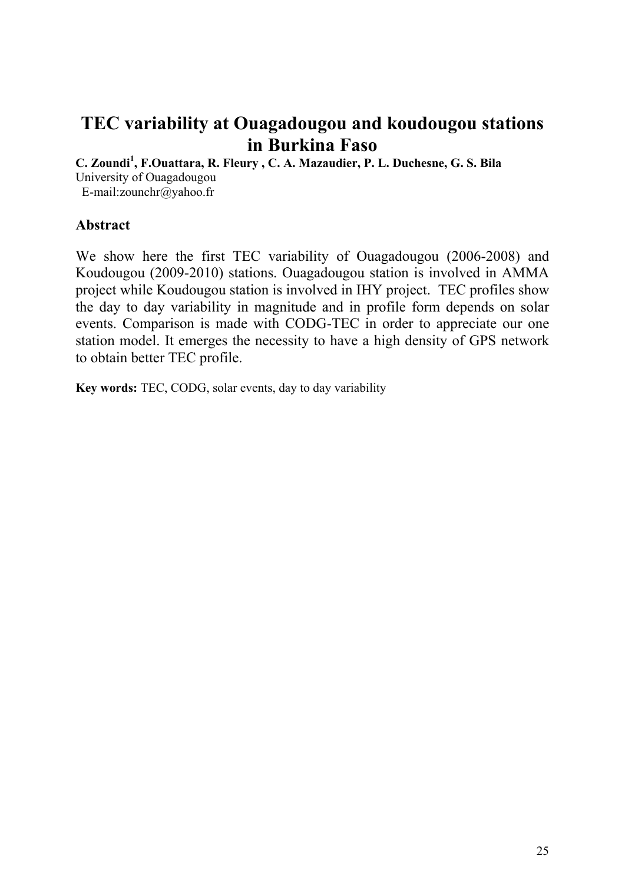# TEC variability at Ouagadougou and koudougou stations in Burkina Faso

**C. Zoundi[1], F.Ouattara, R. Fleury , C. A. Mazaudier, P. L. Duchesne, G. S. Bila**

University of Ouagadougou

E-mail:zounchr@yahoo.fr

## Abstract

We show here the first TEC variability of Ouagadougou (2006-2008) and Koudougou (2009-2010) stations. Ouagadougou station is involved in AMMA project while Koudougou station is involved in IHY project. TEC profiles show the day to day variability in magnitude and in profile form depends on solar events. Comparison is made with CODG-TEC in order to appreciate our one station model. It emerges the necessity to have a high density of GPS network to obtain better TEC profile.

**Key words:** TEC, CODG, solar events, day to day variability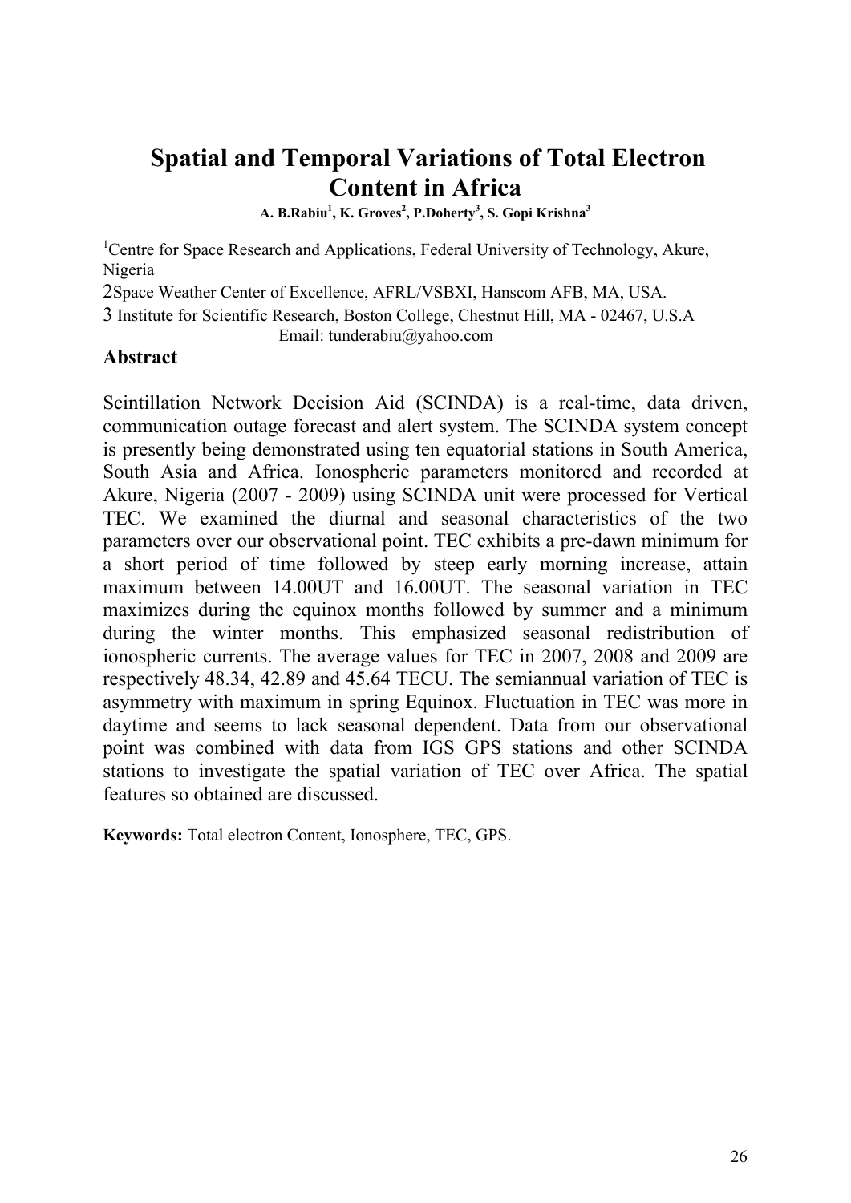# Spatial and Temporal Variations of Total Electron Content in Africa

**A. B.Rabiu[1], K. Groves[2], P.Doherty[3], S. Gopi Krishna[3]**

[1]Centre for Space Research and Applications, Federal University of Technology, Akure, Nigeria

2Space Weather Center of Excellence, AFRL/VSBXI, Hanscom AFB, MA, USA.

3 Institute for Scientific Research, Boston College, Chestnut Hill, MA - 02467, U.S.A

Email: tunderabiu@yahoo.com

## Abstract

Scintillation Network Decision Aid (SCINDA) is a real-time, data driven, communication outage forecast and alert system. The SCINDA system concept is presently being demonstrated using ten equatorial stations in South America, South Asia and Africa. Ionospheric parameters monitored and recorded at Akure, Nigeria (2007 - 2009) using SCINDA unit were processed for Vertical TEC. We examined the diurnal and seasonal characteristics of the two parameters over our observational point. TEC exhibits a pre-dawn minimum for a short period of time followed by steep early morning increase, attain maximum between 14.00UT and 16.00UT. The seasonal variation in TEC maximizes during the equinox months followed by summer and a minimum during the winter months. This emphasized seasonal redistribution of ionospheric currents. The average values for TEC in 2007, 2008 and 2009 are respectively 48.34, 42.89 and 45.64 TECU. The semiannual variation of TEC is asymmetry with maximum in spring Equinox. Fluctuation in TEC was more in daytime and seems to lack seasonal dependent. Data from our observational point was combined with data from IGS GPS stations and other SCINDA stations to investigate the spatial variation of TEC over Africa. The spatial features so obtained are discussed.

**Keywords:** Total electron Content, Ionosphere, TEC, GPS.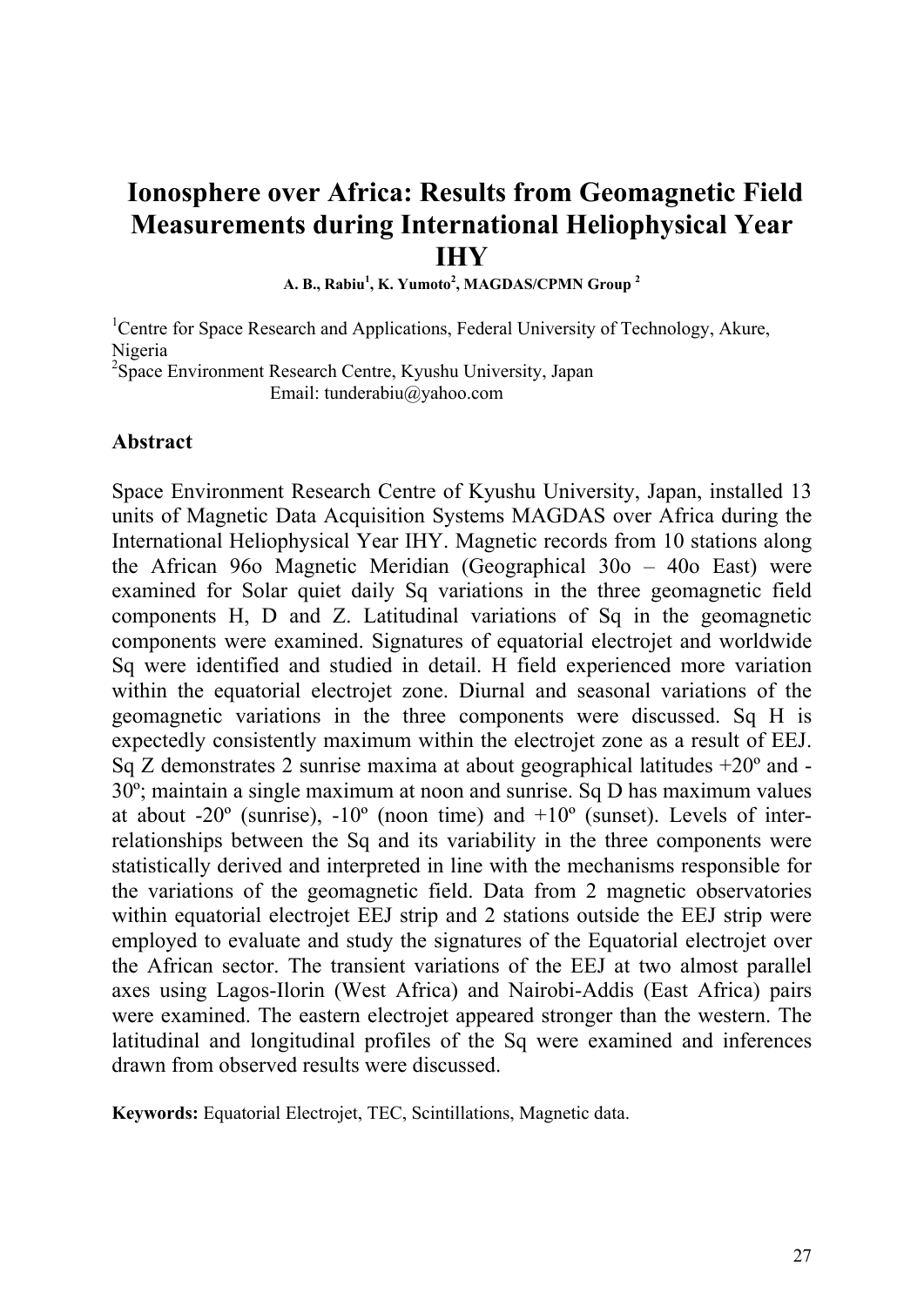# Ionosphere over Africa: Results from Geomagnetic Field Measurements during International Heliophysical Year IHY

**A. B., Rabiu[1], K. Yumoto[2], MAGDAS/CPMN Group [2]**

[1]Centre for Space Research and Applications, Federal University of Technology, Akure, Nigeria

[2]Space Environment Research Centre, Kyushu University, Japan

Email: tunderabiu@yahoo.com

## Abstract

Space Environment Research Centre of Kyushu University, Japan, installed 13 units of Magnetic Data Acquisition Systems MAGDAS over Africa during the International Heliophysical Year IHY. Magnetic records from 10 stations along the African 96o Magnetic Meridian (Geographical 30o – 40o East) were examined for Solar quiet daily Sq variations in the three geomagnetic field components H, D and Z. Latitudinal variations of Sq in the geomagnetic components were examined. Signatures of equatorial electrojet and worldwide Sq were identified and studied in detail. H field experienced more variation within the equatorial electrojet zone. Diurnal and seasonal variations of the geomagnetic variations in the three components were discussed. Sq H is expectedly consistently maximum within the electrojet zone as a result of EEJ. Sq Z demonstrates 2 sunrise maxima at about geographical latitudes +20º and -30º; maintain a single maximum at noon and sunrise. Sq D has maximum values at about -20º (sunrise), -10º (noon time) and +10º (sunset). Levels of inter-relationships between the Sq and its variability in the three components were statistically derived and interpreted in line with the mechanisms responsible for the variations of the geomagnetic field. Data from 2 magnetic observatories within equatorial electrojet EEJ strip and 2 stations outside the EEJ strip were employed to evaluate and study the signatures of the Equatorial electrojet over the African sector. The transient variations of the EEJ at two almost parallel axes using Lagos-Ilorin (West Africa) and Nairobi-Addis (East Africa) pairs were examined. The eastern electrojet appeared stronger than the western. The latitudinal and longitudinal profiles of the Sq were examined and inferences drawn from observed results were discussed.

**Keywords:** Equatorial Electrojet, TEC, Scintillations, Magnetic data.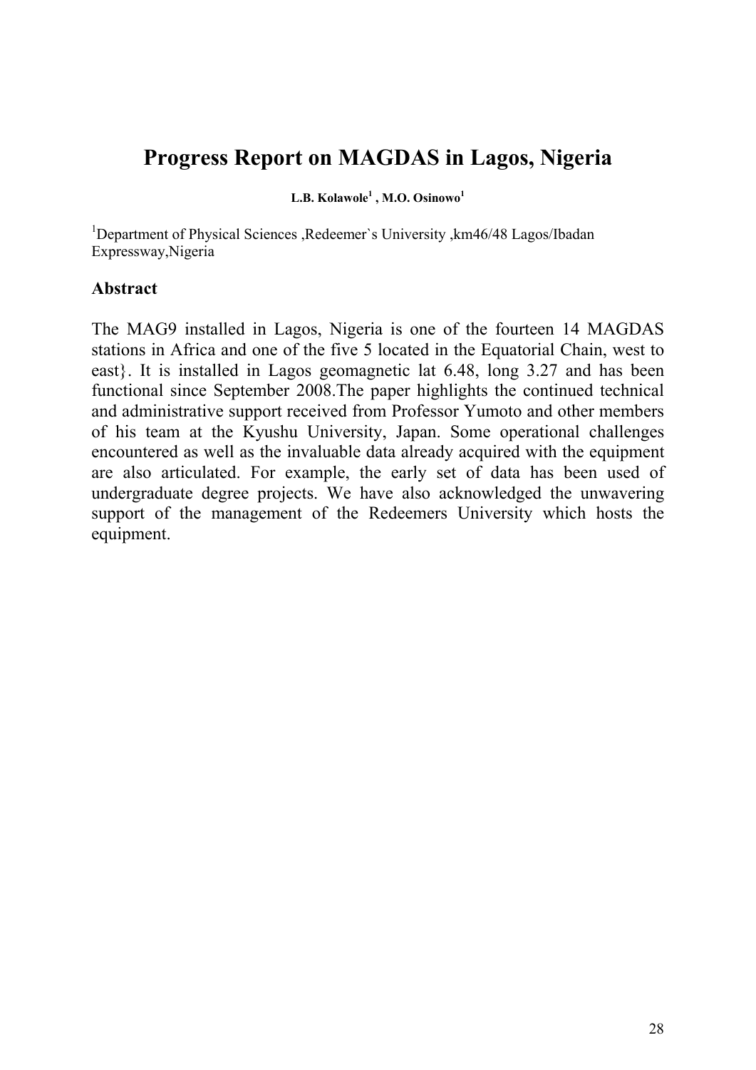# Progress Report on MAGDAS in Lagos, Nigeria

**L.B. Kolawole[1] , M.O. Osinowo[1]**

[1]Department of Physical Sciences ,Redeemer`s University ,km46/48 Lagos/Ibadan Expressway,Nigeria

## Abstract

The MAG9 installed in Lagos, Nigeria is one of the fourteen 14 MAGDAS stations in Africa and one of the five 5 located in the Equatorial Chain, west to east}. It is installed in Lagos geomagnetic lat 6.48, long 3.27 and has been functional since September 2008.The paper highlights the continued technical and administrative support received from Professor Yumoto and other members of his team at the Kyushu University, Japan. Some operational challenges encountered as well as the invaluable data already acquired with the equipment are also articulated. For example, the early set of data has been used of undergraduate degree projects. We have also acknowledged the unwavering support of the management of the Redeemers University which hosts the equipment.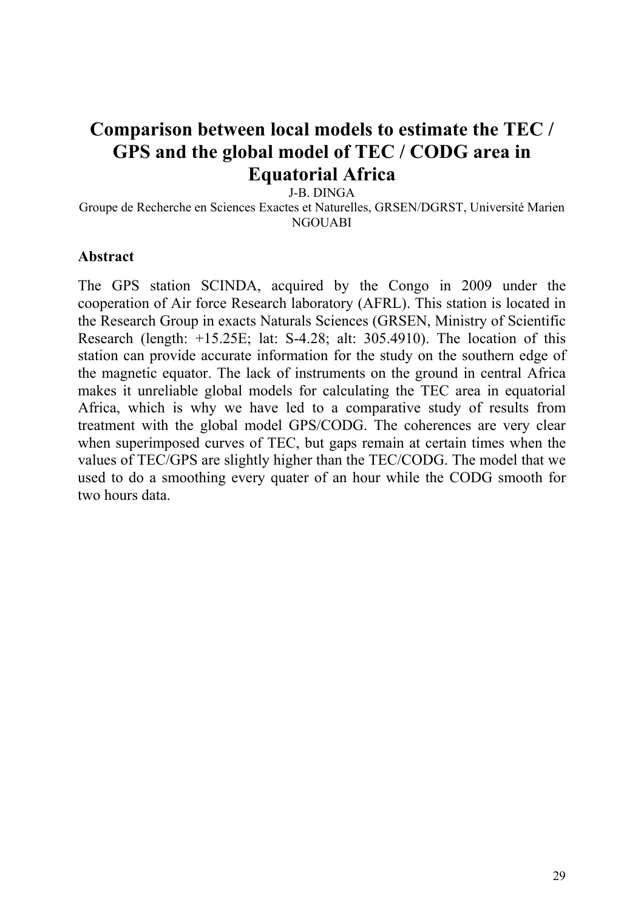# Comparison between local models to estimate the TEC / GPS and the global model of TEC / CODG area in Equatorial Africa

J-B. DINGA

Groupe de Recherche en Sciences Exactes et Naturelles, GRSEN/DGRST, Université Marien NGOUABI

## Abstract

The GPS station SCINDA, acquired by the Congo in 2009 under the cooperation of Air force Research laboratory (AFRL). This station is located in the Research Group in exacts Naturals Sciences (GRSEN, Ministry of Scientific Research (length: +15.25E; lat: S-4.28; alt: 305.4910). The location of this station can provide accurate information for the study on the southern edge of the magnetic equator. The lack of instruments on the ground in central Africa makes it unreliable global models for calculating the TEC area in equatorial Africa, which is why we have led to a comparative study of results from treatment with the global model GPS/CODG. The coherences are very clear when superimposed curves of TEC, but gaps remain at certain times when the values of TEC/GPS are slightly higher than the TEC/CODG. The model that we used to do a smoothing every quater of an hour while the CODG smooth for two hours data.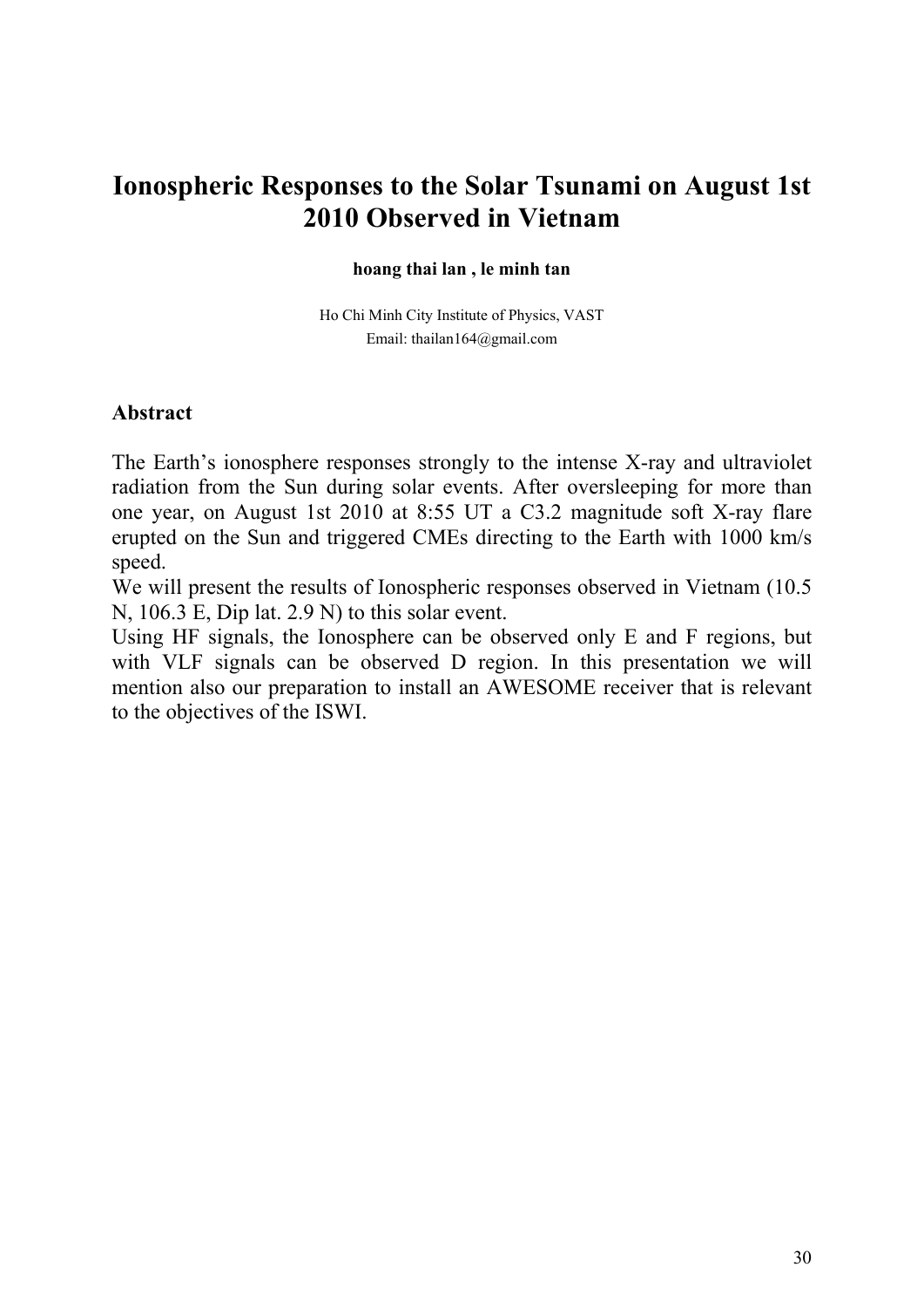# Ionospheric Responses to the Solar Tsunami on August 1st 2010 Observed in Vietnam

**hoang thai lan , le minh tan**

Ho Chi Minh City Institute of Physics, VAST
Email: thailan164@gmail.com

## Abstract

The Earth's ionosphere responses strongly to the intense X-ray and ultraviolet radiation from the Sun during solar events. After oversleeping for more than one year, on August 1st 2010 at 8:55 UT a C3.2 magnitude soft X-ray flare erupted on the Sun and triggered CMEs directing to the Earth with 1000 km/s speed.

We will present the results of Ionospheric responses observed in Vietnam (10.5 N, 106.3 E, Dip lat. 2.9 N) to this solar event.

Using HF signals, the Ionosphere can be observed only E and F regions, but with VLF signals can be observed D region. In this presentation we will mention also our preparation to install an AWESOME receiver that is relevant to the objectives of the ISWI.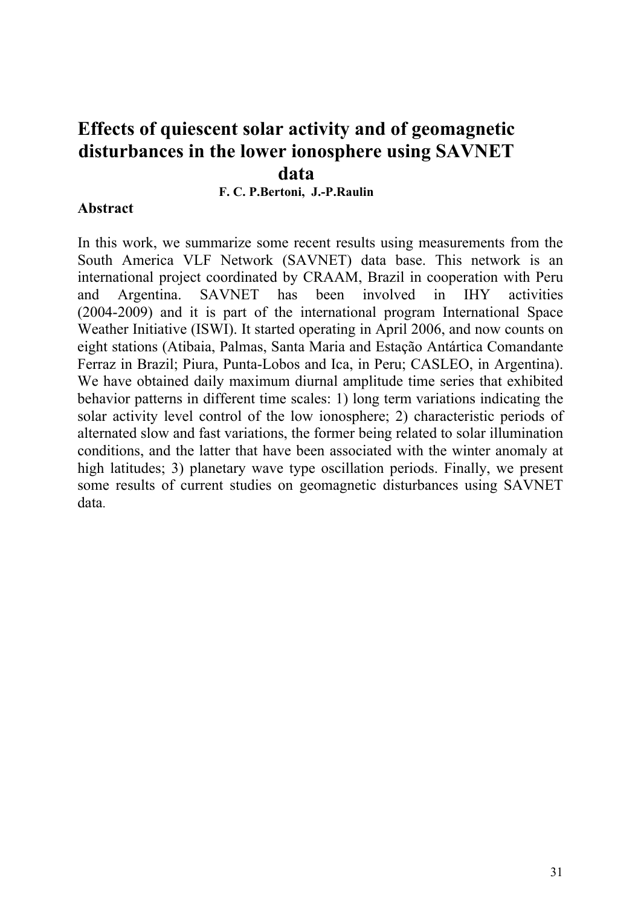# Effects of quiescent solar activity and of geomagnetic disturbances in the lower ionosphere using SAVNET data

**F. C. P.Bertoni, J.-P.Raulin**

**Abstract**

In this work, we summarize some recent results using measurements from the South America VLF Network (SAVNET) data base. This network is an international project coordinated by CRAAM, Brazil in cooperation with Peru and Argentina. SAVNET has been involved in IHY activities (2004-2009) and it is part of the international program International Space Weather Initiative (ISWI). It started operating in April 2006, and now counts on eight stations (Atibaia, Palmas, Santa Maria and Estação Antártica Comandante Ferraz in Brazil; Piura, Punta-Lobos and Ica, in Peru; CASLEO, in Argentina). We have obtained daily maximum diurnal amplitude time series that exhibited behavior patterns in different time scales: 1) long term variations indicating the solar activity level control of the low ionosphere; 2) characteristic periods of alternated slow and fast variations, the former being related to solar illumination conditions, and the latter that have been associated with the winter anomaly at high latitudes; 3) planetary wave type oscillation periods. Finally, we present some results of current studies on geomagnetic disturbances using SAVNET data.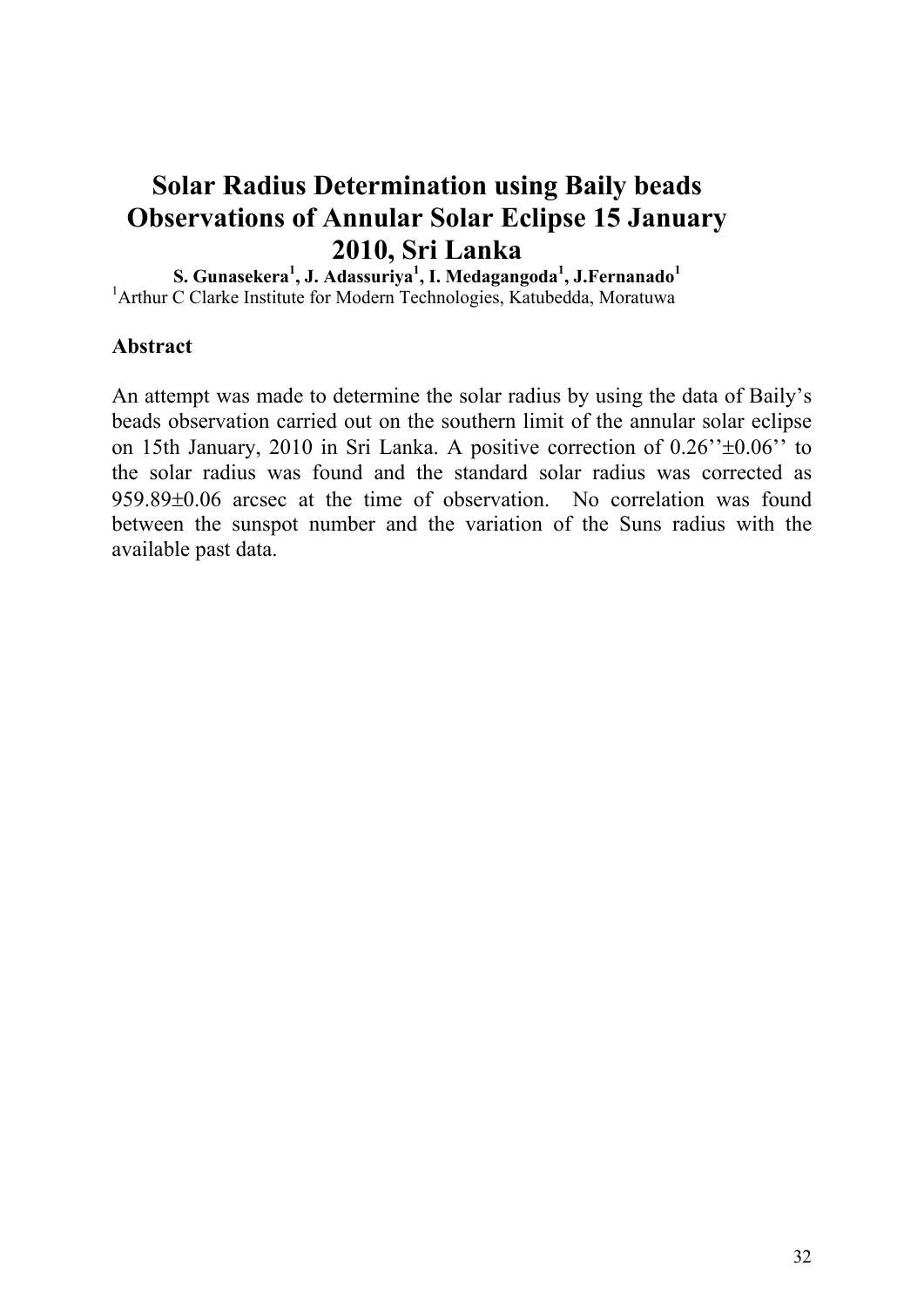# Solar Radius Determination using Baily beads Observations of Annular Solar Eclipse 15 January 2010, Sri Lanka

**S. Gunasekera[1], J. Adassuriya[1], I. Medagangoda[1], J.Fernanado[1]**

[1]Arthur C Clarke Institute for Modern Technologies, Katubedda, Moratuwa

## Abstract

An attempt was made to determine the solar radius by using the data of Baily's beads observation carried out on the southern limit of the annular solar eclipse on 15th January, 2010 in Sri Lanka. A positive correction of 0.26''±0.06'' to the solar radius was found and the standard solar radius was corrected as 959.89±0.06 arcsec at the time of observation. No correlation was found between the sunspot number and the variation of the Suns radius with the available past data.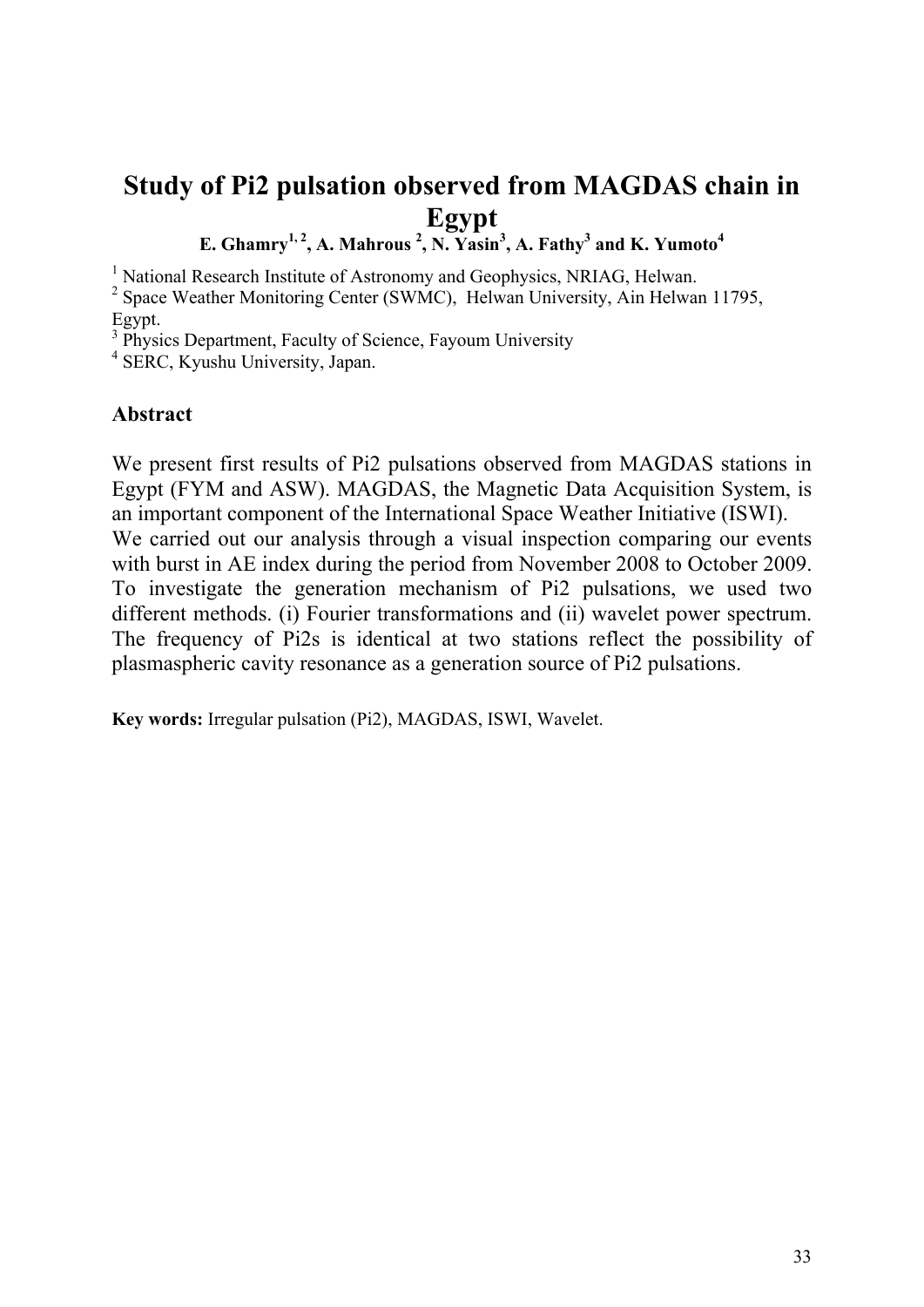# Study of Pi2 pulsation observed from MAGDAS chain in Egypt

**E. Ghamry[1, 2], A. Mahrous [2], N. Yasin[3], A. Fathy[3] and K. Yumoto[4]**

[1] National Research Institute of Astronomy and Geophysics, NRIAG, Helwan.
[2] Space Weather Monitoring Center (SWMC), Helwan University, Ain Helwan 11795, Egypt.
[3] Physics Department, Faculty of Science, Fayoum University
[4] SERC, Kyushu University, Japan.

## Abstract

We present first results of Pi2 pulsations observed from MAGDAS stations in Egypt (FYM and ASW). MAGDAS, the Magnetic Data Acquisition System, is an important component of the International Space Weather Initiative (ISWI). We carried out our analysis through a visual inspection comparing our events with burst in AE index during the period from November 2008 to October 2009. To investigate the generation mechanism of Pi2 pulsations, we used two different methods. (i) Fourier transformations and (ii) wavelet power spectrum. The frequency of Pi2s is identical at two stations reflect the possibility of plasmaspheric cavity resonance as a generation source of Pi2 pulsations.

**Key words:** Irregular pulsation (Pi2), MAGDAS, ISWI, Wavelet.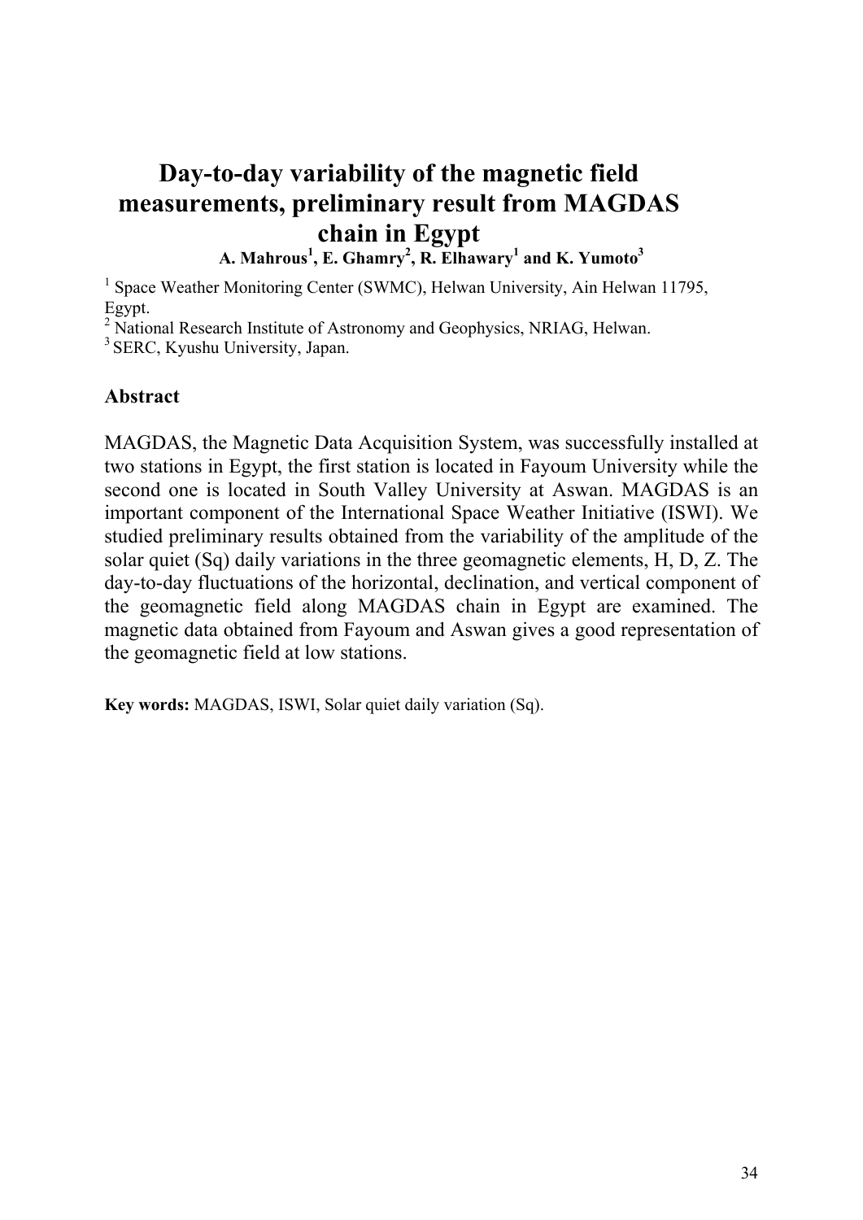# Day-to-day variability of the magnetic field measurements, preliminary result from MAGDAS chain in Egypt

**A. Mahrous[1], E. Ghamry[2], R. Elhawary[1] and K. Yumoto[3]**

[1] Space Weather Monitoring Center (SWMC), Helwan University, Ain Helwan 11795, Egypt.

[2] National Research Institute of Astronomy and Geophysics, NRIAG, Helwan.

[3] SERC, Kyushu University, Japan.

## Abstract

MAGDAS, the Magnetic Data Acquisition System, was successfully installed at two stations in Egypt, the first station is located in Fayoum University while the second one is located in South Valley University at Aswan. MAGDAS is an important component of the International Space Weather Initiative (ISWI). We studied preliminary results obtained from the variability of the amplitude of the solar quiet (Sq) daily variations in the three geomagnetic elements, H, D, Z. The day-to-day fluctuations of the horizontal, declination, and vertical component of the geomagnetic field along MAGDAS chain in Egypt are examined. The magnetic data obtained from Fayoum and Aswan gives a good representation of the geomagnetic field at low stations.

**Key words:** MAGDAS, ISWI, Solar quiet daily variation (Sq).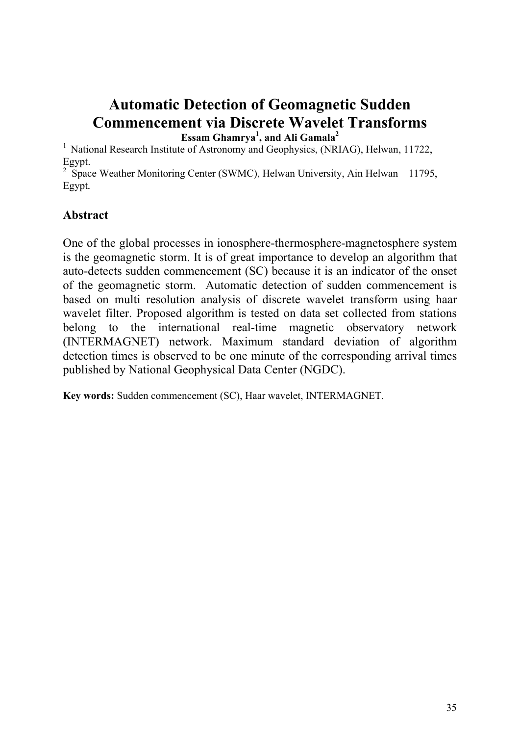# Automatic Detection of Geomagnetic Sudden Commencement via Discrete Wavelet Transforms

**Essam Ghamrya[1], and Ali Gamala[2]**

[1] National Research Institute of Astronomy and Geophysics, (NRIAG), Helwan, 11722, Egypt.

[2] Space Weather Monitoring Center (SWMC), Helwan University, Ain Helwan 11795, Egypt.

## Abstract

One of the global processes in ionosphere-thermosphere-magnetosphere system is the geomagnetic storm. It is of great importance to develop an algorithm that auto-detects sudden commencement (SC) because it is an indicator of the onset of the geomagnetic storm. Automatic detection of sudden commencement is based on multi resolution analysis of discrete wavelet transform using haar wavelet filter. Proposed algorithm is tested on data set collected from stations belong to the international real-time magnetic observatory network (INTERMAGNET) network. Maximum standard deviation of algorithm detection times is observed to be one minute of the corresponding arrival times published by National Geophysical Data Center (NGDC).

**Key words:** Sudden commencement (SC), Haar wavelet, INTERMAGNET.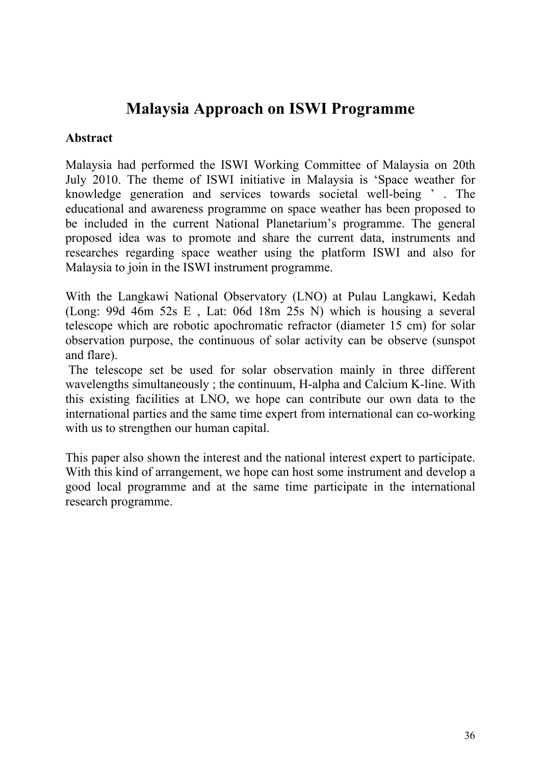# Malaysia Approach on ISWI Programme

**Abstract**

Malaysia had performed the ISWI Working Committee of Malaysia on 20th July 2010. The theme of ISWI initiative in Malaysia is ‘Space weather for knowledge generation and services towards societal well-being ’ . The educational and awareness programme on space weather has been proposed to be included in the current National Planetarium’s programme. The general proposed idea was to promote and share the current data, instruments and researches regarding space weather using the platform ISWI and also for Malaysia to join in the ISWI instrument programme.

With the Langkawi National Observatory (LNO) at Pulau Langkawi, Kedah (Long: 99d 46m 52s E , Lat: 06d 18m 25s N) which is housing a several telescope which are robotic apochromatic refractor (diameter 15 cm) for solar observation purpose, the continuous of solar activity can be observe (sunspot and flare).

The telescope set be used for solar observation mainly in three different wavelengths simultaneously ; the continuum, H-alpha and Calcium K-line. With this existing facilities at LNO, we hope can contribute our own data to the international parties and the same time expert from international can co-working with us to strengthen our human capital.

This paper also shown the interest and the national interest expert to participate. With this kind of arrangement, we hope can host some instrument and develop a good local programme and at the same time participate in the international research programme.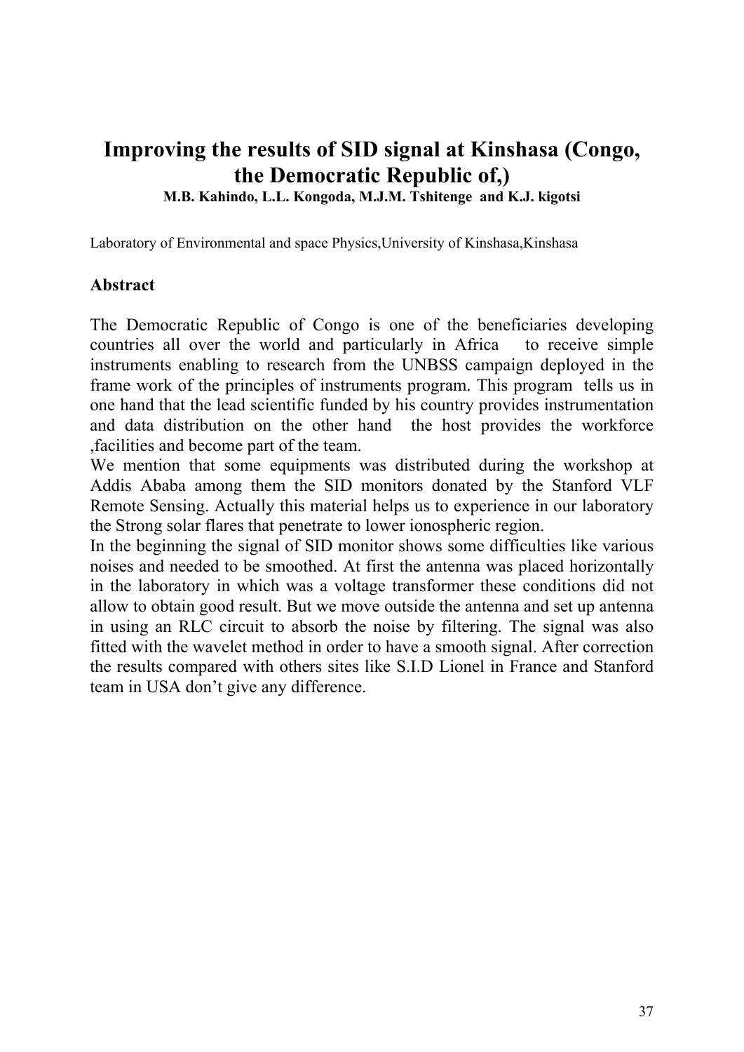# Improving the results of SID signal at Kinshasa (Congo, the Democratic Republic of,)

**M.B. Kahindo, L.L. Kongoda, M.J.M. Tshitenge and K.J. kigotsi**

Laboratory of Environmental and space Physics,University of Kinshasa,Kinshasa

## Abstract

The Democratic Republic of Congo is one of the beneficiaries developing countries all over the world and particularly in Africa to receive simple instruments enabling to research from the UNBSS campaign deployed in the frame work of the principles of instruments program. This program tells us in one hand that the lead scientific funded by his country provides instrumentation and data distribution on the other hand the host provides the workforce ,facilities and become part of the team.

We mention that some equipments was distributed during the workshop at Addis Ababa among them the SID monitors donated by the Stanford VLF Remote Sensing. Actually this material helps us to experience in our laboratory the Strong solar flares that penetrate to lower ionospheric region.

In the beginning the signal of SID monitor shows some difficulties like various noises and needed to be smoothed. At first the antenna was placed horizontally in the laboratory in which was a voltage transformer these conditions did not allow to obtain good result. But we move outside the antenna and set up antenna in using an RLC circuit to absorb the noise by filtering. The signal was also fitted with the wavelet method in order to have a smooth signal. After correction the results compared with others sites like S.I.D Lionel in France and Stanford team in USA don't give any difference.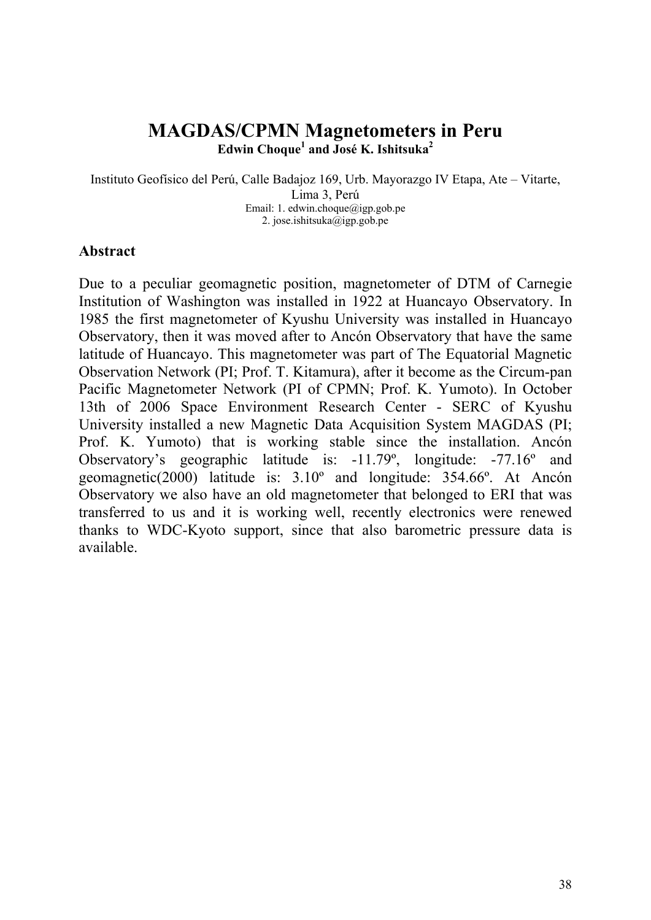# MAGDAS/CPMN Magnetometers in Peru

**Edwin Choque[1] and José K. Ishitsuka[2]**

Instituto Geofísico del Perú, Calle Badajoz 169, Urb. Mayorazgo IV Etapa, Ate – Vitarte, Lima 3, Perú
Email: 1. edwin.choque@igp.gob.pe
2. jose.ishitsuka@igp.gob.pe

## Abstract

Due to a peculiar geomagnetic position, magnetometer of DTM of Carnegie Institution of Washington was installed in 1922 at Huancayo Observatory. In 1985 the first magnetometer of Kyushu University was installed in Huancayo Observatory, then it was moved after to Ancón Observatory that have the same latitude of Huancayo. This magnetometer was part of The Equatorial Magnetic Observation Network (PI; Prof. T. Kitamura), after it become as the Circum-pan Pacific Magnetometer Network (PI of CPMN; Prof. K. Yumoto). In October 13th of 2006 Space Environment Research Center - SERC of Kyushu University installed a new Magnetic Data Acquisition System MAGDAS (PI; Prof. K. Yumoto) that is working stable since the installation. Ancón Observatory's geographic latitude is: -11.79º, longitude: -77.16º and geomagnetic(2000) latitude is: 3.10º and longitude: 354.66º. At Ancón Observatory we also have an old magnetometer that belonged to ERI that was transferred to us and it is working well, recently electronics were renewed thanks to WDC-Kyoto support, since that also barometric pressure data is available.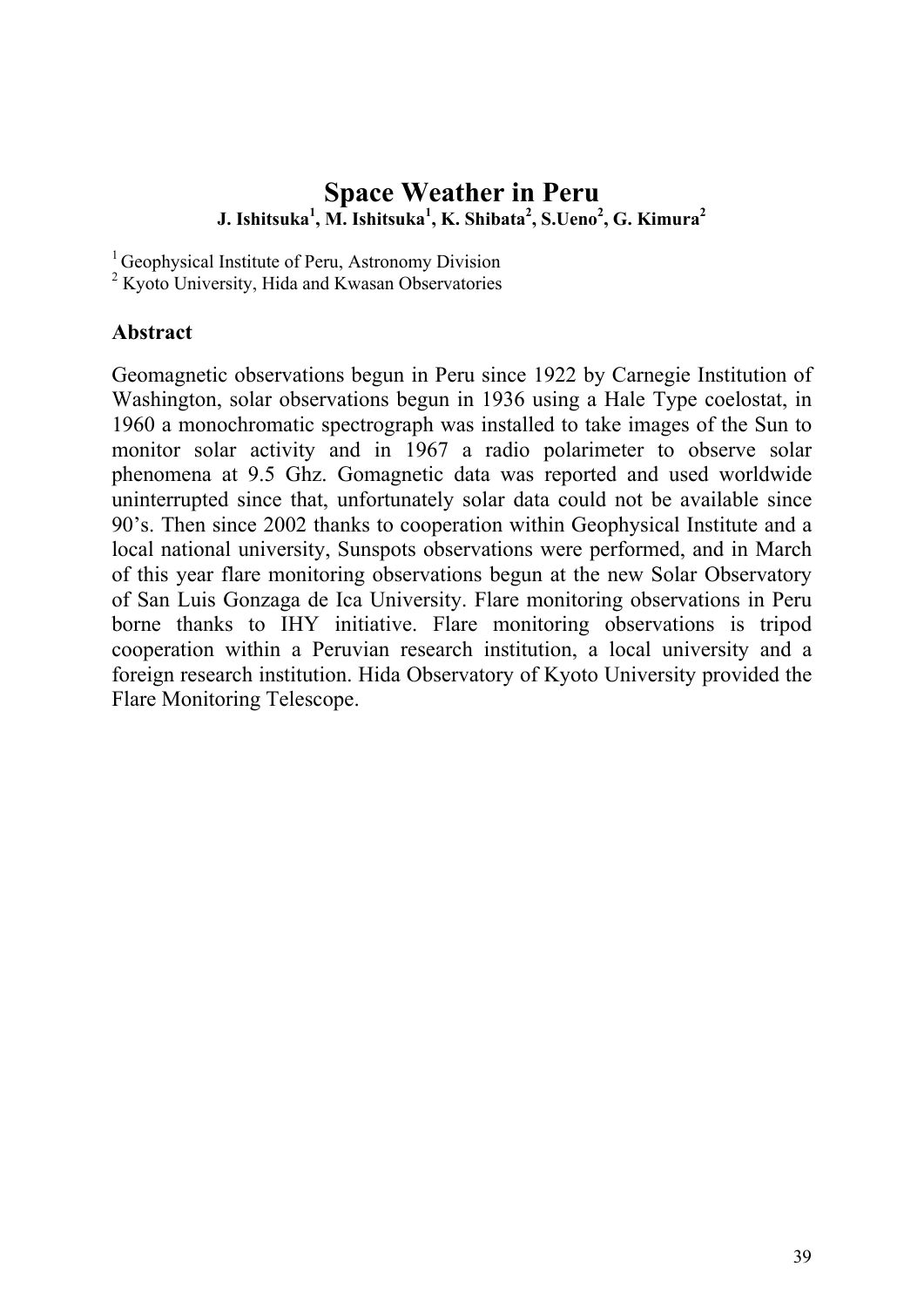# Space Weather in Peru

**J. Ishitsuka[1], M. Ishitsuka[1], K. Shibata[2], S.Ueno[2], G. Kimura[2]**

[1] Geophysical Institute of Peru, Astronomy Division
[2] Kyoto University, Hida and Kwasan Observatories

## Abstract

Geomagnetic observations begun in Peru since 1922 by Carnegie Institution of Washington, solar observations begun in 1936 using a Hale Type coelostat, in 1960 a monochromatic spectrograph was installed to take images of the Sun to monitor solar activity and in 1967 a radio polarimeter to observe solar phenomena at 9.5 Ghz. Gomagnetic data was reported and used worldwide uninterrupted since that, unfortunately solar data could not be available since 90's. Then since 2002 thanks to cooperation within Geophysical Institute and a local national university, Sunspots observations were performed, and in March of this year flare monitoring observations begun at the new Solar Observatory of San Luis Gonzaga de Ica University. Flare monitoring observations in Peru borne thanks to IHY initiative. Flare monitoring observations is tripod cooperation within a Peruvian research institution, a local university and a foreign research institution. Hida Observatory of Kyoto University provided the Flare Monitoring Telescope.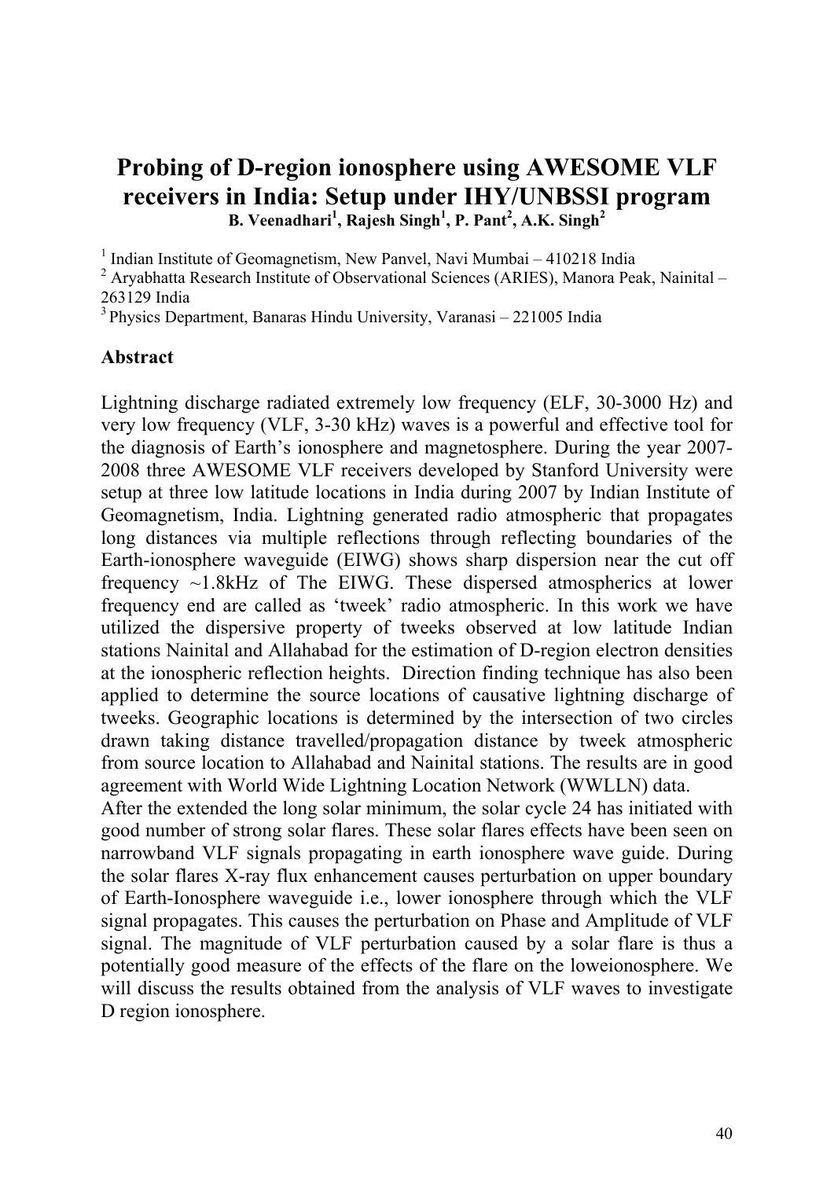# Probing of D-region ionosphere using AWESOME VLF receivers in India: Setup under IHY/UNBSSI program

**B. Veenadhari[1], Rajesh Singh[1], P. Pant[2], A.K. Singh[2]**

[1] Indian Institute of Geomagnetism, New Panvel, Navi Mumbai – 410218 India
[2] Aryabhatta Research Institute of Observational Sciences (ARIES), Manora Peak, Nainital – 263129 India
[3] Physics Department, Banaras Hindu University, Varanasi – 221005 India

## Abstract

Lightning discharge radiated extremely low frequency (ELF, 30-3000 Hz) and very low frequency (VLF, 3-30 kHz) waves is a powerful and effective tool for the diagnosis of Earth's ionosphere and magnetosphere. During the year 2007-2008 three AWESOME VLF receivers developed by Stanford University were setup at three low latitude locations in India during 2007 by Indian Institute of Geomagnetism, India. Lightning generated radio atmospheric that propagates long distances via multiple reflections through reflecting boundaries of the Earth-ionosphere waveguide (EIWG) shows sharp dispersion near the cut off frequency ~1.8kHz of The EIWG. These dispersed atmospherics at lower frequency end are called as 'tweek' radio atmospheric. In this work we have utilized the dispersive property of tweeks observed at low latitude Indian stations Nainital and Allahabad for the estimation of D-region electron densities at the ionospheric reflection heights. Direction finding technique has also been applied to determine the source locations of causative lightning discharge of tweeks. Geographic locations is determined by the intersection of two circles drawn taking distance travelled/propagation distance by tweek atmospheric from source location to Allahabad and Nainital stations. The results are in good agreement with World Wide Lightning Location Network (WWLLN) data.
After the extended the long solar minimum, the solar cycle 24 has initiated with good number of strong solar flares. These solar flares effects have been seen on narrowband VLF signals propagating in earth ionosphere wave guide. During the solar flares X-ray flux enhancement causes perturbation on upper boundary of Earth-Ionosphere waveguide i.e., lower ionosphere through which the VLF signal propagates. This causes the perturbation on Phase and Amplitude of VLF signal. The magnitude of VLF perturbation caused by a solar flare is thus a potentially good measure of the effects of the flare on the loweionosphere. We will discuss the results obtained from the analysis of VLF waves to investigate D region ionosphere.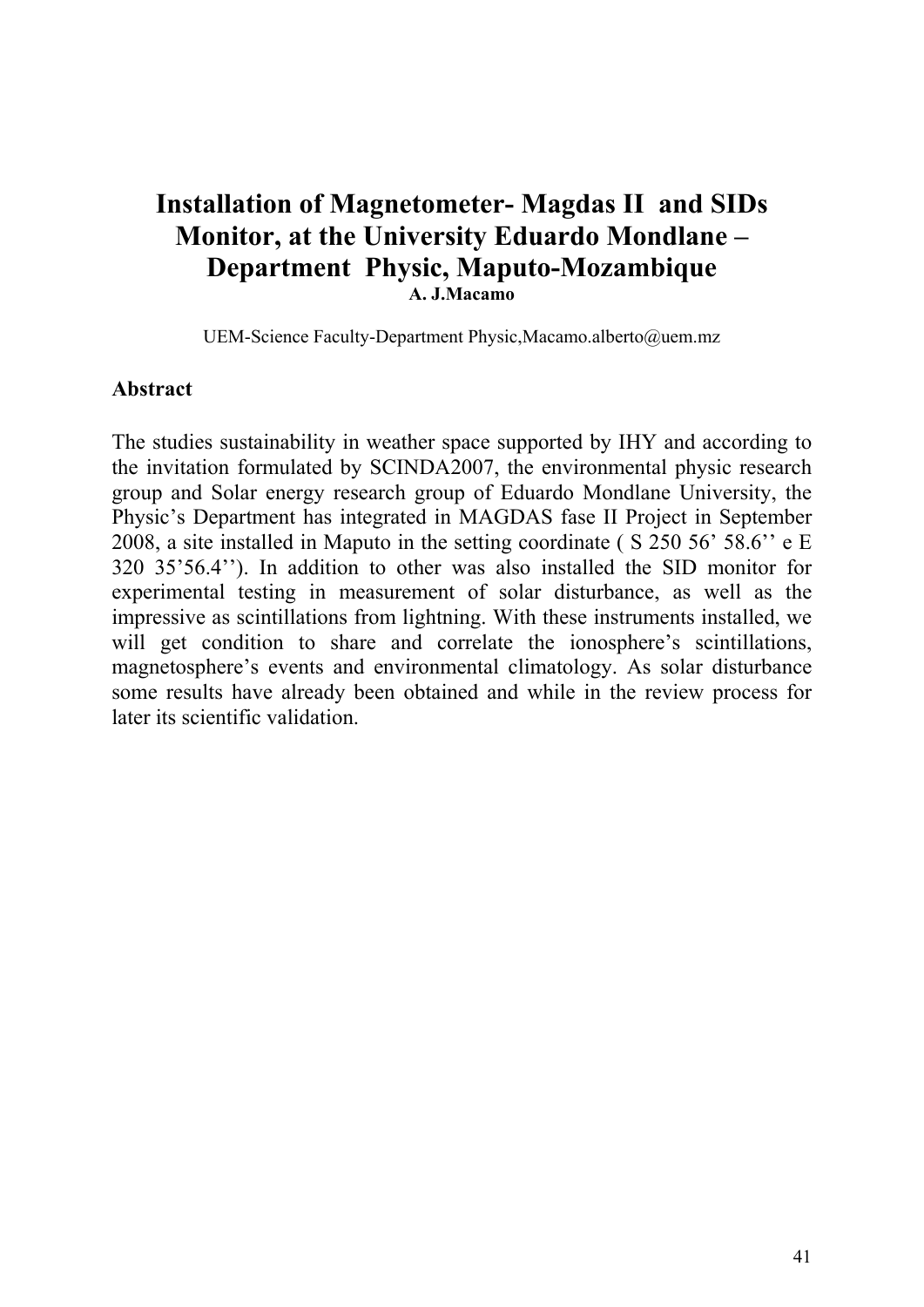# Installation of Magnetometer- Magdas II and SIDs Monitor, at the University Eduardo Mondlane – Department Physic, Maputo-Mozambique

**A. J.Macamo**

UEM-Science Faculty-Department Physic,Macamo.alberto@uem.mz

**Abstract**

The studies sustainability in weather space supported by IHY and according to the invitation formulated by SCINDA2007, the environmental physic research group and Solar energy research group of Eduardo Mondlane University, the Physic's Department has integrated in MAGDAS fase II Project in September 2008, a site installed in Maputo in the setting coordinate ( S 250 56' 58.6'' e E 320 35'56.4''). In addition to other was also installed the SID monitor for experimental testing in measurement of solar disturbance, as well as the impressive as scintillations from lightning. With these instruments installed, we will get condition to share and correlate the ionosphere's scintillations, magnetosphere's events and environmental climatology. As solar disturbance some results have already been obtained and while in the review process for later its scientific validation.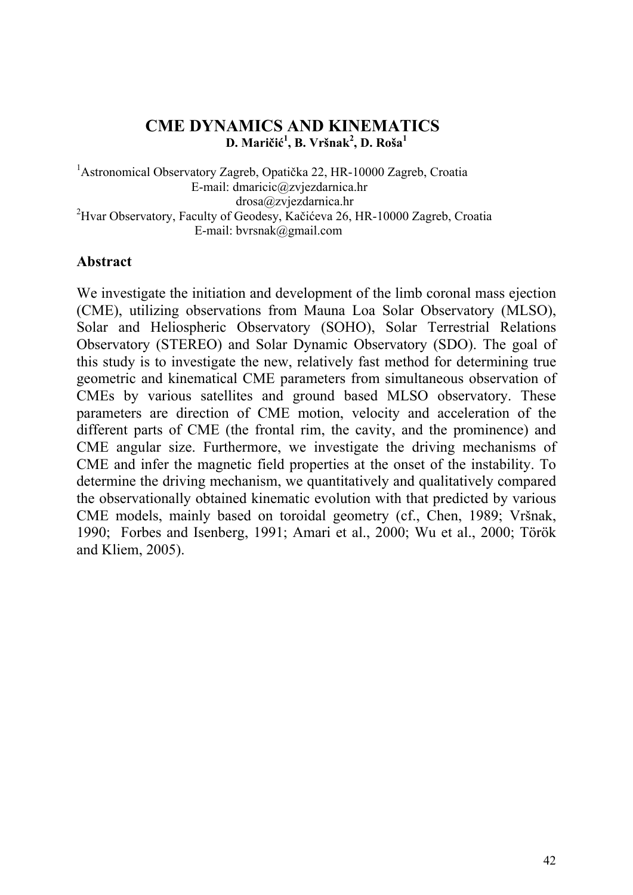# CME DYNAMICS AND KINEMATICS

**D. Maričić[1], B. Vršnak[2], D. Roša[1]**

[1]Astronomical Observatory Zagreb, Opatička 22, HR-10000 Zagreb, Croatia
E-mail: dmaricic@zvjezdarnica.hr
drosa@zvjezdarnica.hr
[2]Hvar Observatory, Faculty of Geodesy, Kačićeva 26, HR-10000 Zagreb, Croatia
E-mail: bvrsnak@gmail.com

## Abstract

We investigate the initiation and development of the limb coronal mass ejection (CME), utilizing observations from Mauna Loa Solar Observatory (MLSO), Solar and Heliospheric Observatory (SOHO), Solar Terrestrial Relations Observatory (STEREO) and Solar Dynamic Observatory (SDO). The goal of this study is to investigate the new, relatively fast method for determining true geometric and kinematical CME parameters from simultaneous observation of CMEs by various satellites and ground based MLSO observatory. These parameters are direction of CME motion, velocity and acceleration of the different parts of CME (the frontal rim, the cavity, and the prominence) and CME angular size. Furthermore, we investigate the driving mechanisms of CME and infer the magnetic field properties at the onset of the instability. To determine the driving mechanism, we quantitatively and qualitatively compared the observationally obtained kinematic evolution with that predicted by various CME models, mainly based on toroidal geometry (cf., Chen, 1989; Vršnak, 1990; Forbes and Isenberg, 1991; Amari et al., 2000; Wu et al., 2000; Török and Kliem, 2005).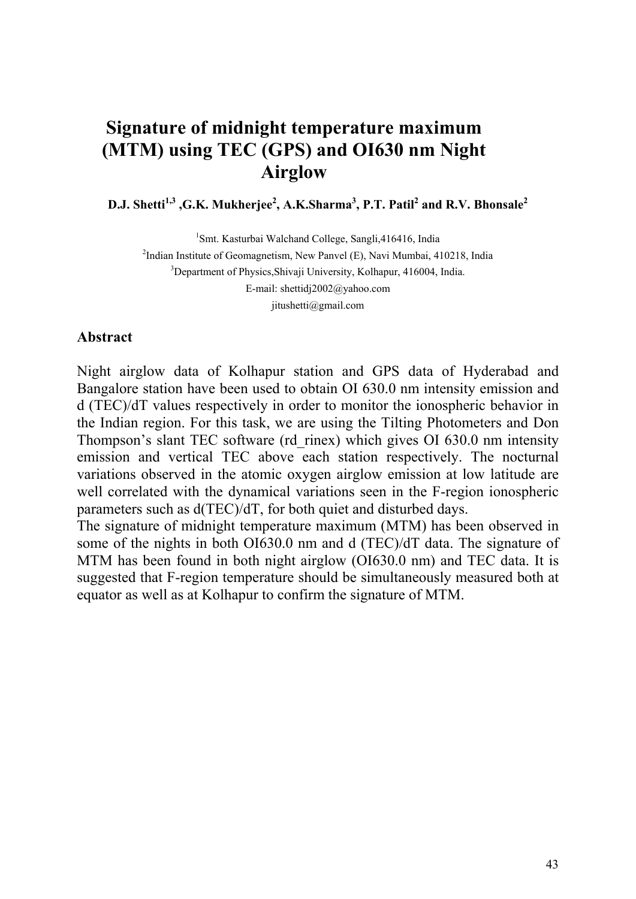# Signature of midnight temperature maximum (MTM) using TEC (GPS) and OI630 nm Night Airglow

**D.J. Shetti[1,3], G.K. Mukherjee[2], A.K.Sharma[3], P.T. Patil[2] and R.V. Bhonsale[2]**

[1]Smt. Kasturbai Walchand College, Sangli,416416, India

[2]Indian Institute of Geomagnetism, New Panvel (E), Navi Mumbai, 410218, India

[3]Department of Physics,Shivaji University, Kolhapur, 416004, India.

E-mail: shettidj2002@yahoo.com

jitushetti@gmail.com

## Abstract

Night airglow data of Kolhapur station and GPS data of Hyderabad and Bangalore station have been used to obtain OI 630.0 nm intensity emission and d (TEC)/dT values respectively in order to monitor the ionospheric behavior in the Indian region. For this task, we are using the Tilting Photometers and Don Thompson's slant TEC software (rd_rinex) which gives OI 630.0 nm intensity emission and vertical TEC above each station respectively. The nocturnal variations observed in the atomic oxygen airglow emission at low latitude are well correlated with the dynamical variations seen in the F-region ionospheric parameters such as d(TEC)/dT, for both quiet and disturbed days.

The signature of midnight temperature maximum (MTM) has been observed in some of the nights in both OI630.0 nm and d (TEC)/dT data. The signature of MTM has been found in both night airglow (OI630.0 nm) and TEC data. It is suggested that F-region temperature should be simultaneously measured both at equator as well as at Kolhapur to confirm the signature of MTM.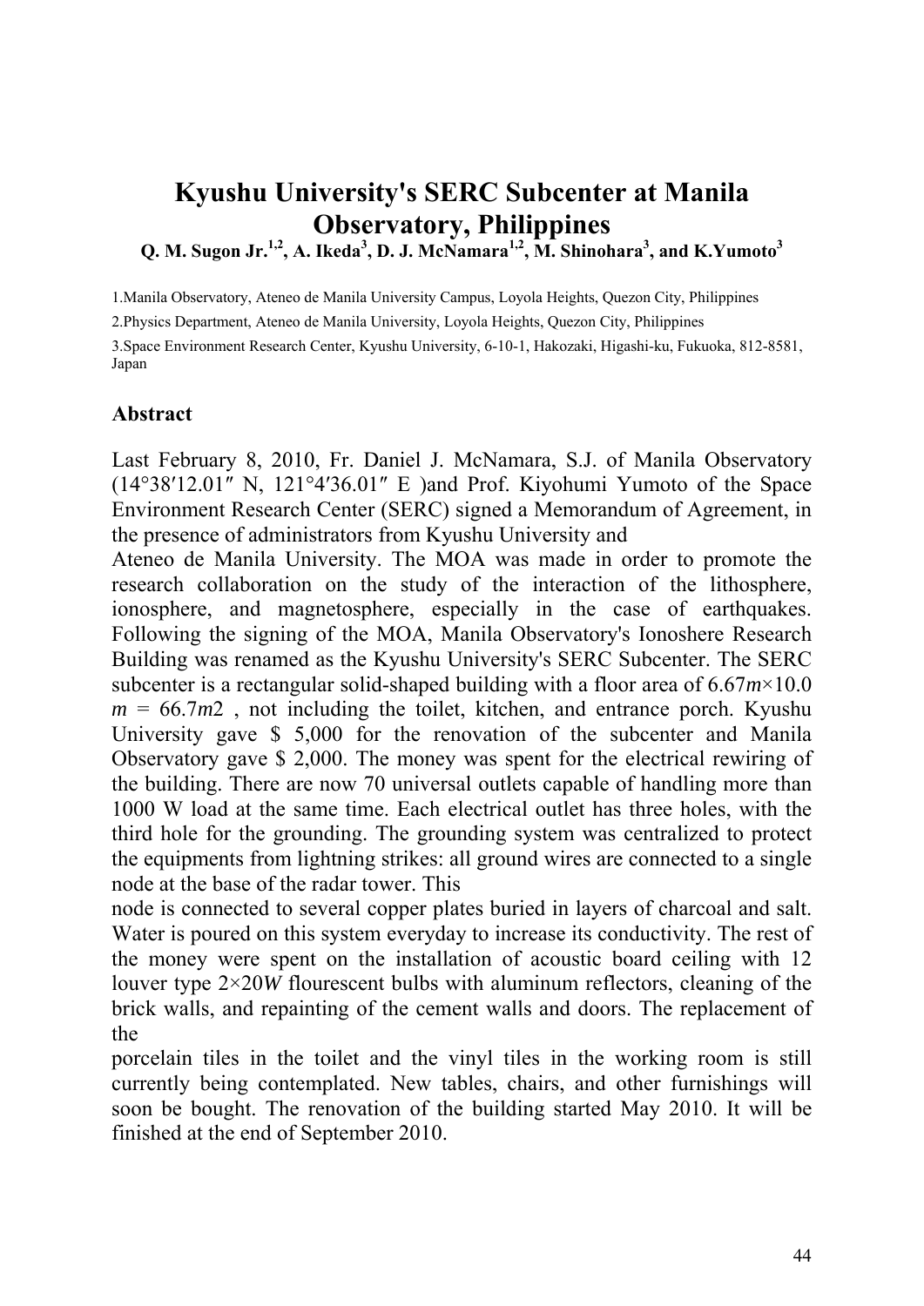# Kyushu University's SERC Subcenter at Manila Observatory, Philippines

**Q. M. Sugon Jr.[1,2], A. Ikeda[3], D. J. McNamara[1,2], M. Shinohara[3], and K.Yumoto[3]**

1.Manila Observatory, Ateneo de Manila University Campus, Loyola Heights, Quezon City, Philippines

2.Physics Department, Ateneo de Manila University, Loyola Heights, Quezon City, Philippines

3.Space Environment Research Center, Kyushu University, 6-10-1, Hakozaki, Higashi-ku, Fukuoka, 812-8581, Japan

## Abstract

Last February 8, 2010, Fr. Daniel J. McNamara, S.J. of Manila Observatory (14°38′12.01″ N, 121°4′36.01″ E )and Prof. Kiyohumi Yumoto of the Space Environment Research Center (SERC) signed a Memorandum of Agreement, in the presence of administrators from Kyushu University and Ateneo de Manila University. The MOA was made in order to promote the research collaboration on the study of the interaction of the lithosphere, ionosphere, and magnetosphere, especially in the case of earthquakes. Following the signing of the MOA, Manila Observatory's Ionoshere Research Building was renamed as the Kyushu University's SERC Subcenter. The SERC subcenter is a rectangular solid-shaped building with a floor area of $6.67m \times 10.0\ m = 66.7m2$ , not including the toilet, kitchen, and entrance porch. Kyushu University gave \$ 5,000 for the renovation of the subcenter and Manila Observatory gave \$ 2,000. The money was spent for the electrical rewiring of the building. There are now 70 universal outlets capable of handling more than 1000 W load at the same time. Each electrical outlet has three holes, with the third hole for the grounding. The grounding system was centralized to protect the equipments from lightning strikes: all ground wires are connected to a single node at the base of the radar tower. This node is connected to several copper plates buried in layers of charcoal and salt. Water is poured on this system everyday to increase its conductivity. The rest of the money were spent on the installation of acoustic board ceiling with 12 louver type $2 \times 20W$ flourescent bulbs with aluminum reflectors, cleaning of the brick walls, and repainting of the cement walls and doors. The replacement of the porcelain tiles in the toilet and the vinyl tiles in the working room is still currently being contemplated. New tables, chairs, and other furnishings will soon be bought. The renovation of the building started May 2010. It will be finished at the end of September 2010.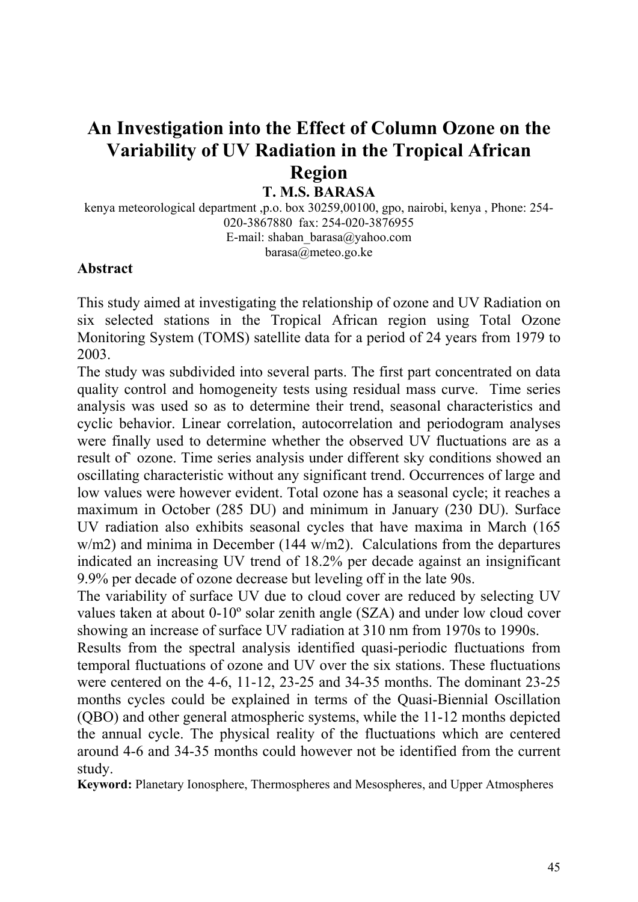# An Investigation into the Effect of Column Ozone on the Variability of UV Radiation in the Tropical African Region

**T. M.S. BARASA**

kenya meteorological department ,p.o. box 30259,00100, gpo, nairobi, kenya , Phone: 254-020-3867880 fax: 254-020-3876955
E-mail: shaban_barasa@yahoo.com
barasa@meteo.go.ke

### Abstract

This study aimed at investigating the relationship of ozone and UV Radiation on six selected stations in the Tropical African region using Total Ozone Monitoring System (TOMS) satellite data for a period of 24 years from 1979 to 2003.

The study was subdivided into several parts. The first part concentrated on data quality control and homogeneity tests using residual mass curve. Time series analysis was used so as to determine their trend, seasonal characteristics and cyclic behavior. Linear correlation, autocorrelation and periodogram analyses were finally used to determine whether the observed UV fluctuations are as a result of` ozone. Time series analysis under different sky conditions showed an oscillating characteristic without any significant trend. Occurrences of large and low values were however evident. Total ozone has a seasonal cycle; it reaches a maximum in October (285 DU) and minimum in January (230 DU). Surface UV radiation also exhibits seasonal cycles that have maxima in March (165 w/m2) and minima in December (144 w/m2). Calculations from the departures indicated an increasing UV trend of 18.2% per decade against an insignificant 9.9% per decade of ozone decrease but leveling off in the late 90s.

The variability of surface UV due to cloud cover are reduced by selecting UV values taken at about 0-10º solar zenith angle (SZA) and under low cloud cover showing an increase of surface UV radiation at 310 nm from 1970s to 1990s.

Results from the spectral analysis identified quasi-periodic fluctuations from temporal fluctuations of ozone and UV over the six stations. These fluctuations were centered on the 4-6, 11-12, 23-25 and 34-35 months. The dominant 23-25 months cycles could be explained in terms of the Quasi-Biennial Oscillation (QBO) and other general atmospheric systems, while the 11-12 months depicted the annual cycle. The physical reality of the fluctuations which are centered around 4-6 and 34-35 months could however not be identified from the current study.

**Keyword:** Planetary Ionosphere, Thermospheres and Mesospheres, and Upper Atmospheres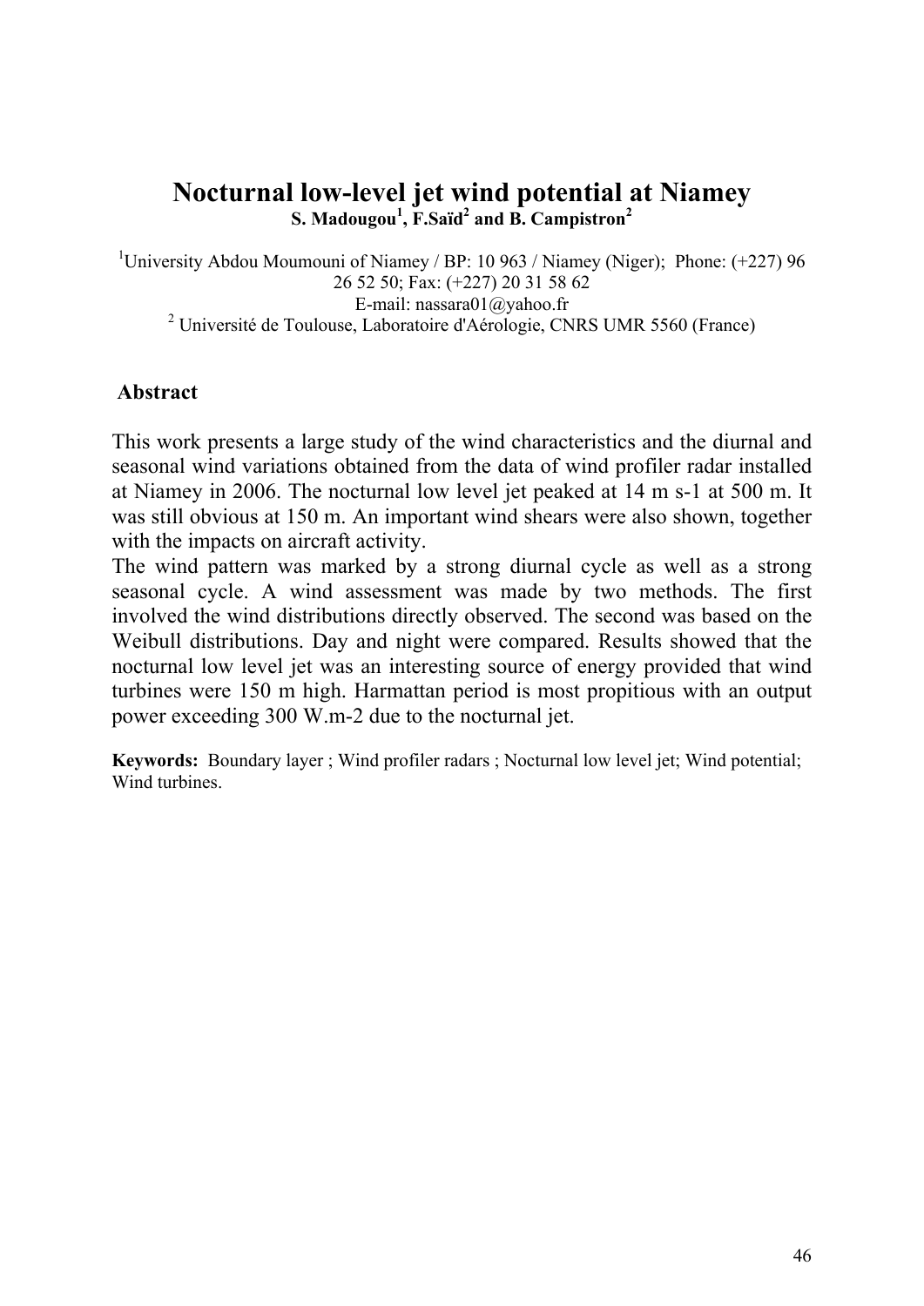# Nocturnal low-level jet wind potential at Niamey

**S. Madougou[1], F.Saïd[2] and B. Campistron[2]**

[1]University Abdou Moumouni of Niamey / BP: 10 963 / Niamey (Niger); Phone: (+227) 96 26 52 50; Fax: (+227) 20 31 58 62
E-mail: nassara01@yahoo.fr
[2] Université de Toulouse, Laboratoire d'Aérologie, CNRS UMR 5560 (France)

## Abstract

This work presents a large study of the wind characteristics and the diurnal and seasonal wind variations obtained from the data of wind profiler radar installed at Niamey in 2006. The nocturnal low level jet peaked at 14 m s-1 at 500 m. It was still obvious at 150 m. An important wind shears were also shown, together with the impacts on aircraft activity.

The wind pattern was marked by a strong diurnal cycle as well as a strong seasonal cycle. A wind assessment was made by two methods. The first involved the wind distributions directly observed. The second was based on the Weibull distributions. Day and night were compared. Results showed that the nocturnal low level jet was an interesting source of energy provided that wind turbines were 150 m high. Harmattan period is most propitious with an output power exceeding 300 W.m-2 due to the nocturnal jet.

**Keywords:** Boundary layer ; Wind profiler radars ; Nocturnal low level jet; Wind potential; Wind turbines.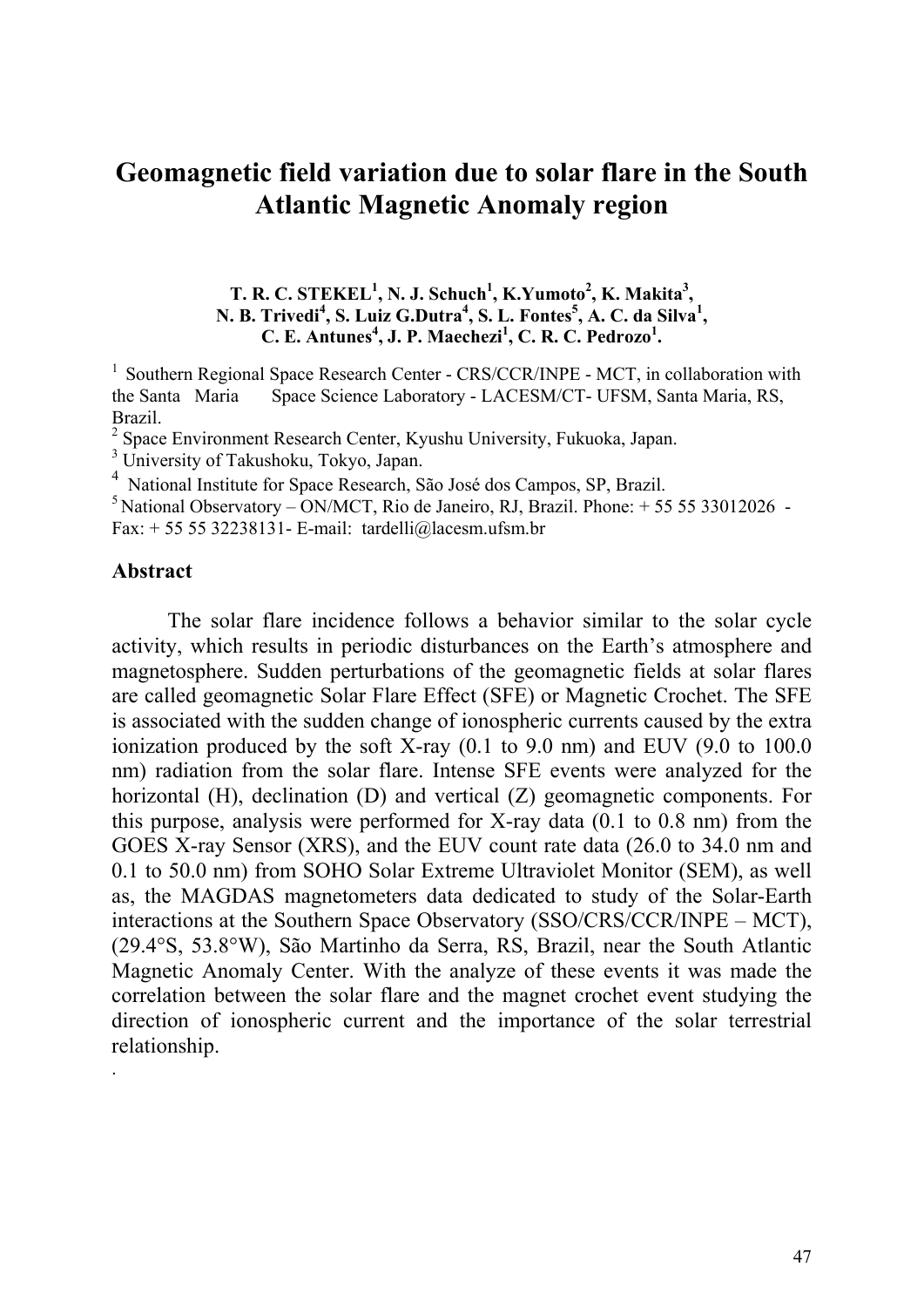# Geomagnetic field variation due to solar flare in the South Atlantic Magnetic Anomaly region

**T. R. C. STEKEL[1], N. J. Schuch[1], K.Yumoto[2], K. Makita[3], N. B. Trivedi[4], S. Luiz G.Dutra[4], S. L. Fontes[5], A. C. da Silva[1], C. E. Antunes[4], J. P. Maechezi[1], C. R. C. Pedrozo[1].**

[1] Southern Regional Space Research Center - CRS/CCR/INPE - MCT, in collaboration with the Santa Maria Space Science Laboratory - LACESM/CT- UFSM, Santa Maria, RS, Brazil.

[2] Space Environment Research Center, Kyushu University, Fukuoka, Japan.

[3] University of Takushoku, Tokyo, Japan.

[4] National Institute for Space Research, São José dos Campos, SP, Brazil.

[5] National Observatory – ON/MCT, Rio de Janeiro, RJ, Brazil. Phone: + 55 55 33012026 - Fax: + 55 55 32238131- E-mail: tardelli@lacesm.ufsm.br

## Abstract

The solar flare incidence follows a behavior similar to the solar cycle activity, which results in periodic disturbances on the Earth's atmosphere and magnetosphere. Sudden perturbations of the geomagnetic fields at solar flares are called geomagnetic Solar Flare Effect (SFE) or Magnetic Crochet. The SFE is associated with the sudden change of ionospheric currents caused by the extra ionization produced by the soft X-ray (0.1 to 9.0 nm) and EUV (9.0 to 100.0 nm) radiation from the solar flare. Intense SFE events were analyzed for the horizontal (H), declination (D) and vertical (Z) geomagnetic components. For this purpose, analysis were performed for X-ray data (0.1 to 0.8 nm) from the GOES X-ray Sensor (XRS), and the EUV count rate data (26.0 to 34.0 nm and 0.1 to 50.0 nm) from SOHO Solar Extreme Ultraviolet Monitor (SEM), as well as, the MAGDAS magnetometers data dedicated to study of the Solar-Earth interactions at the Southern Space Observatory (SSO/CRS/CCR/INPE – MCT), (29.4°S, 53.8°W), São Martinho da Serra, RS, Brazil, near the South Atlantic Magnetic Anomaly Center. With the analyze of these events it was made the correlation between the solar flare and the magnet crochet event studying the direction of ionospheric current and the importance of the solar terrestrial relationship.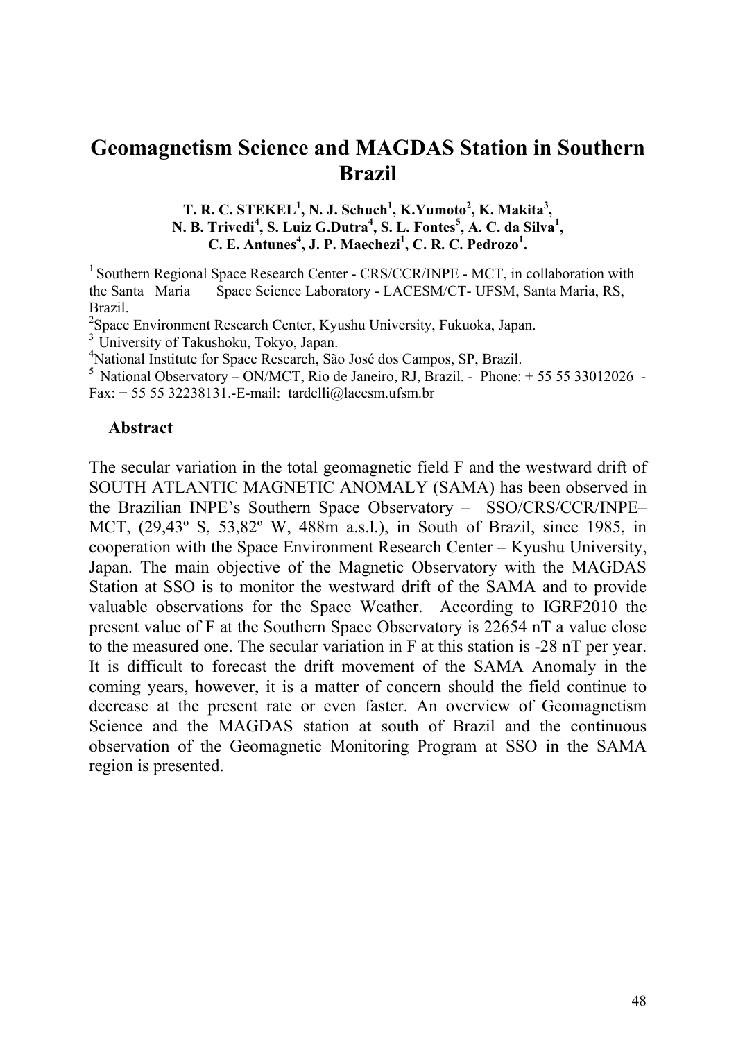# Geomagnetism Science and MAGDAS Station in Southern Brazil

**T. R. C. STEKEL[1], N. J. Schuch[1], K.Yumoto[2], K. Makita[3], N. B. Trivedi[4], S. Luiz G.Dutra[4], S. L. Fontes[5], A. C. da Silva[1], C. E. Antunes[4], J. P. Maechezi[1], C. R. C. Pedrozo[1].**

[1] Southern Regional Space Research Center - CRS/CCR/INPE - MCT, in collaboration with the Santa Maria Space Science Laboratory - LACESM/CT- UFSM, Santa Maria, RS, Brazil.

[2] Space Environment Research Center, Kyushu University, Fukuoka, Japan.

[3] University of Takushoku, Tokyo, Japan.

[4] National Institute for Space Research, São José dos Campos, SP, Brazil.

[5] National Observatory – ON/MCT, Rio de Janeiro, RJ, Brazil. - Phone: + 55 55 33012026 - Fax: + 55 55 32238131.-E-mail: tardelli@lacesm.ufsm.br

**Abstract**

The secular variation in the total geomagnetic field F and the westward drift of SOUTH ATLANTIC MAGNETIC ANOMALY (SAMA) has been observed in the Brazilian INPE's Southern Space Observatory – SSO/CRS/CCR/INPE–MCT, (29,43º S, 53,82º W, 488m a.s.l.), in South of Brazil, since 1985, in cooperation with the Space Environment Research Center – Kyushu University, Japan. The main objective of the Magnetic Observatory with the MAGDAS Station at SSO is to monitor the westward drift of the SAMA and to provide valuable observations for the Space Weather. According to IGRF2010 the present value of F at the Southern Space Observatory is 22654 nT a value close to the measured one. The secular variation in F at this station is -28 nT per year. It is difficult to forecast the drift movement of the SAMA Anomaly in the coming years, however, it is a matter of concern should the field continue to decrease at the present rate or even faster. An overview of Geomagnetism Science and the MAGDAS station at south of Brazil and the continuous observation of the Geomagnetic Monitoring Program at SSO in the SAMA region is presented.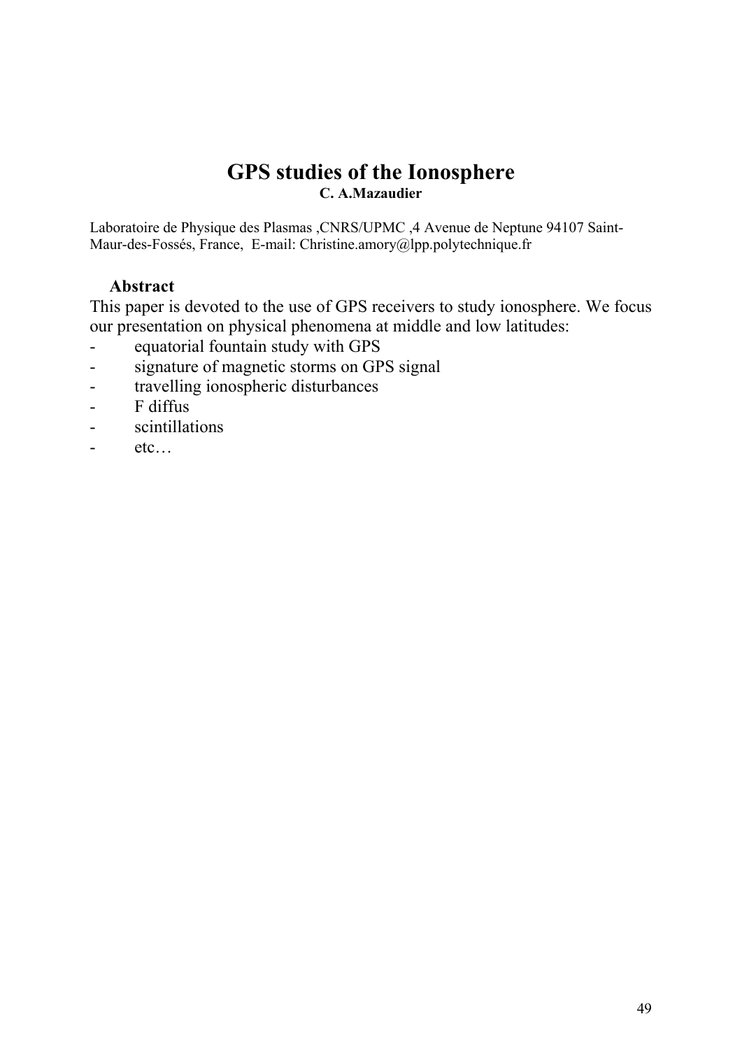# GPS studies of the Ionosphere

**C. A.Mazaudier**

Laboratoire de Physique des Plasmas ,CNRS/UPMC ,4 Avenue de Neptune 94107 Saint-Maur-des-Fossés, France, E-mail: Christine.amory@lpp.polytechnique.fr

### Abstract

This paper is devoted to the use of GPS receivers to study ionosphere. We focus our presentation on physical phenomena at middle and low latitudes:

- equatorial fountain study with GPS
- signature of magnetic storms on GPS signal
- travelling ionospheric disturbances
- F diffus
- scintillations
- etc…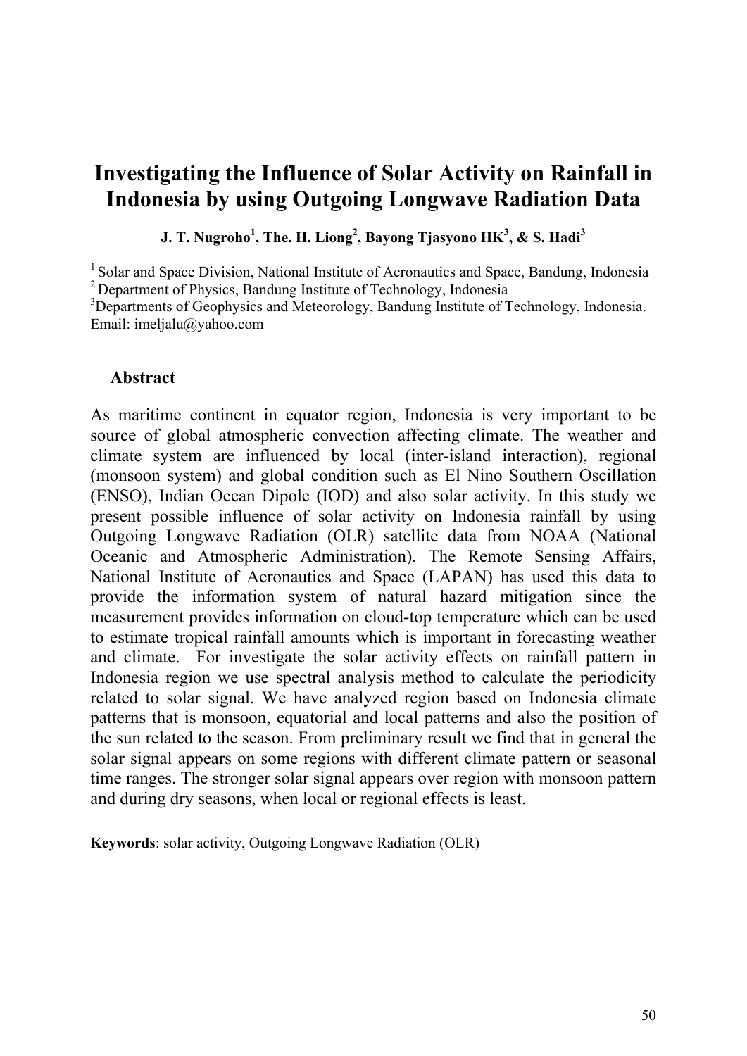# Investigating the Influence of Solar Activity on Rainfall in Indonesia by using Outgoing Longwave Radiation Data

**J. T. Nugroho[1], The. H. Liong[2], Bayong Tjasyono HK[3], & S. Hadi[3]**

[1] Solar and Space Division, National Institute of Aeronautics and Space, Bandung, Indonesia
[2] Department of Physics, Bandung Institute of Technology, Indonesia
[3] Departments of Geophysics and Meteorology, Bandung Institute of Technology, Indonesia.
Email: imeljalu@yahoo.com

## Abstract

As maritime continent in equator region, Indonesia is very important to be source of global atmospheric convection affecting climate. The weather and climate system are influenced by local (inter-island interaction), regional (monsoon system) and global condition such as El Nino Southern Oscillation (ENSO), Indian Ocean Dipole (IOD) and also solar activity. In this study we present possible influence of solar activity on Indonesia rainfall by using Outgoing Longwave Radiation (OLR) satellite data from NOAA (National Oceanic and Atmospheric Administration). The Remote Sensing Affairs, National Institute of Aeronautics and Space (LAPAN) has used this data to provide the information system of natural hazard mitigation since the measurement provides information on cloud-top temperature which can be used to estimate tropical rainfall amounts which is important in forecasting weather and climate. For investigate the solar activity effects on rainfall pattern in Indonesia region we use spectral analysis method to calculate the periodicity related to solar signal. We have analyzed region based on Indonesia climate patterns that is monsoon, equatorial and local patterns and also the position of the sun related to the season. From preliminary result we find that in general the solar signal appears on some regions with different climate pattern or seasonal time ranges. The stronger solar signal appears over region with monsoon pattern and during dry seasons, when local or regional effects is least.

**Keywords**: solar activity, Outgoing Longwave Radiation (OLR)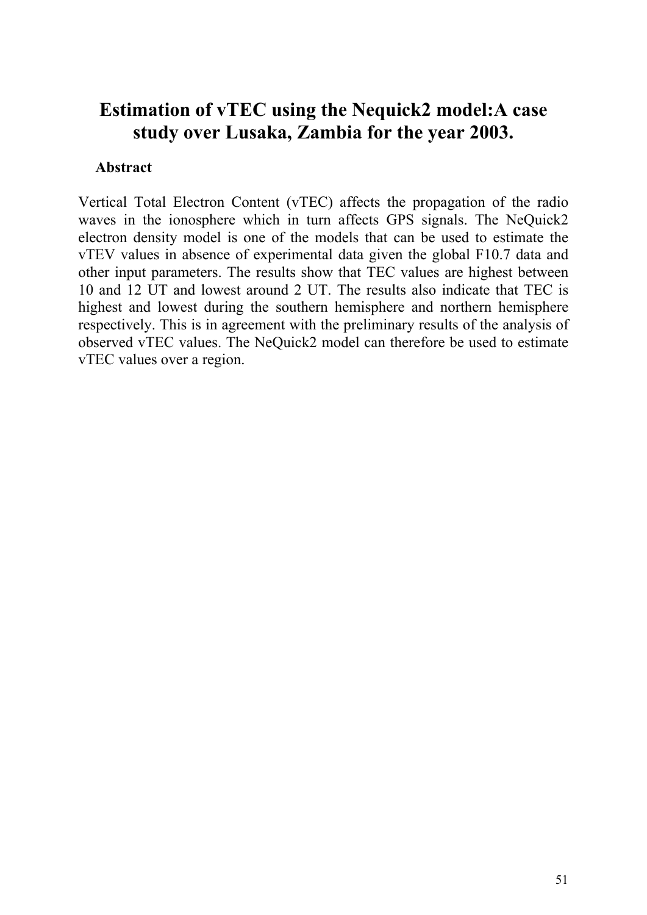# Estimation of vTEC using the Nequick2 model:A case study over Lusaka, Zambia for the year 2003.

## Abstract

Vertical Total Electron Content (vTEC) affects the propagation of the radio waves in the ionosphere which in turn affects GPS signals. The NeQuick2 electron density model is one of the models that can be used to estimate the vTEV values in absence of experimental data given the global F10.7 data and other input parameters. The results show that TEC values are highest between 10 and 12 UT and lowest around 2 UT. The results also indicate that TEC is highest and lowest during the southern hemisphere and northern hemisphere respectively. This is in agreement with the preliminary results of the analysis of observed vTEC values. The NeQuick2 model can therefore be used to estimate vTEC values over a region.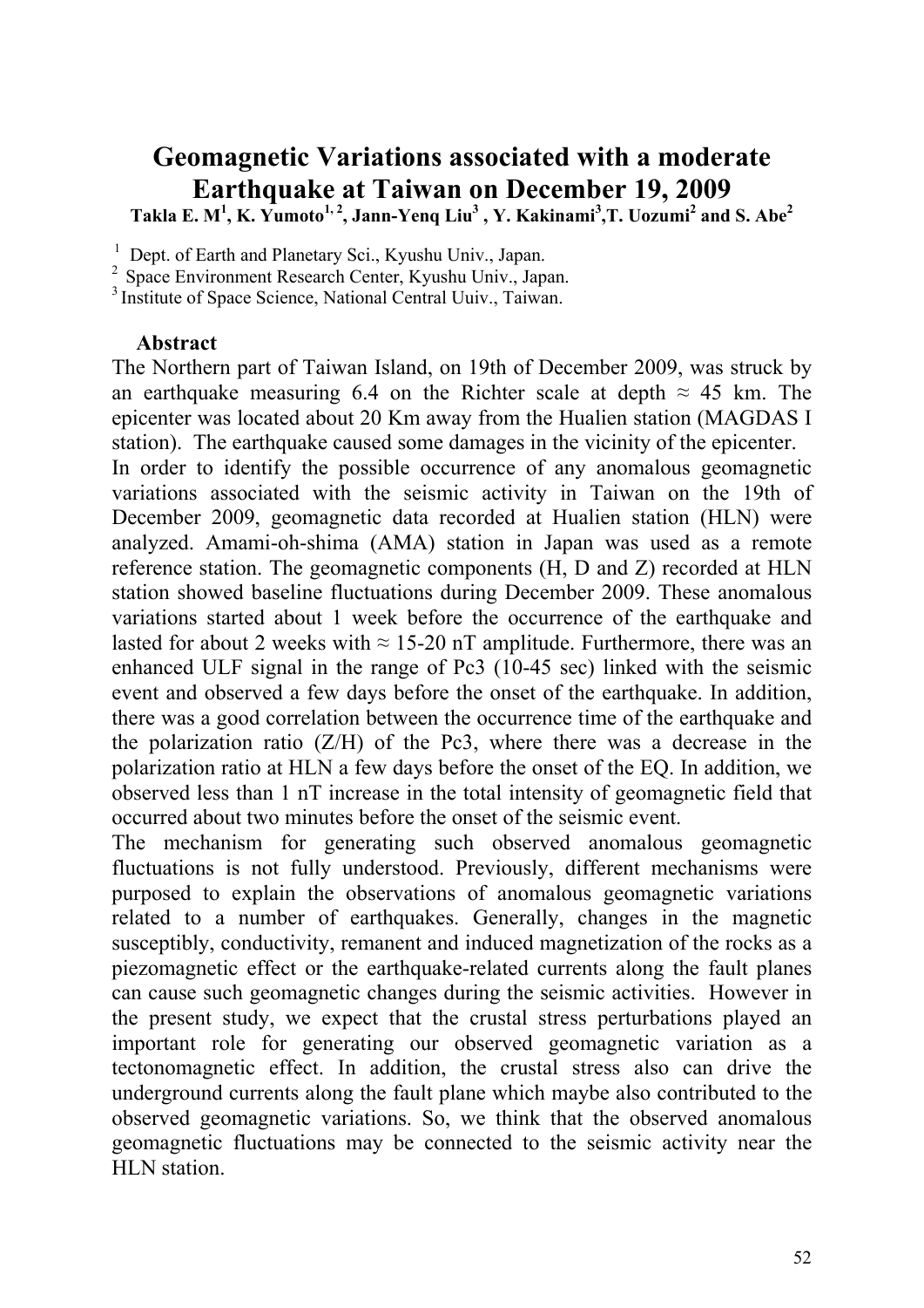# Geomagnetic Variations associated with a moderate Earthquake at Taiwan on December 19, 2009

**Takla E. M[1], K. Yumoto[1, 2], Jann-Yenq Liu[3] , Y. Kakinami[3],T. Uozumi[2] and S. Abe[2]**

[1] Dept. of Earth and Planetary Sci., Kyushu Univ., Japan.
[2] Space Environment Research Center, Kyushu Univ., Japan.
[3] Institute of Space Science, National Central Uuiv., Taiwan.

## Abstract

The Northern part of Taiwan Island, on 19th of December 2009, was struck by an earthquake measuring 6.4 on the Richter scale at depth ≈ 45 km. The epicenter was located about 20 Km away from the Hualien station (MAGDAS I station). The earthquake caused some damages in the vicinity of the epicenter.

In order to identify the possible occurrence of any anomalous geomagnetic variations associated with the seismic activity in Taiwan on the 19th of December 2009, geomagnetic data recorded at Hualien station (HLN) were analyzed. Amami-oh-shima (AMA) station in Japan was used as a remote reference station. The geomagnetic components (H, D and Z) recorded at HLN station showed baseline fluctuations during December 2009. These anomalous variations started about 1 week before the occurrence of the earthquake and lasted for about 2 weeks with ≈ 15-20 nT amplitude. Furthermore, there was an enhanced ULF signal in the range of Pc3 (10-45 sec) linked with the seismic event and observed a few days before the onset of the earthquake. In addition, there was a good correlation between the occurrence time of the earthquake and the polarization ratio (Z/H) of the Pc3, where there was a decrease in the polarization ratio at HLN a few days before the onset of the EQ. In addition, we observed less than 1 nT increase in the total intensity of geomagnetic field that occurred about two minutes before the onset of the seismic event.

The mechanism for generating such observed anomalous geomagnetic fluctuations is not fully understood. Previously, different mechanisms were purposed to explain the observations of anomalous geomagnetic variations related to a number of earthquakes. Generally, changes in the magnetic susceptibly, conductivity, remanent and induced magnetization of the rocks as a piezomagnetic effect or the earthquake-related currents along the fault planes can cause such geomagnetic changes during the seismic activities. However in the present study, we expect that the crustal stress perturbations played an important role for generating our observed geomagnetic variation as a tectonomagnetic effect. In addition, the crustal stress also can drive the underground currents along the fault plane which maybe also contributed to the observed geomagnetic variations. So, we think that the observed anomalous geomagnetic fluctuations may be connected to the seismic activity near the HLN station.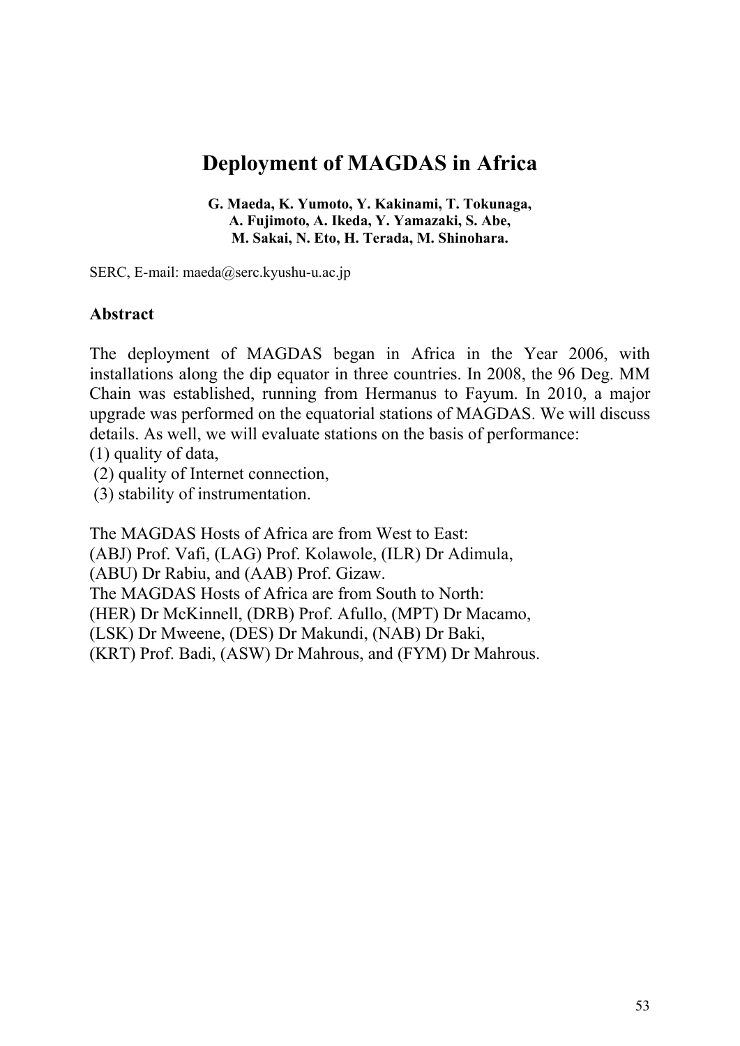# Deployment of MAGDAS in Africa

**G. Maeda, K. Yumoto, Y. Kakinami, T. Tokunaga, A. Fujimoto, A. Ikeda, Y. Yamazaki, S. Abe, M. Sakai, N. Eto, H. Terada, M. Shinohara.**

SERC, E-mail: maeda@serc.kyushu-u.ac.jp

## Abstract

The deployment of MAGDAS began in Africa in the Year 2006, with installations along the dip equator in three countries. In 2008, the 96 Deg. MM Chain was established, running from Hermanus to Fayum. In 2010, a major upgrade was performed on the equatorial stations of MAGDAS. We will discuss details. As well, we will evaluate stations on the basis of performance:

(1) quality of data,
(2) quality of Internet connection,
(3) stability of instrumentation.

The MAGDAS Hosts of Africa are from West to East:
(ABJ) Prof. Vafi, (LAG) Prof. Kolawole, (ILR) Dr Adimula,
(ABU) Dr Rabiu, and (AAB) Prof. Gizaw.
The MAGDAS Hosts of Africa are from South to North:
(HER) Dr McKinnell, (DRB) Prof. Afullo, (MPT) Dr Macamo,
(LSK) Dr Mweene, (DES) Dr Makundi, (NAB) Dr Baki,
(KRT) Prof. Badi, (ASW) Dr Mahrous, and (FYM) Dr Mahrous.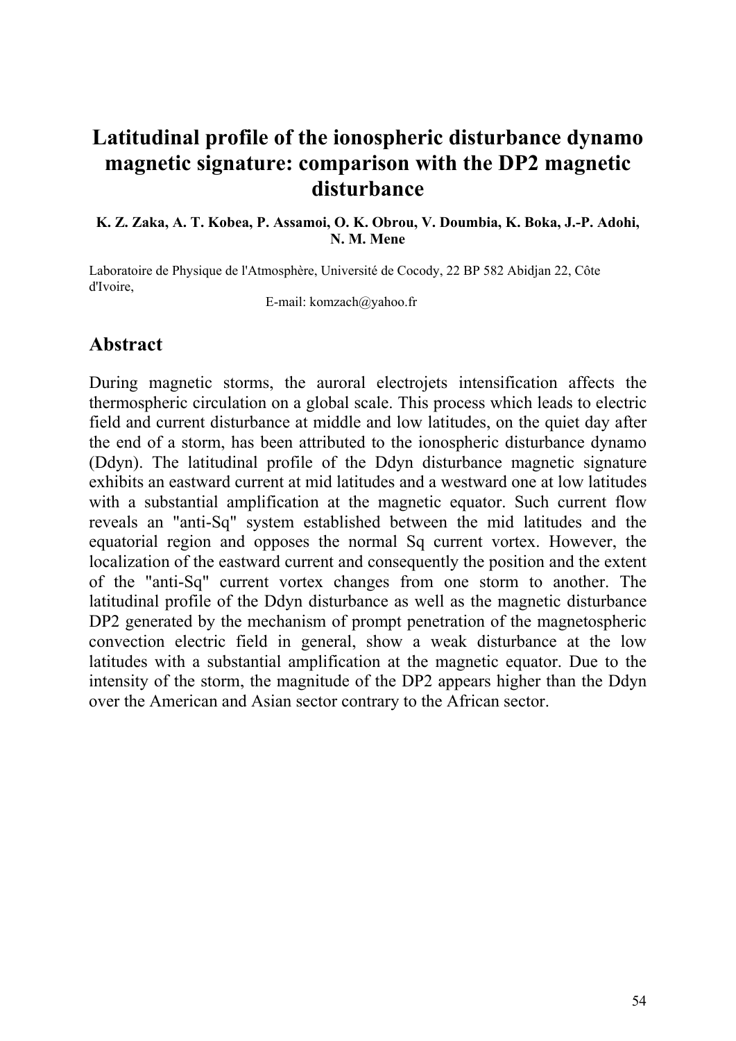# Latitudinal profile of the ionospheric disturbance dynamo magnetic signature: comparison with the DP2 magnetic disturbance

**K. Z. Zaka, A. T. Kobea, P. Assamoi, O. K. Obrou, V. Doumbia, K. Boka, J.-P. Adohi, N. M. Mene**

Laboratoire de Physique de l'Atmosphère, Université de Cocody, 22 BP 582 Abidjan 22, Côte d'Ivoire,
E-mail: komzach@yahoo.fr

## Abstract

During magnetic storms, the auroral electrojets intensification affects the thermospheric circulation on a global scale. This process which leads to electric field and current disturbance at middle and low latitudes, on the quiet day after the end of a storm, has been attributed to the ionospheric disturbance dynamo (Ddyn). The latitudinal profile of the Ddyn disturbance magnetic signature exhibits an eastward current at mid latitudes and a westward one at low latitudes with a substantial amplification at the magnetic equator. Such current flow reveals an "anti-Sq" system established between the mid latitudes and the equatorial region and opposes the normal Sq current vortex. However, the localization of the eastward current and consequently the position and the extent of the "anti-Sq" current vortex changes from one storm to another. The latitudinal profile of the Ddyn disturbance as well as the magnetic disturbance DP2 generated by the mechanism of prompt penetration of the magnetospheric convection electric field in general, show a weak disturbance at the low latitudes with a substantial amplification at the magnetic equator. Due to the intensity of the storm, the magnitude of the DP2 appears higher than the Ddyn over the American and Asian sector contrary to the African sector.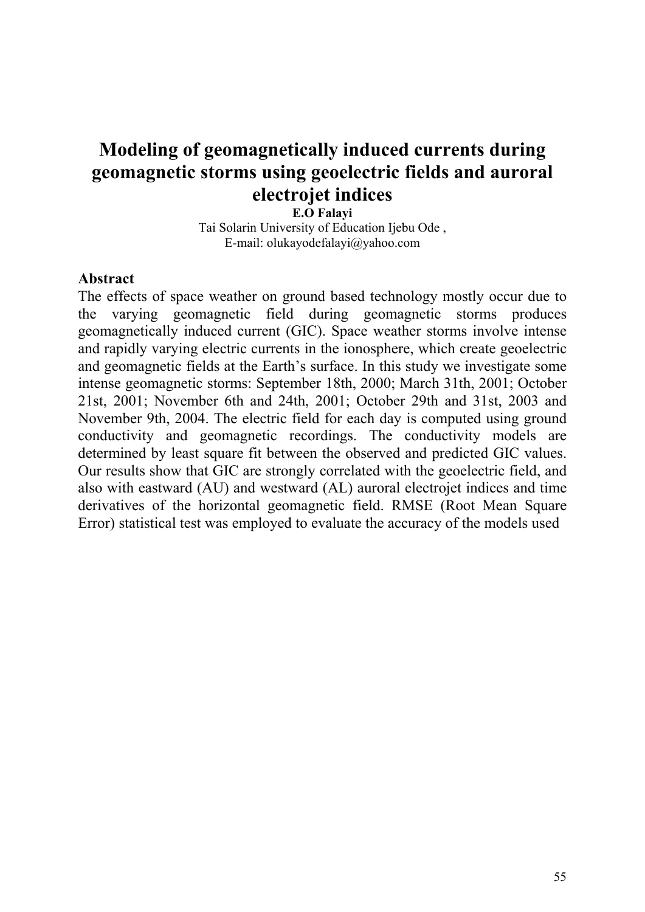# Modeling of geomagnetically induced currents during geomagnetic storms using geoelectric fields and auroral electrojet indices

**E.O Falayi**

Tai Solarin University of Education Ijebu Ode ,
E-mail: olukayodefalayi@yahoo.com

## Abstract

The effects of space weather on ground based technology mostly occur due to the varying geomagnetic field during geomagnetic storms produces geomagnetically induced current (GIC). Space weather storms involve intense and rapidly varying electric currents in the ionosphere, which create geoelectric and geomagnetic fields at the Earth's surface. In this study we investigate some intense geomagnetic storms: September 18th, 2000; March 31th, 2001; October 21st, 2001; November 6th and 24th, 2001; October 29th and 31st, 2003 and November 9th, 2004. The electric field for each day is computed using ground conductivity and geomagnetic recordings. The conductivity models are determined by least square fit between the observed and predicted GIC values. Our results show that GIC are strongly correlated with the geoelectric field, and also with eastward (AU) and westward (AL) auroral electrojet indices and time derivatives of the horizontal geomagnetic field. RMSE (Root Mean Square Error) statistical test was employed to evaluate the accuracy of the models used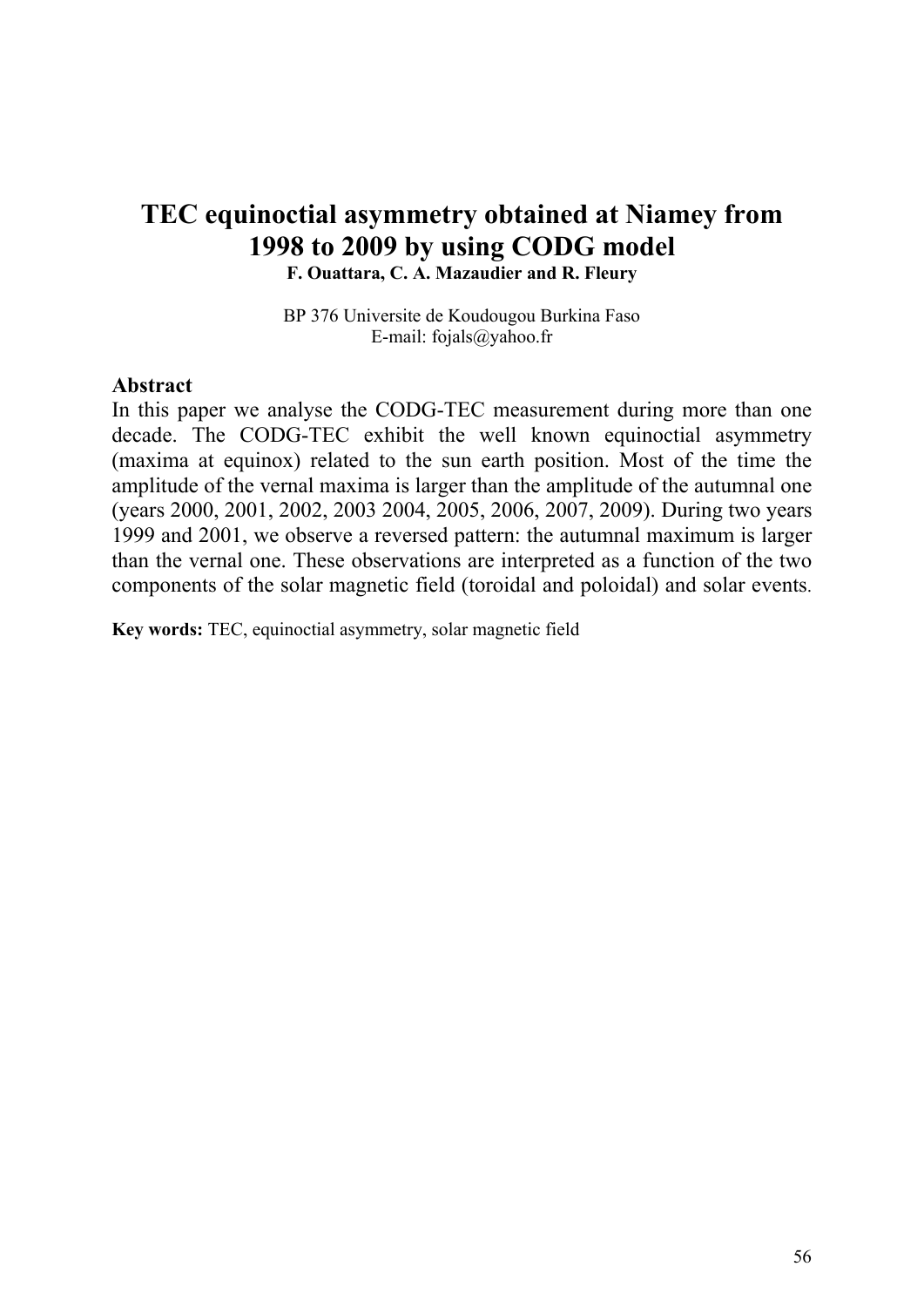# TEC equinoctial asymmetry obtained at Niamey from 1998 to 2009 by using CODG model

**F. Ouattara, C. A. Mazaudier and R. Fleury**

BP 376 Universite de Koudougou Burkina Faso
E-mail: fojals@yahoo.fr

## Abstract

In this paper we analyse the CODG-TEC measurement during more than one decade. The CODG-TEC exhibit the well known equinoctial asymmetry (maxima at equinox) related to the sun earth position. Most of the time the amplitude of the vernal maxima is larger than the amplitude of the autumnal one (years 2000, 2001, 2002, 2003 2004, 2005, 2006, 2007, 2009). During two years 1999 and 2001, we observe a reversed pattern: the autumnal maximum is larger than the vernal one. These observations are interpreted as a function of the two components of the solar magnetic field (toroidal and poloidal) and solar events.

**Key words:** TEC, equinoctial asymmetry, solar magnetic field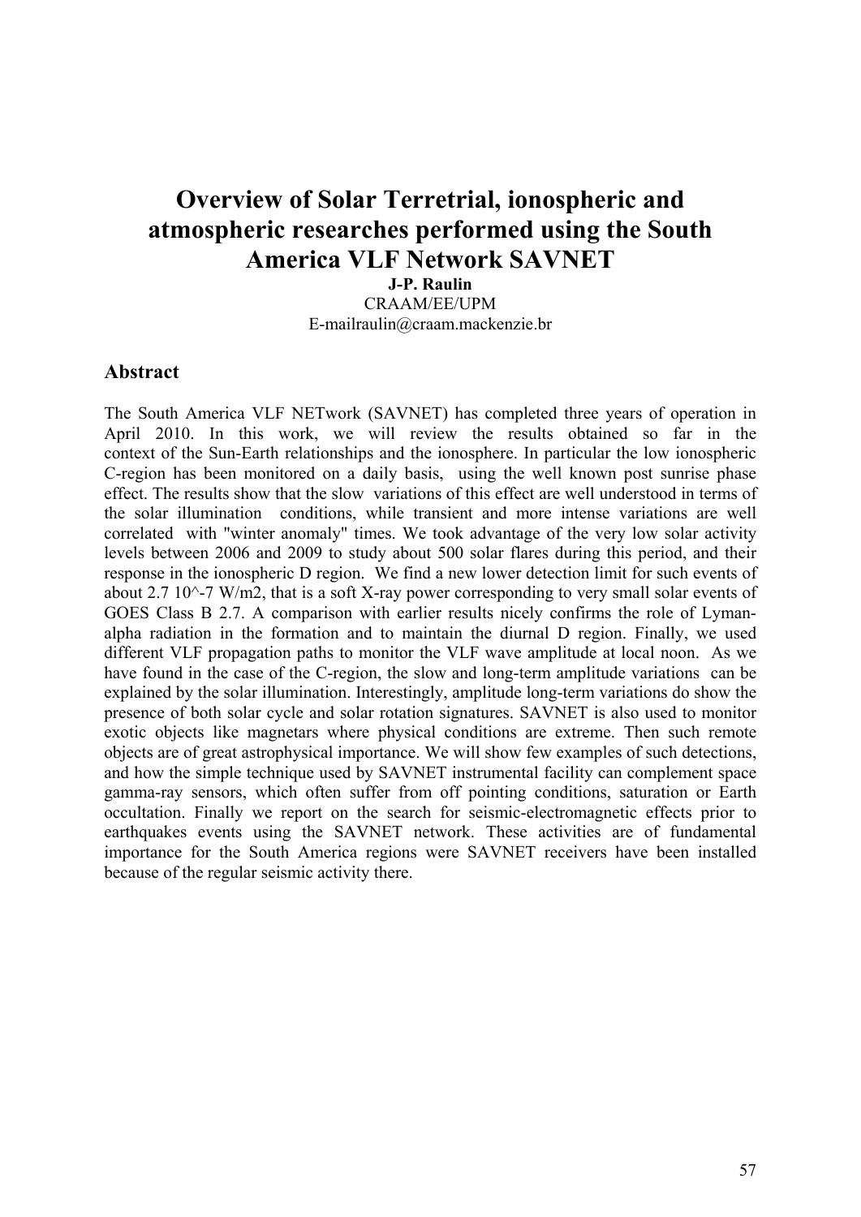# Overview of Solar Terretrial, ionospheric and atmospheric researches performed using the South America VLF Network SAVNET

**J-P. Raulin**

CRAAM/EE/UPM

E-mailraulin@craam.mackenzie.br

## Abstract

The South America VLF NETwork (SAVNET) has completed three years of operation in April 2010. In this work, we will review the results obtained so far in the context of the Sun-Earth relationships and the ionosphere. In particular the low ionospheric C-region has been monitored on a daily basis, using the well known post sunrise phase effect. The results show that the slow variations of this effect are well understood in terms of the solar illumination conditions, while transient and more intense variations are well correlated with "winter anomaly" times. We took advantage of the very low solar activity levels between 2006 and 2009 to study about 500 solar flares during this period, and their response in the ionospheric D region. We find a new lower detection limit for such events of about 2.7 10^-7 W/m2, that is a soft X-ray power corresponding to very small solar events of GOES Class B 2.7. A comparison with earlier results nicely confirms the role of Lyman-alpha radiation in the formation and to maintain the diurnal D region. Finally, we used different VLF propagation paths to monitor the VLF wave amplitude at local noon. As we have found in the case of the C-region, the slow and long-term amplitude variations can be explained by the solar illumination. Interestingly, amplitude long-term variations do show the presence of both solar cycle and solar rotation signatures. SAVNET is also used to monitor exotic objects like magnetars where physical conditions are extreme. Then such remote objects are of great astrophysical importance. We will show few examples of such detections, and how the simple technique used by SAVNET instrumental facility can complement space gamma-ray sensors, which often suffer from off pointing conditions, saturation or Earth occultation. Finally we report on the search for seismic-electromagnetic effects prior to earthquakes events using the SAVNET network. These activities are of fundamental importance for the South America regions were SAVNET receivers have been installed because of the regular seismic activity there.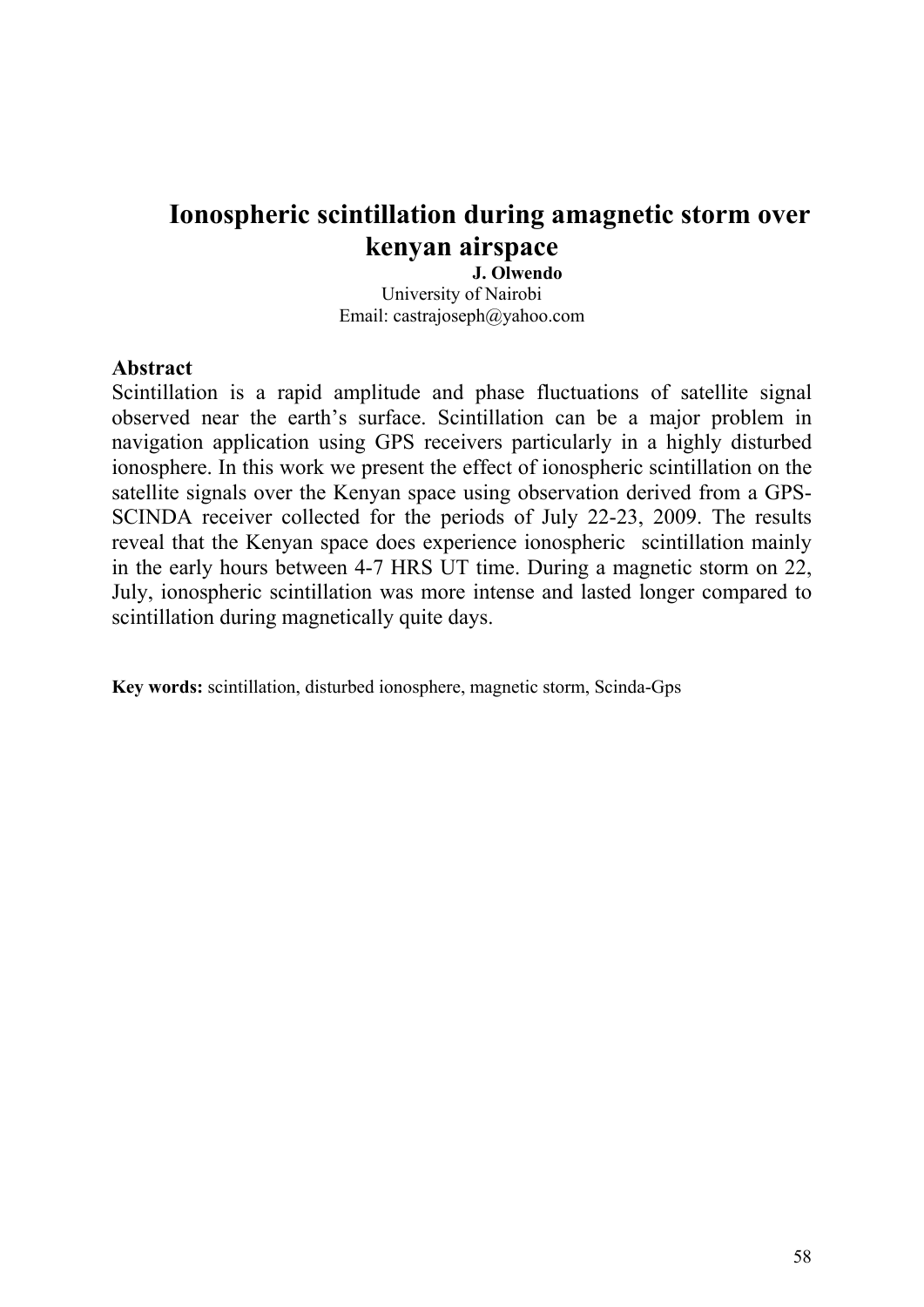# Ionospheric scintillation during amagnetic storm over kenyan airspace

**J. Olwendo**
University of Nairobi
Email: castrajoseph@yahoo.com

## Abstract

Scintillation is a rapid amplitude and phase fluctuations of satellite signal observed near the earth's surface. Scintillation can be a major problem in navigation application using GPS receivers particularly in a highly disturbed ionosphere. In this work we present the effect of ionospheric scintillation on the satellite signals over the Kenyan space using observation derived from a GPS-SCINDA receiver collected for the periods of July 22-23, 2009. The results reveal that the Kenyan space does experience ionospheric scintillation mainly in the early hours between 4-7 HRS UT time. During a magnetic storm on 22, July, ionospheric scintillation was more intense and lasted longer compared to scintillation during magnetically quite days.

**Key words:** scintillation, disturbed ionosphere, magnetic storm, Scinda-Gps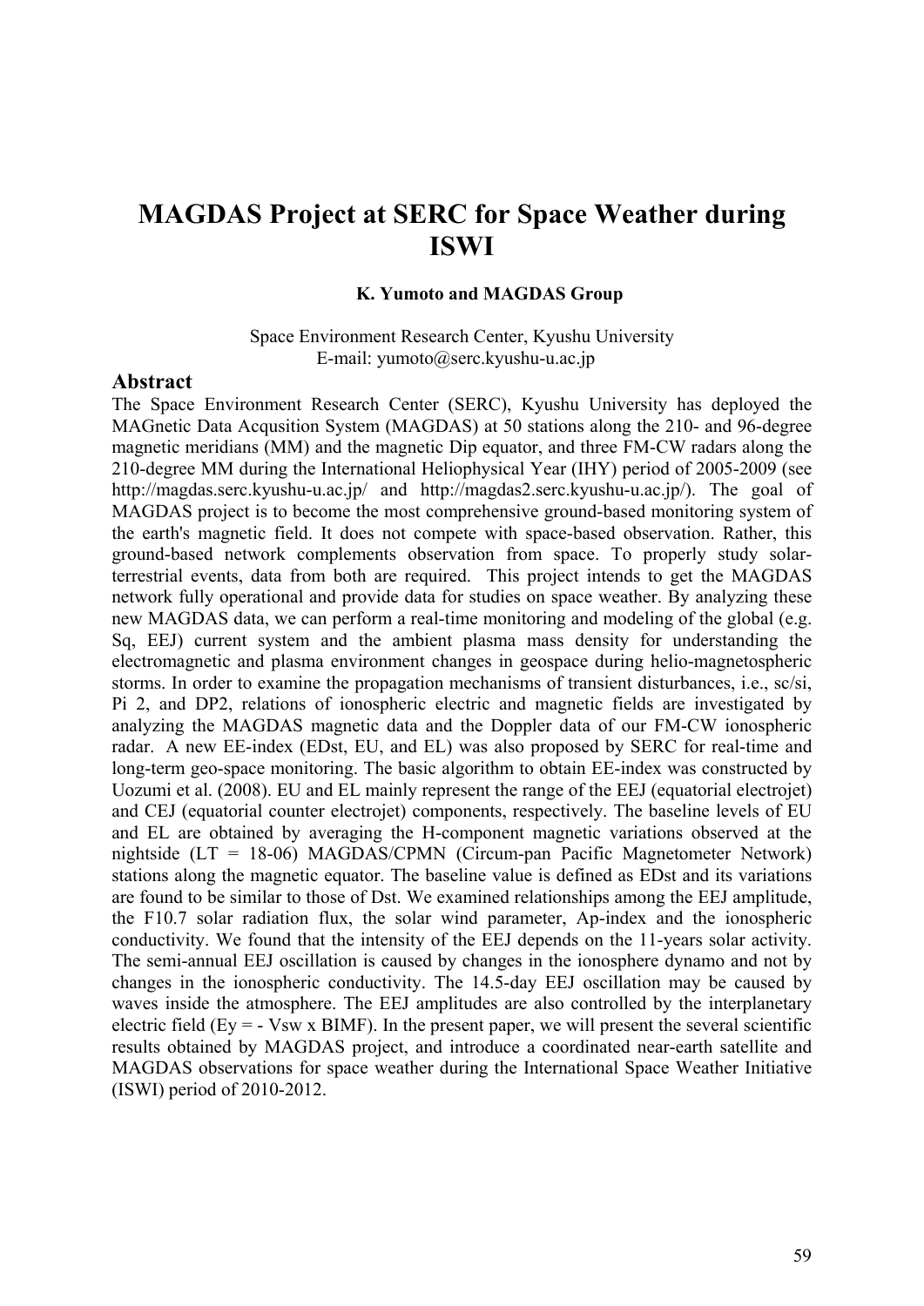# MAGDAS Project at SERC for Space Weather during ISWI

**K. Yumoto and MAGDAS Group**

Space Environment Research Center, Kyushu University
E-mail: yumoto@serc.kyushu-u.ac.jp

## Abstract

The Space Environment Research Center (SERC), Kyushu University has deployed the MAGnetic Data Acqusition System (MAGDAS) at 50 stations along the 210- and 96-degree magnetic meridians (MM) and the magnetic Dip equator, and three FM-CW radars along the 210-degree MM during the International Heliophysical Year (IHY) period of 2005-2009 (see http://magdas.serc.kyushu-u.ac.jp/ and http://magdas2.serc.kyushu-u.ac.jp/). The goal of MAGDAS project is to become the most comprehensive ground-based monitoring system of the earth's magnetic field. It does not compete with space-based observation. Rather, this ground-based network complements observation from space. To properly study solar-terrestrial events, data from both are required. This project intends to get the MAGDAS network fully operational and provide data for studies on space weather. By analyzing these new MAGDAS data, we can perform a real-time monitoring and modeling of the global (e.g. Sq, EEJ) current system and the ambient plasma mass density for understanding the electromagnetic and plasma environment changes in geospace during helio-magnetospheric storms. In order to examine the propagation mechanisms of transient disturbances, i.e., sc/si, Pi 2, and DP2, relations of ionospheric electric and magnetic fields are investigated by analyzing the MAGDAS magnetic data and the Doppler data of our FM-CW ionospheric radar. A new EE-index (EDst, EU, and EL) was also proposed by SERC for real-time and long-term geo-space monitoring. The basic algorithm to obtain EE-index was constructed by Uozumi et al. (2008). EU and EL mainly represent the range of the EEJ (equatorial electrojet) and CEJ (equatorial counter electrojet) components, respectively. The baseline levels of EU and EL are obtained by averaging the H-component magnetic variations observed at the nightside (LT = 18-06) MAGDAS/CPMN (Circum-pan Pacific Magnetometer Network) stations along the magnetic equator. The baseline value is defined as EDst and its variations are found to be similar to those of Dst. We examined relationships among the EEJ amplitude, the F10.7 solar radiation flux, the solar wind parameter, Ap-index and the ionospheric conductivity. We found that the intensity of the EEJ depends on the 11-years solar activity. The semi-annual EEJ oscillation is caused by changes in the ionosphere dynamo and not by changes in the ionospheric conductivity. The 14.5-day EEJ oscillation may be caused by waves inside the atmosphere. The EEJ amplitudes are also controlled by the interplanetary electric field ($E_y = - V_{sw} \times B_{IMF}$). In the present paper, we will present the several scientific results obtained by MAGDAS project, and introduce a coordinated near-earth satellite and MAGDAS observations for space weather during the International Space Weather Initiative (ISWI) period of 2010-2012.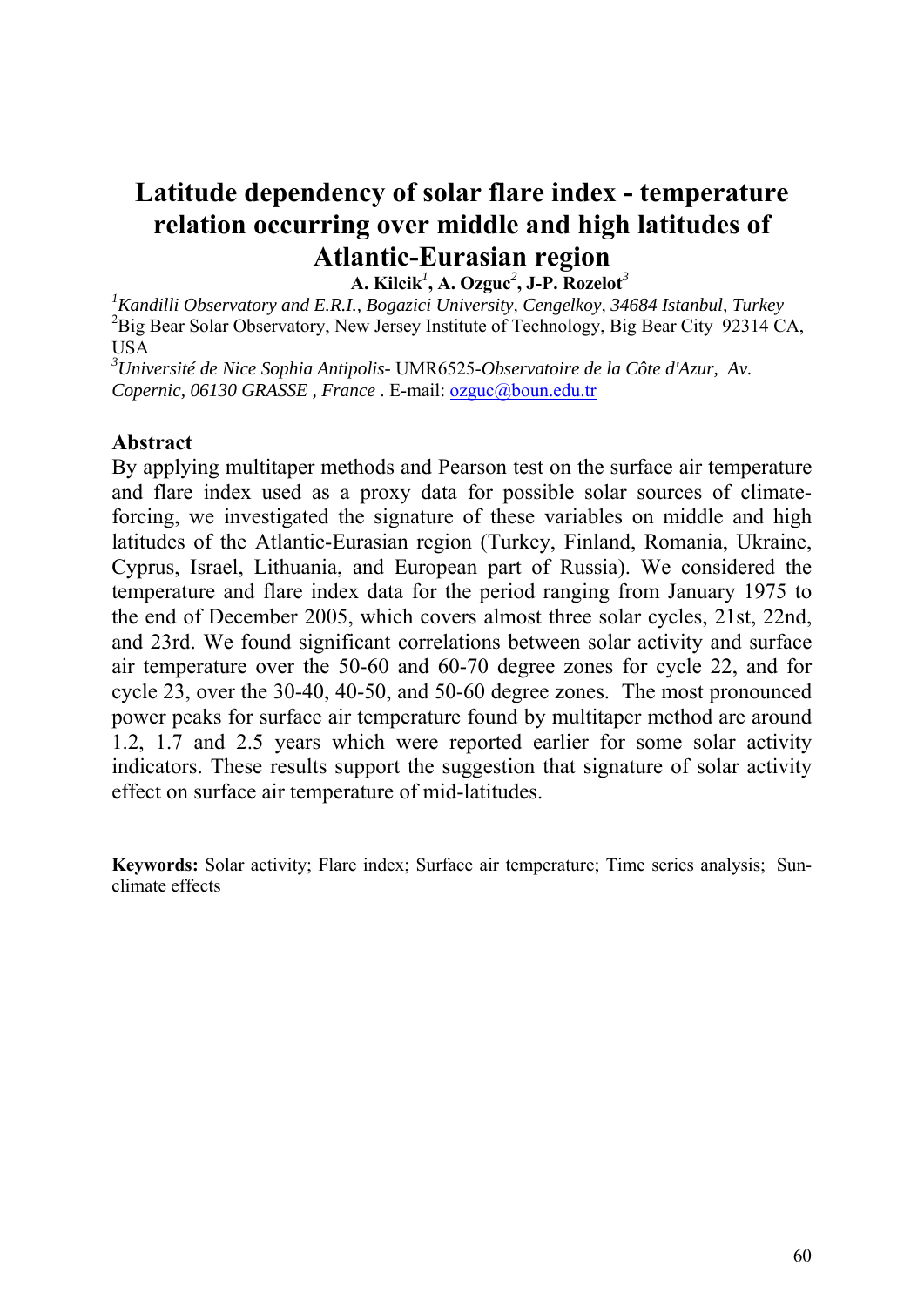# Latitude dependency of solar flare index - temperature relation occurring over middle and high latitudes of Atlantic-Eurasian region

**A. Kilcik[1], A. Ozguc[2], J-P. Rozelot[3]**

[1]*Kandilli Observatory and E.R.I., Bogazici University, Cengelkoy, 34684 Istanbul, Turkey*
[2]Big Bear Solar Observatory, New Jersey Institute of Technology, Big Bear City 92314 CA, USA
[3]*Université de Nice Sophia Antipolis-* UMR6525-*Observatoire de la Côte d'Azur, Av. Copernic, 06130 GRASSE , France* . E-mail: ozguc@boun.edu.tr

## Abstract

By applying multitaper methods and Pearson test on the surface air temperature and flare index used as a proxy data for possible solar sources of climate-forcing, we investigated the signature of these variables on middle and high latitudes of the Atlantic-Eurasian region (Turkey, Finland, Romania, Ukraine, Cyprus, Israel, Lithuania, and European part of Russia). We considered the temperature and flare index data for the period ranging from January 1975 to the end of December 2005, which covers almost three solar cycles, 21st, 22nd, and 23rd. We found significant correlations between solar activity and surface air temperature over the 50-60 and 60-70 degree zones for cycle 22, and for cycle 23, over the 30-40, 40-50, and 50-60 degree zones. The most pronounced power peaks for surface air temperature found by multitaper method are around 1.2, 1.7 and 2.5 years which were reported earlier for some solar activity indicators. These results support the suggestion that signature of solar activity effect on surface air temperature of mid-latitudes.

**Keywords:** Solar activity; Flare index; Surface air temperature; Time series analysis; Sun-climate effects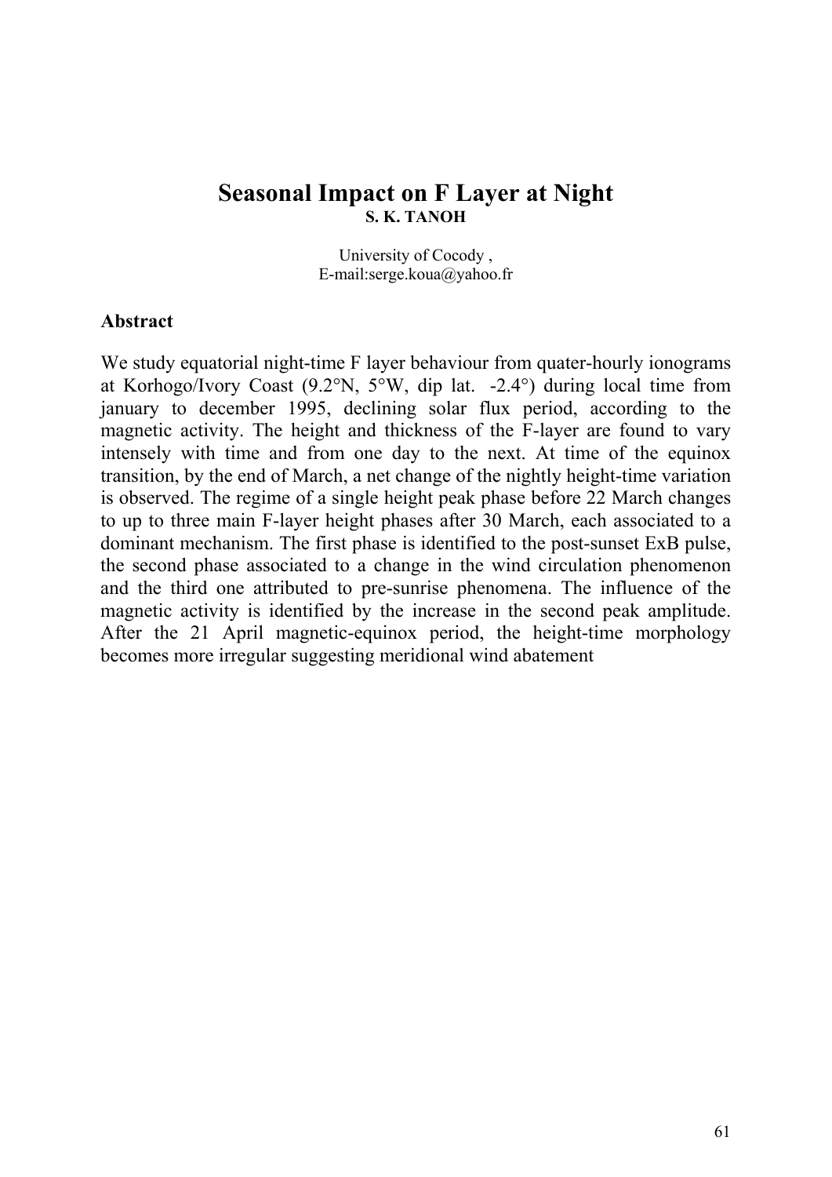# Seasonal Impact on F Layer at Night

**S. K. TANOH**

University of Cocody ,
E-mail:serge.koua@yahoo.fr

## Abstract

We study equatorial night-time F layer behaviour from quater-hourly ionograms at Korhogo/Ivory Coast (9.2°N, 5°W, dip lat. -2.4°) during local time from january to december 1995, declining solar flux period, according to the magnetic activity. The height and thickness of the F-layer are found to vary intensely with time and from one day to the next. At time of the equinox transition, by the end of March, a net change of the nightly height-time variation is observed. The regime of a single height peak phase before 22 March changes to up to three main F-layer height phases after 30 March, each associated to a dominant mechanism. The first phase is identified to the post-sunset ExB pulse, the second phase associated to a change in the wind circulation phenomenon and the third one attributed to pre-sunrise phenomena. The influence of the magnetic activity is identified by the increase in the second peak amplitude. After the 21 April magnetic-equinox period, the height-time morphology becomes more irregular suggesting meridional wind abatement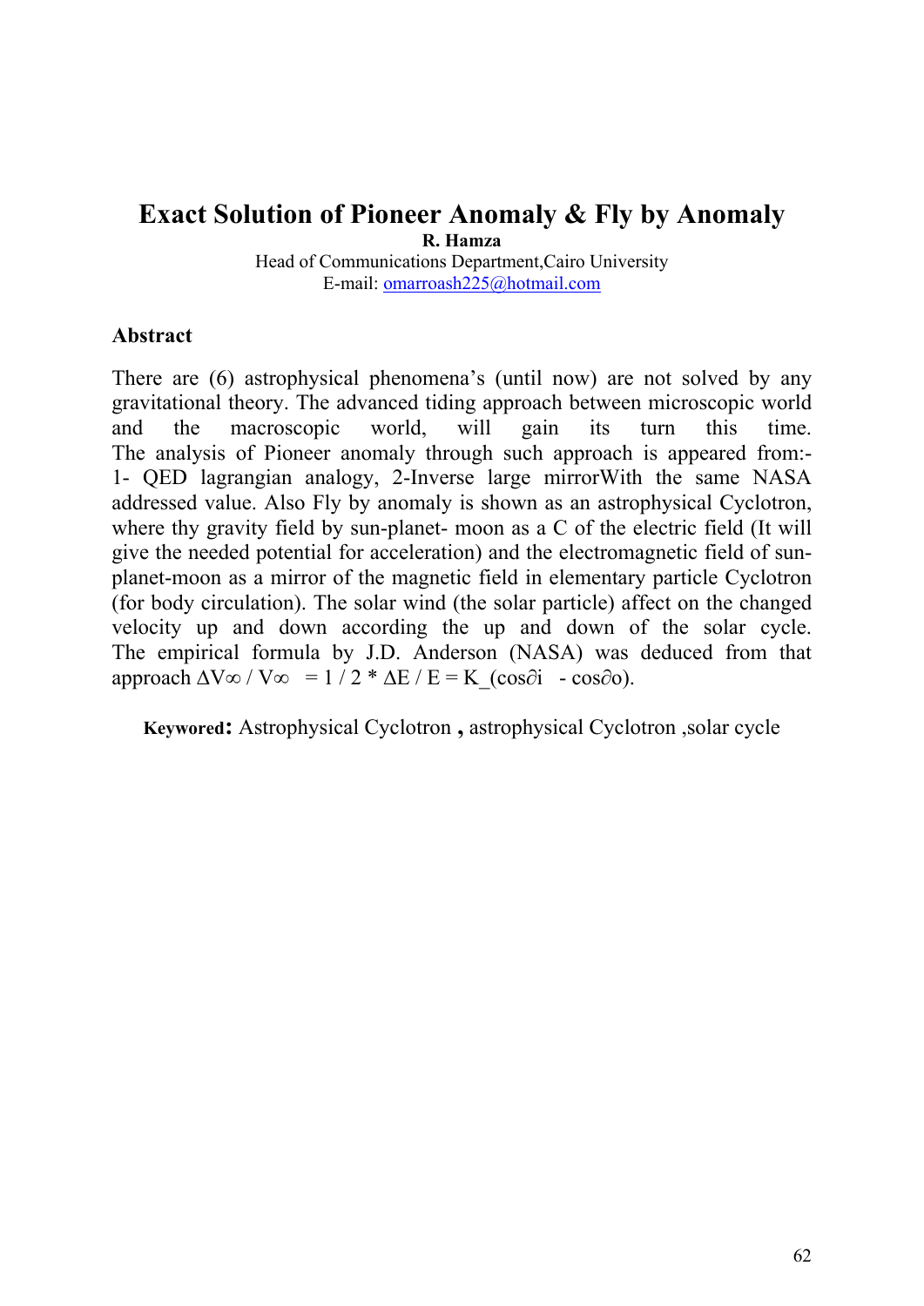# Exact Solution of Pioneer Anomaly & Fly by Anomaly

**R. Hamza**

Head of Communications Department,Cairo University

E-mail: omarroash225@hotmail.com

## Abstract

There are (6) astrophysical phenomena's (until now) are not solved by any gravitational theory. The advanced tiding approach between microscopic world and the macroscopic world, will gain its turn this time. The analysis of Pioneer anomaly through such approach is appeared from:- 1- QED lagrangian analogy, 2-Inverse large mirrorWith the same NASA addressed value. Also Fly by anomaly is shown as an astrophysical Cyclotron, where thy gravity field by sun-planet- moon as a C of the electric field (It will give the needed potential for acceleration) and the electromagnetic field of sun-planet-moon as a mirror of the magnetic field in elementary particle Cyclotron (for body circulation). The solar wind (the solar particle) affect on the changed velocity up and down according the up and down of the solar cycle. The empirical formula by J.D. Anderson (NASA) was deduced from that approach $\Delta V_\infty / V_\infty = 1 / 2 * \Delta E / E = K\_(\cos\partial i - \cos\partial o)$.

**Keywored:** Astrophysical Cyclotron **,** astrophysical Cyclotron ,solar cycle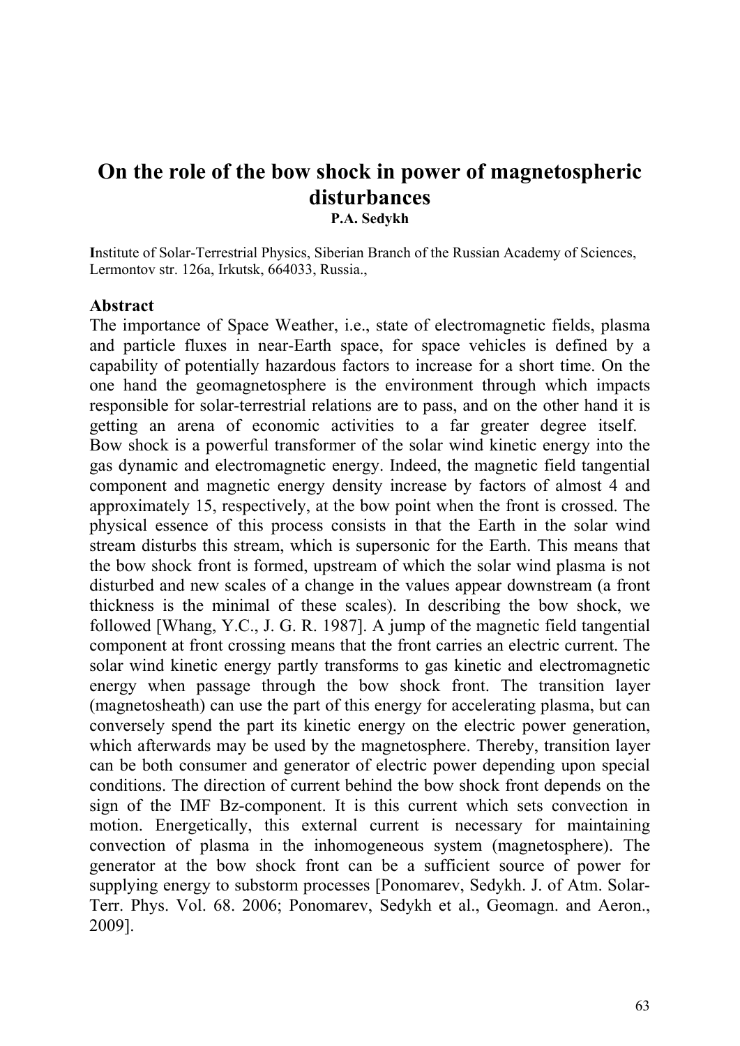# On the role of the bow shock in power of magnetospheric disturbances

**P.A. Sedykh**

**I**nstitute of Solar-Terrestrial Physics, Siberian Branch of the Russian Academy of Sciences, Lermontov str. 126a, Irkutsk, 664033, Russia.,

**Abstract**

The importance of Space Weather, i.e., state of electromagnetic fields, plasma and particle fluxes in near-Earth space, for space vehicles is defined by a capability of potentially hazardous factors to increase for a short time. On the one hand the geomagnetosphere is the environment through which impacts responsible for solar-terrestrial relations are to pass, and on the other hand it is getting an arena of economic activities to a far greater degree itself. Bow shock is a powerful transformer of the solar wind kinetic energy into the gas dynamic and electromagnetic energy. Indeed, the magnetic field tangential component and magnetic energy density increase by factors of almost 4 and approximately 15, respectively, at the bow point when the front is crossed. The physical essence of this process consists in that the Earth in the solar wind stream disturbs this stream, which is supersonic for the Earth. This means that the bow shock front is formed, upstream of which the solar wind plasma is not disturbed and new scales of a change in the values appear downstream (a front thickness is the minimal of these scales). In describing the bow shock, we followed [Whang, Y.C., J. G. R. 1987]. A jump of the magnetic field tangential component at front crossing means that the front carries an electric current. The solar wind kinetic energy partly transforms to gas kinetic and electromagnetic energy when passage through the bow shock front. The transition layer (magnetosheath) can use the part of this energy for accelerating plasma, but can conversely spend the part its kinetic energy on the electric power generation, which afterwards may be used by the magnetosphere. Thereby, transition layer can be both consumer and generator of electric power depending upon special conditions. The direction of current behind the bow shock front depends on the sign of the IMF Bz-component. It is this current which sets convection in motion. Energetically, this external current is necessary for maintaining convection of plasma in the inhomogeneous system (magnetosphere). The generator at the bow shock front can be a sufficient source of power for supplying energy to substorm processes [Ponomarev, Sedykh. J. of Atm. Solar-Terr. Phys. Vol. 68. 2006; Ponomarev, Sedykh et al., Geomagn. and Aeron., 2009].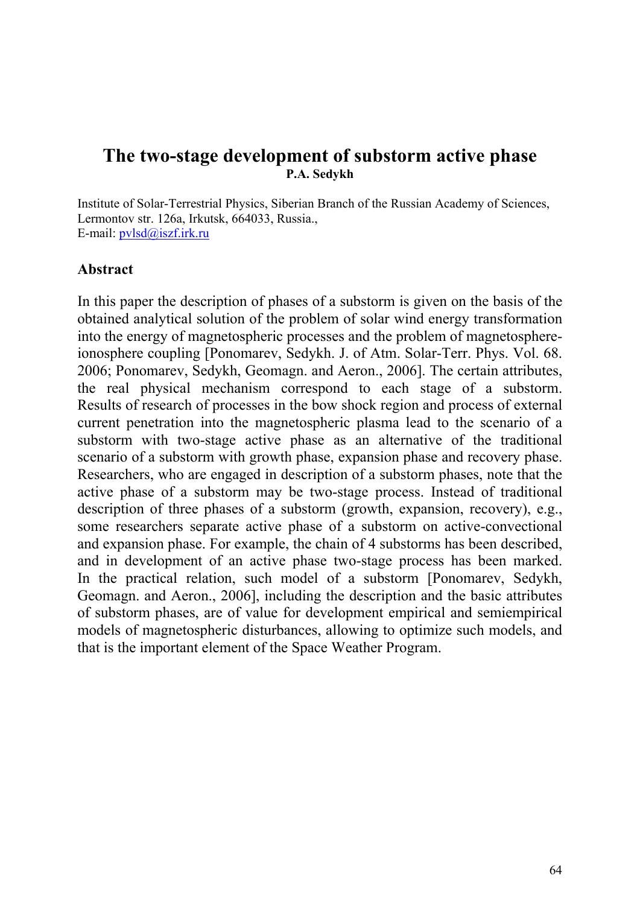# The two-stage development of substorm active phase

**P.A. Sedykh**

Institute of Solar-Terrestrial Physics, Siberian Branch of the Russian Academy of Sciences, Lermontov str. 126a, Irkutsk, 664033, Russia.,
E-mail: pvlsd@iszf.irk.ru

## Abstract

In this paper the description of phases of a substorm is given on the basis of the obtained analytical solution of the problem of solar wind energy transformation into the energy of magnetospheric processes and the problem of magnetosphere-ionosphere coupling [Ponomarev, Sedykh. J. of Atm. Solar-Terr. Phys. Vol. 68. 2006; Ponomarev, Sedykh, Geomagn. and Aeron., 2006]. The certain attributes, the real physical mechanism correspond to each stage of a substorm. Results of research of processes in the bow shock region and process of external current penetration into the magnetospheric plasma lead to the scenario of a substorm with two-stage active phase as an alternative of the traditional scenario of a substorm with growth phase, expansion phase and recovery phase. Researchers, who are engaged in description of a substorm phases, note that the active phase of a substorm may be two-stage process. Instead of traditional description of three phases of a substorm (growth, expansion, recovery), e.g., some researchers separate active phase of a substorm on active-convectional and expansion phase. For example, the chain of 4 substorms has been described, and in development of an active phase two-stage process has been marked. In the practical relation, such model of a substorm [Ponomarev, Sedykh, Geomagn. and Aeron., 2006], including the description and the basic attributes of substorm phases, are of value for development empirical and semiempirical models of magnetospheric disturbances, allowing to optimize such models, and that is the important element of the Space Weather Program.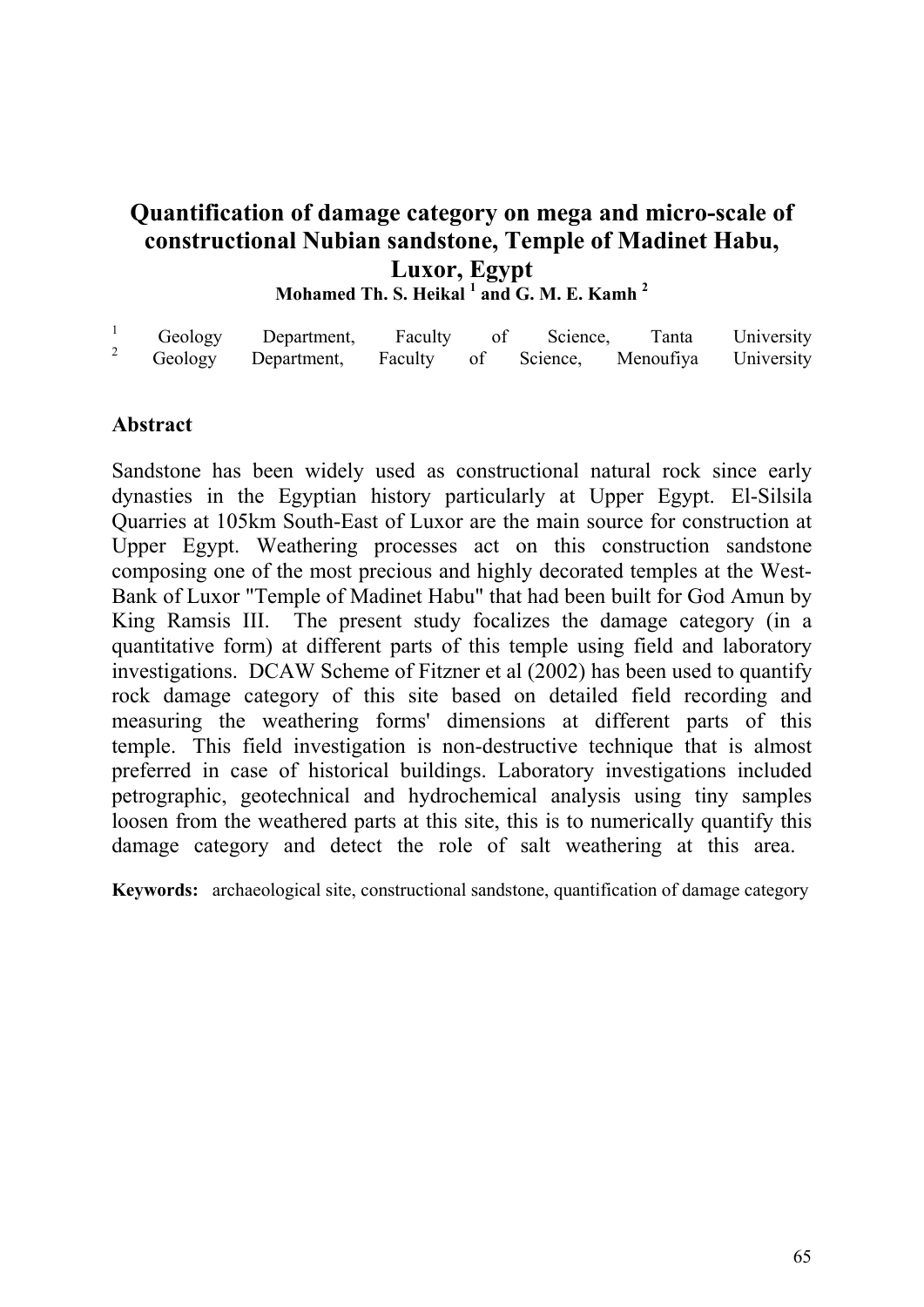# Quantification of damage category on mega and micro-scale of constructional Nubian sandstone, Temple of Madinet Habu, Luxor, Egypt

**Mohamed Th. S. Heikal [1] and G. M. E. Kamh [2]**

[1] Geology Department, Faculty of Science, Tanta University
[2] Geology Department, Faculty of Science, Menoufiya University

## Abstract

Sandstone has been widely used as constructional natural rock since early dynasties in the Egyptian history particularly at Upper Egypt. El-Silsila Quarries at 105km South-East of Luxor are the main source for construction at Upper Egypt. Weathering processes act on this construction sandstone composing one of the most precious and highly decorated temples at the West-Bank of Luxor "Temple of Madinet Habu" that had been built for God Amun by King Ramsis III. The present study focalizes the damage category (in a quantitative form) at different parts of this temple using field and laboratory investigations. DCAW Scheme of Fitzner et al (2002) has been used to quantify rock damage category of this site based on detailed field recording and measuring the weathering forms' dimensions at different parts of this temple. This field investigation is non-destructive technique that is almost preferred in case of historical buildings. Laboratory investigations included petrographic, geotechnical and hydrochemical analysis using tiny samples loosen from the weathered parts at this site, this is to numerically quantify this damage category and detect the role of salt weathering at this area.

**Keywords:** archaeological site, constructional sandstone, quantification of damage category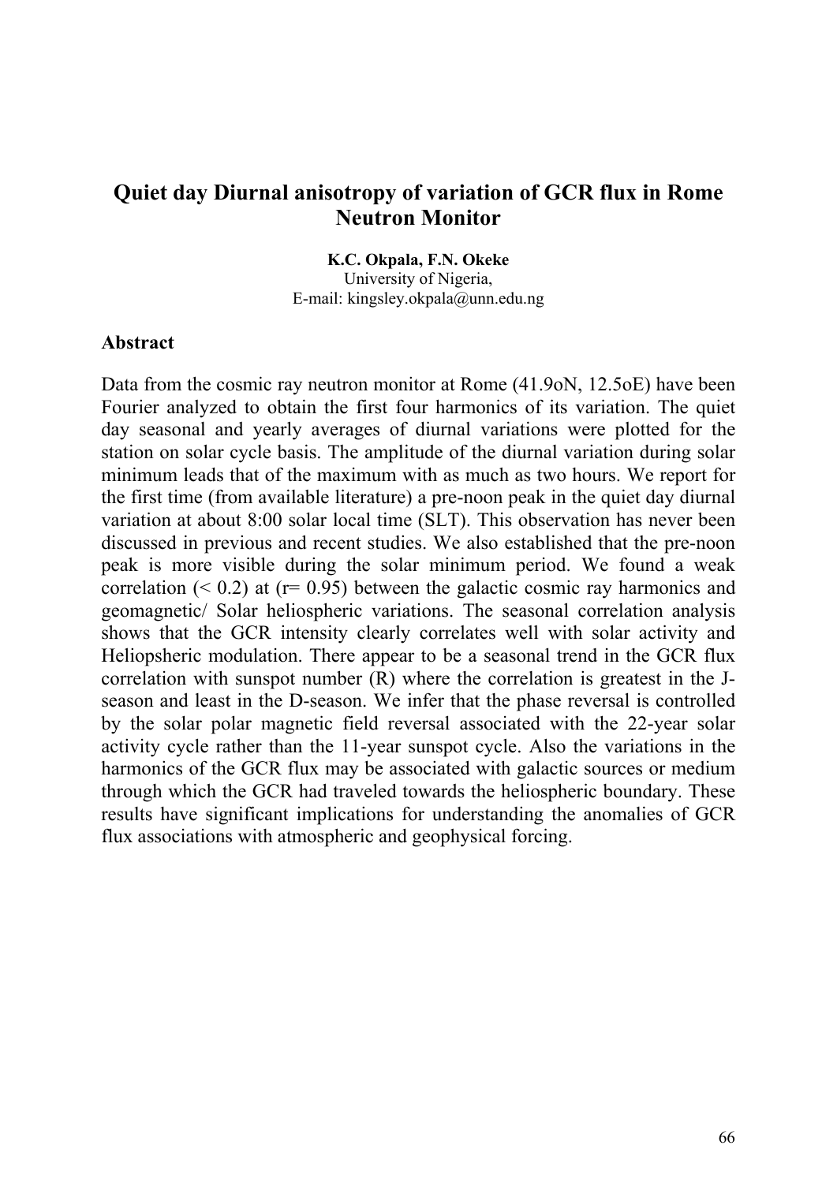# Quiet day Diurnal anisotropy of variation of GCR flux in Rome Neutron Monitor

**K.C. Okpala, F.N. Okeke**
University of Nigeria,
E-mail: kingsley.okpala@unn.edu.ng

## Abstract

Data from the cosmic ray neutron monitor at Rome (41.9oN, 12.5oE) have been Fourier analyzed to obtain the first four harmonics of its variation. The quiet day seasonal and yearly averages of diurnal variations were plotted for the station on solar cycle basis. The amplitude of the diurnal variation during solar minimum leads that of the maximum with as much as two hours. We report for the first time (from available literature) a pre-noon peak in the quiet day diurnal variation at about 8:00 solar local time (SLT). This observation has never been discussed in previous and recent studies. We also established that the pre-noon peak is more visible during the solar minimum period. We found a weak correlation ($< 0.2$) at ($r = 0.95$) between the galactic cosmic ray harmonics and geomagnetic/ Solar heliospheric variations. The seasonal correlation analysis shows that the GCR intensity clearly correlates well with solar activity and Heliopsheric modulation. There appear to be a seasonal trend in the GCR flux correlation with sunspot number (R) where the correlation is greatest in the J-season and least in the D-season. We infer that the phase reversal is controlled by the solar polar magnetic field reversal associated with the 22-year solar activity cycle rather than the 11-year sunspot cycle. Also the variations in the harmonics of the GCR flux may be associated with galactic sources or medium through which the GCR had traveled towards the heliospheric boundary. These results have significant implications for understanding the anomalies of GCR flux associations with atmospheric and geophysical forcing.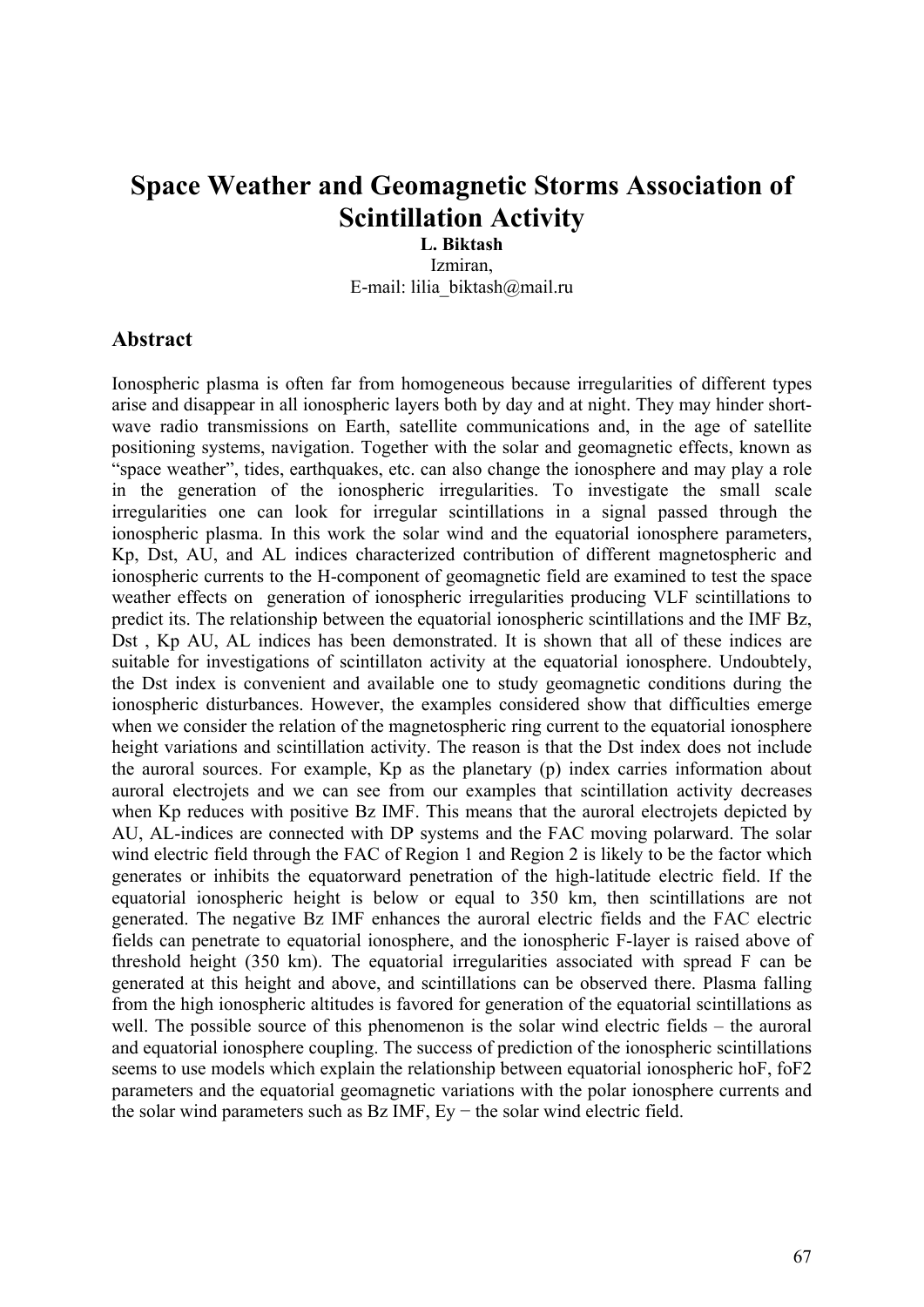# Space Weather and Geomagnetic Storms Association of Scintillation Activity

**L. Biktash**
Izmiran,
E-mail: lilia_biktash@mail.ru

## Abstract

Ionospheric plasma is often far from homogeneous because irregularities of different types arise and disappear in all ionospheric layers both by day and at night. They may hinder short-wave radio transmissions on Earth, satellite communications and, in the age of satellite positioning systems, navigation. Together with the solar and geomagnetic effects, known as "space weather", tides, earthquakes, etc. can also change the ionosphere and may play a role in the generation of the ionospheric irregularities. To investigate the small scale irregularities one can look for irregular scintillations in a signal passed through the ionospheric plasma. In this work the solar wind and the equatorial ionosphere parameters, Kp, Dst, AU, and AL indices characterized contribution of different magnetospheric and ionospheric currents to the H-component of geomagnetic field are examined to test the space weather effects on generation of ionospheric irregularities producing VLF scintillations to predict its. The relationship between the equatorial ionospheric scintillations and the IMF Bz, Dst , Kp AU, AL indices has been demonstrated. It is shown that all of these indices are suitable for investigations of scintillaton activity at the equatorial ionosphere. Undoubtely, the Dst index is convenient and available one to study geomagnetic conditions during the ionospheric disturbances. However, the examples considered show that difficulties emerge when we consider the relation of the magnetospheric ring current to the equatorial ionosphere height variations and scintillation activity. The reason is that the Dst index does not include the auroral sources. For example, Kp as the planetary (p) index carries information about auroral electrojets and we can see from our examples that scintillation activity decreases when Kp reduces with positive Bz IMF. This means that the auroral electrojets depicted by AU, AL-indices are connected with DP systems and the FAC moving polarward. The solar wind electric field through the FAC of Region 1 and Region 2 is likely to be the factor which generates or inhibits the equatorward penetration of the high-latitude electric field. If the equatorial ionospheric height is below or equal to 350 km, then scintillations are not generated. The negative Bz IMF enhances the auroral electric fields and the FAC electric fields can penetrate to equatorial ionosphere, and the ionospheric F-layer is raised above of threshold height (350 km). The equatorial irregularities associated with spread F can be generated at this height and above, and scintillations can be observed there. Plasma falling from the high ionospheric altitudes is favored for generation of the equatorial scintillations as well. The possible source of this phenomenon is the solar wind electric fields – the auroral and equatorial ionosphere coupling. The success of prediction of the ionospheric scintillations seems to use models which explain the relationship between equatorial ionospheric hoF, foF2 parameters and the equatorial geomagnetic variations with the polar ionosphere currents and the solar wind parameters such as Bz IMF, Ey − the solar wind electric field.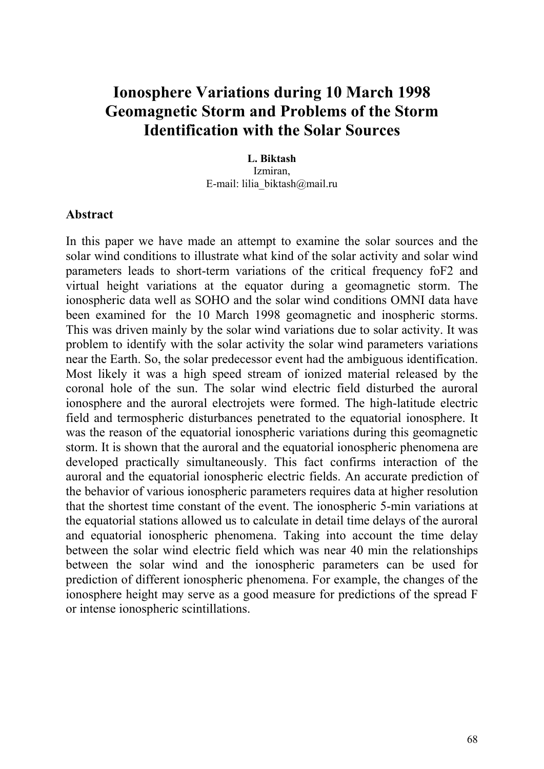# Ionosphere Variations during 10 March 1998 Geomagnetic Storm and Problems of the Storm Identification with the Solar Sources

**L. Biktash**
Izmiran,
E-mail: lilia_biktash@mail.ru

**Abstract**

In this paper we have made an attempt to examine the solar sources and the solar wind conditions to illustrate what kind of the solar activity and solar wind parameters leads to short-term variations of the critical frequency foF2 and virtual height variations at the equator during a geomagnetic storm. The ionospheric data well as SOHO and the solar wind conditions OMNI data have been examined for the 10 March 1998 geomagnetic and inospheric storms. This was driven mainly by the solar wind variations due to solar activity. It was problem to identify with the solar activity the solar wind parameters variations near the Earth. So, the solar predecessor event had the ambiguous identification. Most likely it was a high speed stream of ionized material released by the coronal hole of the sun. The solar wind electric field disturbed the auroral ionosphere and the auroral electrojets were formed. The high-latitude electric field and termospheric disturbances penetrated to the equatorial ionosphere. It was the reason of the equatorial ionospheric variations during this geomagnetic storm. It is shown that the auroral and the equatorial ionospheric phenomena are developed practically simultaneously. This fact confirms interaction of the auroral and the equatorial ionospheric electric fields. An accurate prediction of the behavior of various ionospheric parameters requires data at higher resolution that the shortest time constant of the event. The ionospheric 5-min variations at the equatorial stations allowed us to calculate in detail time delays of the auroral and equatorial ionospheric phenomena. Taking into account the time delay between the solar wind electric field which was near 40 min the relationships between the solar wind and the ionospheric parameters can be used for prediction of different ionospheric phenomena. For example, the changes of the ionosphere height may serve as a good measure for predictions of the spread F or intense ionospheric scintillations.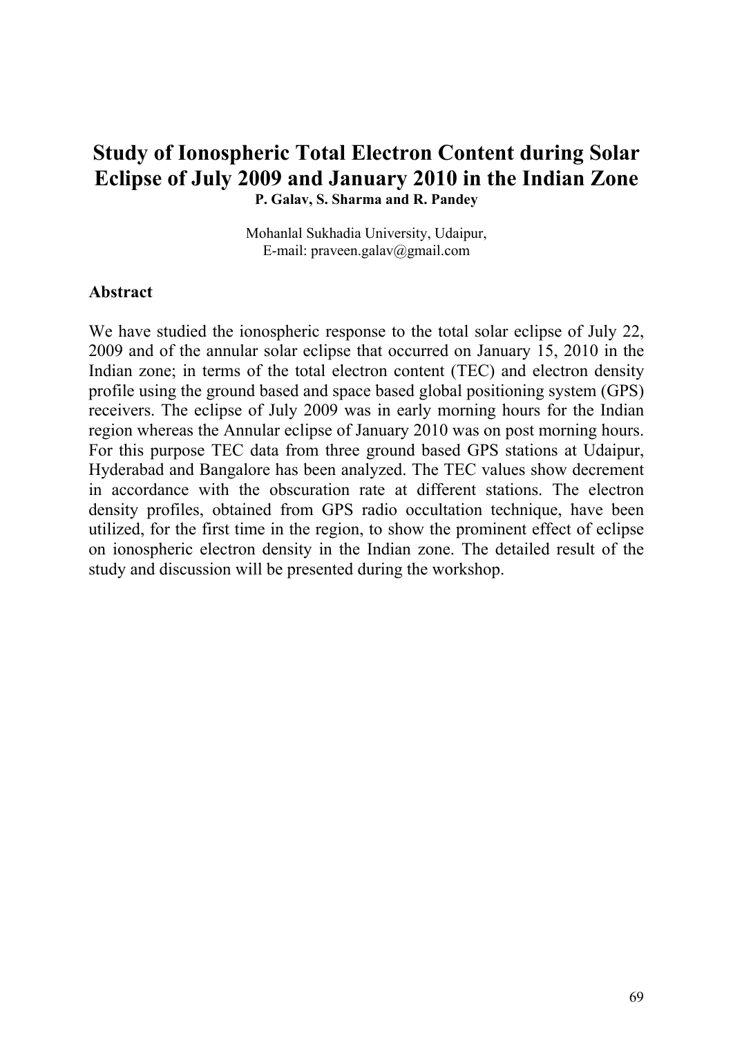# Study of Ionospheric Total Electron Content during Solar Eclipse of July 2009 and January 2010 in the Indian Zone

**P. Galav, S. Sharma and R. Pandey**

Mohanlal Sukhadia University, Udaipur,
E-mail: praveen.galav@gmail.com

## Abstract

We have studied the ionospheric response to the total solar eclipse of July 22, 2009 and of the annular solar eclipse that occurred on January 15, 2010 in the Indian zone; in terms of the total electron content (TEC) and electron density profile using the ground based and space based global positioning system (GPS) receivers. The eclipse of July 2009 was in early morning hours for the Indian region whereas the Annular eclipse of January 2010 was on post morning hours. For this purpose TEC data from three ground based GPS stations at Udaipur, Hyderabad and Bangalore has been analyzed. The TEC values show decrement in accordance with the obscuration rate at different stations. The electron density profiles, obtained from GPS radio occultation technique, have been utilized, for the first time in the region, to show the prominent effect of eclipse on ionospheric electron density in the Indian zone. The detailed result of the study and discussion will be presented during the workshop.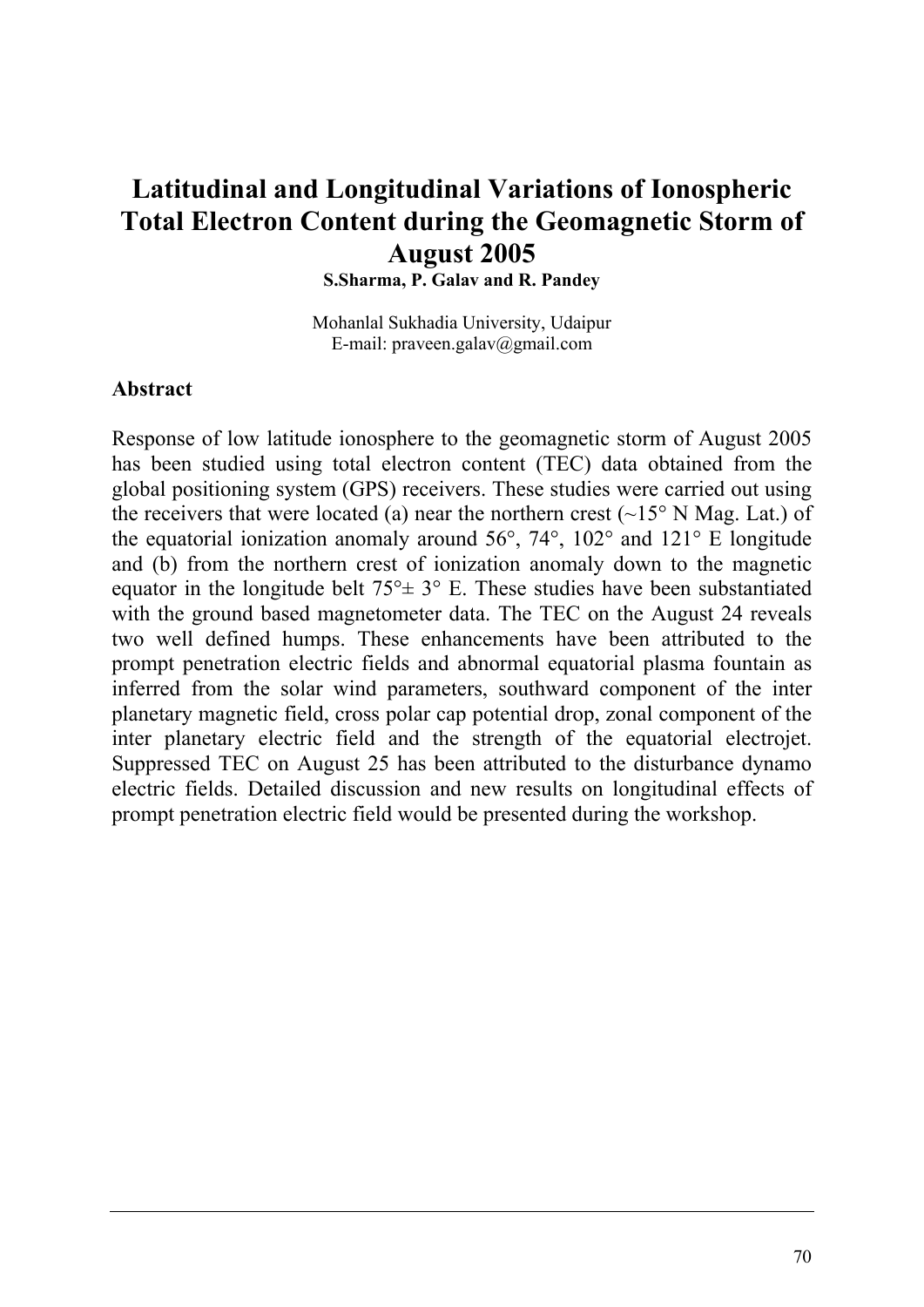# Latitudinal and Longitudinal Variations of Ionospheric Total Electron Content during the Geomagnetic Storm of August 2005

**S.Sharma, P. Galav and R. Pandey**

Mohanlal Sukhadia University, Udaipur
E-mail: praveen.galav@gmail.com

## Abstract

Response of low latitude ionosphere to the geomagnetic storm of August 2005 has been studied using total electron content (TEC) data obtained from the global positioning system (GPS) receivers. These studies were carried out using the receivers that were located (a) near the northern crest (~15° N Mag. Lat.) of the equatorial ionization anomaly around 56°, 74°, 102° and 121° E longitude and (b) from the northern crest of ionization anomaly down to the magnetic equator in the longitude belt 75°± 3° E. These studies have been substantiated with the ground based magnetometer data. The TEC on the August 24 reveals two well defined humps. These enhancements have been attributed to the prompt penetration electric fields and abnormal equatorial plasma fountain as inferred from the solar wind parameters, southward component of the inter planetary magnetic field, cross polar cap potential drop, zonal component of the inter planetary electric field and the strength of the equatorial electrojet. Suppressed TEC on August 25 has been attributed to the disturbance dynamo electric fields. Detailed discussion and new results on longitudinal effects of prompt penetration electric field would be presented during the workshop.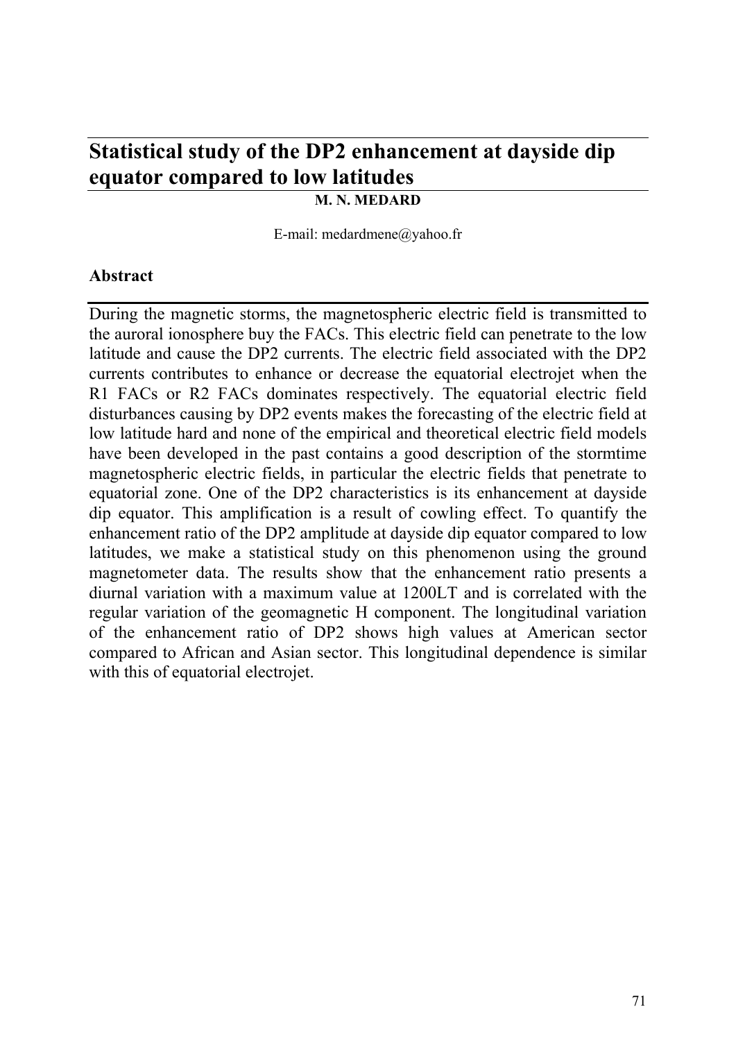# Statistical study of the DP2 enhancement at dayside dip equator compared to low latitudes

**M. N. MEDARD**

E-mail: medardmene@yahoo.fr

### Abstract

During the magnetic storms, the magnetospheric electric field is transmitted to the auroral ionosphere buy the FACs. This electric field can penetrate to the low latitude and cause the DP2 currents. The electric field associated with the DP2 currents contributes to enhance or decrease the equatorial electrojet when the R1 FACs or R2 FACs dominates respectively. The equatorial electric field disturbances causing by DP2 events makes the forecasting of the electric field at low latitude hard and none of the empirical and theoretical electric field models have been developed in the past contains a good description of the stormtime magnetospheric electric fields, in particular the electric fields that penetrate to equatorial zone. One of the DP2 characteristics is its enhancement at dayside dip equator. This amplification is a result of cowling effect. To quantify the enhancement ratio of the DP2 amplitude at dayside dip equator compared to low latitudes, we make a statistical study on this phenomenon using the ground magnetometer data. The results show that the enhancement ratio presents a diurnal variation with a maximum value at 1200LT and is correlated with the regular variation of the geomagnetic H component. The longitudinal variation of the enhancement ratio of DP2 shows high values at American sector compared to African and Asian sector. This longitudinal dependence is similar with this of equatorial electrojet.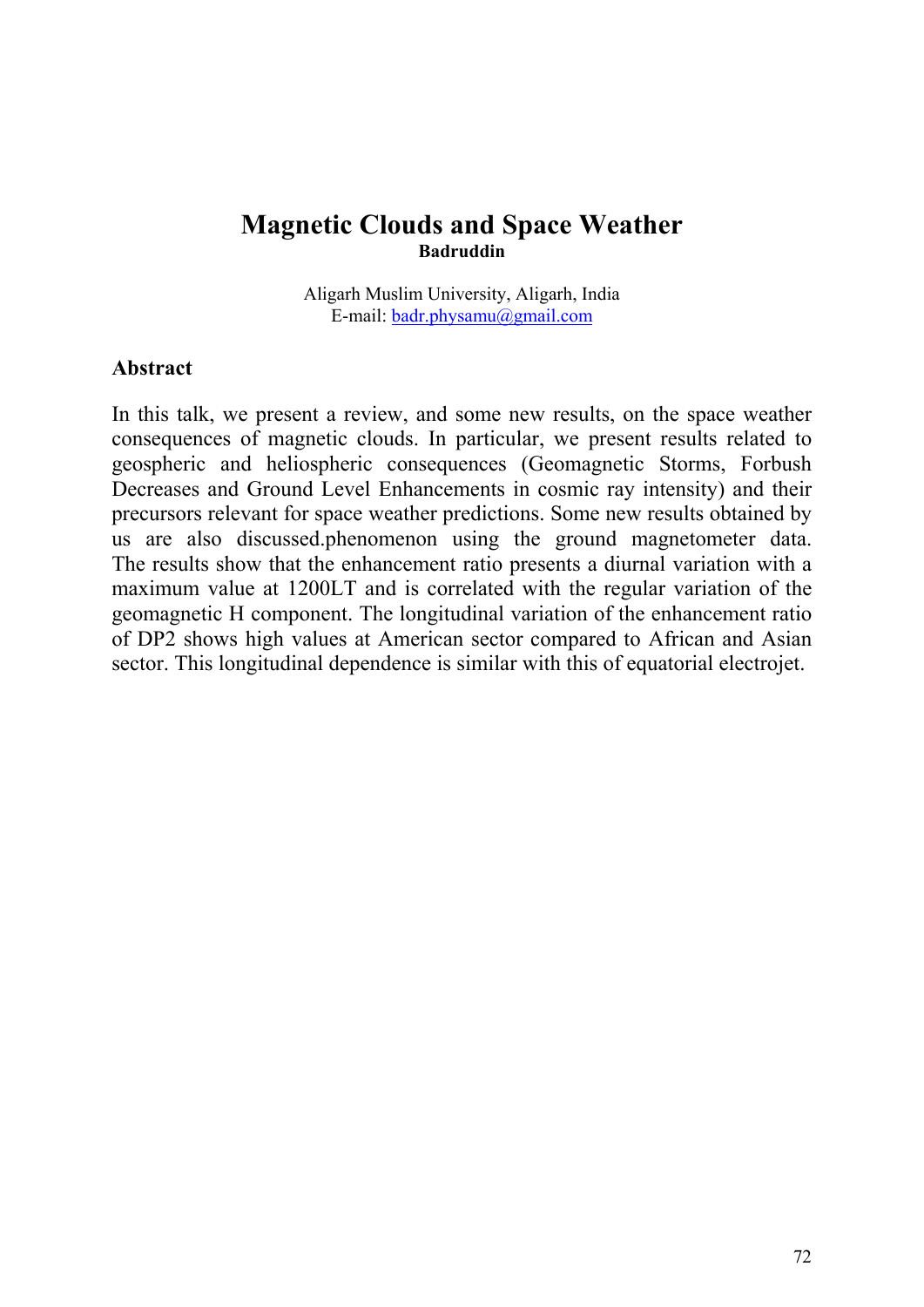# Magnetic Clouds and Space Weather

**Badruddin**

Aligarh Muslim University, Aligarh, India
E-mail: badr.physamu@gmail.com

## Abstract

In this talk, we present a review, and some new results, on the space weather consequences of magnetic clouds. In particular, we present results related to geospheric and heliospheric consequences (Geomagnetic Storms, Forbush Decreases and Ground Level Enhancements in cosmic ray intensity) and their precursors relevant for space weather predictions. Some new results obtained by us are also discussed.phenomenon using the ground magnetometer data. The results show that the enhancement ratio presents a diurnal variation with a maximum value at 1200LT and is correlated with the regular variation of the geomagnetic H component. The longitudinal variation of the enhancement ratio of DP2 shows high values at American sector compared to African and Asian sector. This longitudinal dependence is similar with this of equatorial electrojet.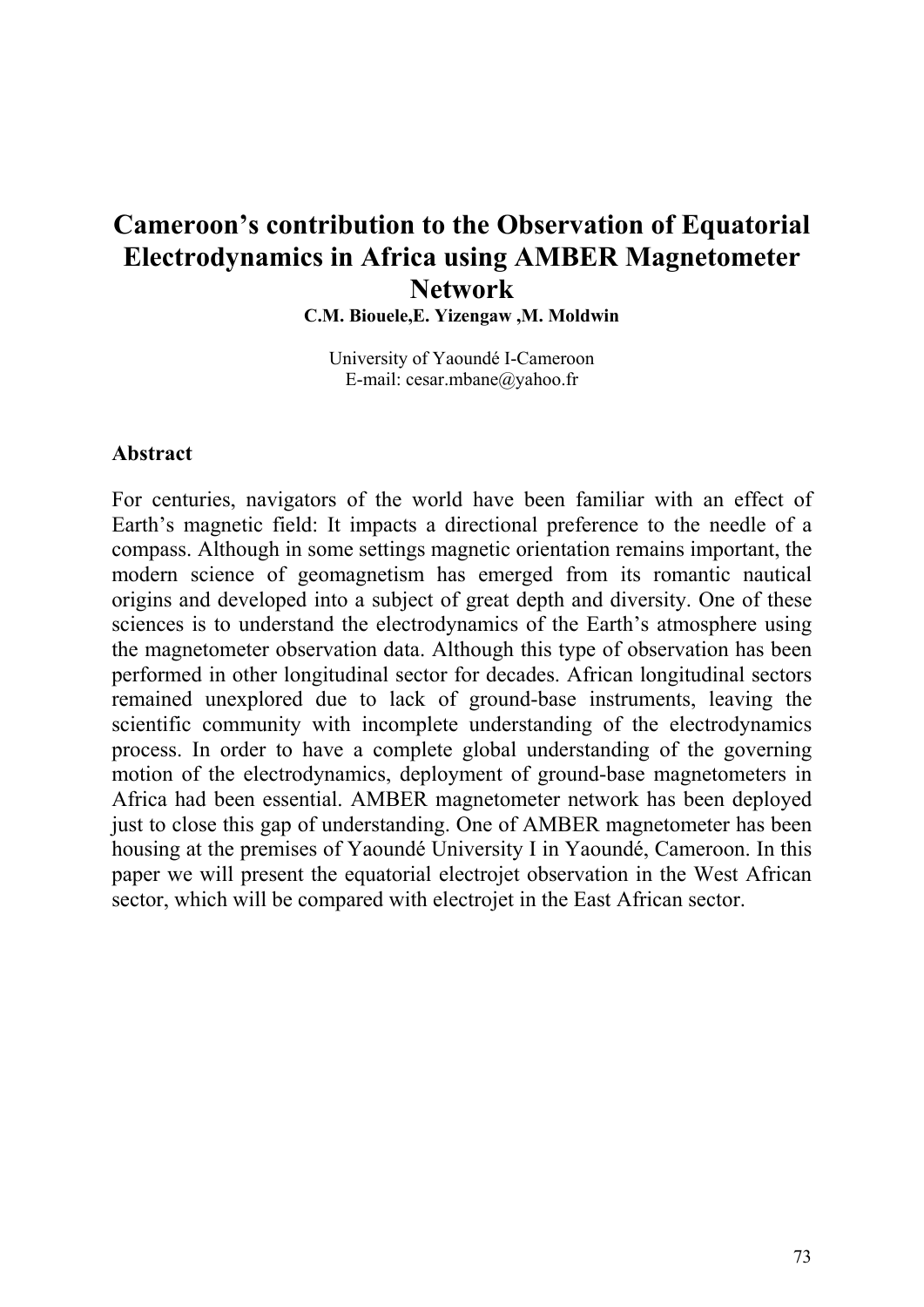# Cameroon's contribution to the Observation of Equatorial Electrodynamics in Africa using AMBER Magnetometer Network

**C.M. Biouele,E. Yizengaw ,M. Moldwin**

University of Yaoundé I-Cameroon
E-mail: cesar.mbane@yahoo.fr

## Abstract

For centuries, navigators of the world have been familiar with an effect of Earth's magnetic field: It impacts a directional preference to the needle of a compass. Although in some settings magnetic orientation remains important, the modern science of geomagnetism has emerged from its romantic nautical origins and developed into a subject of great depth and diversity. One of these sciences is to understand the electrodynamics of the Earth's atmosphere using the magnetometer observation data. Although this type of observation has been performed in other longitudinal sector for decades. African longitudinal sectors remained unexplored due to lack of ground-base instruments, leaving the scientific community with incomplete understanding of the electrodynamics process. In order to have a complete global understanding of the governing motion of the electrodynamics, deployment of ground-base magnetometers in Africa had been essential. AMBER magnetometer network has been deployed just to close this gap of understanding. One of AMBER magnetometer has been housing at the premises of Yaoundé University I in Yaoundé, Cameroon. In this paper we will present the equatorial electrojet observation in the West African sector, which will be compared with electrojet in the East African sector.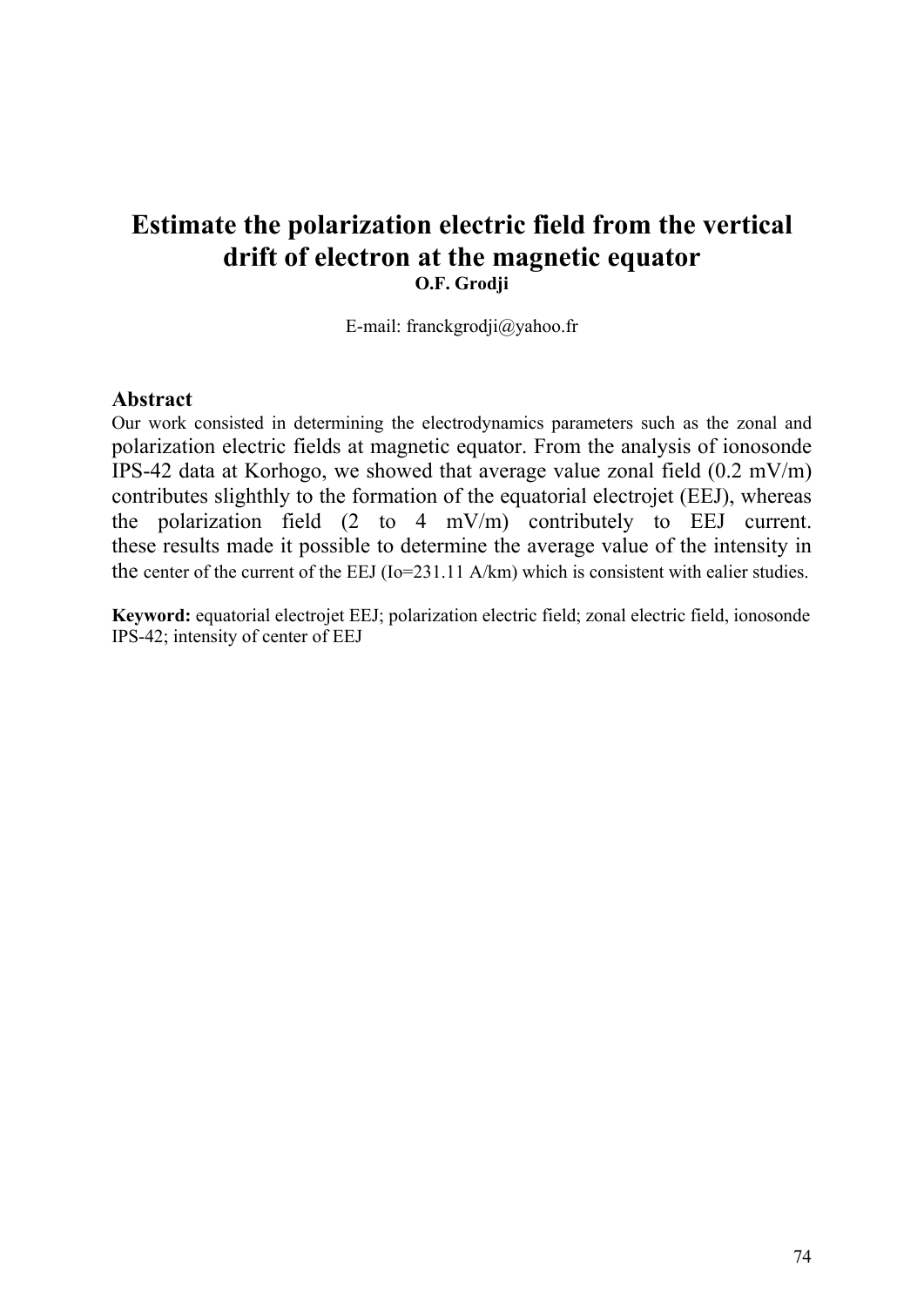# Estimate the polarization electric field from the vertical drift of electron at the magnetic equator

**O.F. Grodji**

E-mail: franckgrodji@yahoo.fr

## Abstract

Our work consisted in determining the electrodynamics parameters such as the zonal and polarization electric fields at magnetic equator. From the analysis of ionosonde IPS-42 data at Korhogo, we showed that average value zonal field (0.2 mV/m) contributes slighthly to the formation of the equatorial electrojet (EEJ), whereas the polarization field (2 to 4 mV/m) contributely to EEJ current. these results made it possible to determine the average value of the intensity in the center of the current of the EEJ (Io=231.11 A/km) which is consistent with ealier studies.

**Keyword:** equatorial electrojet EEJ; polarization electric field; zonal electric field, ionosonde IPS-42; intensity of center of EEJ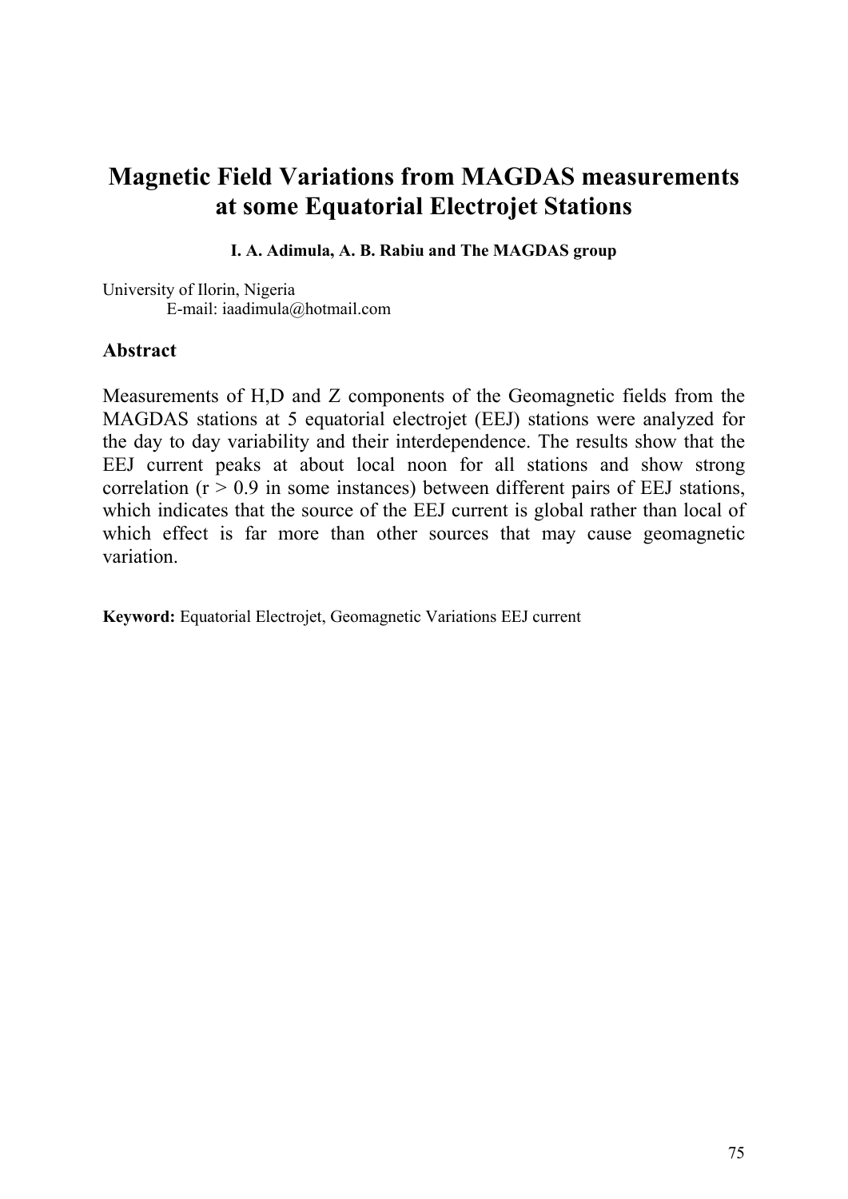# Magnetic Field Variations from MAGDAS measurements at some Equatorial Electrojet Stations

**I. A. Adimula, A. B. Rabiu and The MAGDAS group**

University of Ilorin, Nigeria
E-mail: iaadimula@hotmail.com

## Abstract

Measurements of H,D and Z components of the Geomagnetic fields from the MAGDAS stations at 5 equatorial electrojet (EEJ) stations were analyzed for the day to day variability and their interdependence. The results show that the EEJ current peaks at about local noon for all stations and show strong correlation ($r > 0.9$ in some instances) between different pairs of EEJ stations, which indicates that the source of the EEJ current is global rather than local of which effect is far more than other sources that may cause geomagnetic variation.

**Keyword:** Equatorial Electrojet, Geomagnetic Variations EEJ current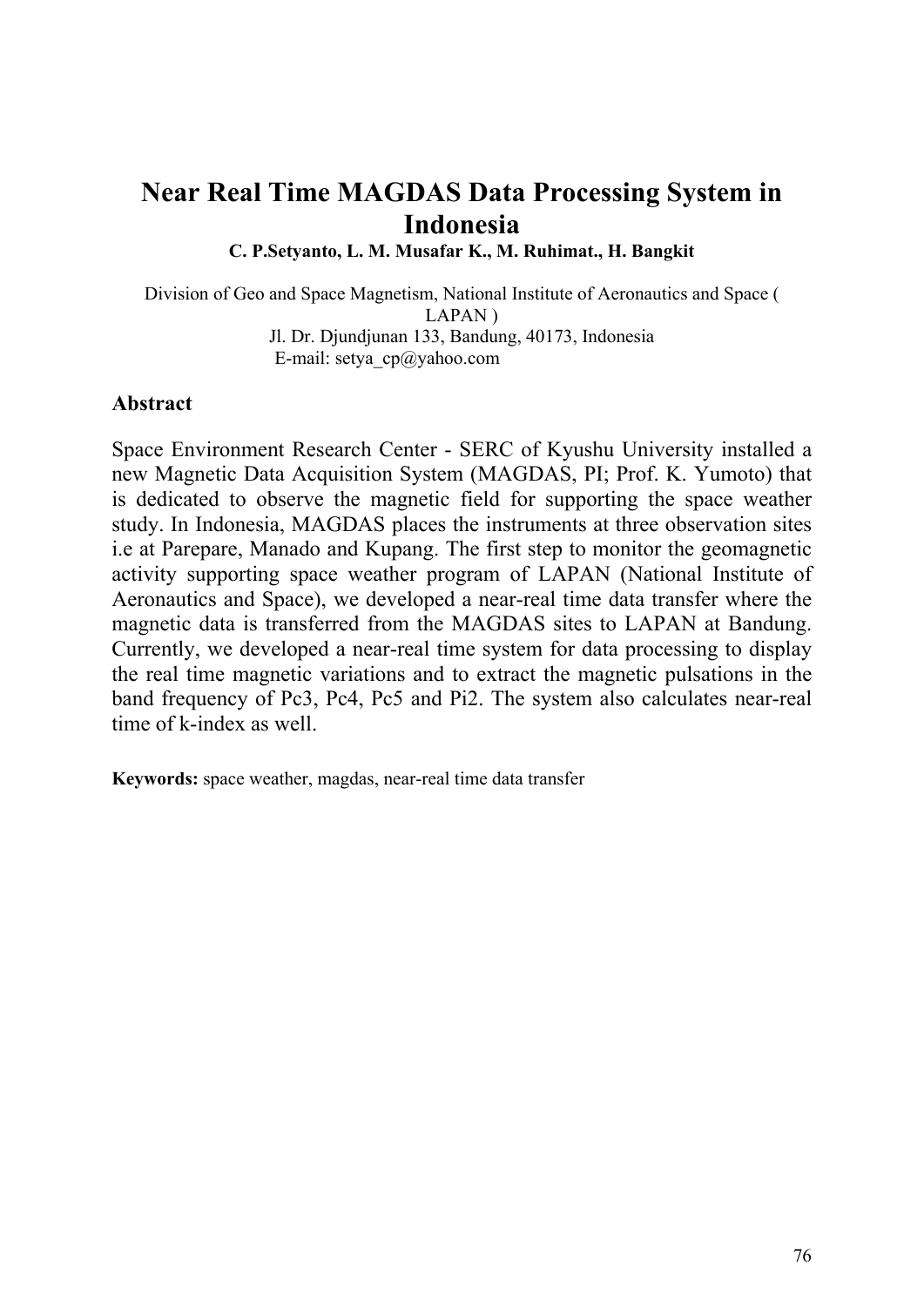# Near Real Time MAGDAS Data Processing System in Indonesia

**C. P.Setyanto, L. M. Musafar K., M. Ruhimat., H. Bangkit**

Division of Geo and Space Magnetism, National Institute of Aeronautics and Space ( LAPAN )
Jl. Dr. Djundjunan 133, Bandung, 40173, Indonesia
E-mail: setya_cp@yahoo.com

## Abstract

Space Environment Research Center - SERC of Kyushu University installed a new Magnetic Data Acquisition System (MAGDAS, PI; Prof. K. Yumoto) that is dedicated to observe the magnetic field for supporting the space weather study. In Indonesia, MAGDAS places the instruments at three observation sites i.e at Parepare, Manado and Kupang. The first step to monitor the geomagnetic activity supporting space weather program of LAPAN (National Institute of Aeronautics and Space), we developed a near-real time data transfer where the magnetic data is transferred from the MAGDAS sites to LAPAN at Bandung. Currently, we developed a near-real time system for data processing to display the real time magnetic variations and to extract the magnetic pulsations in the band frequency of Pc3, Pc4, Pc5 and Pi2. The system also calculates near-real time of k-index as well.

**Keywords:** space weather, magdas, near-real time data transfer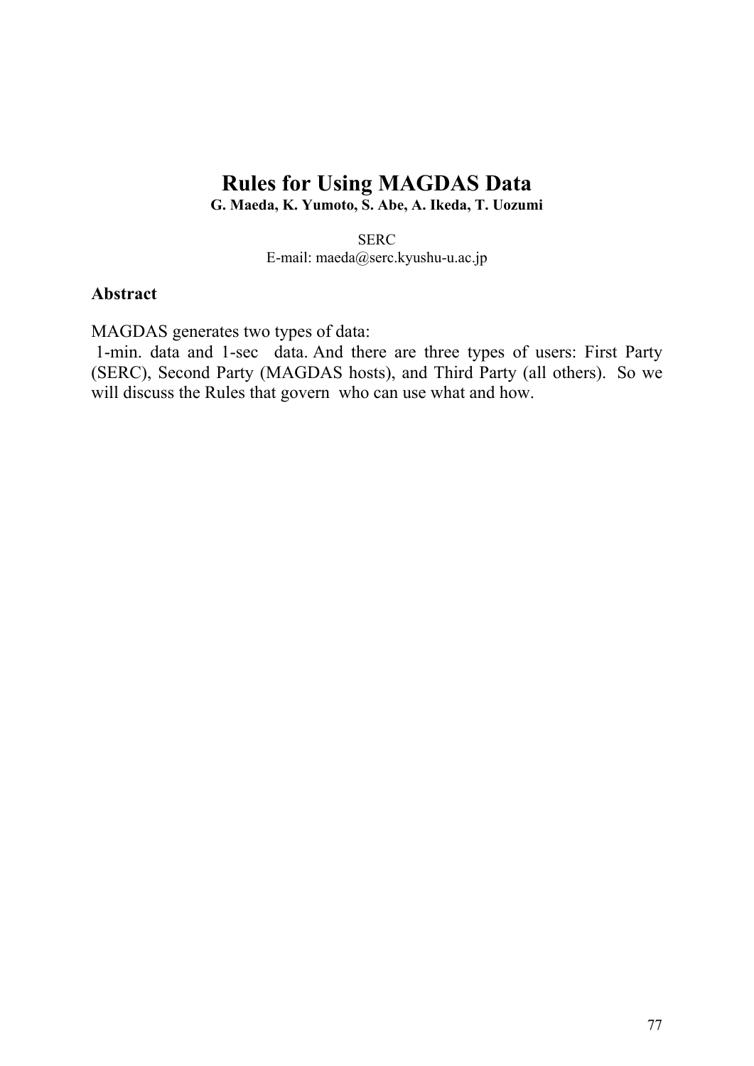# Rules for Using MAGDAS Data

**G. Maeda, K. Yumoto, S. Abe, A. Ikeda, T. Uozumi**

SERC
E-mail: maeda@serc.kyushu-u.ac.jp

**Abstract**

MAGDAS generates two types of data:
1-min. data and 1-sec data. And there are three types of users: First Party (SERC), Second Party (MAGDAS hosts), and Third Party (all others). So we will discuss the Rules that govern who can use what and how.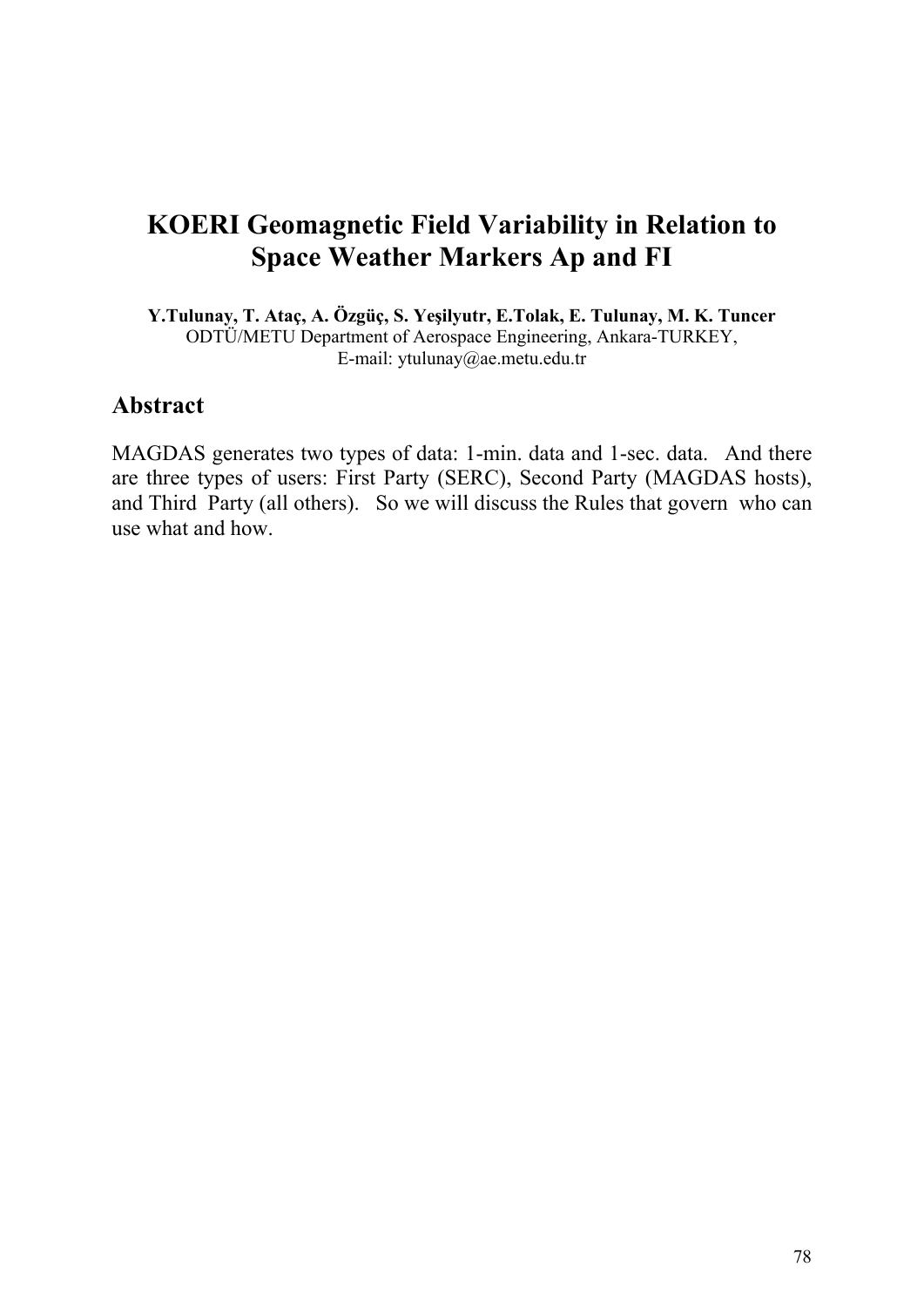# KOERI Geomagnetic Field Variability in Relation to Space Weather Markers Ap and FI

**Y.Tulunay, T. Ataç, A. Özgüç, S. Yeşilyutr, E.Tolak, E. Tulunay, M. K. Tuncer**
ODTÜ/METU Department of Aerospace Engineering, Ankara-TURKEY,
E-mail: ytulunay@ae.metu.edu.tr

## Abstract

MAGDAS generates two types of data: 1-min. data and 1-sec. data. And there are three types of users: First Party (SERC), Second Party (MAGDAS hosts), and Third Party (all others). So we will discuss the Rules that govern who can use what and how.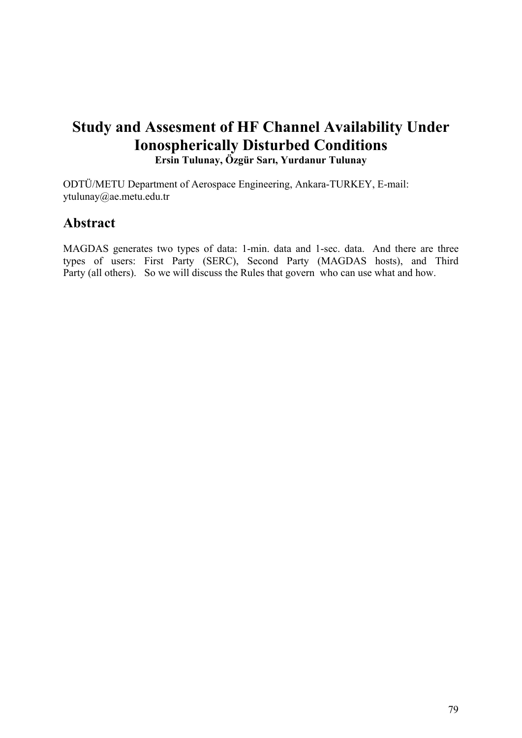# Study and Assesment of HF Channel Availability Under Ionospherically Disturbed Conditions

**Ersin Tulunay, Özgür Sarı, Yurdanur Tulunay**

ODTÜ/METU Department of Aerospace Engineering, Ankara-TURKEY, E-mail: ytulunay@ae.metu.edu.tr

## Abstract

MAGDAS generates two types of data: 1-min. data and 1-sec. data. And there are three types of users: First Party (SERC), Second Party (MAGDAS hosts), and Third Party (all others). So we will discuss the Rules that govern who can use what and how.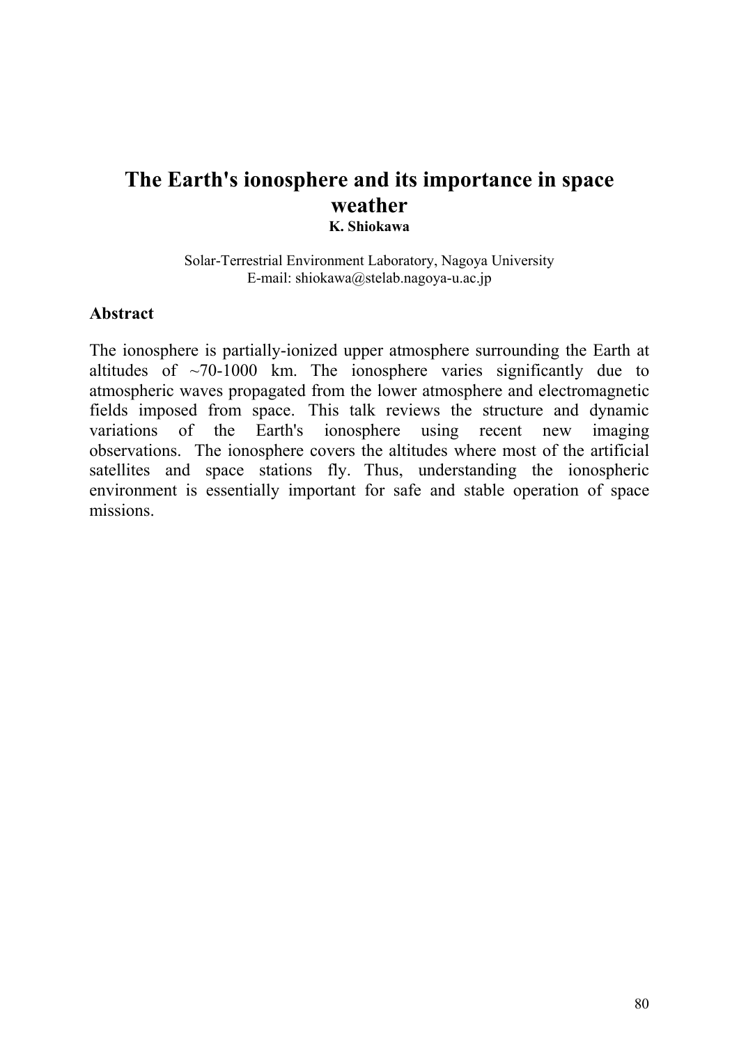# The Earth's ionosphere and its importance in space weather

**K. Shiokawa**

Solar-Terrestrial Environment Laboratory, Nagoya University
E-mail: shiokawa@stelab.nagoya-u.ac.jp

## Abstract

The ionosphere is partially-ionized upper atmosphere surrounding the Earth at altitudes of ~70-1000 km. The ionosphere varies significantly due to atmospheric waves propagated from the lower atmosphere and electromagnetic fields imposed from space. This talk reviews the structure and dynamic variations of the Earth's ionosphere using recent new imaging observations. The ionosphere covers the altitudes where most of the artificial satellites and space stations fly. Thus, understanding the ionospheric environment is essentially important for safe and stable operation of space missions.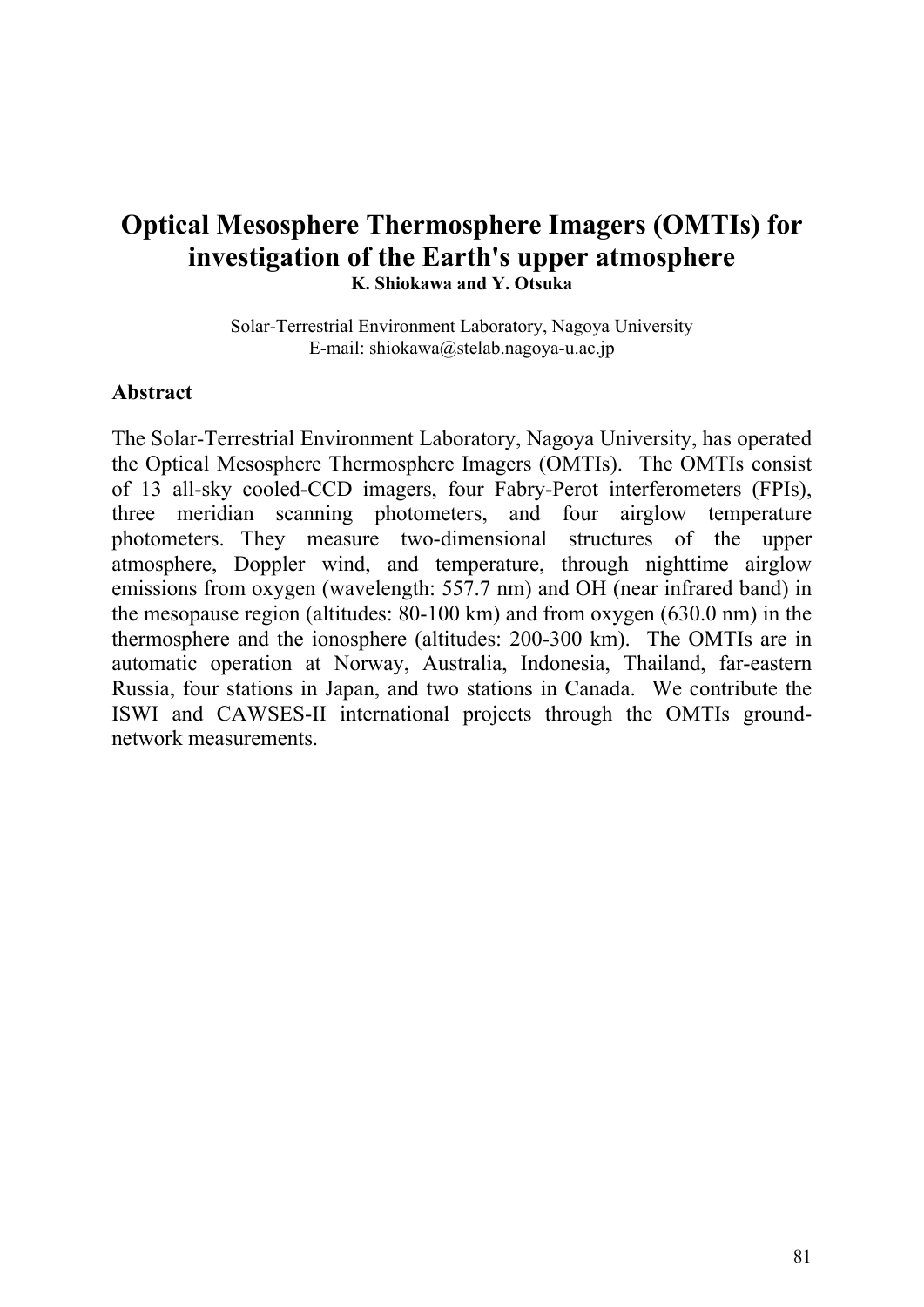# Optical Mesosphere Thermosphere Imagers (OMTIs) for investigation of the Earth's upper atmosphere

**K. Shiokawa and Y. Otsuka**

Solar-Terrestrial Environment Laboratory, Nagoya University
E-mail: shiokawa@stelab.nagoya-u.ac.jp

## Abstract

The Solar-Terrestrial Environment Laboratory, Nagoya University, has operated the Optical Mesosphere Thermosphere Imagers (OMTIs). The OMTIs consist of 13 all-sky cooled-CCD imagers, four Fabry-Perot interferometers (FPIs), three meridian scanning photometers, and four airglow temperature photometers. They measure two-dimensional structures of the upper atmosphere, Doppler wind, and temperature, through nighttime airglow emissions from oxygen (wavelength: 557.7 nm) and OH (near infrared band) in the mesopause region (altitudes: 80-100 km) and from oxygen (630.0 nm) in the thermosphere and the ionosphere (altitudes: 200-300 km). The OMTIs are in automatic operation at Norway, Australia, Indonesia, Thailand, far-eastern Russia, four stations in Japan, and two stations in Canada. We contribute the ISWI and CAWSES-II international projects through the OMTIs ground-network measurements.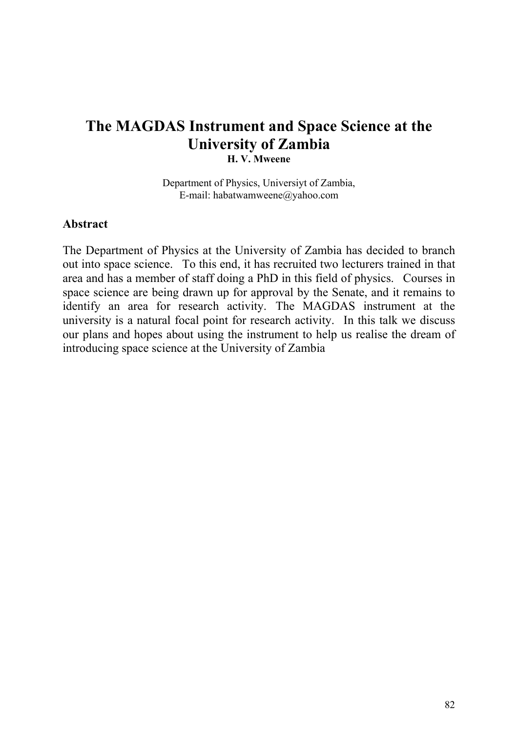# The MAGDAS Instrument and Space Science at the University of Zambia

**H. V. Mweene**

Department of Physics, Universiyt of Zambia,
E-mail: habatwamweene@yahoo.com

### Abstract

The Department of Physics at the University of Zambia has decided to branch out into space science. To this end, it has recruited two lecturers trained in that area and has a member of staff doing a PhD in this field of physics. Courses in space science are being drawn up for approval by the Senate, and it remains to identify an area for research activity. The MAGDAS instrument at the university is a natural focal point for research activity. In this talk we discuss our plans and hopes about using the instrument to help us realise the dream of introducing space science at the University of Zambia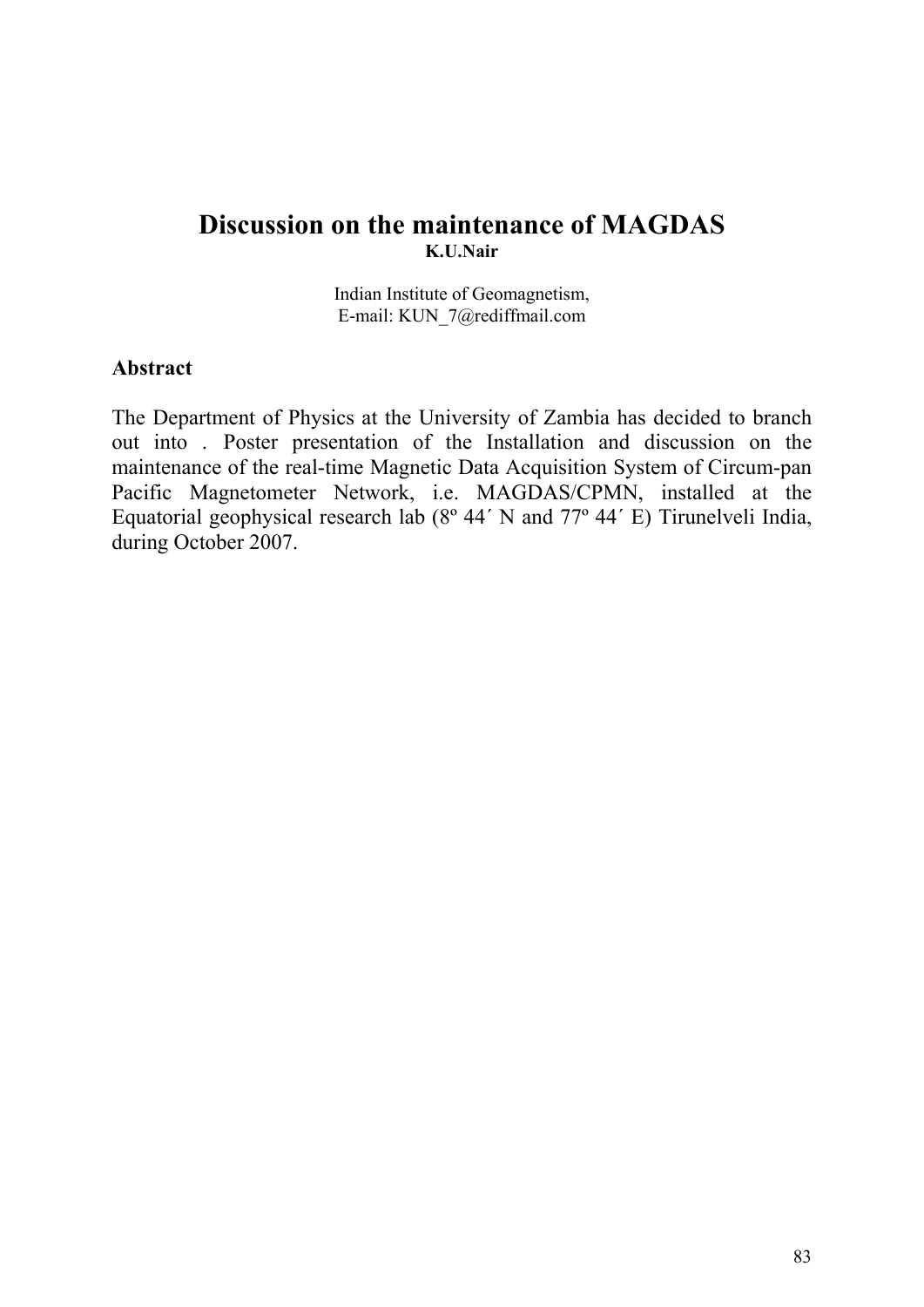# Discussion on the maintenance of MAGDAS

**K.U.Nair**

Indian Institute of Geomagnetism,
E-mail: KUN_7@rediffmail.com

### Abstract

The Department of Physics at the University of Zambia has decided to branch out into . Poster presentation of the Installation and discussion on the maintenance of the real-time Magnetic Data Acquisition System of Circum-pan Pacific Magnetometer Network, i.e. MAGDAS/CPMN, installed at the Equatorial geophysical research lab (8º 44´ N and 77º 44´ E) Tirunelveli India, during October 2007.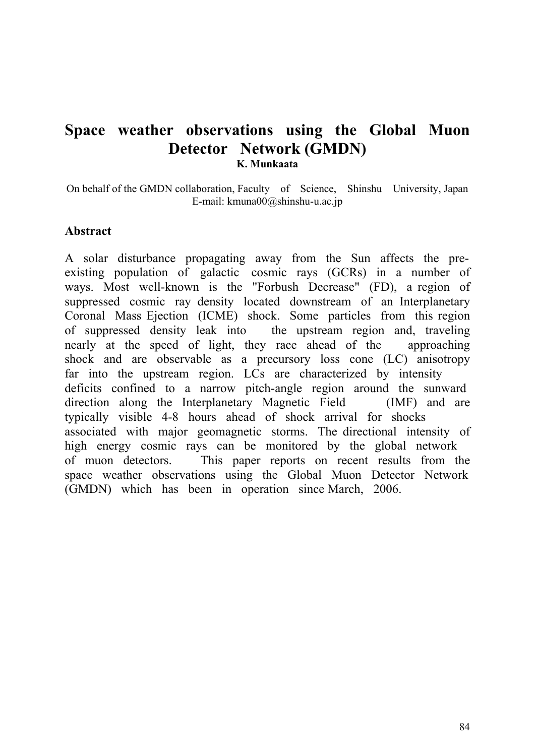# Space weather observations using the Global Muon Detector Network (GMDN)

**K. Munkaata**

On behalf of the GMDN collaboration, Faculty of Science, Shinshu University, Japan
E-mail: kmuna00@shinshu-u.ac.jp

**Abstract**

A solar disturbance propagating away from the Sun affects the pre-existing population of galactic cosmic rays (GCRs) in a number of ways. Most well-known is the "Forbush Decrease" (FD), a region of suppressed cosmic ray density located downstream of an Interplanetary Coronal Mass Ejection (ICME) shock. Some particles from this region of suppressed density leak into the upstream region and, traveling nearly at the speed of light, they race ahead of the approaching shock and are observable as a precursory loss cone (LC) anisotropy far into the upstream region. LCs are characterized by intensity deficits confined to a narrow pitch-angle region around the sunward direction along the Interplanetary Magnetic Field (IMF) and are typically visible 4-8 hours ahead of shock arrival for shocks associated with major geomagnetic storms. The directional intensity of high energy cosmic rays can be monitored by the global network of muon detectors. This paper reports on recent results from the space weather observations using the Global Muon Detector Network (GMDN) which has been in operation since March, 2006.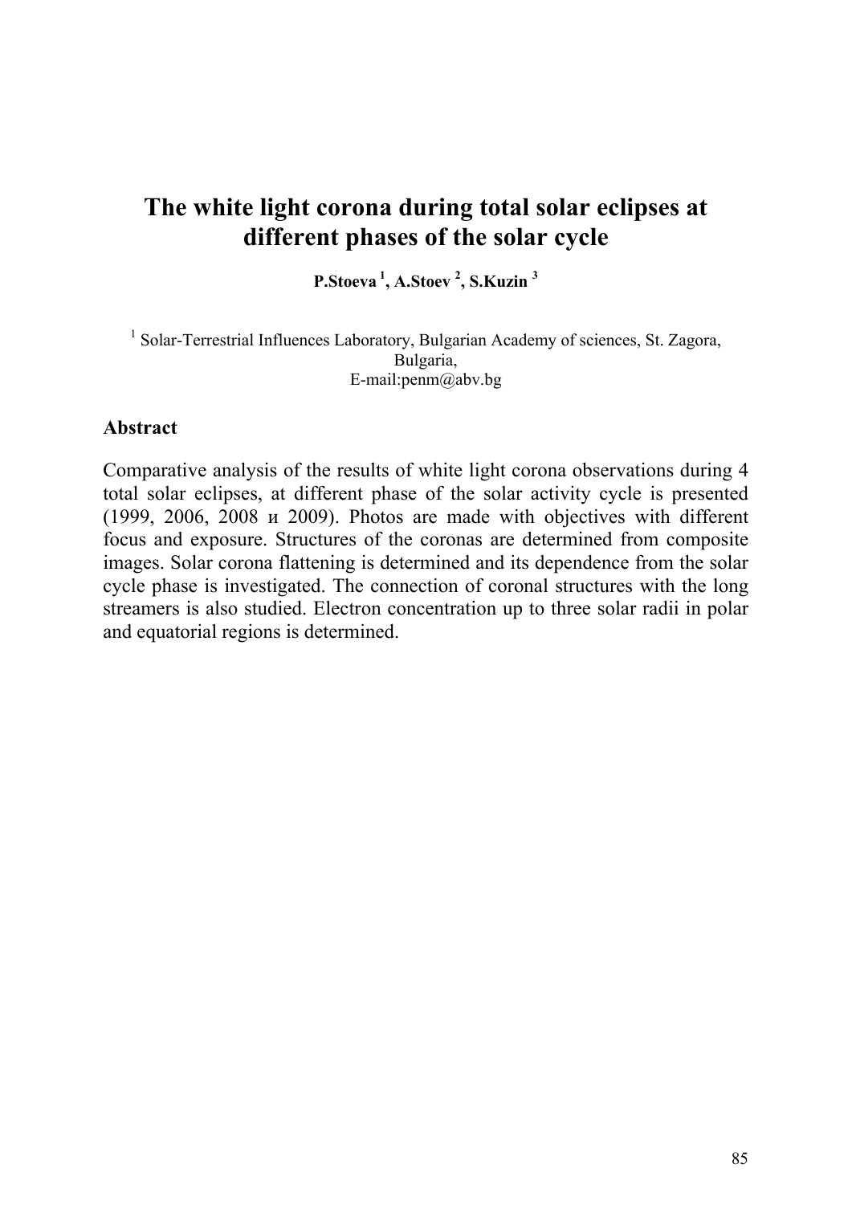# The white light corona during total solar eclipses at different phases of the solar cycle

**P.Stoeva [1], A.Stoev [2], S.Kuzin [3]**

[1] Solar-Terrestrial Influences Laboratory, Bulgarian Academy of sciences, St. Zagora, Bulgaria,
E-mail:penm@abv.bg

## Abstract

Comparative analysis of the results of white light corona observations during 4 total solar eclipses, at different phase of the solar activity cycle is presented (1999, 2006, 2008 и 2009). Photos are made with objectives with different focus and exposure. Structures of the coronas are determined from composite images. Solar corona flattening is determined and its dependence from the solar cycle phase is investigated. The connection of coronal structures with the long streamers is also studied. Electron concentration up to three solar radii in polar and equatorial regions is determined.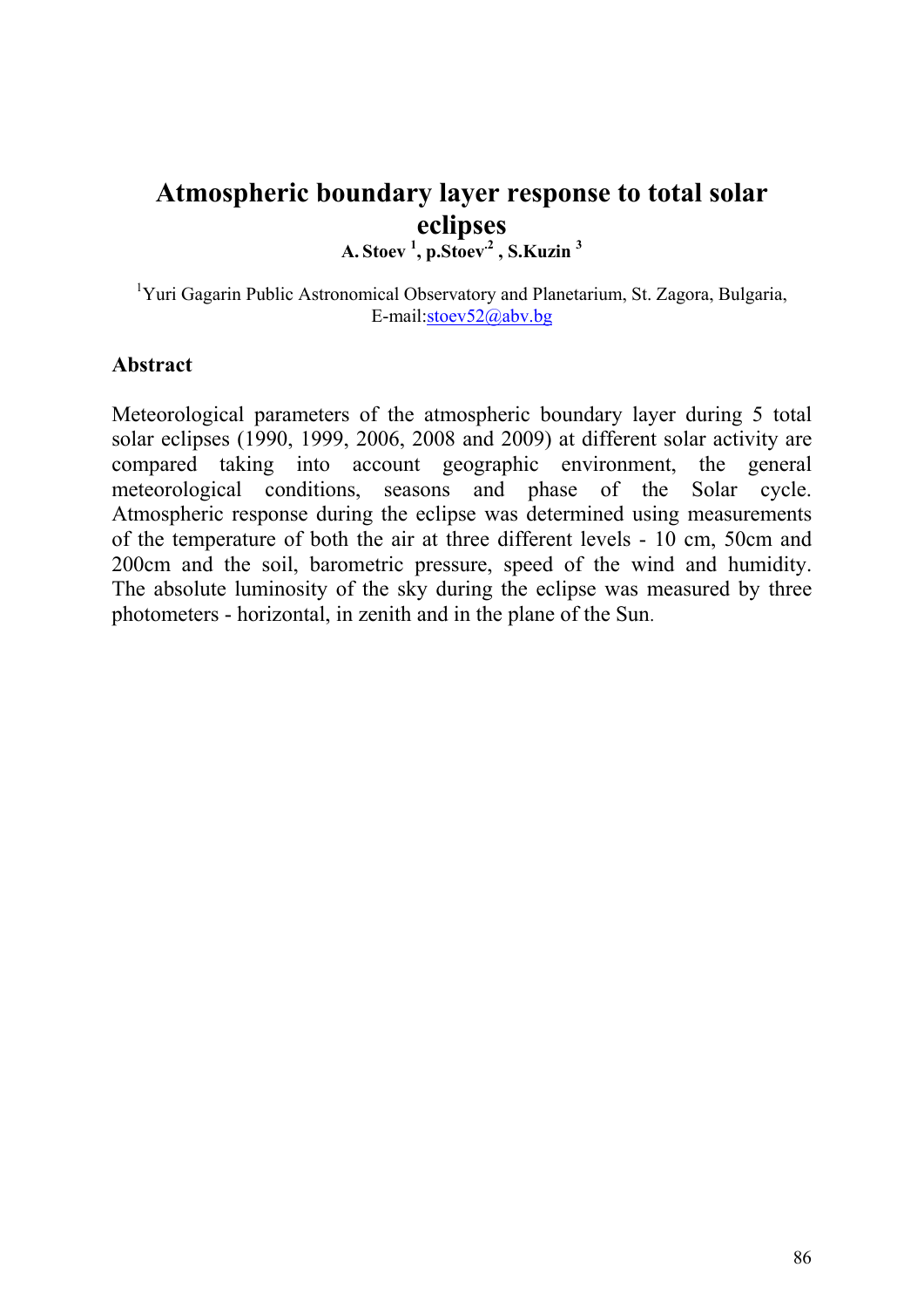# Atmospheric boundary layer response to total solar eclipses

**A. Stoev [1], p.Stoev[2], S.Kuzin [3]**

[1]Yuri Gagarin Public Astronomical Observatory and Planetarium, St. Zagora, Bulgaria, E-mail:stoev52@abv.bg

## Abstract

Meteorological parameters of the atmospheric boundary layer during 5 total solar eclipses (1990, 1999, 2006, 2008 and 2009) at different solar activity are compared taking into account geographic environment, the general meteorological conditions, seasons and phase of the Solar cycle. Atmospheric response during the eclipse was determined using measurements of the temperature of both the air at three different levels - 10 cm, 50cm and 200cm and the soil, barometric pressure, speed of the wind and humidity. The absolute luminosity of the sky during the eclipse was measured by three photometers - horizontal, in zenith and in the plane of the Sun.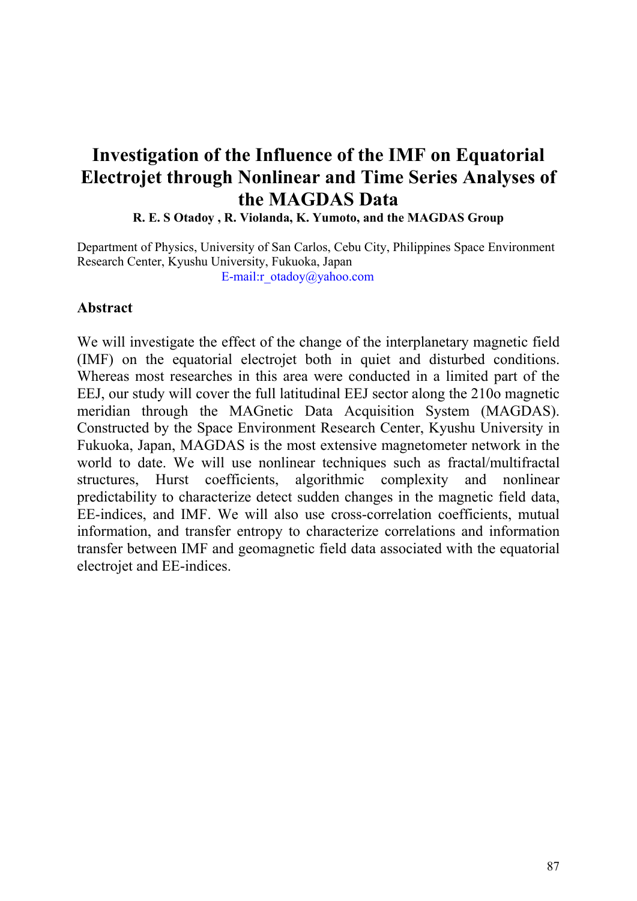# Investigation of the Influence of the IMF on Equatorial Electrojet through Nonlinear and Time Series Analyses of the MAGDAS Data

**R. E. S Otadoy , R. Violanda, K. Yumoto, and the MAGDAS Group**

Department of Physics, University of San Carlos, Cebu City, Philippines Space Environment Research Center, Kyushu University, Fukuoka, Japan
E-mail:r_otadoy@yahoo.com

## Abstract

We will investigate the effect of the change of the interplanetary magnetic field (IMF) on the equatorial electrojet both in quiet and disturbed conditions. Whereas most researches in this area were conducted in a limited part of the EEJ, our study will cover the full latitudinal EEJ sector along the 210o magnetic meridian through the MAGnetic Data Acquisition System (MAGDAS). Constructed by the Space Environment Research Center, Kyushu University in Fukuoka, Japan, MAGDAS is the most extensive magnetometer network in the world to date. We will use nonlinear techniques such as fractal/multifractal structures, Hurst coefficients, algorithmic complexity and nonlinear predictability to characterize detect sudden changes in the magnetic field data, EE-indices, and IMF. We will also use cross-correlation coefficients, mutual information, and transfer entropy to characterize correlations and information transfer between IMF and geomagnetic field data associated with the equatorial electrojet and EE-indices.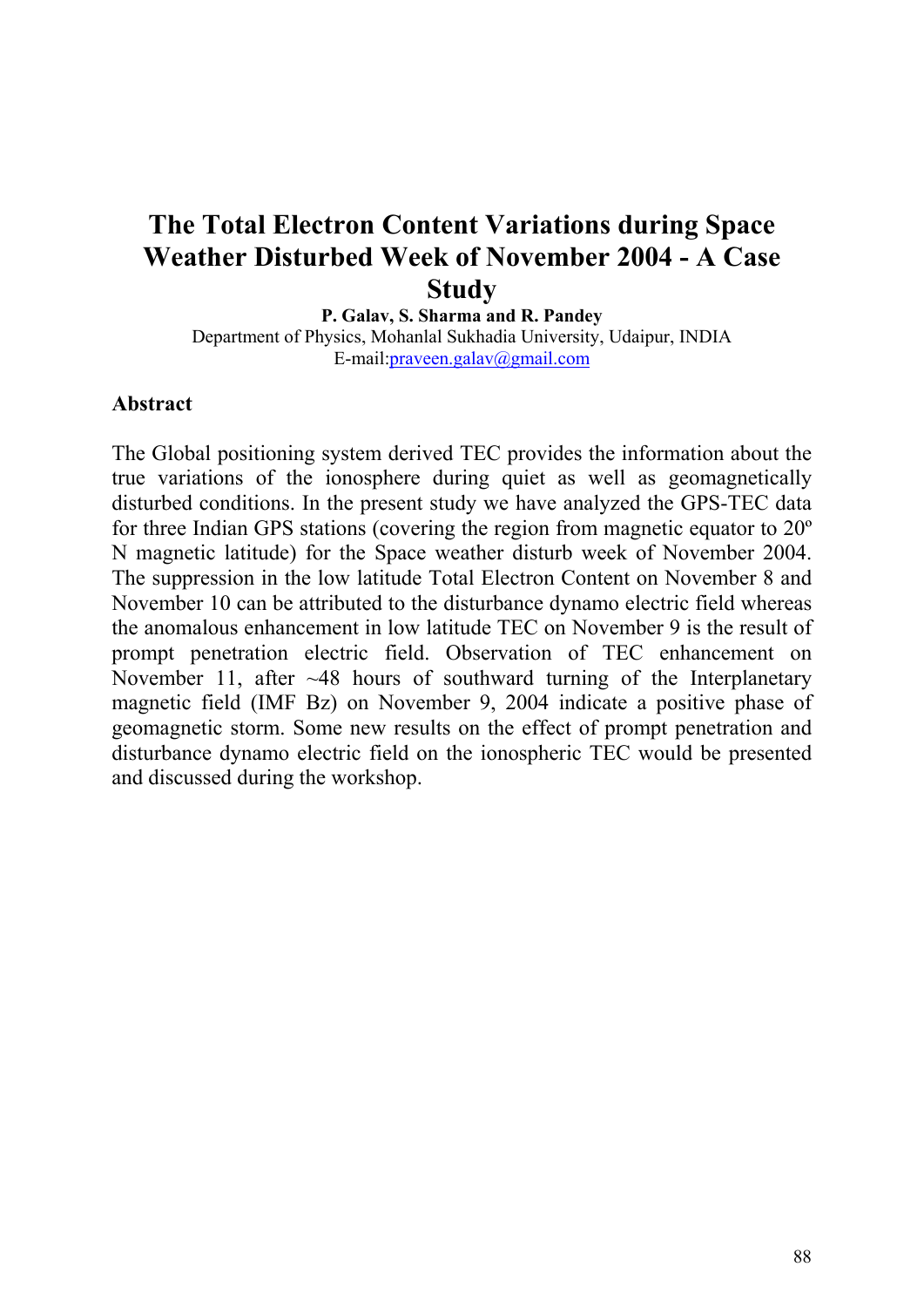# The Total Electron Content Variations during Space Weather Disturbed Week of November 2004 - A Case Study

**P. Galav, S. Sharma and R. Pandey**

Department of Physics, Mohanlal Sukhadia University, Udaipur, INDIA

E-mail:praveen.galav@gmail.com

## Abstract

The Global positioning system derived TEC provides the information about the true variations of the ionosphere during quiet as well as geomagnetically disturbed conditions. In the present study we have analyzed the GPS-TEC data for three Indian GPS stations (covering the region from magnetic equator to 20º N magnetic latitude) for the Space weather disturb week of November 2004. The suppression in the low latitude Total Electron Content on November 8 and November 10 can be attributed to the disturbance dynamo electric field whereas the anomalous enhancement in low latitude TEC on November 9 is the result of prompt penetration electric field. Observation of TEC enhancement on November 11, after ~48 hours of southward turning of the Interplanetary magnetic field (IMF Bz) on November 9, 2004 indicate a positive phase of geomagnetic storm. Some new results on the effect of prompt penetration and disturbance dynamo electric field on the ionospheric TEC would be presented and discussed during the workshop.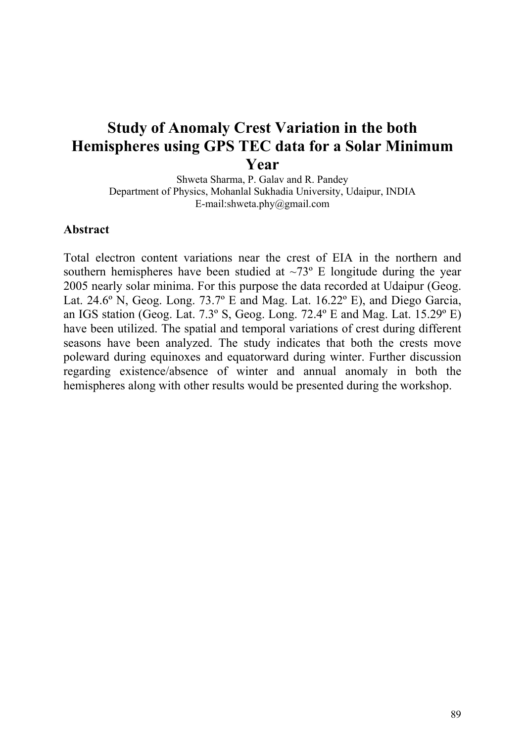# Study of Anomaly Crest Variation in the both Hemispheres using GPS TEC data for a Solar Minimum Year

Shweta Sharma, P. Galav and R. Pandey
Department of Physics, Mohanlal Sukhadia University, Udaipur, INDIA
E-mail:shweta.phy@gmail.com

## Abstract

Total electron content variations near the crest of EIA in the northern and southern hemispheres have been studied at ~73º E longitude during the year 2005 nearly solar minima. For this purpose the data recorded at Udaipur (Geog. Lat. 24.6º N, Geog. Long. 73.7º E and Mag. Lat. 16.22º E), and Diego Garcia, an IGS station (Geog. Lat. 7.3º S, Geog. Long. 72.4º E and Mag. Lat. 15.29º E) have been utilized. The spatial and temporal variations of crest during different seasons have been analyzed. The study indicates that both the crests move poleward during equinoxes and equatorward during winter. Further discussion regarding existence/absence of winter and annual anomaly in both the hemispheres along with other results would be presented during the workshop.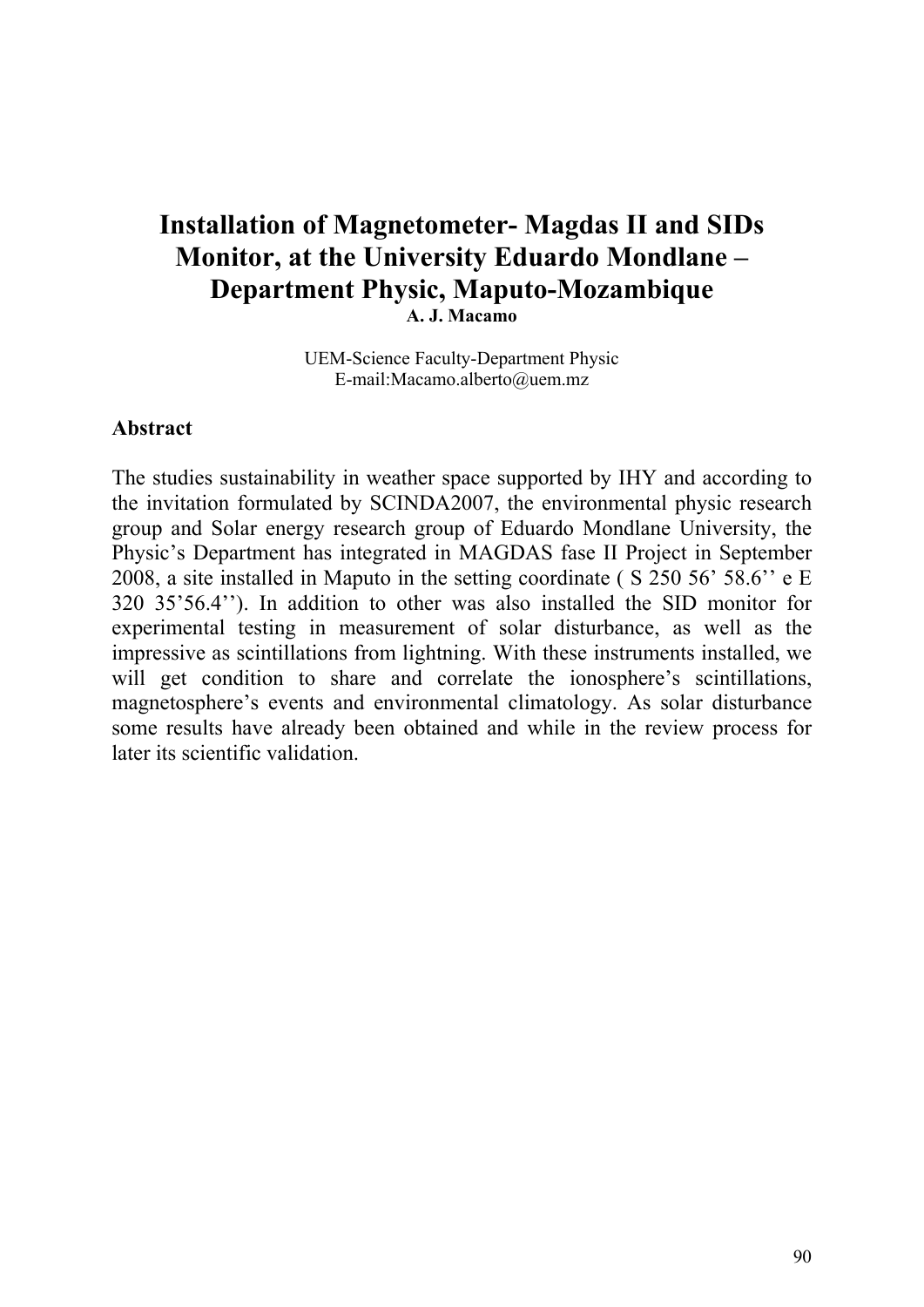# Installation of Magnetometer- Magdas II and SIDs Monitor, at the University Eduardo Mondlane – Department Physic, Maputo-Mozambique

**A. J. Macamo**

UEM-Science Faculty-Department Physic
E-mail:Macamo.alberto@uem.mz

## Abstract

The studies sustainability in weather space supported by IHY and according to the invitation formulated by SCINDA2007, the environmental physic research group and Solar energy research group of Eduardo Mondlane University, the Physic's Department has integrated in MAGDAS fase II Project in September 2008, a site installed in Maputo in the setting coordinate ( S 250 56' 58.6'' e E 320 35'56.4''). In addition to other was also installed the SID monitor for experimental testing in measurement of solar disturbance, as well as the impressive as scintillations from lightning. With these instruments installed, we will get condition to share and correlate the ionosphere's scintillations, magnetosphere's events and environmental climatology. As solar disturbance some results have already been obtained and while in the review process for later its scientific validation.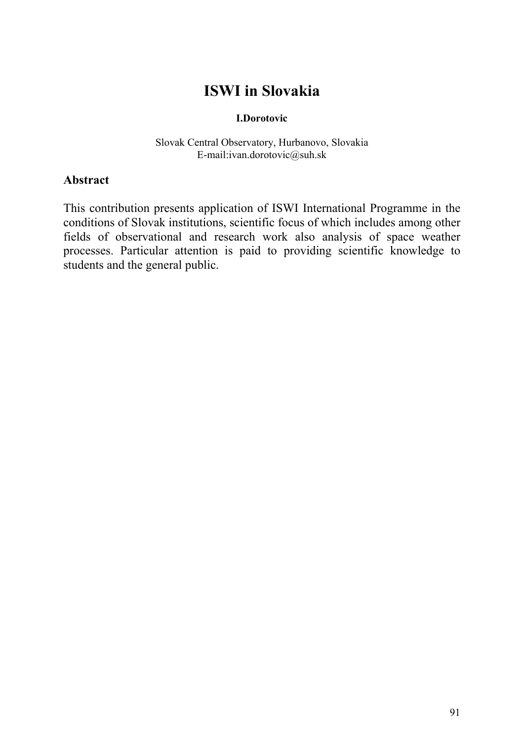# ISWI in Slovakia

**I.Dorotovic**

Slovak Central Observatory, Hurbanovo, Slovakia
E-mail:ivan.dorotovic@suh.sk

## Abstract

This contribution presents application of ISWI International Programme in the conditions of Slovak institutions, scientific focus of which includes among other fields of observational and research work also analysis of space weather processes. Particular attention is paid to providing scientific knowledge to students and the general public.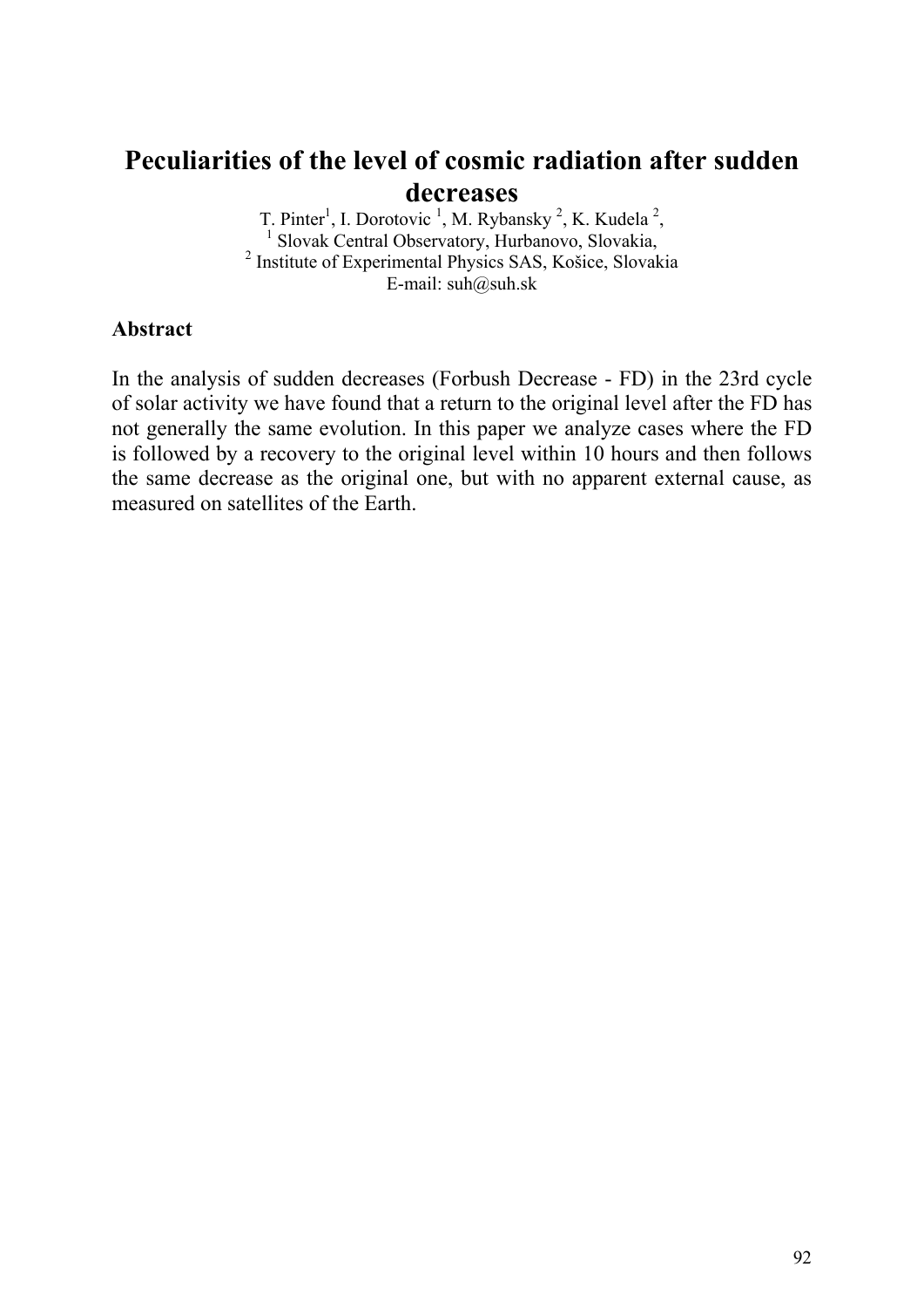# Peculiarities of the level of cosmic radiation after sudden decreases

T. Pinter[1], I. Dorotovic [1], M. Rybansky [2], K. Kudela [2],

[1] Slovak Central Observatory, Hurbanovo, Slovakia,

[2] Institute of Experimental Physics SAS, Košice, Slovakia

E-mail: suh@suh.sk

**Abstract**

In the analysis of sudden decreases (Forbush Decrease - FD) in the 23rd cycle of solar activity we have found that a return to the original level after the FD has not generally the same evolution. In this paper we analyze cases where the FD is followed by a recovery to the original level within 10 hours and then follows the same decrease as the original one, but with no apparent external cause, as measured on satellites of the Earth.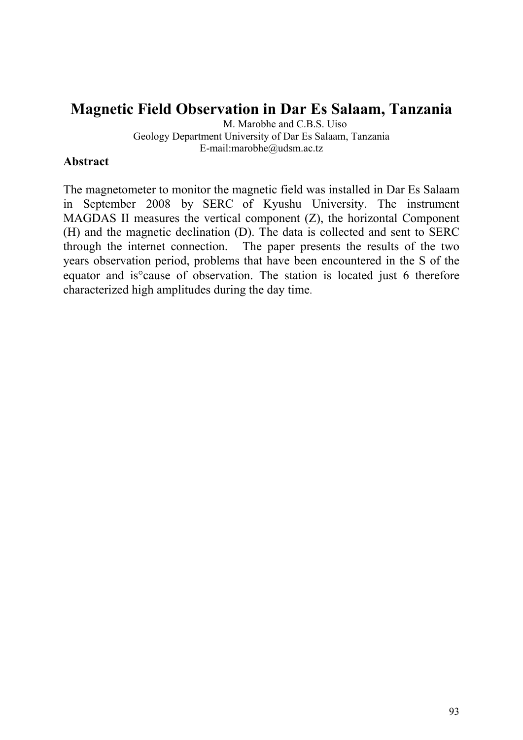# Magnetic Field Observation in Dar Es Salaam, Tanzania

M. Marobhe and C.B.S. Uiso
Geology Department University of Dar Es Salaam, Tanzania
E-mail:marobhe@udsm.ac.tz

**Abstract**

The magnetometer to monitor the magnetic field was installed in Dar Es Salaam in September 2008 by SERC of Kyushu University. The instrument MAGDAS II measures the vertical component (Z), the horizontal Component (H) and the magnetic declination (D). The data is collected and sent to SERC through the internet connection. The paper presents the results of the two years observation period, problems that have been encountered in the S of the equator and is°cause of observation. The station is located just 6 therefore characterized high amplitudes during the day time.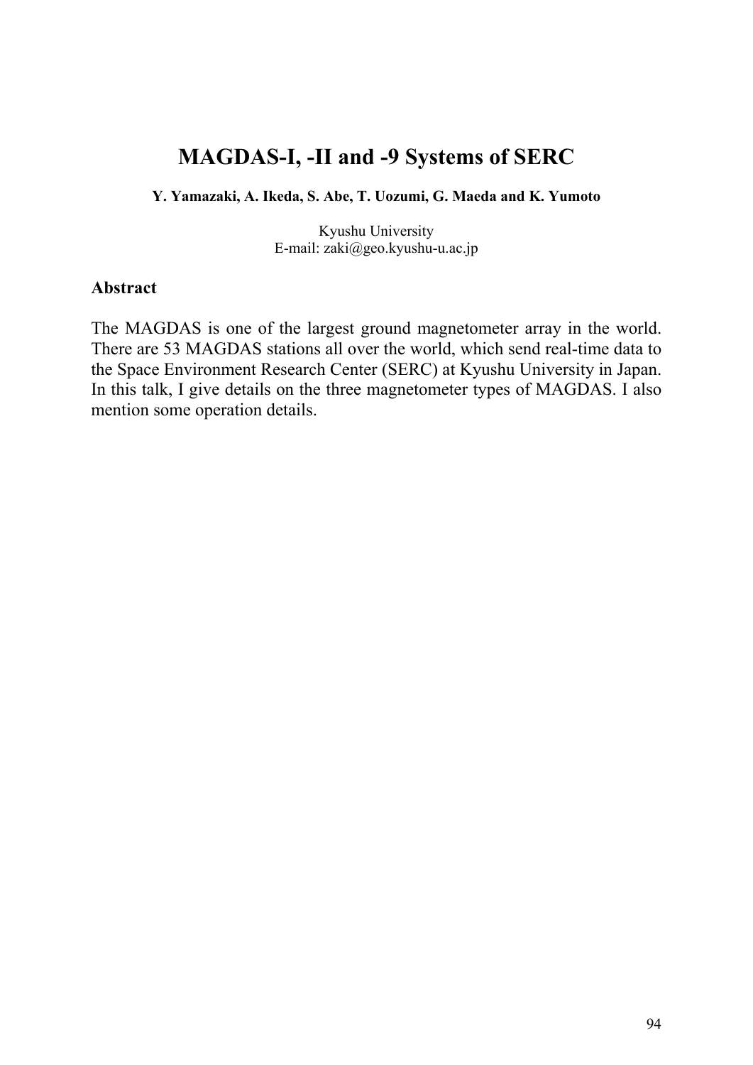# MAGDAS-I, -II and -9 Systems of SERC

**Y. Yamazaki, A. Ikeda, S. Abe, T. Uozumi, G. Maeda and K. Yumoto**

Kyushu University
E-mail: zaki@geo.kyushu-u.ac.jp

### Abstract

The MAGDAS is one of the largest ground magnetometer array in the world. There are 53 MAGDAS stations all over the world, which send real-time data to the Space Environment Research Center (SERC) at Kyushu University in Japan. In this talk, I give details on the three magnetometer types of MAGDAS. I also mention some operation details.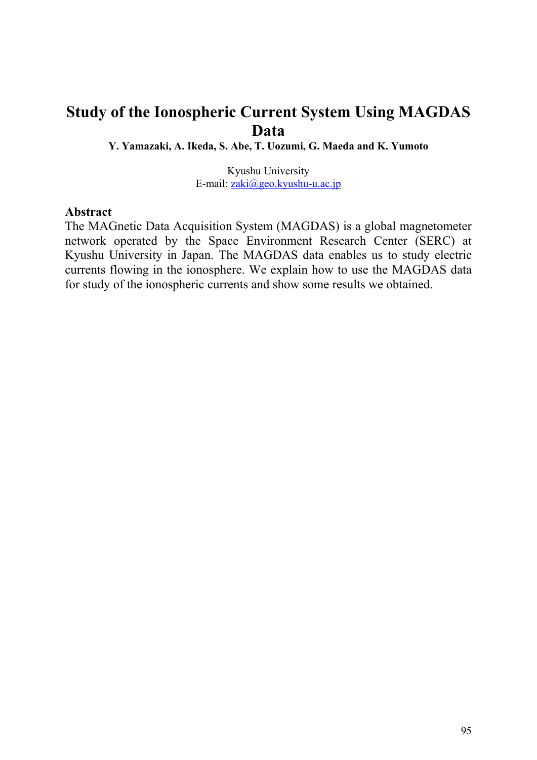# Study of the Ionospheric Current System Using MAGDAS Data

**Y. Yamazaki, A. Ikeda, S. Abe, T. Uozumi, G. Maeda and K. Yumoto**

Kyushu University
E-mail: zaki@geo.kyushu-u.ac.jp

## Abstract

The MAGnetic Data Acquisition System (MAGDAS) is a global magnetometer network operated by the Space Environment Research Center (SERC) at Kyushu University in Japan. The MAGDAS data enables us to study electric currents flowing in the ionosphere. We explain how to use the MAGDAS data for study of the ionospheric currents and show some results we obtained.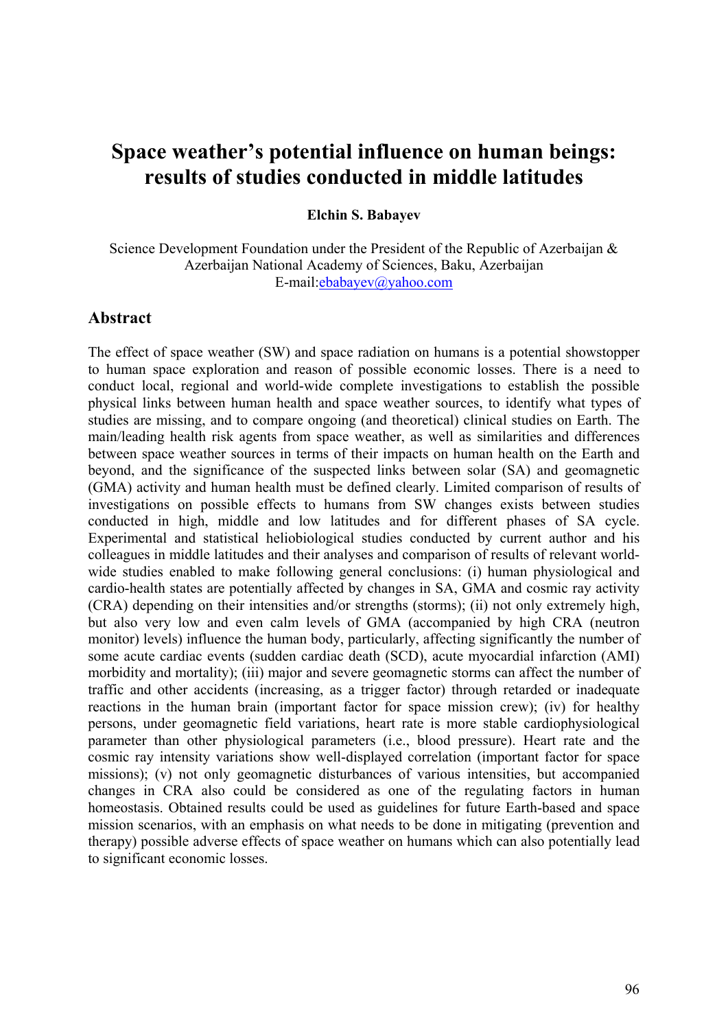# Space weather's potential influence on human beings: results of studies conducted in middle latitudes

**Elchin S. Babayev**

Science Development Foundation under the President of the Republic of Azerbaijan & Azerbaijan National Academy of Sciences, Baku, Azerbaijan
E-mail:ebabayev@yahoo.com

## Abstract

The effect of space weather (SW) and space radiation on humans is a potential showstopper to human space exploration and reason of possible economic losses. There is a need to conduct local, regional and world-wide complete investigations to establish the possible physical links between human health and space weather sources, to identify what types of studies are missing, and to compare ongoing (and theoretical) clinical studies on Earth. The main/leading health risk agents from space weather, as well as similarities and differences between space weather sources in terms of their impacts on human health on the Earth and beyond, and the significance of the suspected links between solar (SA) and geomagnetic (GMA) activity and human health must be defined clearly. Limited comparison of results of investigations on possible effects to humans from SW changes exists between studies conducted in high, middle and low latitudes and for different phases of SA cycle. Experimental and statistical heliobiological studies conducted by current author and his colleagues in middle latitudes and their analyses and comparison of results of relevant world-wide studies enabled to make following general conclusions: (i) human physiological and cardio-health states are potentially affected by changes in SA, GMA and cosmic ray activity (CRA) depending on their intensities and/or strengths (storms); (ii) not only extremely high, but also very low and even calm levels of GMA (accompanied by high CRA (neutron monitor) levels) influence the human body, particularly, affecting significantly the number of some acute cardiac events (sudden cardiac death (SCD), acute myocardial infarction (AMI) morbidity and mortality); (iii) major and severe geomagnetic storms can affect the number of traffic and other accidents (increasing, as a trigger factor) through retarded or inadequate reactions in the human brain (important factor for space mission crew); (iv) for healthy persons, under geomagnetic field variations, heart rate is more stable cardiophysiological parameter than other physiological parameters (i.e., blood pressure). Heart rate and the cosmic ray intensity variations show well-displayed correlation (important factor for space missions); (v) not only geomagnetic disturbances of various intensities, but accompanied changes in CRA also could be considered as one of the regulating factors in human homeostasis. Obtained results could be used as guidelines for future Earth-based and space mission scenarios, with an emphasis on what needs to be done in mitigating (prevention and therapy) possible adverse effects of space weather on humans which can also potentially lead to significant economic losses.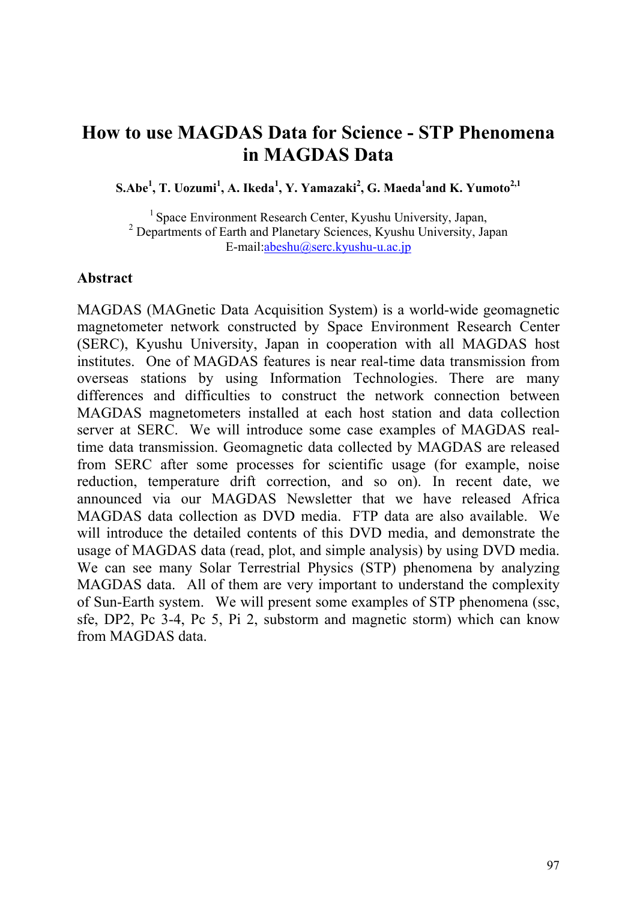# How to use MAGDAS Data for Science - STP Phenomena in MAGDAS Data

**S.Abe[1], T. Uozumi[1], A. Ikeda[1], Y. Yamazaki[2], G. Maeda[1] and K. Yumoto[2,1]**

[1] Space Environment Research Center, Kyushu University, Japan,
[2] Departments of Earth and Planetary Sciences, Kyushu University, Japan
E-mail:abeshu@serc.kyushu-u.ac.jp

## Abstract

MAGDAS (MAGnetic Data Acquisition System) is a world-wide geomagnetic magnetometer network constructed by Space Environment Research Center (SERC), Kyushu University, Japan in cooperation with all MAGDAS host institutes. One of MAGDAS features is near real-time data transmission from overseas stations by using Information Technologies. There are many differences and difficulties to construct the network connection between MAGDAS magnetometers installed at each host station and data collection server at SERC. We will introduce some case examples of MAGDAS real-time data transmission. Geomagnetic data collected by MAGDAS are released from SERC after some processes for scientific usage (for example, noise reduction, temperature drift correction, and so on). In recent date, we announced via our MAGDAS Newsletter that we have released Africa MAGDAS data collection as DVD media. FTP data are also available. We will introduce the detailed contents of this DVD media, and demonstrate the usage of MAGDAS data (read, plot, and simple analysis) by using DVD media. We can see many Solar Terrestrial Physics (STP) phenomena by analyzing MAGDAS data. All of them are very important to understand the complexity of Sun-Earth system. We will present some examples of STP phenomena (ssc, sfe, DP2, Pc 3-4, Pc 5, Pi 2, substorm and magnetic storm) which can know from MAGDAS data.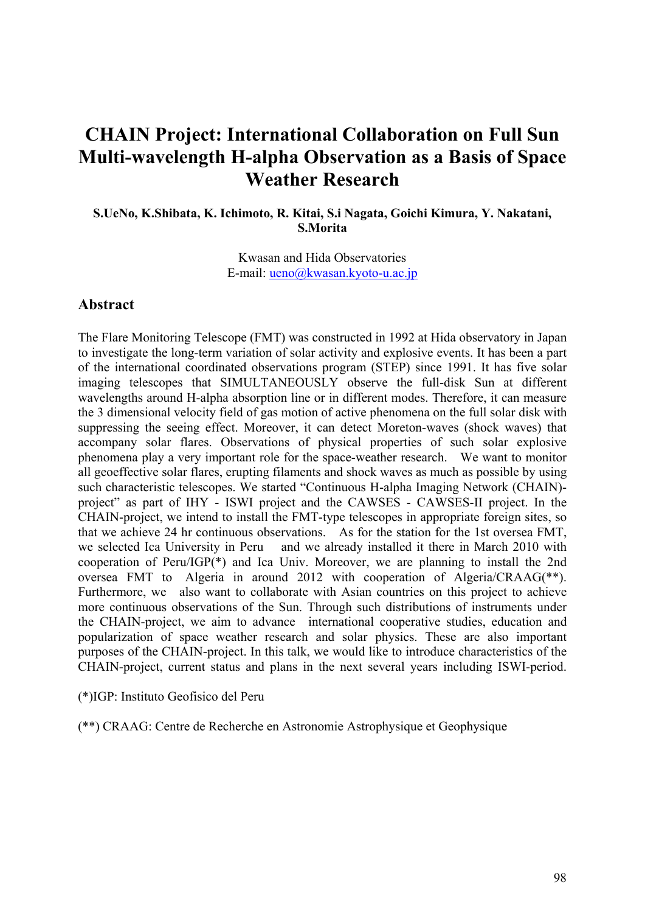# CHAIN Project: International Collaboration on Full Sun Multi-wavelength H-alpha Observation as a Basis of Space Weather Research

**S.UeNo, K.Shibata, K. Ichimoto, R. Kitai, S.i Nagata, Goichi Kimura, Y. Nakatani, S.Morita**

Kwasan and Hida Observatories
E-mail: ueno@kwasan.kyoto-u.ac.jp

## Abstract

The Flare Monitoring Telescope (FMT) was constructed in 1992 at Hida observatory in Japan to investigate the long-term variation of solar activity and explosive events. It has been a part of the international coordinated observations program (STEP) since 1991. It has five solar imaging telescopes that SIMULTANEOUSLY observe the full-disk Sun at different wavelengths around H-alpha absorption line or in different modes. Therefore, it can measure the 3 dimensional velocity field of gas motion of active phenomena on the full solar disk with suppressing the seeing effect. Moreover, it can detect Moreton-waves (shock waves) that accompany solar flares. Observations of physical properties of such solar explosive phenomena play a very important role for the space-weather research. We want to monitor all geoeffective solar flares, erupting filaments and shock waves as much as possible by using such characteristic telescopes. We started "Continuous H-alpha Imaging Network (CHAIN)-project" as part of IHY - ISWI project and the CAWSES - CAWSES-II project. In the CHAIN-project, we intend to install the FMT-type telescopes in appropriate foreign sites, so that we achieve 24 hr continuous observations. As for the station for the 1st oversea FMT, we selected Ica University in Peru and we already installed it there in March 2010 with cooperation of Peru/IGP(*) and Ica Univ. Moreover, we are planning to install the 2nd oversea FMT to Algeria in around 2012 with cooperation of Algeria/CRAAG(**). Furthermore, we also want to collaborate with Asian countries on this project to achieve more continuous observations of the Sun. Through such distributions of instruments under the CHAIN-project, we aim to advance international cooperative studies, education and popularization of space weather research and solar physics. These are also important purposes of the CHAIN-project. In this talk, we would like to introduce characteristics of the CHAIN-project, current status and plans in the next several years including ISWI-period.

(*)IGP: Instituto Geofisico del Peru

(**) CRAAG: Centre de Recherche en Astronomie Astrophysique et Geophysique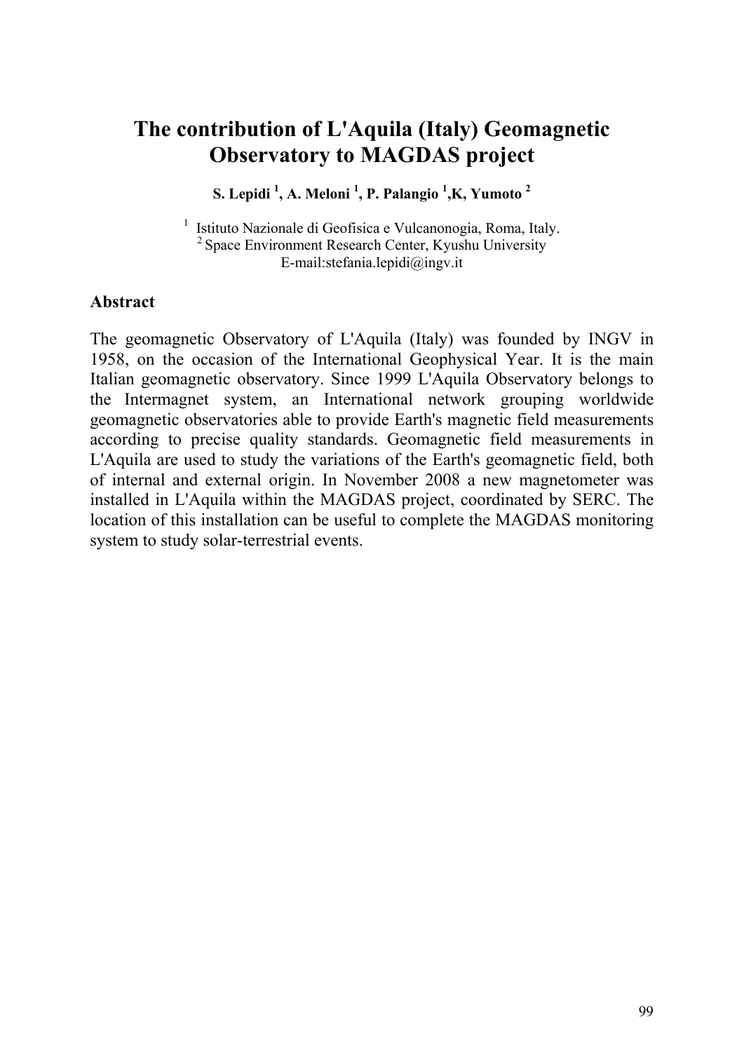# The contribution of L'Aquila (Italy) Geomagnetic Observatory to MAGDAS project

**S. Lepidi [1], A. Meloni [1], P. Palangio [1],K, Yumoto [2]**

[1] Istituto Nazionale di Geofisica e Vulcanonogia, Roma, Italy.
[2] Space Environment Research Center, Kyushu University
E-mail:stefania.lepidi@ingv.it

## Abstract

The geomagnetic Observatory of L'Aquila (Italy) was founded by INGV in 1958, on the occasion of the International Geophysical Year. It is the main Italian geomagnetic observatory. Since 1999 L'Aquila Observatory belongs to the Intermagnet system, an International network grouping worldwide geomagnetic observatories able to provide Earth's magnetic field measurements according to precise quality standards. Geomagnetic field measurements in L'Aquila are used to study the variations of the Earth's geomagnetic field, both of internal and external origin. In November 2008 a new magnetometer was installed in L'Aquila within the MAGDAS project, coordinated by SERC. The location of this installation can be useful to complete the MAGDAS monitoring system to study solar-terrestrial events.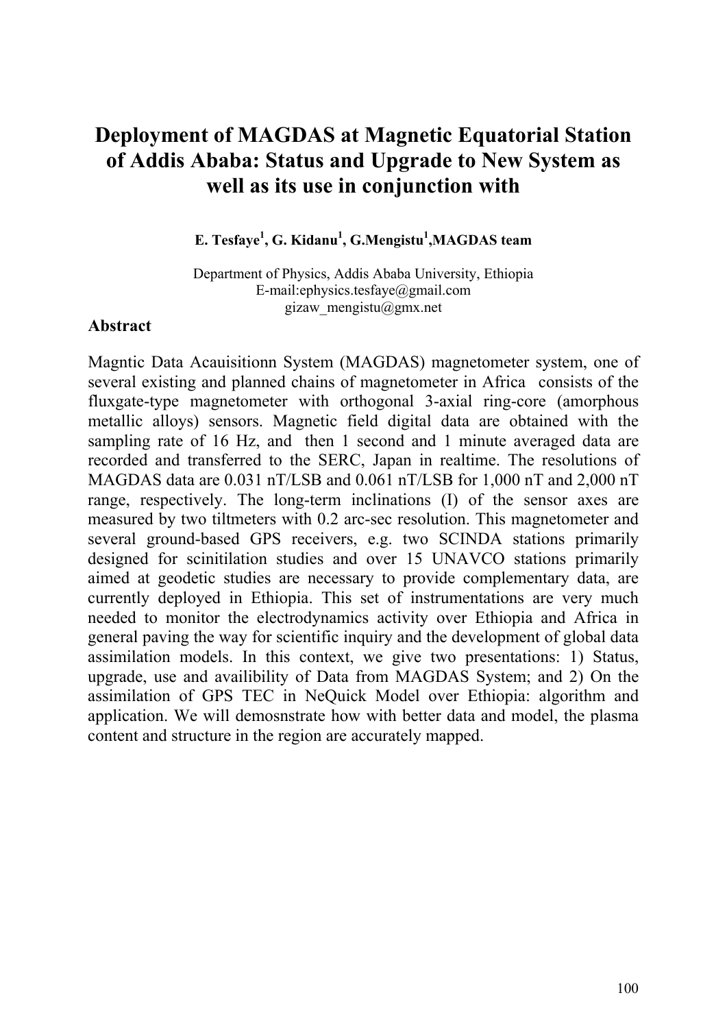# Deployment of MAGDAS at Magnetic Equatorial Station of Addis Ababa: Status and Upgrade to New System as well as its use in conjunction with

**E. Tesfaye[1], G. Kidanu[1], G.Mengistu[1],MAGDAS team**

Department of Physics, Addis Ababa University, Ethiopia
E-mail:ephysics.tesfaye@gmail.com
gizaw_mengistu@gmx.net

### Abstract

Magntic Data Acauisitionn System (MAGDAS) magnetometer system, one of several existing and planned chains of magnetometer in Africa consists of the fluxgate-type magnetometer with orthogonal 3-axial ring-core (amorphous metallic alloys) sensors. Magnetic field digital data are obtained with the sampling rate of 16 Hz, and then 1 second and 1 minute averaged data are recorded and transferred to the SERC, Japan in realtime. The resolutions of MAGDAS data are 0.031 nT/LSB and 0.061 nT/LSB for 1,000 nT and 2,000 nT range, respectively. The long-term inclinations (I) of the sensor axes are measured by two tiltmeters with 0.2 arc-sec resolution. This magnetometer and several ground-based GPS receivers, e.g. two SCINDA stations primarily designed for scinitilation studies and over 15 UNAVCO stations primarily aimed at geodetic studies are necessary to provide complementary data, are currently deployed in Ethiopia. This set of instrumentations are very much needed to monitor the electrodynamics activity over Ethiopia and Africa in general paving the way for scientific inquiry and the development of global data assimilation models. In this context, we give two presentations: 1) Status, upgrade, use and availibility of Data from MAGDAS System; and 2) On the assimilation of GPS TEC in NeQuick Model over Ethiopia: algorithm and application. We will demosnstrate how with better data and model, the plasma content and structure in the region are accurately mapped.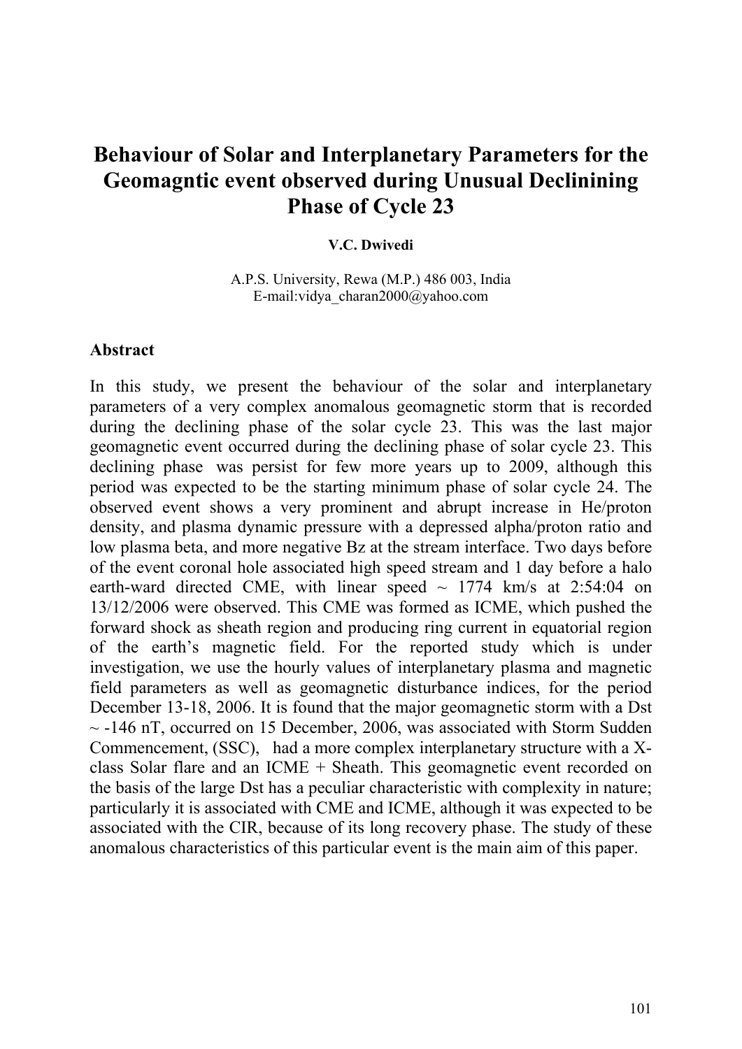# Behaviour of Solar and Interplanetary Parameters for the Geomagntic event observed during Unusual Declinining Phase of Cycle 23

**V.C. Dwivedi**

A.P.S. University, Rewa (M.P.) 486 003, India
E-mail:vidya_charan2000@yahoo.com

## Abstract

In this study, we present the behaviour of the solar and interplanetary parameters of a very complex anomalous geomagnetic storm that is recorded during the declining phase of the solar cycle 23. This was the last major geomagnetic event occurred during the declining phase of solar cycle 23. This declining phase was persist for few more years up to 2009, although this period was expected to be the starting minimum phase of solar cycle 24. The observed event shows a very prominent and abrupt increase in He/proton density, and plasma dynamic pressure with a depressed alpha/proton ratio and low plasma beta, and more negative Bz at the stream interface. Two days before of the event coronal hole associated high speed stream and 1 day before a halo earth-ward directed CME, with linear speed ~ 1774 km/s at 2:54:04 on 13/12/2006 were observed. This CME was formed as ICME, which pushed the forward shock as sheath region and producing ring current in equatorial region of the earth's magnetic field. For the reported study which is under investigation, we use the hourly values of interplanetary plasma and magnetic field parameters as well as geomagnetic disturbance indices, for the period December 13-18, 2006. It is found that the major geomagnetic storm with a Dst ~ -146 nT, occurred on 15 December, 2006, was associated with Storm Sudden Commencement, (SSC), had a more complex interplanetary structure with a X-class Solar flare and an ICME + Sheath. This geomagnetic event recorded on the basis of the large Dst has a peculiar characteristic with complexity in nature; particularly it is associated with CME and ICME, although it was expected to be associated with the CIR, because of its long recovery phase. The study of these anomalous characteristics of this particular event is the main aim of this paper.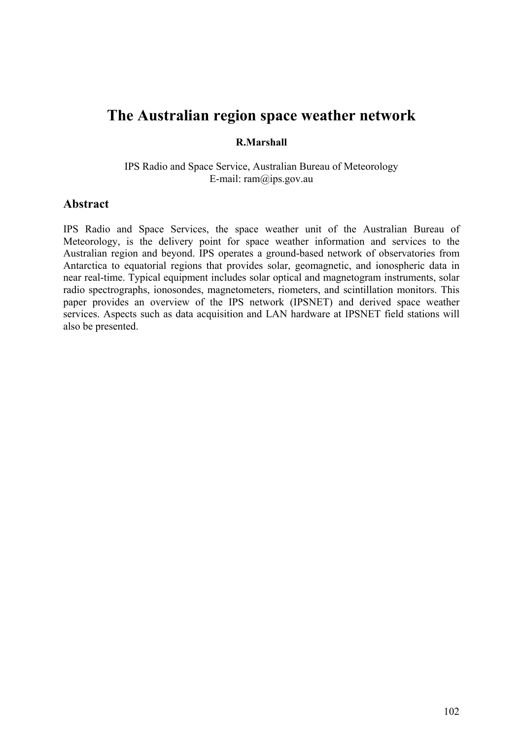# The Australian region space weather network

**R.Marshall**

IPS Radio and Space Service, Australian Bureau of Meteorology
E-mail: ram@ips.gov.au

## Abstract

IPS Radio and Space Services, the space weather unit of the Australian Bureau of Meteorology, is the delivery point for space weather information and services to the Australian region and beyond. IPS operates a ground-based network of observatories from Antarctica to equatorial regions that provides solar, geomagnetic, and ionospheric data in near real-time. Typical equipment includes solar optical and magnetogram instruments, solar radio spectrographs, ionosondes, magnetometers, riometers, and scintillation monitors. This paper provides an overview of the IPS network (IPSNET) and derived space weather services. Aspects such as data acquisition and LAN hardware at IPSNET field stations will also be presented.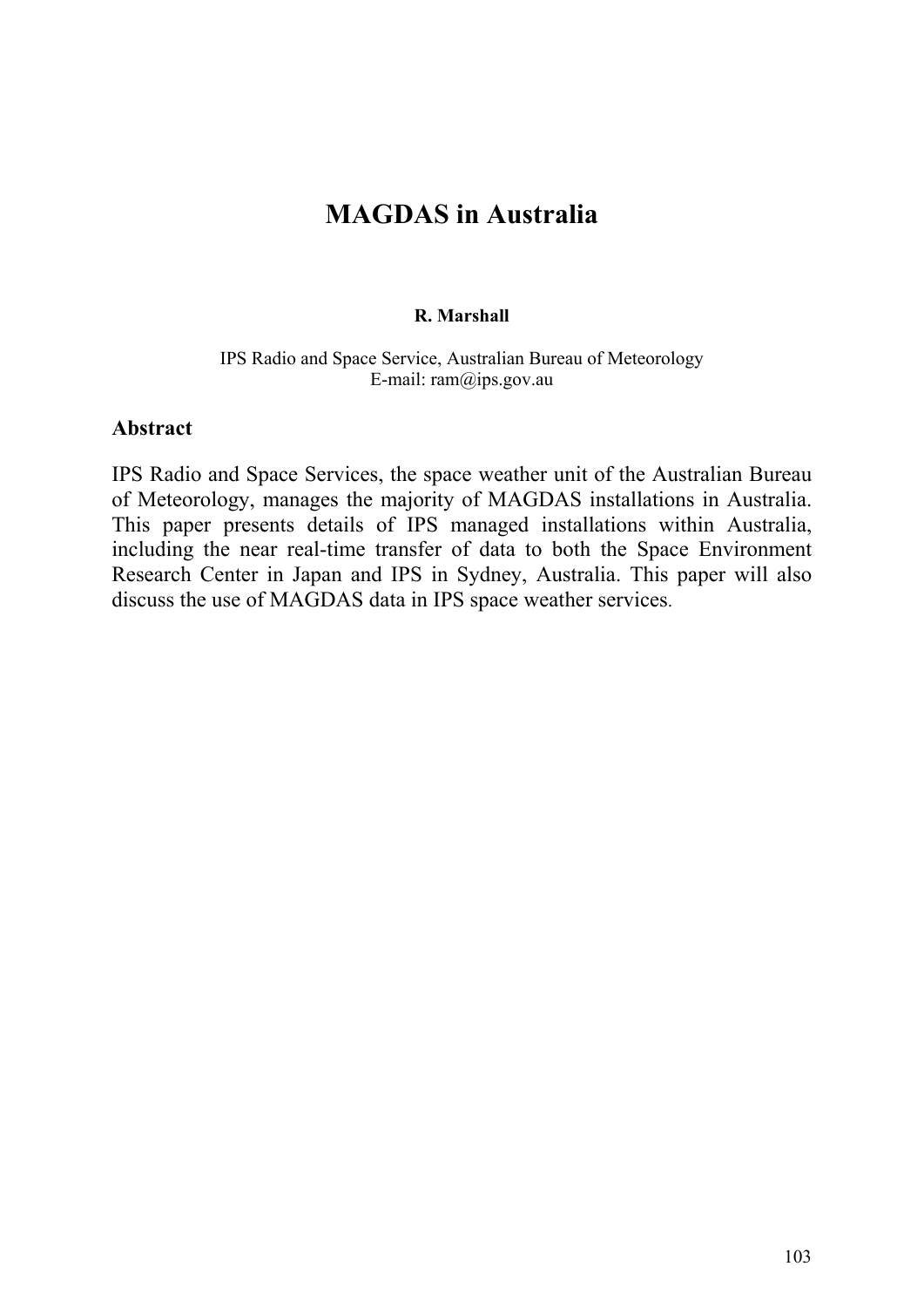# MAGDAS in Australia

**R. Marshall**

IPS Radio and Space Service, Australian Bureau of Meteorology
E-mail: ram@ips.gov.au

## Abstract

IPS Radio and Space Services, the space weather unit of the Australian Bureau of Meteorology, manages the majority of MAGDAS installations in Australia. This paper presents details of IPS managed installations within Australia, including the near real-time transfer of data to both the Space Environment Research Center in Japan and IPS in Sydney, Australia. This paper will also discuss the use of MAGDAS data in IPS space weather services.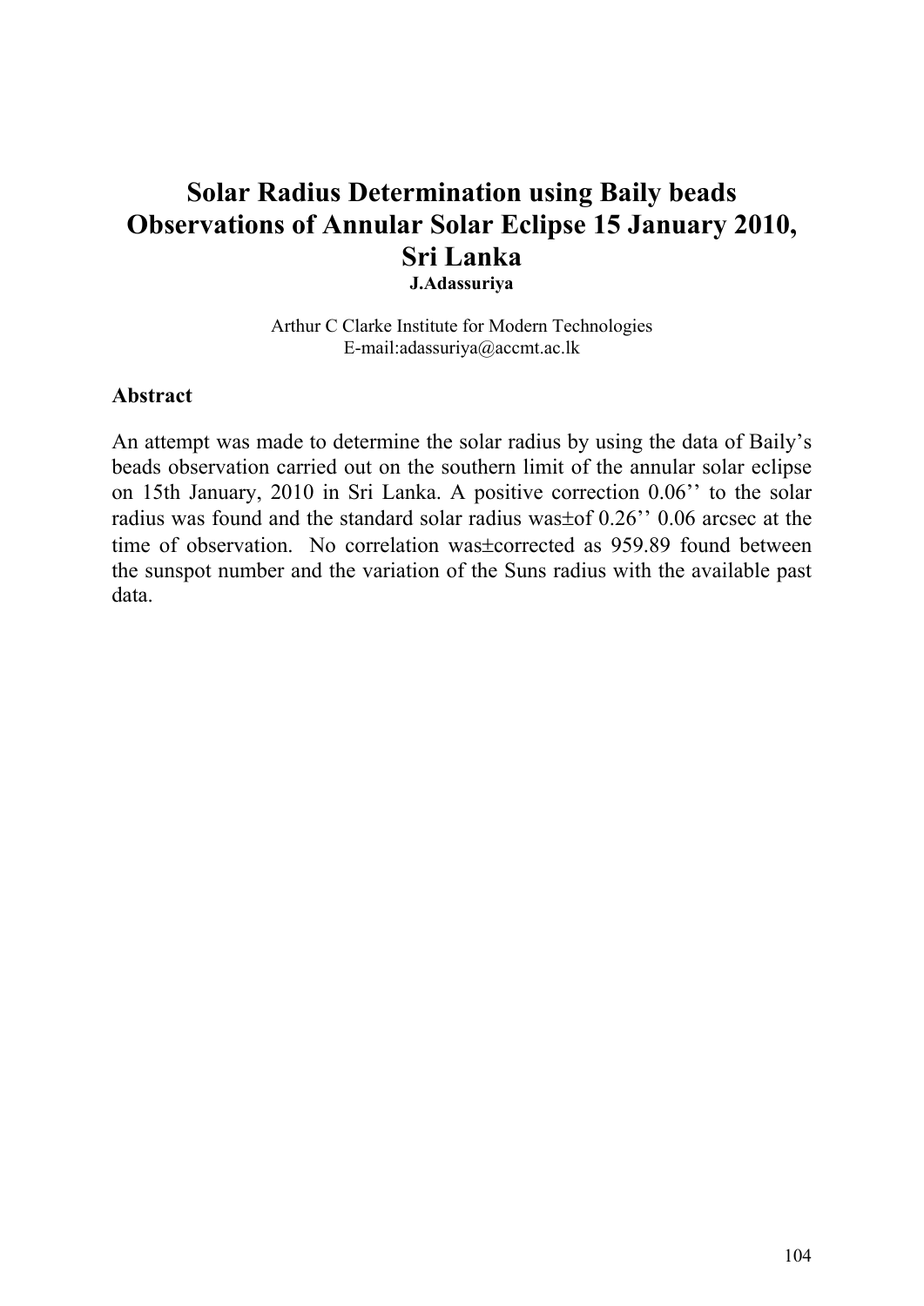# Solar Radius Determination using Baily beads Observations of Annular Solar Eclipse 15 January 2010, Sri Lanka

**J.Adassuriya**

Arthur C Clarke Institute for Modern Technologies
E-mail:adassuriya@accmt.ac.lk

## Abstract

An attempt was made to determine the solar radius by using the data of Baily's beads observation carried out on the southern limit of the annular solar eclipse on 15th January, 2010 in Sri Lanka. A positive correction 0.06'' to the solar radius was found and the standard solar radius was±of 0.26'' 0.06 arcsec at the time of observation. No correlation was±corrected as 959.89 found between the sunspot number and the variation of the Suns radius with the available past data.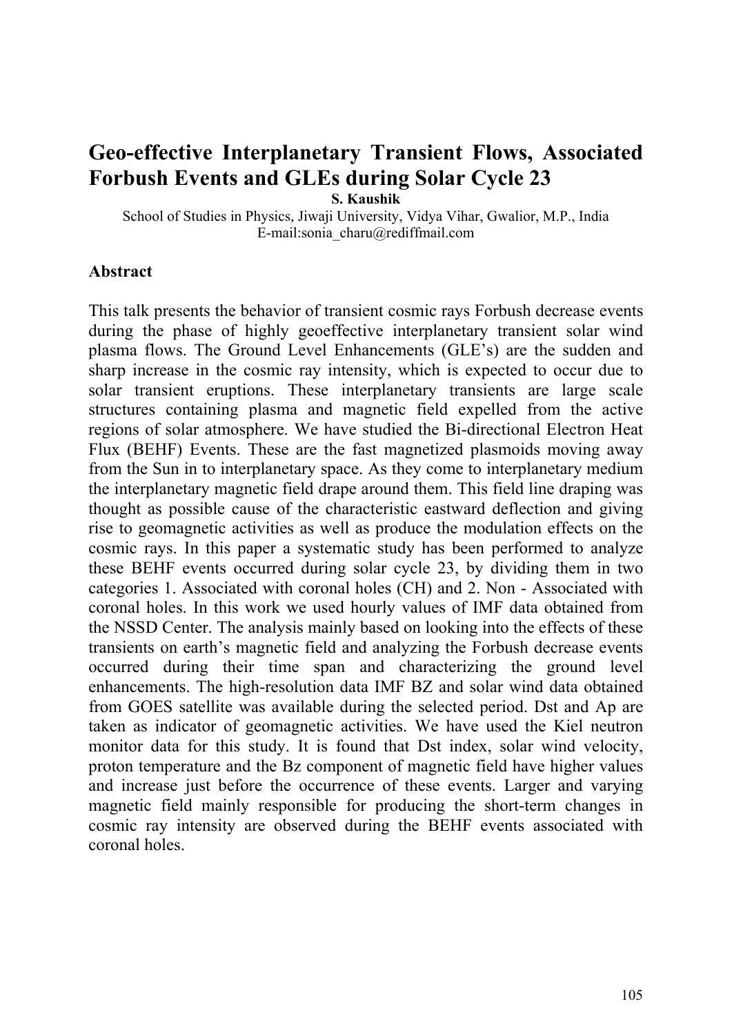# Geo-effective Interplanetary Transient Flows, Associated Forbush Events and GLEs during Solar Cycle 23

**S. Kaushik**

School of Studies in Physics, Jiwaji University, Vidya Vihar, Gwalior, M.P., India
E-mail:sonia_charu@rediffmail.com

## Abstract

This talk presents the behavior of transient cosmic rays Forbush decrease events during the phase of highly geoeffective interplanetary transient solar wind plasma flows. The Ground Level Enhancements (GLE's) are the sudden and sharp increase in the cosmic ray intensity, which is expected to occur due to solar transient eruptions. These interplanetary transients are large scale structures containing plasma and magnetic field expelled from the active regions of solar atmosphere. We have studied the Bi-directional Electron Heat Flux (BEHF) Events. These are the fast magnetized plasmoids moving away from the Sun in to interplanetary space. As they come to interplanetary medium the interplanetary magnetic field drape around them. This field line draping was thought as possible cause of the characteristic eastward deflection and giving rise to geomagnetic activities as well as produce the modulation effects on the cosmic rays. In this paper a systematic study has been performed to analyze these BEHF events occurred during solar cycle 23, by dividing them in two categories 1. Associated with coronal holes (CH) and 2. Non - Associated with coronal holes. In this work we used hourly values of IMF data obtained from the NSSD Center. The analysis mainly based on looking into the effects of these transients on earth's magnetic field and analyzing the Forbush decrease events occurred during their time span and characterizing the ground level enhancements. The high-resolution data IMF BZ and solar wind data obtained from GOES satellite was available during the selected period. Dst and Ap are taken as indicator of geomagnetic activities. We have used the Kiel neutron monitor data for this study. It is found that Dst index, solar wind velocity, proton temperature and the Bz component of magnetic field have higher values and increase just before the occurrence of these events. Larger and varying magnetic field mainly responsible for producing the short-term changes in cosmic ray intensity are observed during the BEHF events associated with coronal holes.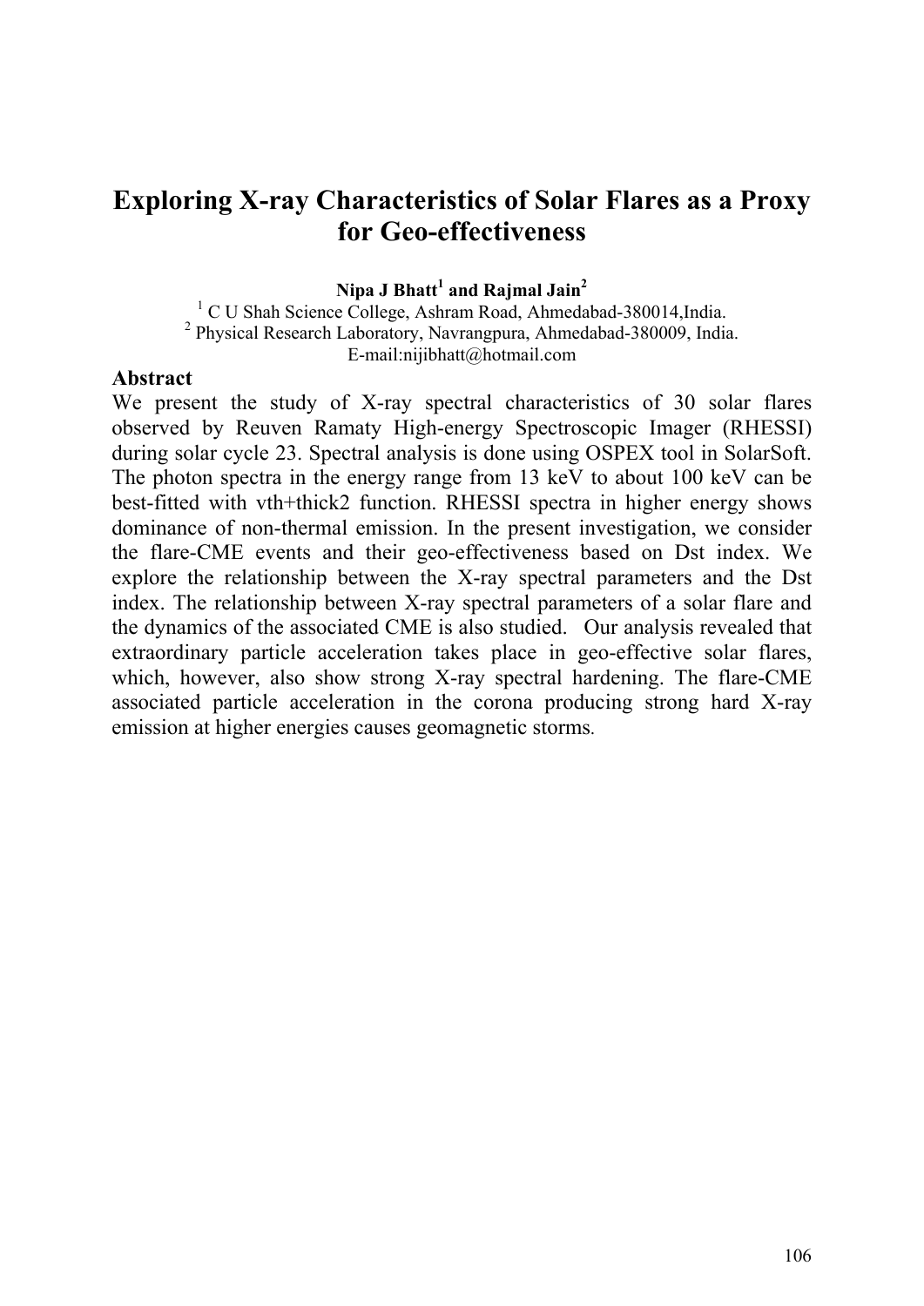# Exploring X-ray Characteristics of Solar Flares as a Proxy for Geo-effectiveness

**Nipa J Bhatt[1] and Rajmal Jain[2]**

[1] C U Shah Science College, Ashram Road, Ahmedabad-380014,India.
[2] Physical Research Laboratory, Navrangpura, Ahmedabad-380009, India.
E-mail:nijibhatt@hotmail.com

**Abstract**

We present the study of X-ray spectral characteristics of 30 solar flares observed by Reuven Ramaty High-energy Spectroscopic Imager (RHESSI) during solar cycle 23. Spectral analysis is done using OSPEX tool in SolarSoft. The photon spectra in the energy range from 13 keV to about 100 keV can be best-fitted with vth+thick2 function. RHESSI spectra in higher energy shows dominance of non-thermal emission. In the present investigation, we consider the flare-CME events and their geo-effectiveness based on Dst index. We explore the relationship between the X-ray spectral parameters and the Dst index. The relationship between X-ray spectral parameters of a solar flare and the dynamics of the associated CME is also studied. Our analysis revealed that extraordinary particle acceleration takes place in geo-effective solar flares, which, however, also show strong X-ray spectral hardening. The flare-CME associated particle acceleration in the corona producing strong hard X-ray emission at higher energies causes geomagnetic storms.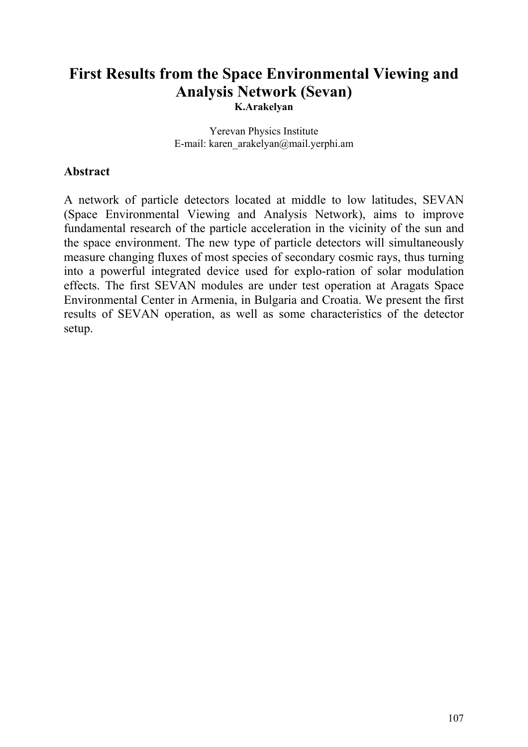# First Results from the Space Environmental Viewing and Analysis Network (Sevan)

**K.Arakelyan**

Yerevan Physics Institute
E-mail: karen_arakelyan@mail.yerphi.am

**Abstract**

A network of particle detectors located at middle to low latitudes, SEVAN (Space Environmental Viewing and Analysis Network), aims to improve fundamental research of the particle acceleration in the vicinity of the sun and the space environment. The new type of particle detectors will simultaneously measure changing fluxes of most species of secondary cosmic rays, thus turning into a powerful integrated device used for explo-ration of solar modulation effects. The first SEVAN modules are under test operation at Aragats Space Environmental Center in Armenia, in Bulgaria and Croatia. We present the first results of SEVAN operation, as well as some characteristics of the detector setup.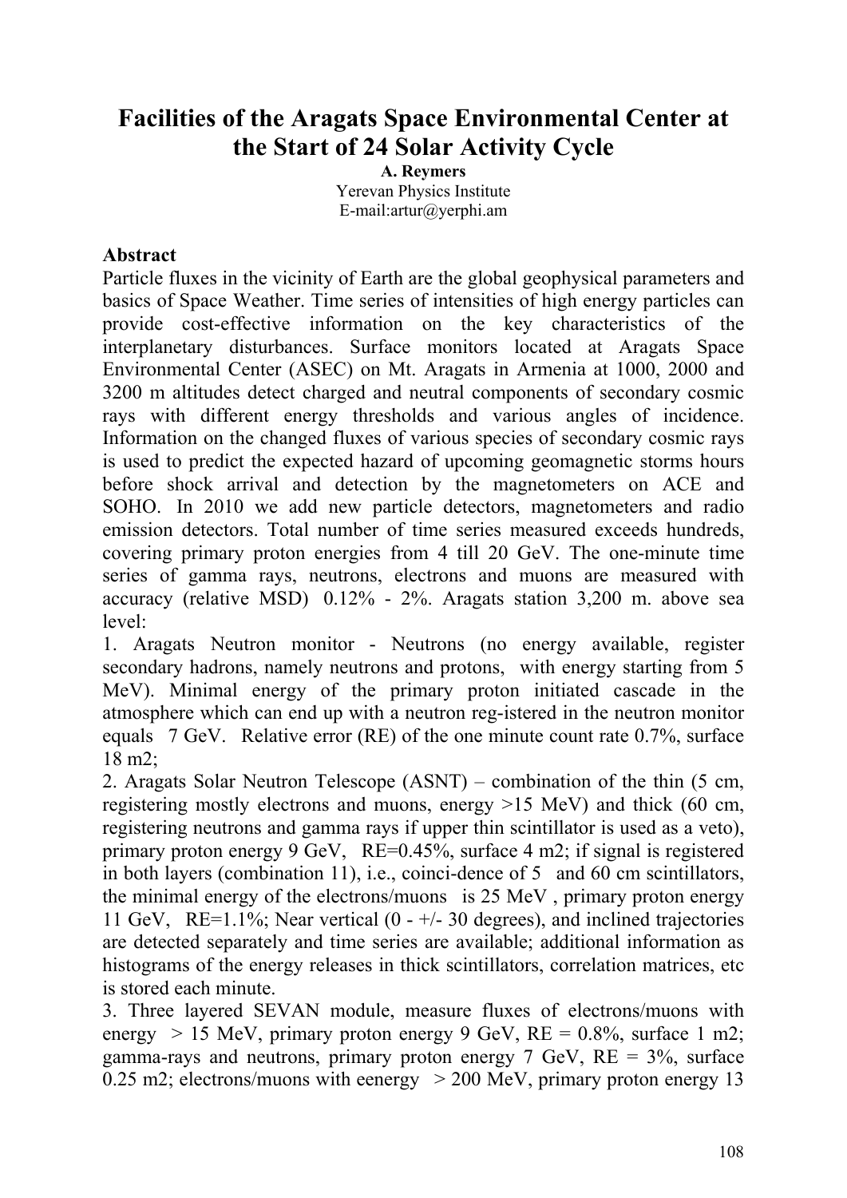# Facilities of the Aragats Space Environmental Center at the Start of 24 Solar Activity Cycle

**A. Reymers**

Yerevan Physics Institute

E-mail:artur@yerphi.am

## Abstract

Particle fluxes in the vicinity of Earth are the global geophysical parameters and basics of Space Weather. Time series of intensities of high energy particles can provide cost-effective information on the key characteristics of the interplanetary disturbances. Surface monitors located at Aragats Space Environmental Center (ASEC) on Mt. Aragats in Armenia at 1000, 2000 and 3200 m altitudes detect charged and neutral components of secondary cosmic rays with different energy thresholds and various angles of incidence. Information on the changed fluxes of various species of secondary cosmic rays is used to predict the expected hazard of upcoming geomagnetic storms hours before shock arrival and detection by the magnetometers on ACE and SOHO. In 2010 we add new particle detectors, magnetometers and radio emission detectors. Total number of time series measured exceeds hundreds, covering primary proton energies from 4 till 20 GeV. The one-minute time series of gamma rays, neutrons, electrons and muons are measured with accuracy (relative MSD) 0.12% - 2%. Aragats station 3,200 m. above sea level:

1. Aragats Neutron monitor - Neutrons (no energy available, register secondary hadrons, namely neutrons and protons, with energy starting from 5 MeV). Minimal energy of the primary proton initiated cascade in the atmosphere which can end up with a neutron reg-istered in the neutron monitor equals 7 GeV. Relative error (RE) of the one minute count rate 0.7%, surface 18 m2;
2. Aragats Solar Neutron Telescope (ASNT) – combination of the thin (5 cm, registering mostly electrons and muons, energy >15 MeV) and thick (60 cm, registering neutrons and gamma rays if upper thin scintillator is used as a veto), primary proton energy 9 GeV, RE=0.45%, surface 4 m2; if signal is registered in both layers (combination 11), i.e., coinci-dence of 5 and 60 cm scintillators, the minimal energy of the electrons/muons is 25 MeV , primary proton energy 11 GeV, RE=1.1%; Near vertical (0 - +/- 30 degrees), and inclined trajectories are detected separately and time series are available; additional information as histograms of the energy releases in thick scintillators, correlation matrices, etc is stored each minute.
3. Three layered SEVAN module, measure fluxes of electrons/muons with energy > 15 MeV, primary proton energy 9 GeV, RE = 0.8%, surface 1 m2; gamma-rays and neutrons, primary proton energy 7 GeV, RE = 3%, surface 0.25 m2; electrons/muons with eenergy > 200 MeV, primary proton energy 13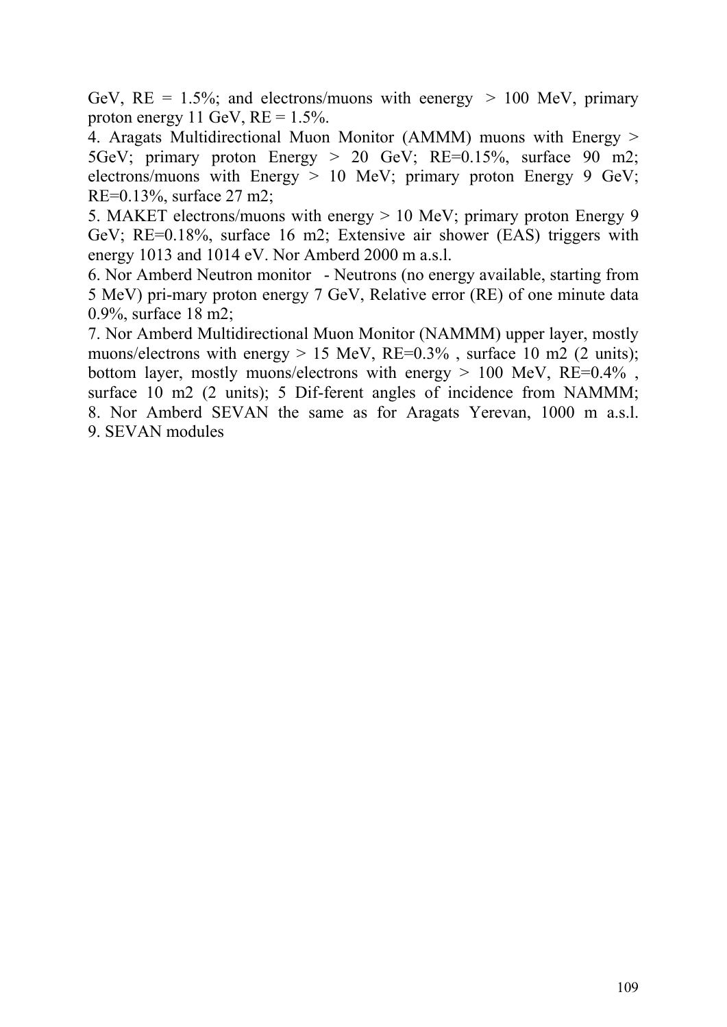GeV, RE = 1.5%; and electrons/muons with eenergy > 100 MeV, primary proton energy 11 GeV, RE = 1.5%.

4. Aragats Multidirectional Muon Monitor (AMMM) muons with Energy > 5GeV; primary proton Energy > 20 GeV; RE=0.15%, surface 90 m2; electrons/muons with Energy > 10 MeV; primary proton Energy 9 GeV; RE=0.13%, surface 27 m2;

5. MAKET electrons/muons with energy > 10 MeV; primary proton Energy 9 GeV; RE=0.18%, surface 16 m2; Extensive air shower (EAS) triggers with energy 1013 and 1014 eV. Nor Amberd 2000 m a.s.l.

6. Nor Amberd Neutron monitor - Neutrons (no energy available, starting from 5 MeV) pri-mary proton energy 7 GeV, Relative error (RE) of one minute data 0.9%, surface 18 m2;

7. Nor Amberd Multidirectional Muon Monitor (NAMMM) upper layer, mostly muons/electrons with energy > 15 MeV, RE=0.3% , surface 10 m2 (2 units); bottom layer, mostly muons/electrons with energy > 100 MeV, RE=0.4% , surface 10 m2 (2 units); 5 Dif-ferent angles of incidence from NAMMM;

8. Nor Amberd SEVAN the same as for Aragats Yerevan, 1000 m a.s.l.

9. SEVAN modules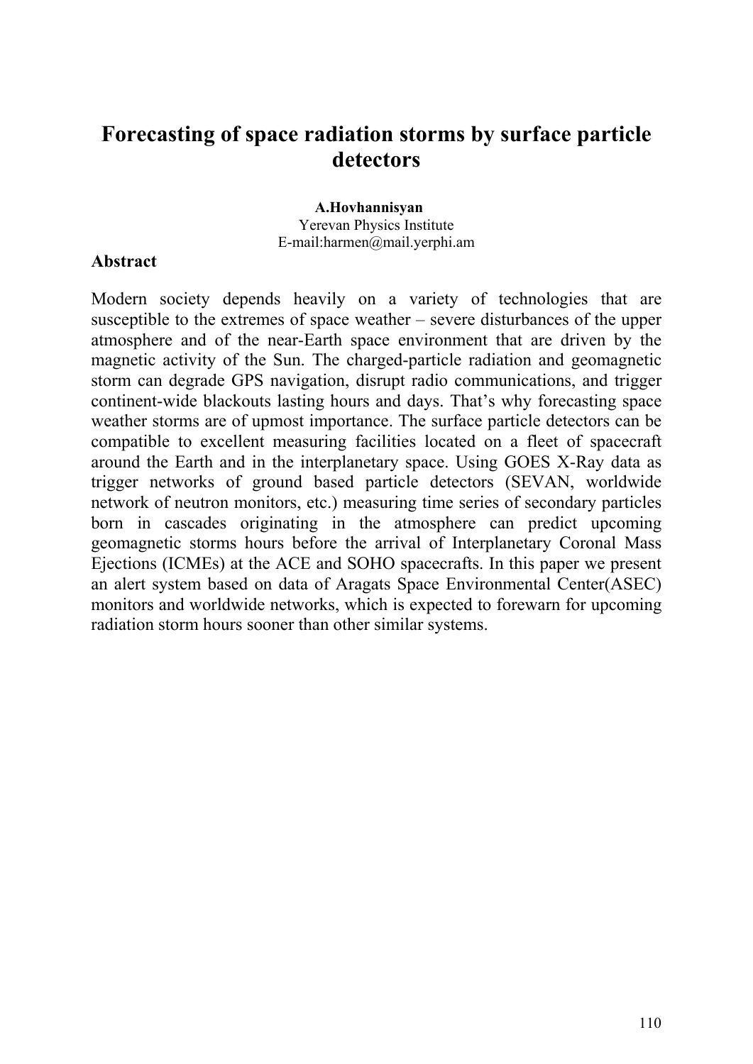# Forecasting of space radiation storms by surface particle detectors

**A.Hovhannisyan**
Yerevan Physics Institute
E-mail:harmen@mail.yerphi.am

**Abstract**

Modern society depends heavily on a variety of technologies that are susceptible to the extremes of space weather – severe disturbances of the upper atmosphere and of the near-Earth space environment that are driven by the magnetic activity of the Sun. The charged-particle radiation and geomagnetic storm can degrade GPS navigation, disrupt radio communications, and trigger continent-wide blackouts lasting hours and days. That's why forecasting space weather storms are of upmost importance. The surface particle detectors can be compatible to excellent measuring facilities located on a fleet of spacecraft around the Earth and in the interplanetary space. Using GOES X-Ray data as trigger networks of ground based particle detectors (SEVAN, worldwide network of neutron monitors, etc.) measuring time series of secondary particles born in cascades originating in the atmosphere can predict upcoming geomagnetic storms hours before the arrival of Interplanetary Coronal Mass Ejections (ICMEs) at the ACE and SOHO spacecrafts. In this paper we present an alert system based on data of Aragats Space Environmental Center(ASEC) monitors and worldwide networks, which is expected to forewarn for upcoming radiation storm hours sooner than other similar systems.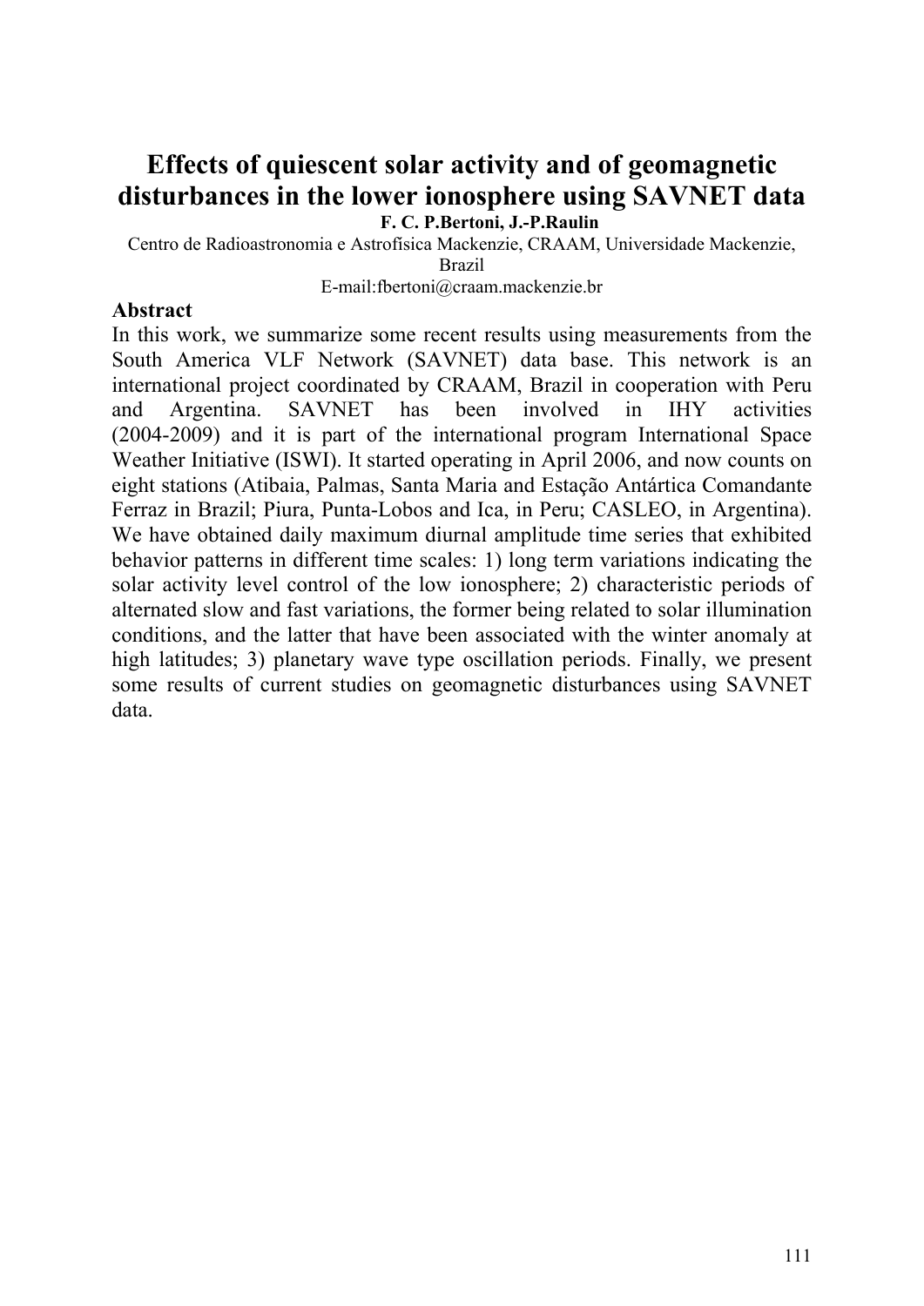# Effects of quiescent solar activity and of geomagnetic disturbances in the lower ionosphere using SAVNET data

**F. C. P.Bertoni, J.-P.Raulin**

Centro de Radioastronomia e Astrofisica Mackenzie, CRAAM, Universidade Mackenzie, Brazil

E-mail:fbertoni@craam.mackenzie.br

**Abstract**

In this work, we summarize some recent results using measurements from the South America VLF Network (SAVNET) data base. This network is an international project coordinated by CRAAM, Brazil in cooperation with Peru and Argentina. SAVNET has been involved in IHY activities (2004-2009) and it is part of the international program International Space Weather Initiative (ISWI). It started operating in April 2006, and now counts on eight stations (Atibaia, Palmas, Santa Maria and Estação Antártica Comandante Ferraz in Brazil; Piura, Punta-Lobos and Ica, in Peru; CASLEO, in Argentina). We have obtained daily maximum diurnal amplitude time series that exhibited behavior patterns in different time scales: 1) long term variations indicating the solar activity level control of the low ionosphere; 2) characteristic periods of alternated slow and fast variations, the former being related to solar illumination conditions, and the latter that have been associated with the winter anomaly at high latitudes; 3) planetary wave type oscillation periods. Finally, we present some results of current studies on geomagnetic disturbances using SAVNET data.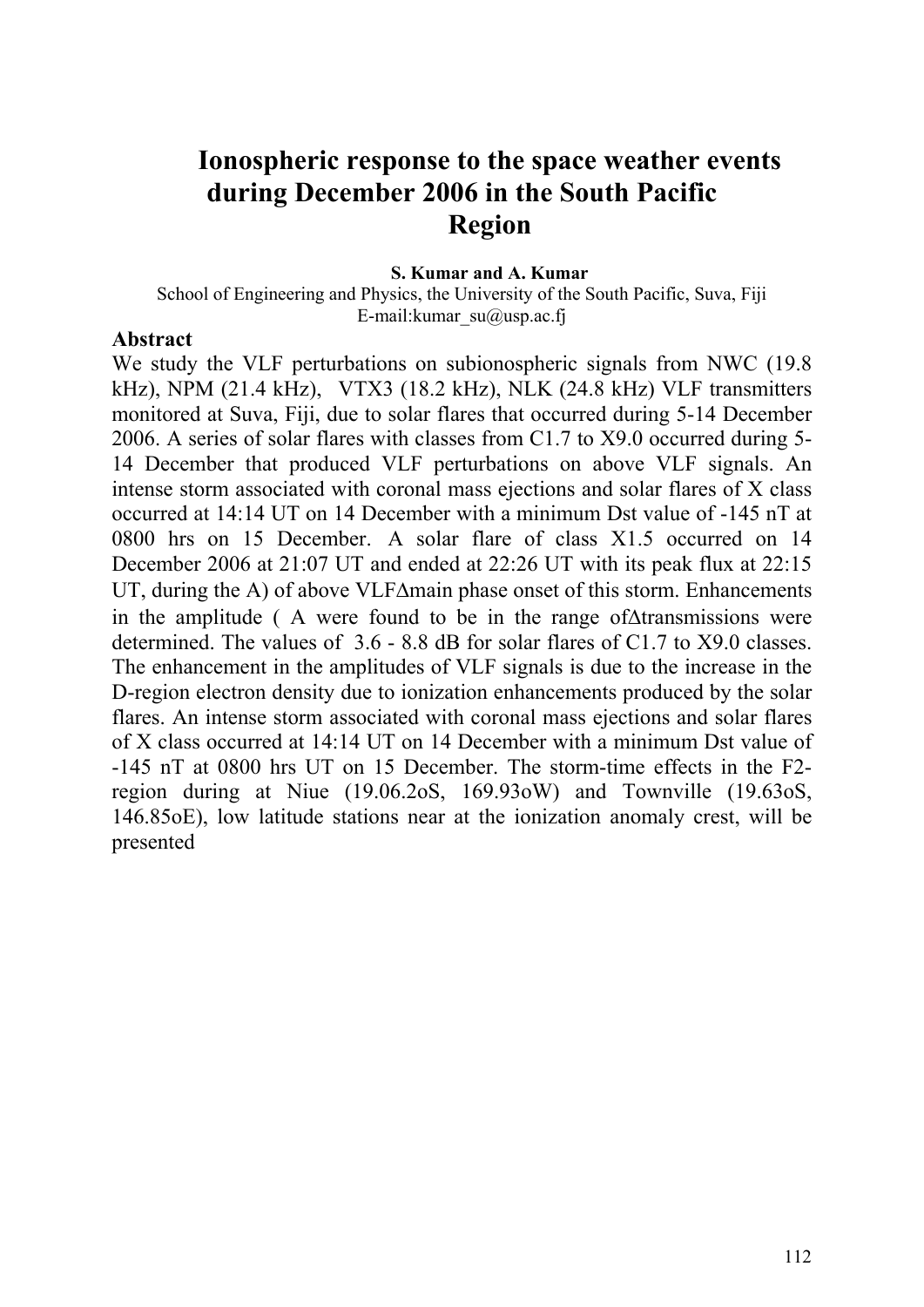# Ionospheric response to the space weather events during December 2006 in the South Pacific Region

**S. Kumar and A. Kumar**

School of Engineering and Physics, the University of the South Pacific, Suva, Fiji

E-mail:kumar_su@usp.ac.fj

**Abstract**

We study the VLF perturbations on subionospheric signals from NWC (19.8 kHz), NPM (21.4 kHz), VTX3 (18.2 kHz), NLK (24.8 kHz) VLF transmitters monitored at Suva, Fiji, due to solar flares that occurred during 5-14 December 2006. A series of solar flares with classes from C1.7 to X9.0 occurred during 5-14 December that produced VLF perturbations on above VLF signals. An intense storm associated with coronal mass ejections and solar flares of X class occurred at 14:14 UT on 14 December with a minimum Dst value of -145 nT at 0800 hrs on 15 December. A solar flare of class X1.5 occurred on 14 December 2006 at 21:07 UT and ended at 22:26 UT with its peak flux at 22:15 UT, during the A) of above VLFΔmain phase onset of this storm. Enhancements in the amplitude ( A were found to be in the range ofΔtransmissions were determined. The values of 3.6 - 8.8 dB for solar flares of C1.7 to X9.0 classes. The enhancement in the amplitudes of VLF signals is due to the increase in the D-region electron density due to ionization enhancements produced by the solar flares. An intense storm associated with coronal mass ejections and solar flares of X class occurred at 14:14 UT on 14 December with a minimum Dst value of -145 nT at 0800 hrs UT on 15 December. The storm-time effects in the F2-region during at Niue (19.06.2oS, 169.93oW) and Townville (19.63oS, 146.85oE), low latitude stations near at the ionization anomaly crest, will be presented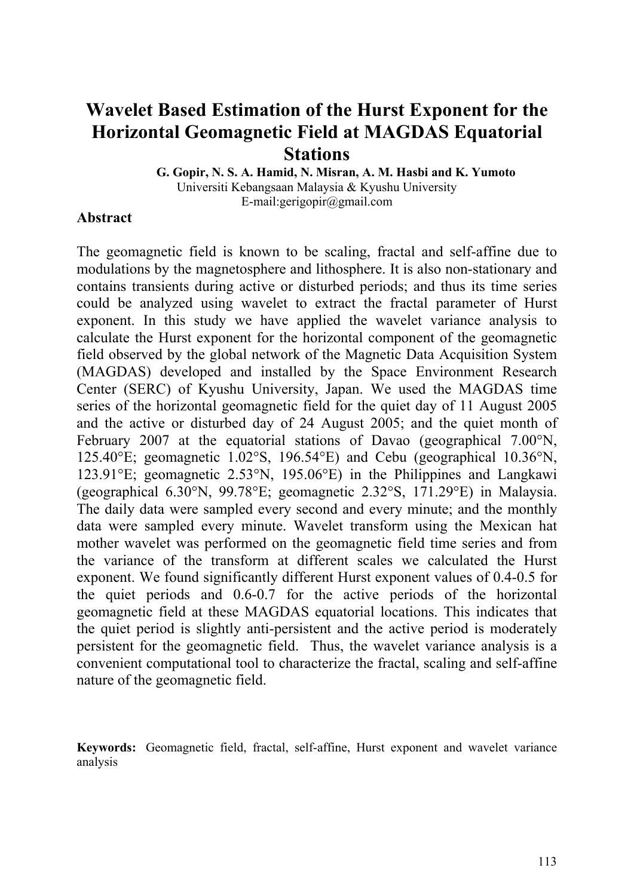# Wavelet Based Estimation of the Hurst Exponent for the Horizontal Geomagnetic Field at MAGDAS Equatorial Stations

**G. Gopir, N. S. A. Hamid, N. Misran, A. M. Hasbi and K. Yumoto**

Universiti Kebangsaan Malaysia & Kyushu University

E-mail:gerigopir@gmail.com

**Abstract**

The geomagnetic field is known to be scaling, fractal and self-affine due to modulations by the magnetosphere and lithosphere. It is also non-stationary and contains transients during active or disturbed periods; and thus its time series could be analyzed using wavelet to extract the fractal parameter of Hurst exponent. In this study we have applied the wavelet variance analysis to calculate the Hurst exponent for the horizontal component of the geomagnetic field observed by the global network of the Magnetic Data Acquisition System (MAGDAS) developed and installed by the Space Environment Research Center (SERC) of Kyushu University, Japan. We used the MAGDAS time series of the horizontal geomagnetic field for the quiet day of 11 August 2005 and the active or disturbed day of 24 August 2005; and the quiet month of February 2007 at the equatorial stations of Davao (geographical 7.00°N, 125.40°E; geomagnetic 1.02°S, 196.54°E) and Cebu (geographical 10.36°N, 123.91°E; geomagnetic 2.53°N, 195.06°E) in the Philippines and Langkawi (geographical 6.30°N, 99.78°E; geomagnetic 2.32°S, 171.29°E) in Malaysia. The daily data were sampled every second and every minute; and the monthly data were sampled every minute. Wavelet transform using the Mexican hat mother wavelet was performed on the geomagnetic field time series and from the variance of the transform at different scales we calculated the Hurst exponent. We found significantly different Hurst exponent values of 0.4-0.5 for the quiet periods and 0.6-0.7 for the active periods of the horizontal geomagnetic field at these MAGDAS equatorial locations. This indicates that the quiet period is slightly anti-persistent and the active period is moderately persistent for the geomagnetic field. Thus, the wavelet variance analysis is a convenient computational tool to characterize the fractal, scaling and self-affine nature of the geomagnetic field.

**Keywords:** Geomagnetic field, fractal, self-affine, Hurst exponent and wavelet variance analysis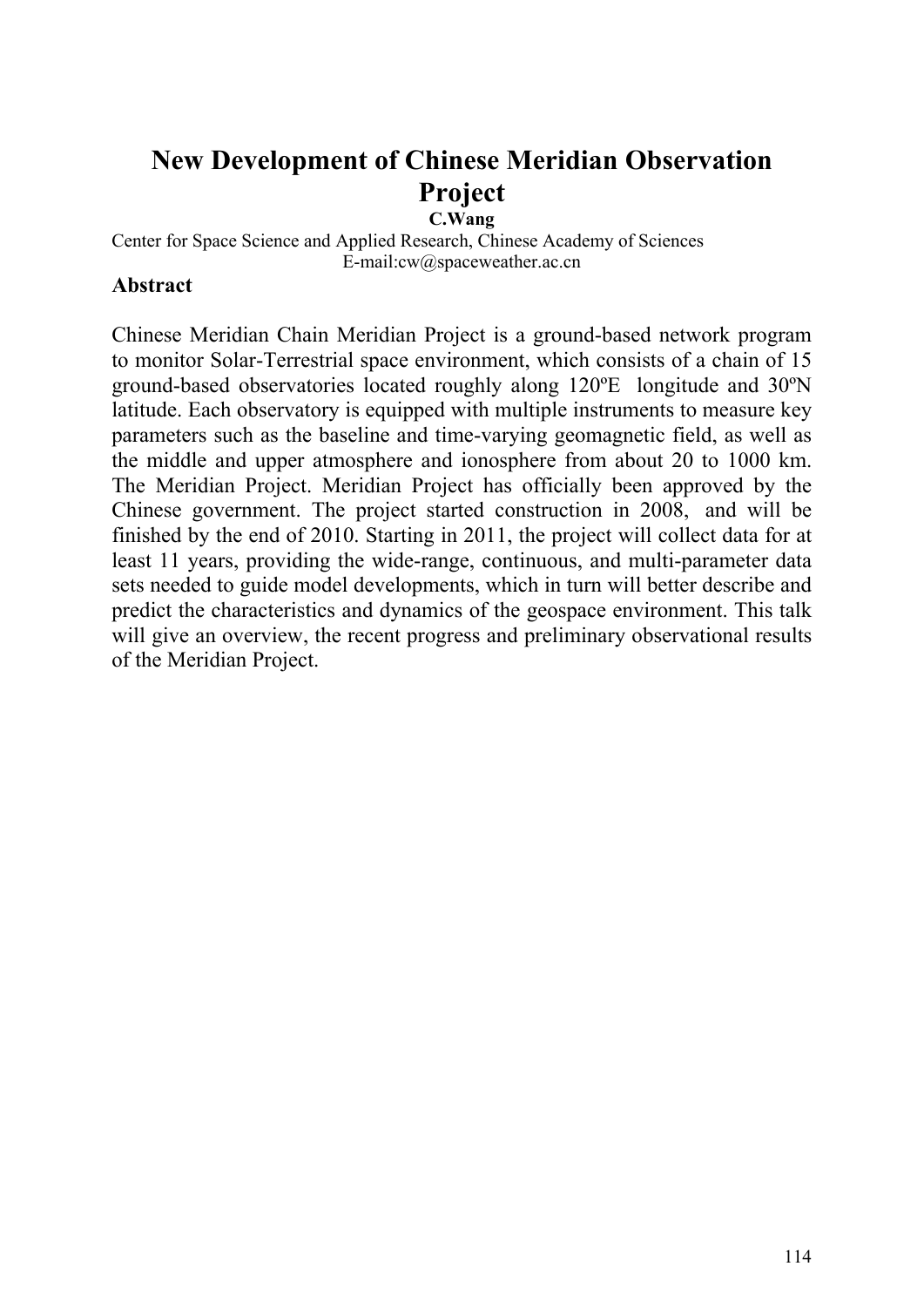# New Development of Chinese Meridian Observation Project

**C.Wang**

Center for Space Science and Applied Research, Chinese Academy of Sciences
E-mail:cw@spaceweather.ac.cn

**Abstract**

Chinese Meridian Chain Meridian Project is a ground-based network program to monitor Solar-Terrestrial space environment, which consists of a chain of 15 ground-based observatories located roughly along 120ºE longitude and 30ºN latitude. Each observatory is equipped with multiple instruments to measure key parameters such as the baseline and time-varying geomagnetic field, as well as the middle and upper atmosphere and ionosphere from about 20 to 1000 km. The Meridian Project. Meridian Project has officially been approved by the Chinese government. The project started construction in 2008, and will be finished by the end of 2010. Starting in 2011, the project will collect data for at least 11 years, providing the wide-range, continuous, and multi-parameter data sets needed to guide model developments, which in turn will better describe and predict the characteristics and dynamics of the geospace environment. This talk will give an overview, the recent progress and preliminary observational results of the Meridian Project.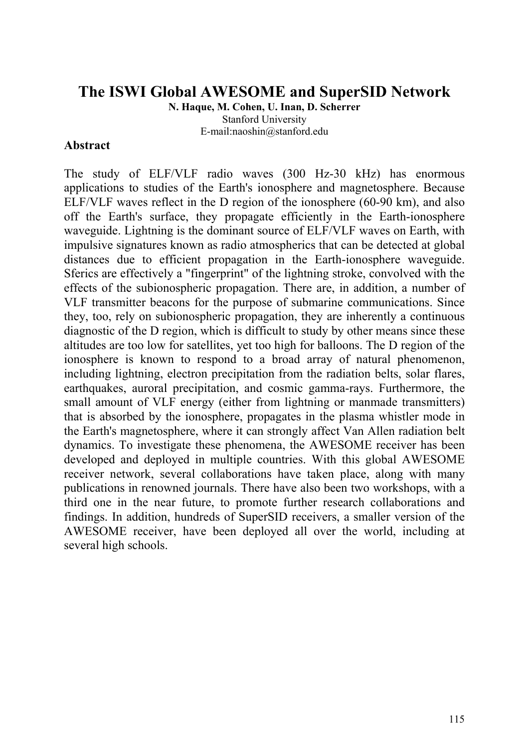# The ISWI Global AWESOME and SuperSID Network

**N. Haque, M. Cohen, U. Inan, D. Scherrer**

Stanford University

E-mail:naoshin@stanford.edu

**Abstract**

The study of ELF/VLF radio waves (300 Hz-30 kHz) has enormous applications to studies of the Earth's ionosphere and magnetosphere. Because ELF/VLF waves reflect in the D region of the ionosphere (60-90 km), and also off the Earth's surface, they propagate efficiently in the Earth-ionosphere waveguide. Lightning is the dominant source of ELF/VLF waves on Earth, with impulsive signatures known as radio atmospherics that can be detected at global distances due to efficient propagation in the Earth-ionosphere waveguide. Sferics are effectively a "fingerprint" of the lightning stroke, convolved with the effects of the subionospheric propagation. There are, in addition, a number of VLF transmitter beacons for the purpose of submarine communications. Since they, too, rely on subionospheric propagation, they are inherently a continuous diagnostic of the D region, which is difficult to study by other means since these altitudes are too low for satellites, yet too high for balloons. The D region of the ionosphere is known to respond to a broad array of natural phenomenon, including lightning, electron precipitation from the radiation belts, solar flares, earthquakes, auroral precipitation, and cosmic gamma-rays. Furthermore, the small amount of VLF energy (either from lightning or manmade transmitters) that is absorbed by the ionosphere, propagates in the plasma whistler mode in the Earth's magnetosphere, where it can strongly affect Van Allen radiation belt dynamics. To investigate these phenomena, the AWESOME receiver has been developed and deployed in multiple countries. With this global AWESOME receiver network, several collaborations have taken place, along with many publications in renowned journals. There have also been two workshops, with a third one in the near future, to promote further research collaborations and findings. In addition, hundreds of SuperSID receivers, a smaller version of the AWESOME receiver, have been deployed all over the world, including at several high schools.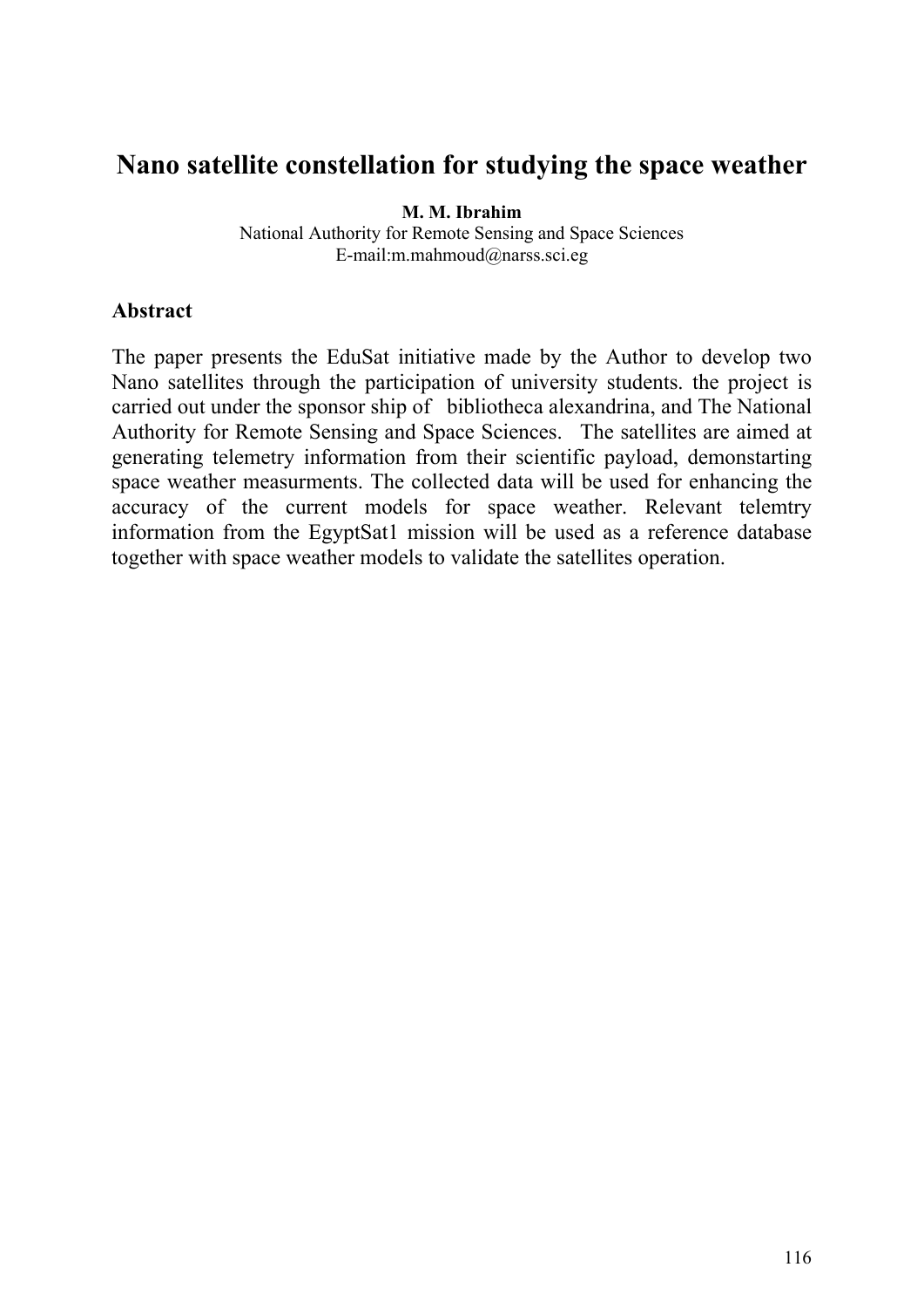# Nano satellite constellation for studying the space weather

**M. M. Ibrahim**
National Authority for Remote Sensing and Space Sciences
E-mail:m.mahmoud@narss.sci.eg

## Abstract

The paper presents the EduSat initiative made by the Author to develop two Nano satellites through the participation of university students. the project is carried out under the sponsor ship of bibliotheca alexandrina, and The National Authority for Remote Sensing and Space Sciences. The satellites are aimed at generating telemetry information from their scientific payload, demonstarting space weather measurments. The collected data will be used for enhancing the accuracy of the current models for space weather. Relevant telemtry information from the EgyptSat1 mission will be used as a reference database together with space weather models to validate the satellites operation.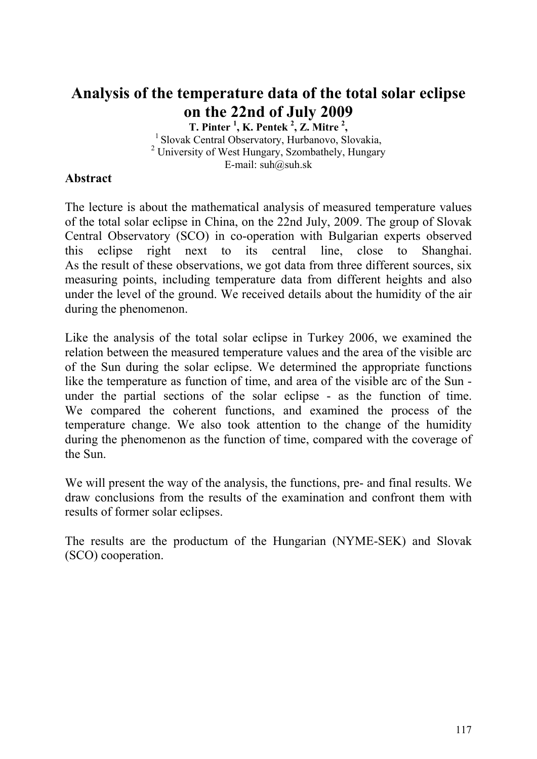# Analysis of the temperature data of the total solar eclipse on the 22nd of July 2009

**T. Pinter [1], K. Pentek [2], Z. Mitre [2],**

[1] Slovak Central Observatory, Hurbanovo, Slovakia,
[2] University of West Hungary, Szombathely, Hungary
E-mail: suh@suh.sk

**Abstract**

The lecture is about the mathematical analysis of measured temperature values of the total solar eclipse in China, on the 22nd July, 2009. The group of Slovak Central Observatory (SCO) in co-operation with Bulgarian experts observed this eclipse right next to its central line, close to Shanghai. As the result of these observations, we got data from three different sources, six measuring points, including temperature data from different heights and also under the level of the ground. We received details about the humidity of the air during the phenomenon.

Like the analysis of the total solar eclipse in Turkey 2006, we examined the relation between the measured temperature values and the area of the visible arc of the Sun during the solar eclipse. We determined the appropriate functions like the temperature as function of time, and area of the visible arc of the Sun - under the partial sections of the solar eclipse - as the function of time. We compared the coherent functions, and examined the process of the temperature change. We also took attention to the change of the humidity during the phenomenon as the function of time, compared with the coverage of the Sun.

We will present the way of the analysis, the functions, pre- and final results. We draw conclusions from the results of the examination and confront them with results of former solar eclipses.

The results are the productum of the Hungarian (NYME-SEK) and Slovak (SCO) cooperation.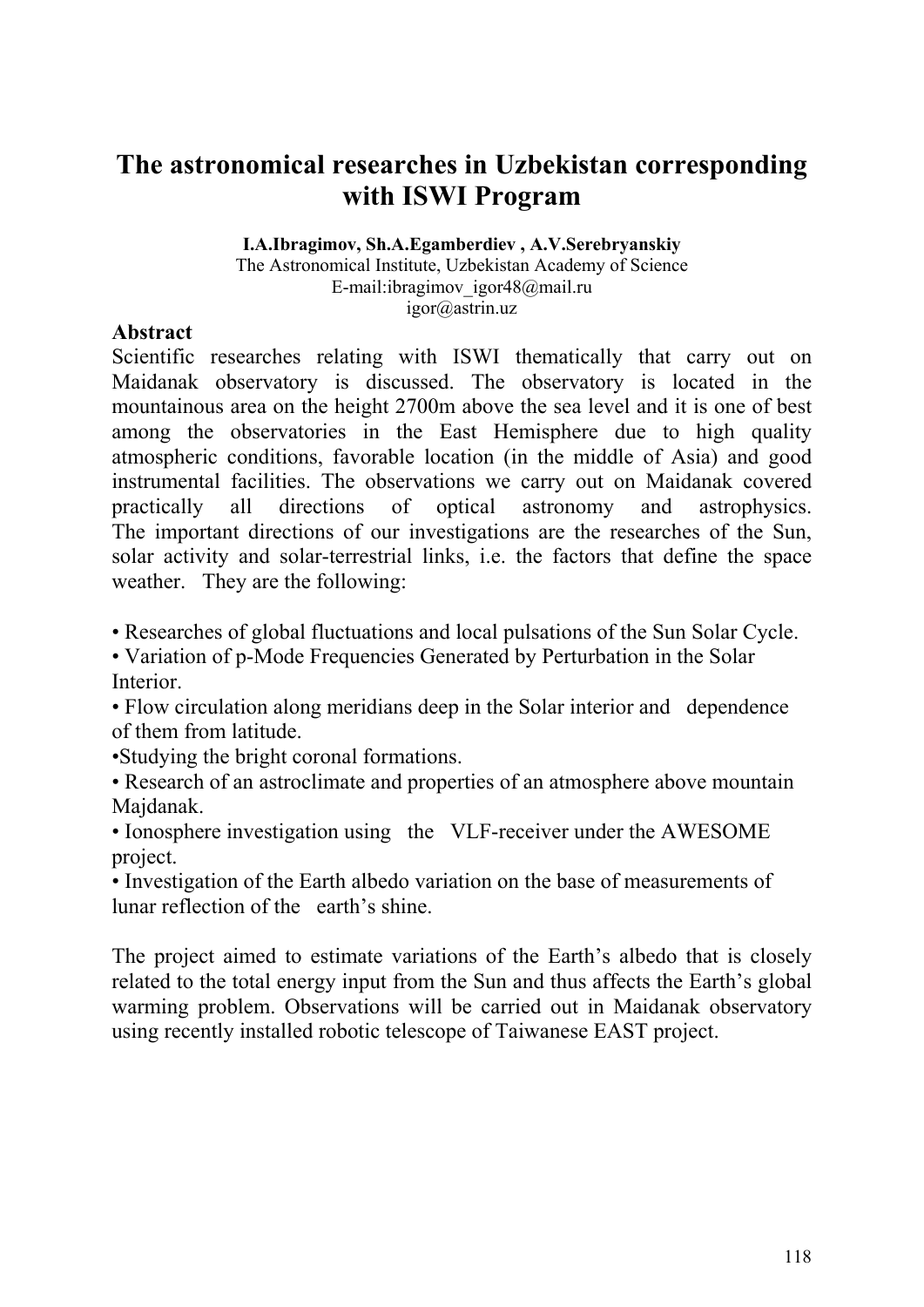# The astronomical researches in Uzbekistan corresponding with ISWI Program

**I.A.Ibragimov, Sh.A.Egamberdiev , A.V.Serebryanskiy**
The Astronomical Institute, Uzbekistan Academy of Science
E-mail:ibragimov_igor48@mail.ru
igor@astrin.uz

**Abstract**

Scientific researches relating with ISWI thematically that carry out on Maidanak observatory is discussed. The observatory is located in the mountainous area on the height 2700m above the sea level and it is one of best among the observatories in the East Hemisphere due to high quality atmospheric conditions, favorable location (in the middle of Asia) and good instrumental facilities. The observations we carry out on Maidanak covered practically all directions of optical astronomy and astrophysics. The important directions of our investigations are the researches of the Sun, solar activity and solar-terrestrial links, i.e. the factors that define the space weather. They are the following:

- Researches of global fluctuations and local pulsations of the Sun Solar Cycle.
- Variation of p-Mode Frequencies Generated by Perturbation in the Solar Interior.
- Flow circulation along meridians deep in the Solar interior and dependence of them from latitude.
- Studying the bright coronal formations.
- Research of an astroclimate and properties of an atmosphere above mountain Majdanak.
- Ionosphere investigation using the VLF-receiver under the AWESOME project.
- Investigation of the Earth albedo variation on the base of measurements of lunar reflection of the earth's shine.

The project aimed to estimate variations of the Earth's albedo that is closely related to the total energy input from the Sun and thus affects the Earth's global warming problem. Observations will be carried out in Maidanak observatory using recently installed robotic telescope of Taiwanese EAST project.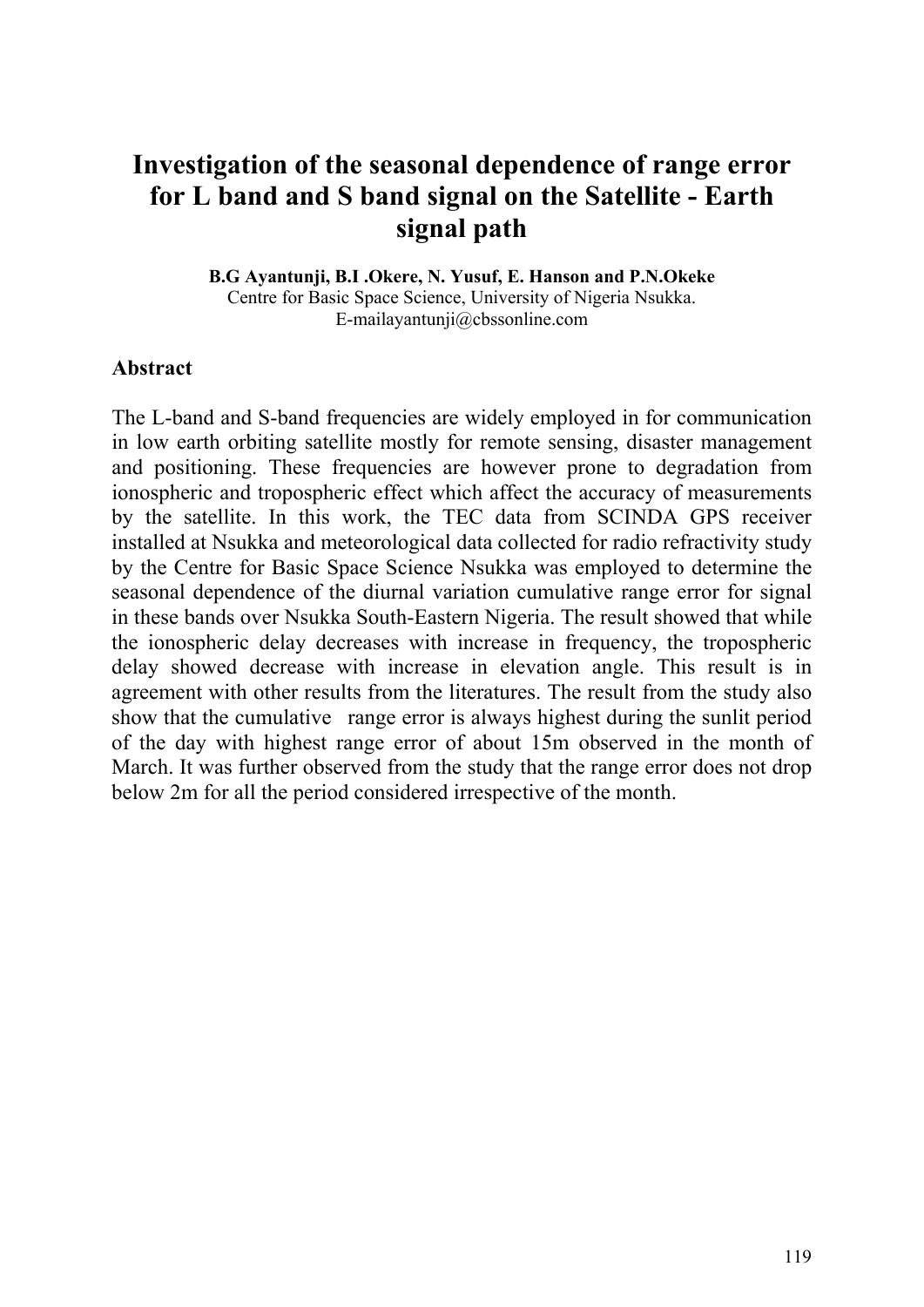# Investigation of the seasonal dependence of range error for L band and S band signal on the Satellite - Earth signal path

**B.G Ayantunji, B.I .Okere, N. Yusuf, E. Hanson and P.N.Okeke**

Centre for Basic Space Science, University of Nigeria Nsukka.
E-mailayantunji@cbssonline.com

## Abstract

The L-band and S-band frequencies are widely employed in for communication in low earth orbiting satellite mostly for remote sensing, disaster management and positioning. These frequencies are however prone to degradation from ionospheric and tropospheric effect which affect the accuracy of measurements by the satellite. In this work, the TEC data from SCINDA GPS receiver installed at Nsukka and meteorological data collected for radio refractivity study by the Centre for Basic Space Science Nsukka was employed to determine the seasonal dependence of the diurnal variation cumulative range error for signal in these bands over Nsukka South-Eastern Nigeria. The result showed that while the ionospheric delay decreases with increase in frequency, the tropospheric delay showed decrease with increase in elevation angle. This result is in agreement with other results from the literatures. The result from the study also show that the cumulative range error is always highest during the sunlit period of the day with highest range error of about 15m observed in the month of March. It was further observed from the study that the range error does not drop below 2m for all the period considered irrespective of the month.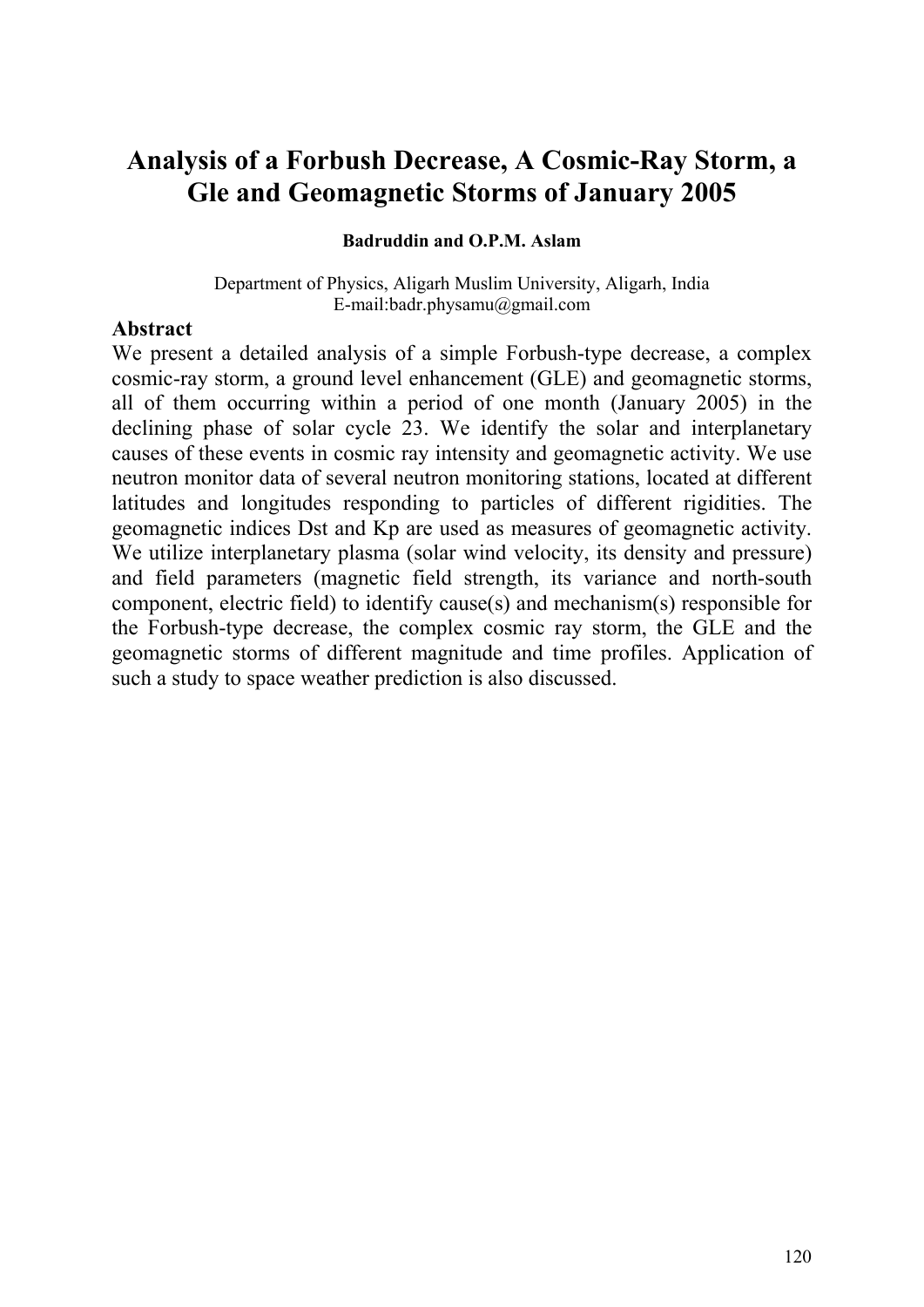# Analysis of a Forbush Decrease, A Cosmic-Ray Storm, a Gle and Geomagnetic Storms of January 2005

**Badruddin and O.P.M. Aslam**

Department of Physics, Aligarh Muslim University, Aligarh, India
E-mail:badr.physamu@gmail.com

## Abstract

We present a detailed analysis of a simple Forbush-type decrease, a complex cosmic-ray storm, a ground level enhancement (GLE) and geomagnetic storms, all of them occurring within a period of one month (January 2005) in the declining phase of solar cycle 23. We identify the solar and interplanetary causes of these events in cosmic ray intensity and geomagnetic activity. We use neutron monitor data of several neutron monitoring stations, located at different latitudes and longitudes responding to particles of different rigidities. The geomagnetic indices Dst and Kp are used as measures of geomagnetic activity. We utilize interplanetary plasma (solar wind velocity, its density and pressure) and field parameters (magnetic field strength, its variance and north-south component, electric field) to identify cause(s) and mechanism(s) responsible for the Forbush-type decrease, the complex cosmic ray storm, the GLE and the geomagnetic storms of different magnitude and time profiles. Application of such a study to space weather prediction is also discussed.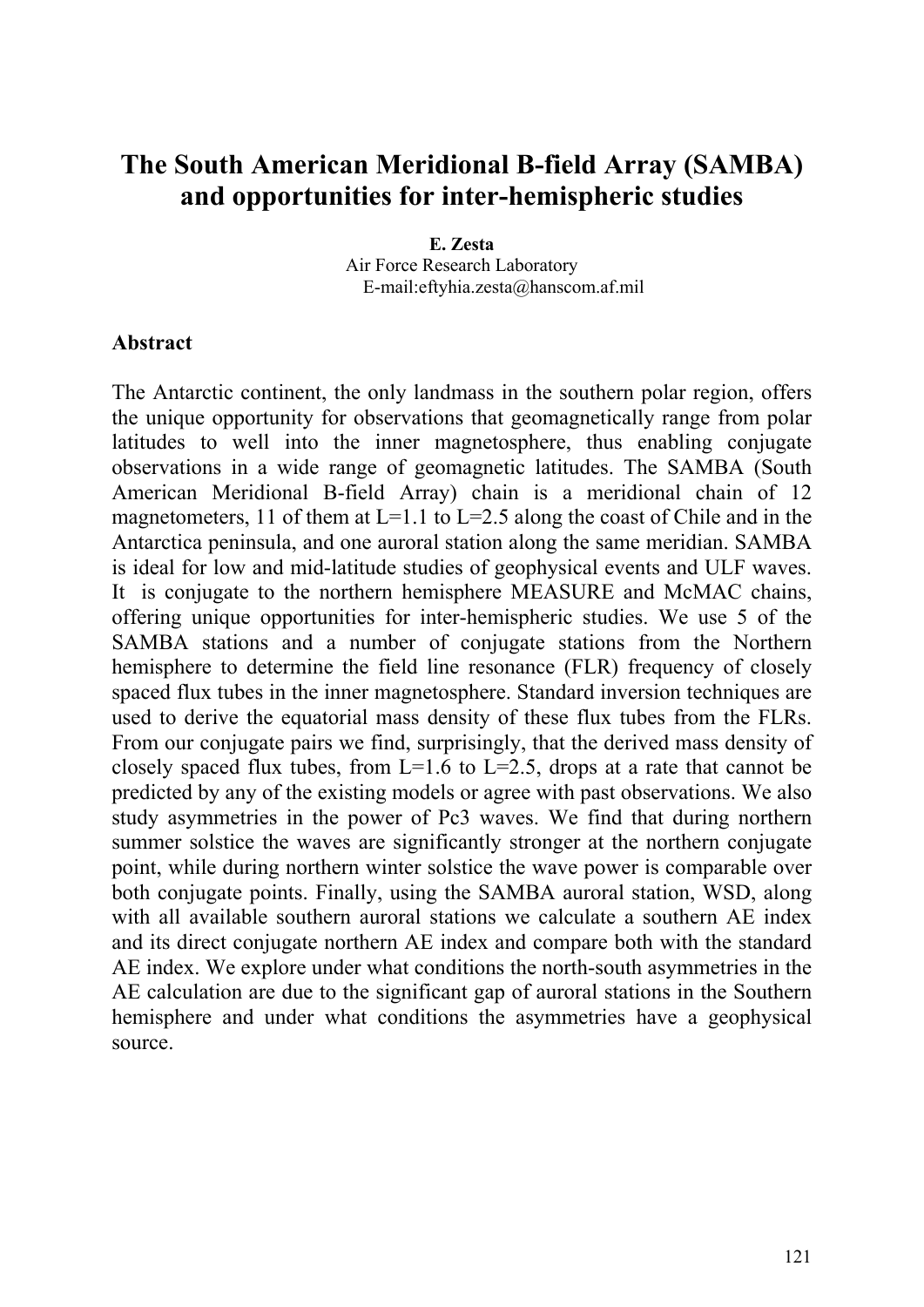# The South American Meridional B-field Array (SAMBA) and opportunities for inter-hemispheric studies

**E. Zesta**

Air Force Research Laboratory

E-mail:eftyhia.zesta@hanscom.af.mil

**Abstract**

The Antarctic continent, the only landmass in the southern polar region, offers the unique opportunity for observations that geomagnetically range from polar latitudes to well into the inner magnetosphere, thus enabling conjugate observations in a wide range of geomagnetic latitudes. The SAMBA (South American Meridional B-field Array) chain is a meridional chain of 12 magnetometers, 11 of them at L=1.1 to L=2.5 along the coast of Chile and in the Antarctica peninsula, and one auroral station along the same meridian. SAMBA is ideal for low and mid-latitude studies of geophysical events and ULF waves. It is conjugate to the northern hemisphere MEASURE and McMAC chains, offering unique opportunities for inter-hemispheric studies. We use 5 of the SAMBA stations and a number of conjugate stations from the Northern hemisphere to determine the field line resonance (FLR) frequency of closely spaced flux tubes in the inner magnetosphere. Standard inversion techniques are used to derive the equatorial mass density of these flux tubes from the FLRs. From our conjugate pairs we find, surprisingly, that the derived mass density of closely spaced flux tubes, from L=1.6 to L=2.5, drops at a rate that cannot be predicted by any of the existing models or agree with past observations. We also study asymmetries in the power of Pc3 waves. We find that during northern summer solstice the waves are significantly stronger at the northern conjugate point, while during northern winter solstice the wave power is comparable over both conjugate points. Finally, using the SAMBA auroral station, WSD, along with all available southern auroral stations we calculate a southern AE index and its direct conjugate northern AE index and compare both with the standard AE index. We explore under what conditions the north-south asymmetries in the AE calculation are due to the significant gap of auroral stations in the Southern hemisphere and under what conditions the asymmetries have a geophysical source.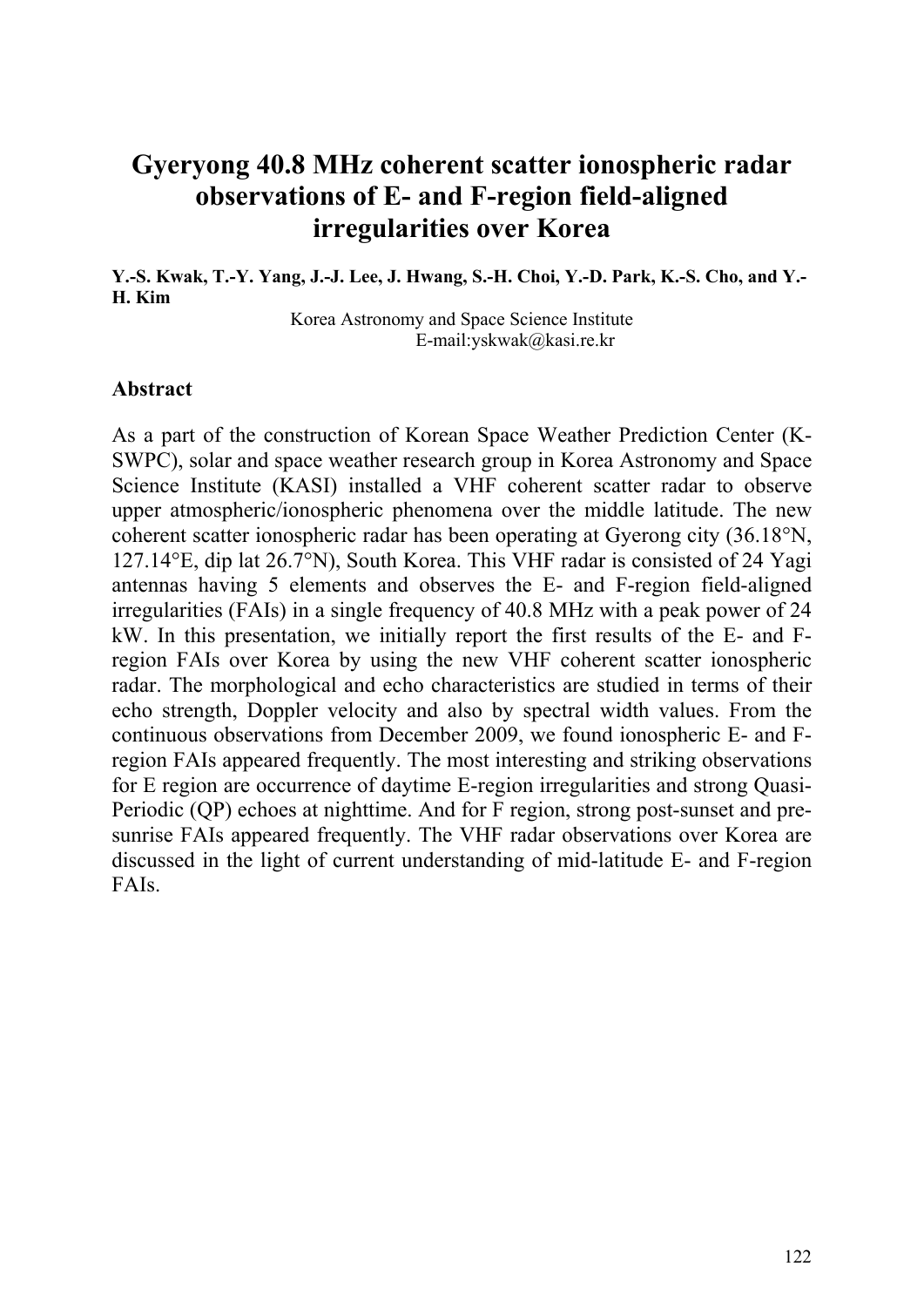# Gyeryong 40.8 MHz coherent scatter ionospheric radar observations of E- and F-region field-aligned irregularities over Korea

**Y.-S. Kwak, T.-Y. Yang, J.-J. Lee, J. Hwang, S.-H. Choi, Y.-D. Park, K.-S. Cho, and Y.-H. Kim**

Korea Astronomy and Space Science Institute
E-mail:yskwak@kasi.re.kr

## Abstract

As a part of the construction of Korean Space Weather Prediction Center (K-SWPC), solar and space weather research group in Korea Astronomy and Space Science Institute (KASI) installed a VHF coherent scatter radar to observe upper atmospheric/ionospheric phenomena over the middle latitude. The new coherent scatter ionospheric radar has been operating at Gyerong city (36.18°N, 127.14°E, dip lat 26.7°N), South Korea. This VHF radar is consisted of 24 Yagi antennas having 5 elements and observes the E- and F-region field-aligned irregularities (FAIs) in a single frequency of 40.8 MHz with a peak power of 24 kW. In this presentation, we initially report the first results of the E- and F-region FAIs over Korea by using the new VHF coherent scatter ionospheric radar. The morphological and echo characteristics are studied in terms of their echo strength, Doppler velocity and also by spectral width values. From the continuous observations from December 2009, we found ionospheric E- and F-region FAIs appeared frequently. The most interesting and striking observations for E region are occurrence of daytime E-region irregularities and strong Quasi-Periodic (QP) echoes at nighttime. And for F region, strong post-sunset and pre-sunrise FAIs appeared frequently. The VHF radar observations over Korea are discussed in the light of current understanding of mid-latitude E- and F-region FAIs.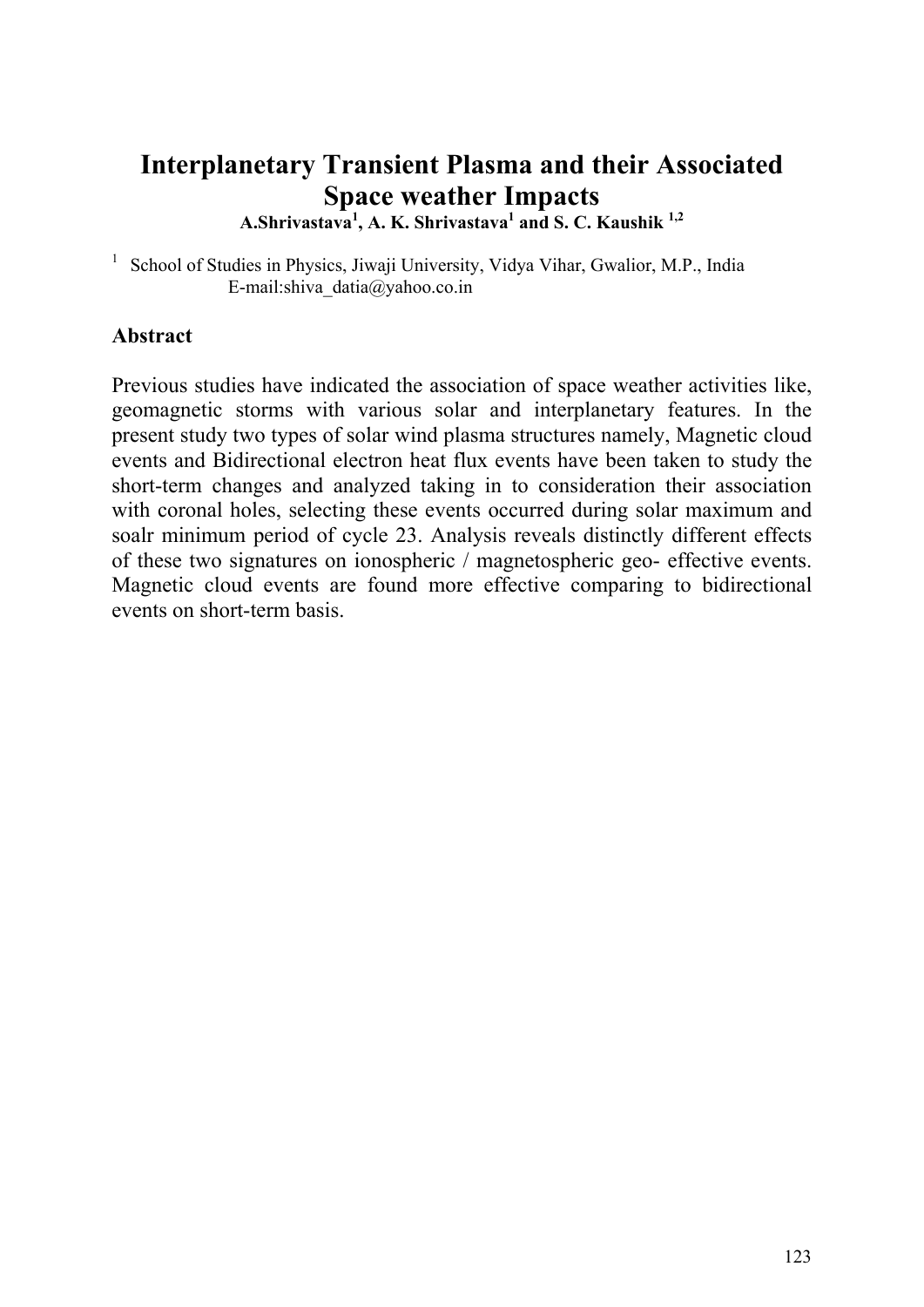# Interplanetary Transient Plasma and their Associated Space weather Impacts

**A.Shrivastava[1], A. K. Shrivastava[1] and S. C. Kaushik [1,2]**

[1] School of Studies in Physics, Jiwaji University, Vidya Vihar, Gwalior, M.P., India
E-mail:shiva_datia@yahoo.co.in

## Abstract

Previous studies have indicated the association of space weather activities like, geomagnetic storms with various solar and interplanetary features. In the present study two types of solar wind plasma structures namely, Magnetic cloud events and Bidirectional electron heat flux events have been taken to study the short-term changes and analyzed taking in to consideration their association with coronal holes, selecting these events occurred during solar maximum and soalr minimum period of cycle 23. Analysis reveals distinctly different effects of these two signatures on ionospheric / magnetospheric geo- effective events. Magnetic cloud events are found more effective comparing to bidirectional events on short-term basis.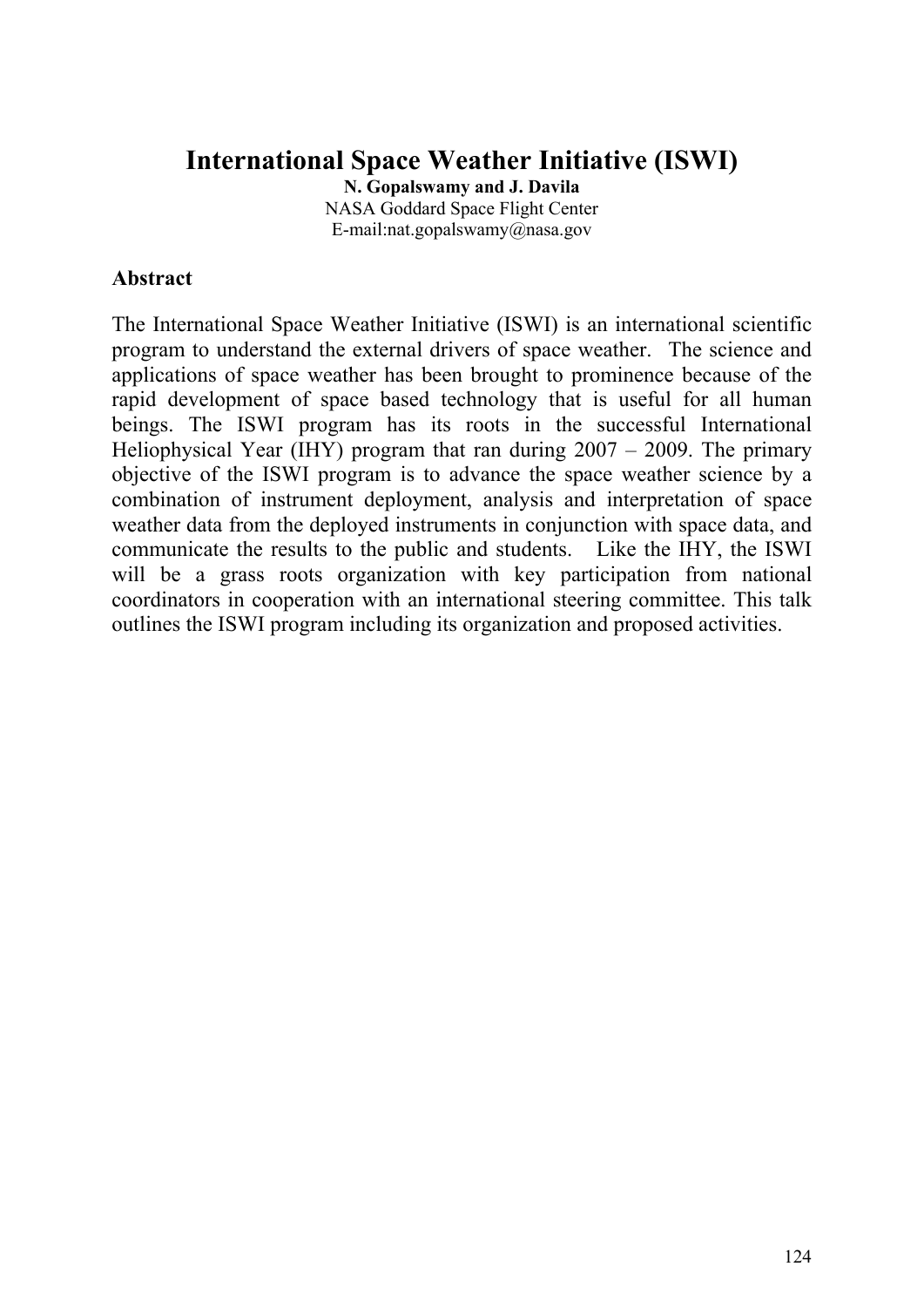# International Space Weather Initiative (ISWI)

**N. Gopalswamy and J. Davila**

NASA Goddard Space Flight Center

E-mail:nat.gopalswamy@nasa.gov

## Abstract

The International Space Weather Initiative (ISWI) is an international scientific program to understand the external drivers of space weather. The science and applications of space weather has been brought to prominence because of the rapid development of space based technology that is useful for all human beings. The ISWI program has its roots in the successful International Heliophysical Year (IHY) program that ran during 2007 – 2009. The primary objective of the ISWI program is to advance the space weather science by a combination of instrument deployment, analysis and interpretation of space weather data from the deployed instruments in conjunction with space data, and communicate the results to the public and students. Like the IHY, the ISWI will be a grass roots organization with key participation from national coordinators in cooperation with an international steering committee. This talk outlines the ISWI program including its organization and proposed activities.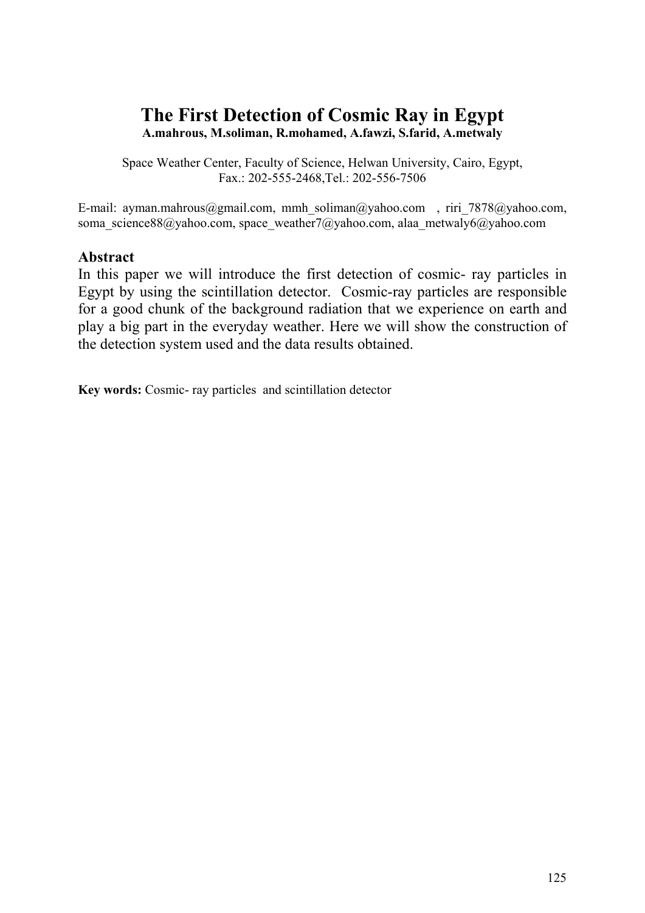# The First Detection of Cosmic Ray in Egypt

**A.mahrous, M.soliman, R.mohamed, A.fawzi, S.farid, A.metwaly**

Space Weather Center, Faculty of Science, Helwan University, Cairo, Egypt,
Fax.: 202-555-2468,Tel.: 202-556-7506

E-mail: ayman.mahrous@gmail.com, mmh_soliman@yahoo.com , riri_7878@yahoo.com, soma_science88@yahoo.com, space_weather7@yahoo.com, alaa_metwaly6@yahoo.com

## Abstract

In this paper we will introduce the first detection of cosmic- ray particles in Egypt by using the scintillation detector. Cosmic-ray particles are responsible for a good chunk of the background radiation that we experience on earth and play a big part in the everyday weather. Here we will show the construction of the detection system used and the data results obtained.

**Key words:** Cosmic- ray particles and scintillation detector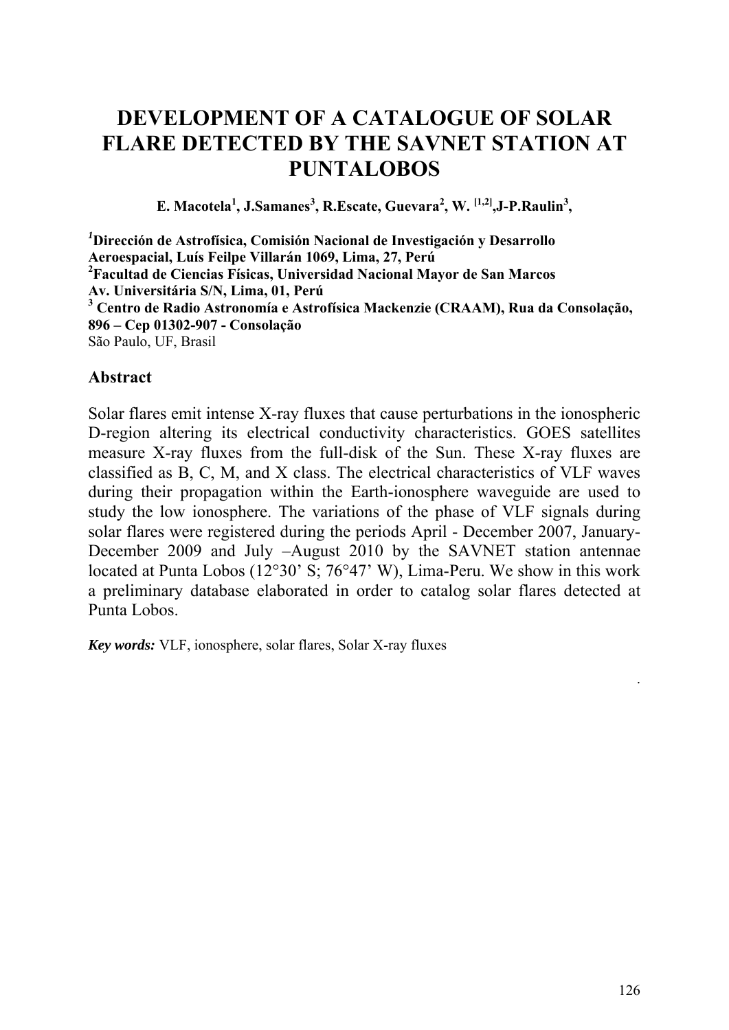# DEVELOPMENT OF A CATALOGUE OF SOLAR FLARE DETECTED BY THE SAVNET STATION AT PUNTALOBOS

**E. Macotela[1], J.Samanes[3], R.Escate, Guevara[2], W. [1,2],J-P.Raulin[3],**

**[1]Dirección de Astrofísica, Comisión Nacional de Investigación y Desarrollo Aeroespacial, Luís Feilpe Villarán 1069, Lima, 27, Perú**
**[2]Facultad de Ciencias Físicas, Universidad Nacional Mayor de San Marcos Av. Universitária S/N, Lima, 01, Perú**
**[3] Centro de Radio Astronomía e Astrofísica Mackenzie (CRAAM), Rua da Consolação, 896 – Cep 01302-907 - Consolação**
São Paulo, UF, Brasil

## Abstract

Solar flares emit intense X-ray fluxes that cause perturbations in the ionospheric D-region altering its electrical conductivity characteristics. GOES satellites measure X-ray fluxes from the full-disk of the Sun. These X-ray fluxes are classified as B, C, M, and X class. The electrical characteristics of VLF waves during their propagation within the Earth-ionosphere waveguide are used to study the low ionosphere. The variations of the phase of VLF signals during solar flares were registered during the periods April - December 2007, January-December 2009 and July –August 2010 by the SAVNET station antennae located at Punta Lobos (12°30' S; 76°47' W), Lima-Peru. We show in this work a preliminary database elaborated in order to catalog solar flares detected at Punta Lobos.

***Key words:*** VLF, ionosphere, solar flares, Solar X-ray fluxes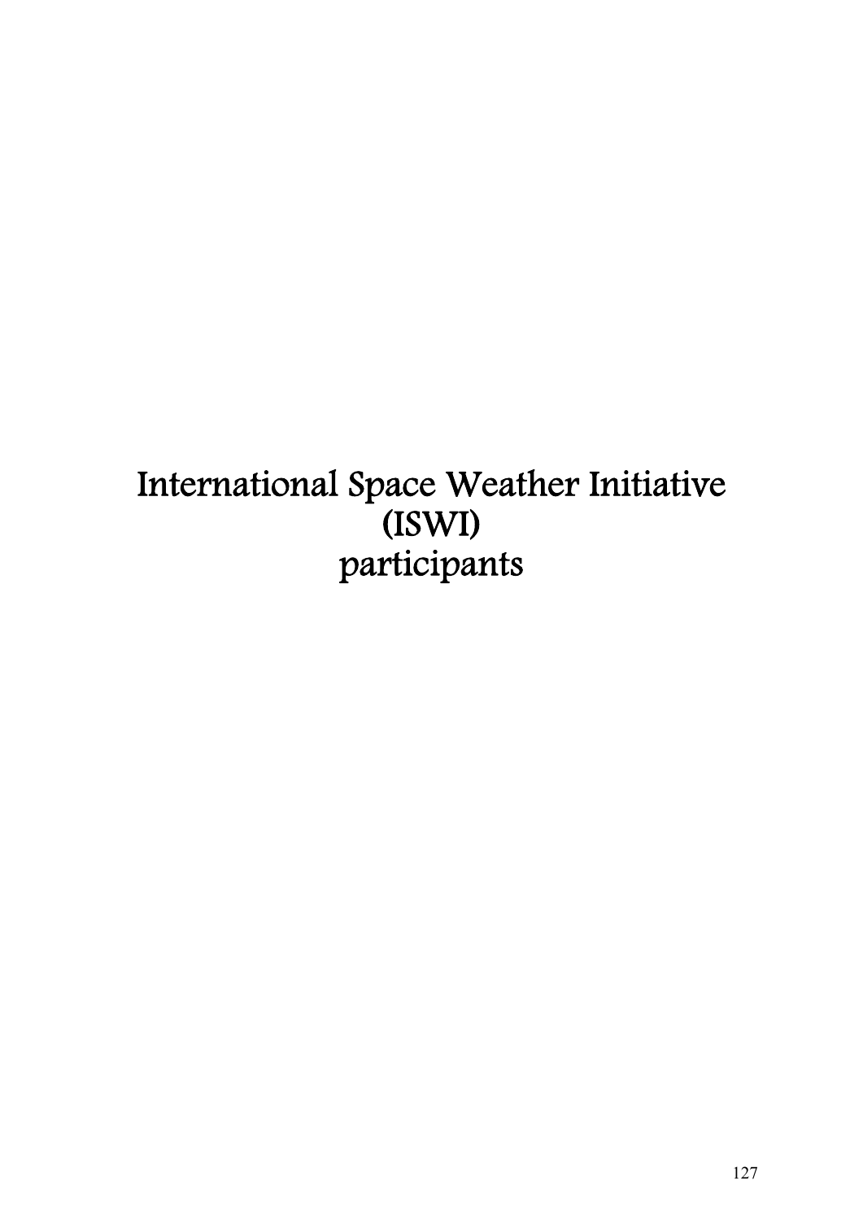# International Space Weather Initiative (ISWI) participants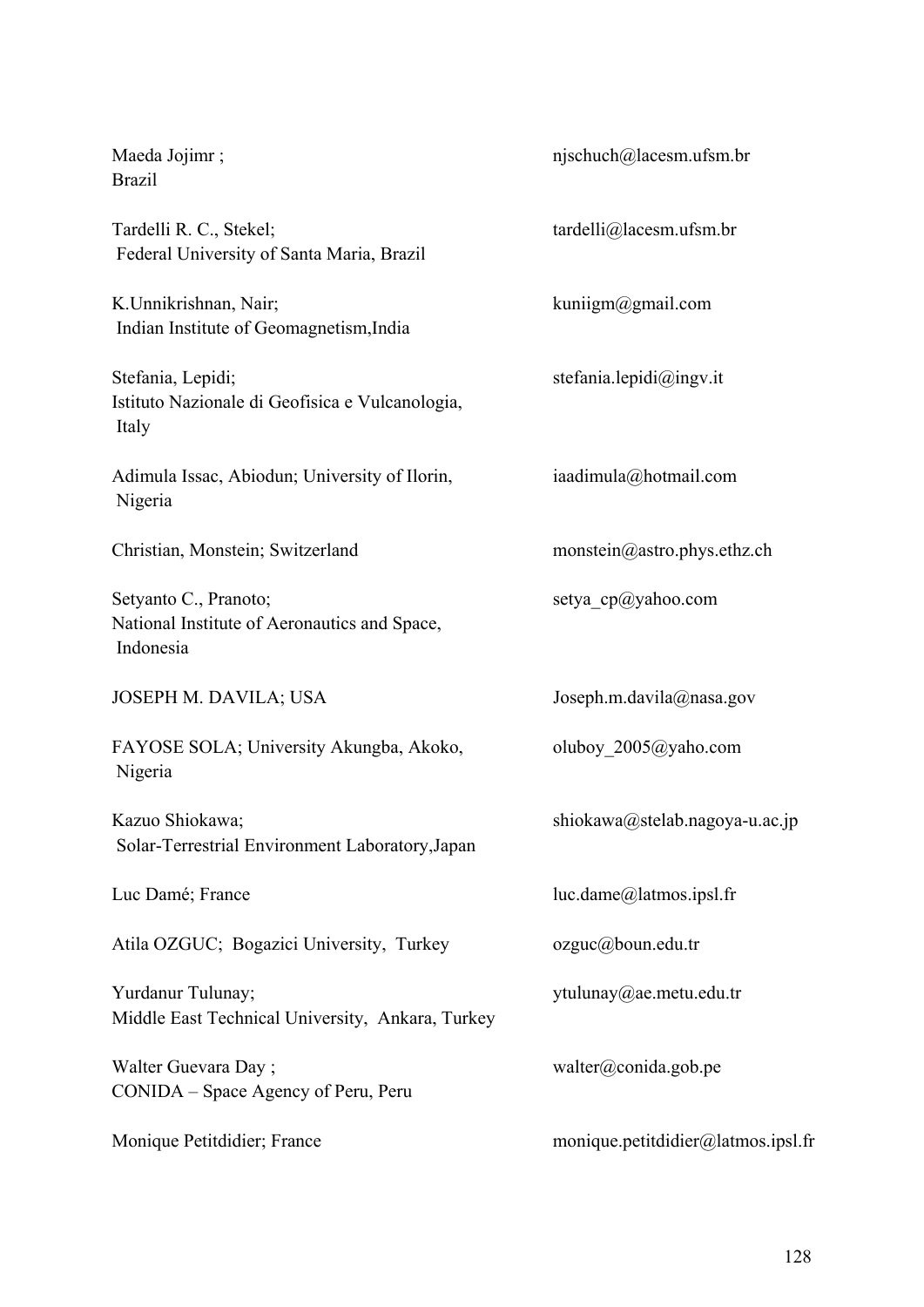| | |
|---|---|
| Maeda Jojimr ;<br>Brazil | njschuch@lacesm.ufsm.br |
| Tardelli R. C., Stekel;<br>Federal University of Santa Maria, Brazil | tardelli@lacesm.ufsm.br |
| K.Unnikrishnan, Nair;<br>Indian Institute of Geomagnetism,India | kuniigm@gmail.com |
| Stefania, Lepidi;<br>Istituto Nazionale di Geofisica e Vulcanologia, Italy | stefania.lepidi@ingv.it |
| Adimula Issac, Abiodun; University of Ilorin, Nigeria | iaadimula@hotmail.com |
| Christian, Monstein; Switzerland | monstein@astro.phys.ethz.ch |
| Setyanto C., Pranoto;<br>National Institute of Aeronautics and Space, Indonesia | setya_cp@yahoo.com |
| JOSEPH M. DAVILA; USA | Joseph.m.davila@nasa.gov |
| FAYOSE SOLA; University Akungba, Akoko, Nigeria | oluboy_2005@yaho.com |
| Kazuo Shiokawa;<br>Solar-Terrestrial Environment Laboratory,Japan | shiokawa@stelab.nagoya-u.ac.jp |
| Luc Damé; France | luc.dame@latmos.ipsl.fr |
| Atila OZGUC; Bogazici University, Turkey | ozguc@boun.edu.tr |
| Yurdanur Tulunay;<br>Middle East Technical University, Ankara, Turkey | ytulunay@ae.metu.edu.tr |
| Walter Guevara Day ;<br>CONIDA – Space Agency of Peru, Peru | walter@conida.gob.pe |
| Monique Petitdidier; France | monique.petitdidier@latmos.ipsl.fr |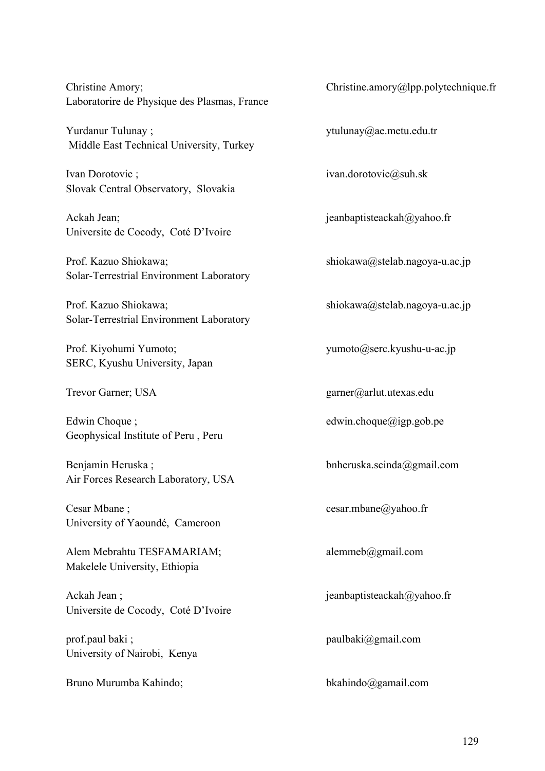| | |
|---|---|
| Christine Amory;<br>Laboratorire de Physique des Plasmas, France | Christine.amory@lpp.polytechnique.fr |
| Yurdanur Tulunay ;<br>Middle East Technical University, Turkey | ytulunay@ae.metu.edu.tr |
| Ivan Dorotovic ;<br>Slovak Central Observatory, Slovakia | ivan.dorotovic@suh.sk |
| Ackah Jean;<br>Universite de Cocody, Coté D'Ivoire | jeanbaptisteackah@yahoo.fr |
| Prof. Kazuo Shiokawa;<br>Solar-Terrestrial Environment Laboratory | shiokawa@stelab.nagoya-u.ac.jp |
| Prof. Kazuo Shiokawa;<br>Solar-Terrestrial Environment Laboratory | shiokawa@stelab.nagoya-u.ac.jp |
| Prof. Kiyohumi Yumoto;<br>SERC, Kyushu University, Japan | yumoto@serc.kyushu-u-ac.jp |
| Trevor Garner; USA | garner@arlut.utexas.edu |
| Edwin Choque ;<br>Geophysical Institute of Peru , Peru | edwin.choque@igp.gob.pe |
| Benjamin Heruska ;<br>Air Forces Research Laboratory, USA | bnheruska.scinda@gmail.com |
| Cesar Mbane ;<br>University of Yaoundé, Cameroon | cesar.mbane@yahoo.fr |
| Alem Mebrahtu TESFAMARIAM;<br>Makelele University, Ethiopia | alemmeb@gmail.com |
| Ackah Jean ;<br>Universite de Cocody, Coté D'Ivoire | jeanbaptisteackah@yahoo.fr |
| prof.paul baki ;<br>University of Nairobi, Kenya | paulbaki@gmail.com |
| Bruno Murumba Kahindo; | bkahindo@gamail.com |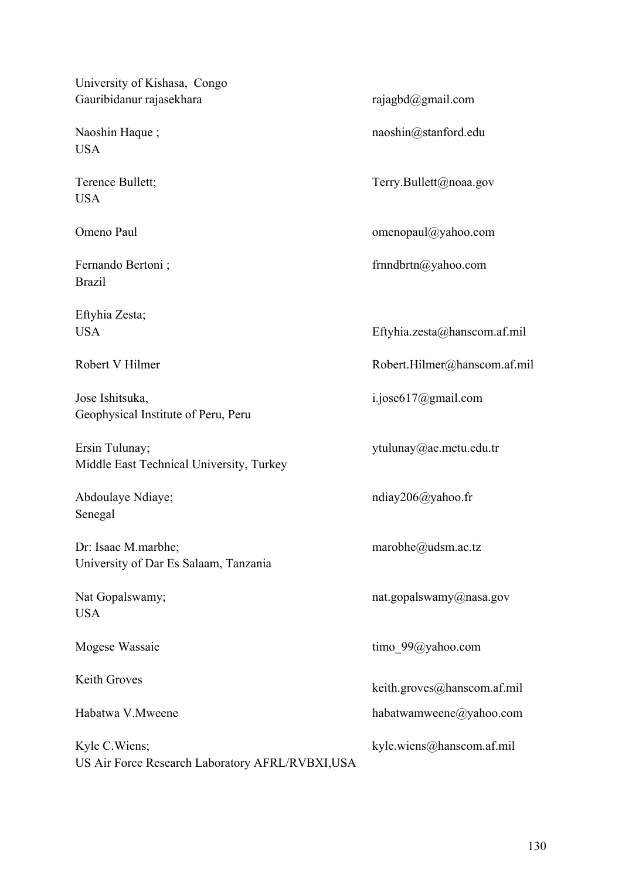University of Kishasa, Congo  
Gauribidanur rajasekhara — rajagbd@gmail.com

Naoshin Haque ;  
USA — naoshin@stanford.edu

Terence Bullett;  
USA — Terry.Bullett@noaa.gov

Omeno Paul — omenopaul@yahoo.com

Fernando Bertoni ;  
Brazil — frnndbrtn@yahoo.com

Eftyhia Zesta;  
USA — Eftyhia.zesta@hanscom.af.mil

Robert V Hilmer — Robert.Hilmer@hanscom.af.mil

Jose Ishitsuka,  
Geophysical Institute of Peru, Peru — i.jose617@gmail.com

Ersin Tulunay;  
Middle East Technical University, Turkey — ytulunay@ae.metu.edu.tr

Abdoulaye Ndiaye;  
Senegal — ndiay206@yahoo.fr

Dr: Isaac M.marbhe;  
University of Dar Es Salaam, Tanzania — marobhe@udsm.ac.tz

Nat Gopalswamy;  
USA — nat.gopalswamy@nasa.gov

Mogese Wassaie — timo_99@yahoo.com

Keith Groves — keith.groves@hanscom.af.mil

Habatwa V.Mweene — habatwamweene@yahoo.com

Kyle C.Wiens;  
US Air Force Research Laboratory AFRL/RVBXI,USA — kyle.wiens@hanscom.af.mil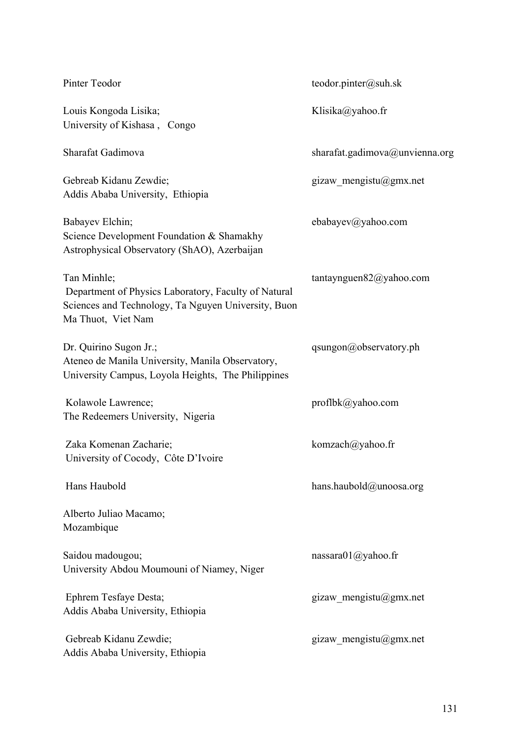Pinter Teodor teodor.pinter@suh.sk

Louis Kongoda Lisika; Klisika@yahoo.fr
University of Kishasa , Congo

Sharafat Gadimova sharafat.gadimova@unvienna.org

Gebreab Kidanu Zewdie; gizaw_mengistu@gmx.net
Addis Ababa University, Ethiopia

Babayev Elchin; ebabayev@yahoo.com
Science Development Foundation & Shamakhy Astrophysical Observatory (ShAO), Azerbaijan

Tan Minhle; tantaynguen82@yahoo.com
Department of Physics Laboratory, Faculty of Natural Sciences and Technology, Ta Nguyen University, Buon Ma Thuot, Viet Nam

Dr. Quirino Sugon Jr.; qsungon@observatory.ph
Ateneo de Manila University, Manila Observatory, University Campus, Loyola Heights, The Philippines

Kolawole Lawrence; proflbk@yahoo.com
The Redeemers University, Nigeria

Zaka Komenan Zacharie; komzach@yahoo.fr
University of Cocody, Côte D'Ivoire

Hans Haubold hans.haubold@unoosa.org

Alberto Juliao Macamo;
Mozambique

Saidou madougou; nassara01@yahoo.fr
University Abdou Moumouni of Niamey, Niger

Ephrem Tesfaye Desta; gizaw_mengistu@gmx.net
Addis Ababa University, Ethiopia

Gebreab Kidanu Zewdie; gizaw_mengistu@gmx.net
Addis Ababa University, Ethiopia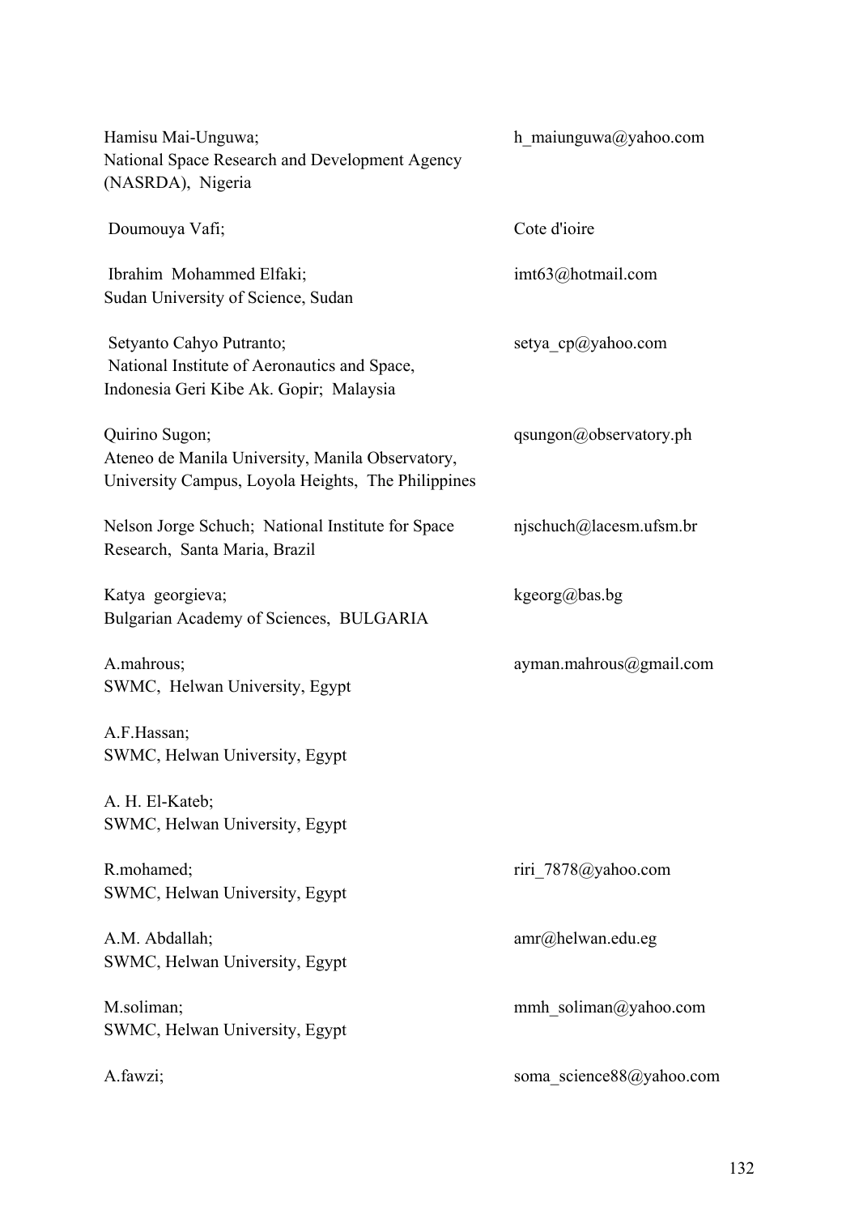Hamisu Mai-Unguwa;
National Space Research and Development Agency (NASRDA), Nigeria

h_maiunguwa@yahoo.com

Doumouya Vafi;

Cote d'ioire

Ibrahim Mohammed Elfaki;
Sudan University of Science, Sudan

imt63@hotmail.com

Setyanto Cahyo Putranto;
National Institute of Aeronautics and Space, Indonesia Geri Kibe Ak. Gopir; Malaysia

setya_cp@yahoo.com

Quirino Sugon;
Ateneo de Manila University, Manila Observatory, University Campus, Loyola Heights, The Philippines

qsungon@observatory.ph

Nelson Jorge Schuch; National Institute for Space Research, Santa Maria, Brazil

njschuch@lacesm.ufsm.br

Katya georgieva;
Bulgarian Academy of Sciences, BULGARIA

kgeorg@bas.bg

A.mahrous;
SWMC, Helwan University, Egypt

ayman.mahrous@gmail.com

A.F.Hassan;
SWMC, Helwan University, Egypt

A. H. El-Kateb;
SWMC, Helwan University, Egypt

R.mohamed;
SWMC, Helwan University, Egypt

riri_7878@yahoo.com

A.M. Abdallah;
SWMC, Helwan University, Egypt

amr@helwan.edu.eg

M.soliman;
SWMC, Helwan University, Egypt

mmh_soliman@yahoo.com

A.fawzi;

soma_science88@yahoo.com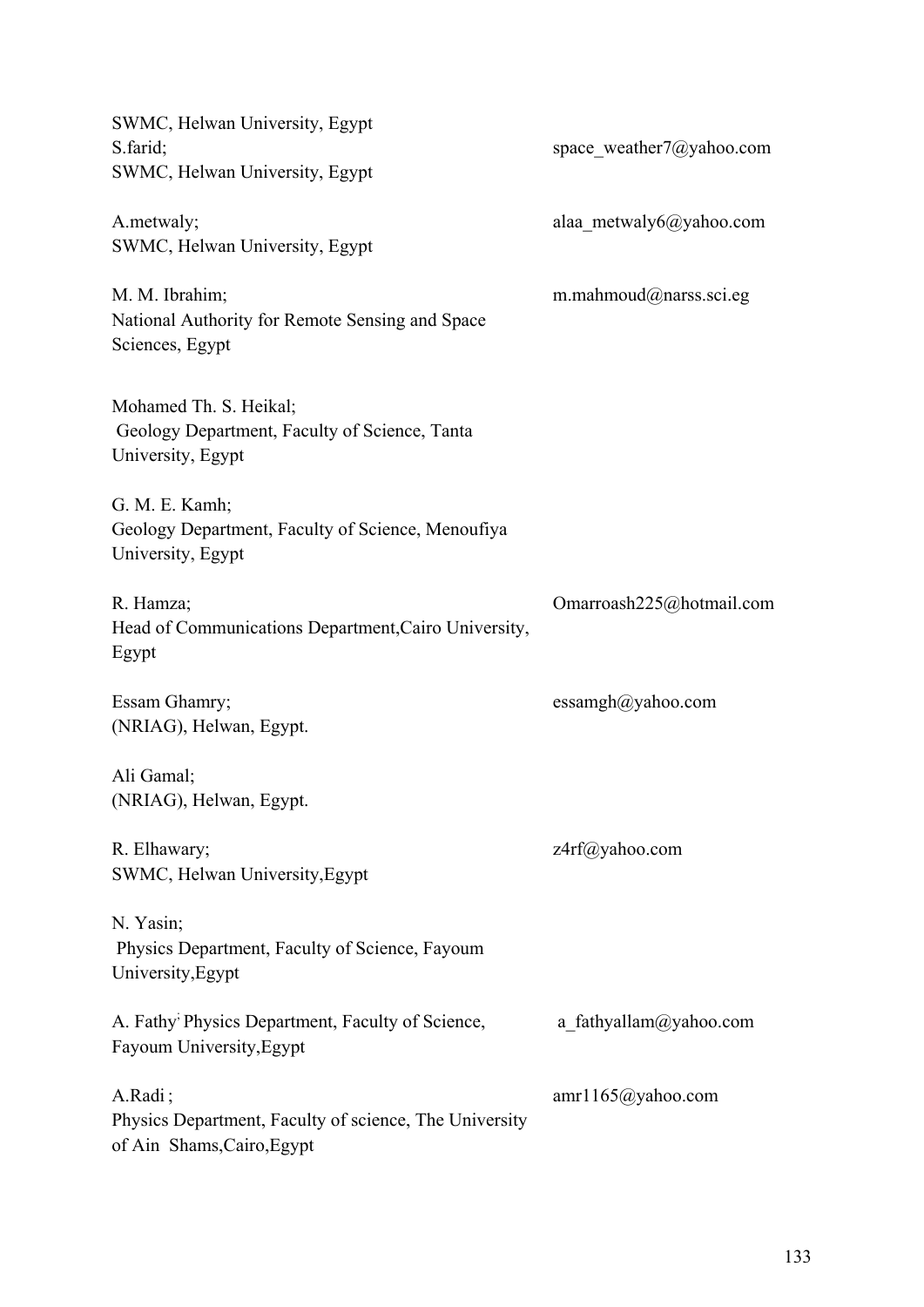SWMC, Helwan University, Egypt

S.farid; space_weather7@yahoo.com
SWMC, Helwan University, Egypt

A.metwaly; alaa_metwaly6@yahoo.com
SWMC, Helwan University, Egypt

M. M. Ibrahim; m.mahmoud@narss.sci.eg
National Authority for Remote Sensing and Space Sciences, Egypt

Mohamed Th. S. Heikal;
Geology Department, Faculty of Science, Tanta University, Egypt

G. M. E. Kamh;
Geology Department, Faculty of Science, Menoufiya University, Egypt

R. Hamza; Omarroash225@hotmail.com
Head of Communications Department,Cairo University, Egypt

Essam Ghamry; essamgh@yahoo.com
(NRIAG), Helwan, Egypt.

Ali Gamal;
(NRIAG), Helwan, Egypt.

R. Elhawary; z4rf@yahoo.com
SWMC, Helwan University,Egypt

N. Yasin;
Physics Department, Faculty of Science, Fayoum University,Egypt

A. Fathy; Physics Department, Faculty of Science, Fayoum University,Egypt a_fathyallam@yahoo.com

A.Radi ; amr1165@yahoo.com
Physics Department, Faculty of science, The University of Ain Shams,Cairo,Egypt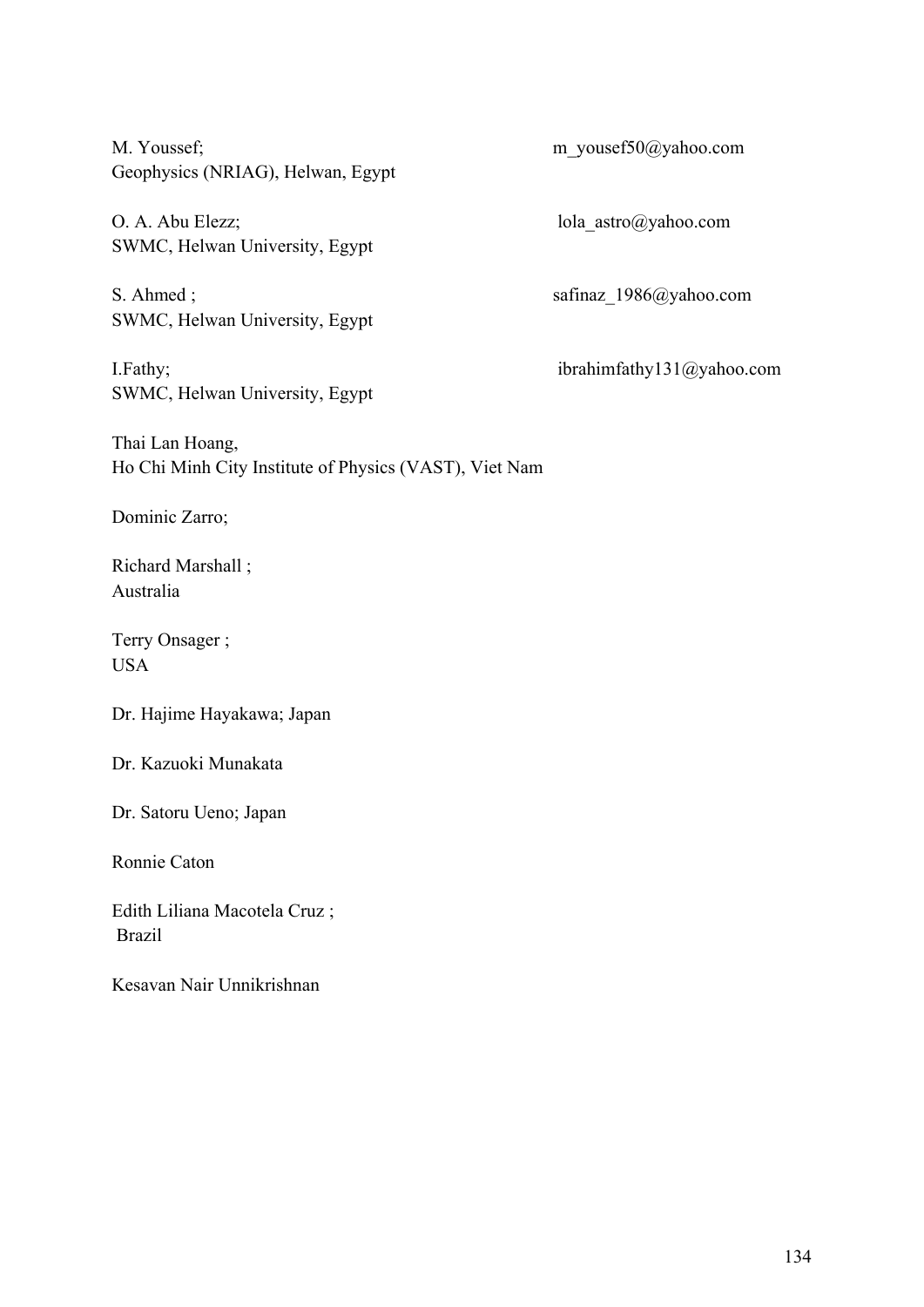M. Youssef; m_yousef50@yahoo.com
Geophysics (NRIAG), Helwan, Egypt

O. A. Abu Elezz; lola_astro@yahoo.com
SWMC, Helwan University, Egypt

S. Ahmed ; safinaz_1986@yahoo.com
SWMC, Helwan University, Egypt

I.Fathy; ibrahimfathy131@yahoo.com
SWMC, Helwan University, Egypt

Thai Lan Hoang,
Ho Chi Minh City Institute of Physics (VAST), Viet Nam

Dominic Zarro;

Richard Marshall ;
Australia

Terry Onsager ;
USA

Dr. Hajime Hayakawa; Japan

Dr. Kazuoki Munakata

Dr. Satoru Ueno; Japan

Ronnie Caton

Edith Liliana Macotela Cruz ;
Brazil

Kesavan Nair Unnikrishnan